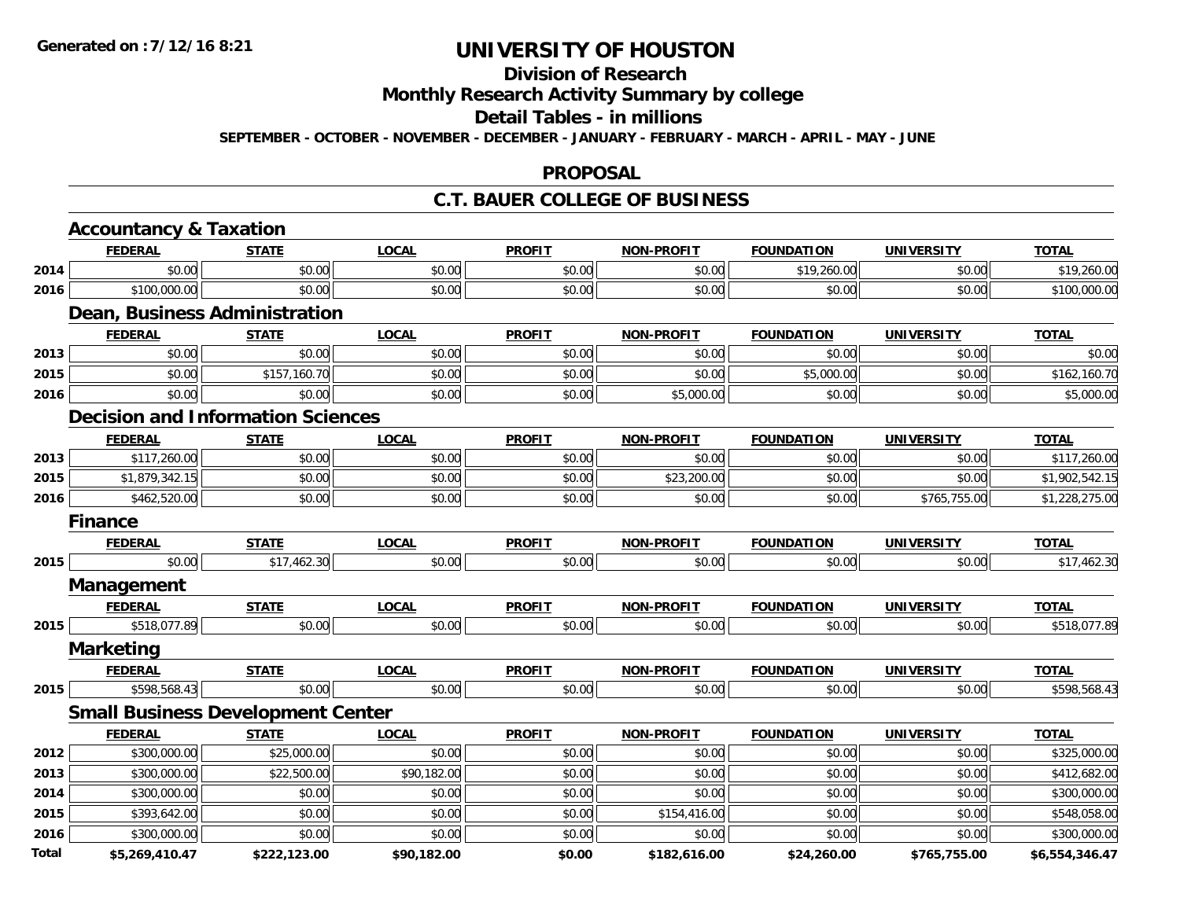Generated on :7/12/16 8:21

# UNIVERSITY OF HOUSTON

## Division of Research

## Monthly Research Activity Summary by college

## Detail Tables - in millions

**SEPTEMBER - OCTOBER - NOVEMBER - DECEMBER - JANUARY - FEBRUARY - MARCH - APRIL - MAY - JUNE**

## PROPOSAL

## C.T. BAUER COLLEGE OF BUSINESS

### Accountancy & Taxation

| | FEDERAL | STATE | LOCAL | PROFIT | NON-PROFIT | FOUNDATION | UNIVERSITY | TOTAL |
|---|---|---|---|---|---|---|---|---|
| 2014 | $0.00 | $0.00 | $0.00 | $0.00 | $0.00 | $19,260.00 | $0.00 | $19,260.00 |
| 2016 | $100,000.00 | $0.00 | $0.00 | $0.00 | $0.00 | $0.00 | $0.00 | $100,000.00 |

### Dean, Business Administration

| | FEDERAL | STATE | LOCAL | PROFIT | NON-PROFIT | FOUNDATION | UNIVERSITY | TOTAL |
|---|---|---|---|---|---|---|---|---|
| 2013 | $0.00 | $0.00 | $0.00 | $0.00 | $0.00 | $0.00 | $0.00 | $0.00 |
| 2015 | $0.00 | $157,160.70 | $0.00 | $0.00 | $0.00 | $5,000.00 | $0.00 | $162,160.70 |
| 2016 | $0.00 | $0.00 | $0.00 | $0.00 | $5,000.00 | $0.00 | $0.00 | $5,000.00 |

### Decision and Information Sciences

| | FEDERAL | STATE | LOCAL | PROFIT | NON-PROFIT | FOUNDATION | UNIVERSITY | TOTAL |
|---|---|---|---|---|---|---|---|---|
| 2013 | $117,260.00 | $0.00 | $0.00 | $0.00 | $0.00 | $0.00 | $0.00 | $117,260.00 |
| 2015 | $1,879,342.15 | $0.00 | $0.00 | $0.00 | $23,200.00 | $0.00 | $0.00 | $1,902,542.15 |
| 2016 | $462,520.00 | $0.00 | $0.00 | $0.00 | $0.00 | $0.00 | $765,755.00 | $1,228,275.00 |

### Finance

| | FEDERAL | STATE | LOCAL | PROFIT | NON-PROFIT | FOUNDATION | UNIVERSITY | TOTAL |
|---|---|---|---|---|---|---|---|---|
| 2015 | $0.00 | $17,462.30 | $0.00 | $0.00 | $0.00 | $0.00 | $0.00 | $17,462.30 |

### Management

| | FEDERAL | STATE | LOCAL | PROFIT | NON-PROFIT | FOUNDATION | UNIVERSITY | TOTAL |
|---|---|---|---|---|---|---|---|---|
| 2015 | $518,077.89 | $0.00 | $0.00 | $0.00 | $0.00 | $0.00 | $0.00 | $518,077.89 |

### Marketing

| | FEDERAL | STATE | LOCAL | PROFIT | NON-PROFIT | FOUNDATION | UNIVERSITY | TOTAL |
|---|---|---|---|---|---|---|---|---|
| 2015 | $598,568.43 | $0.00 | $0.00 | $0.00 | $0.00 | $0.00 | $0.00 | $598,568.43 |

### Small Business Development Center

| | FEDERAL | STATE | LOCAL | PROFIT | NON-PROFIT | FOUNDATION | UNIVERSITY | TOTAL |
|---|---|---|---|---|---|---|---|---|
| 2012 | $300,000.00 | $25,000.00 | $0.00 | $0.00 | $0.00 | $0.00 | $0.00 | $325,000.00 |
| 2013 | $300,000.00 | $22,500.00 | $90,182.00 | $0.00 | $0.00 | $0.00 | $0.00 | $412,682.00 |
| 2014 | $300,000.00 | $0.00 | $0.00 | $0.00 | $0.00 | $0.00 | $0.00 | $300,000.00 |
| 2015 | $393,642.00 | $0.00 | $0.00 | $0.00 | $154,416.00 | $0.00 | $0.00 | $548,058.00 |
| 2016 | $300,000.00 | $0.00 | $0.00 | $0.00 | $0.00 | $0.00 | $0.00 | $300,000.00 |
| **Total** | **$5,269,410.47** | **$222,123.00** | **$90,182.00** | **$0.00** | **$182,616.00** | **$24,260.00** | **$765,755.00** | **$6,554,346.47** |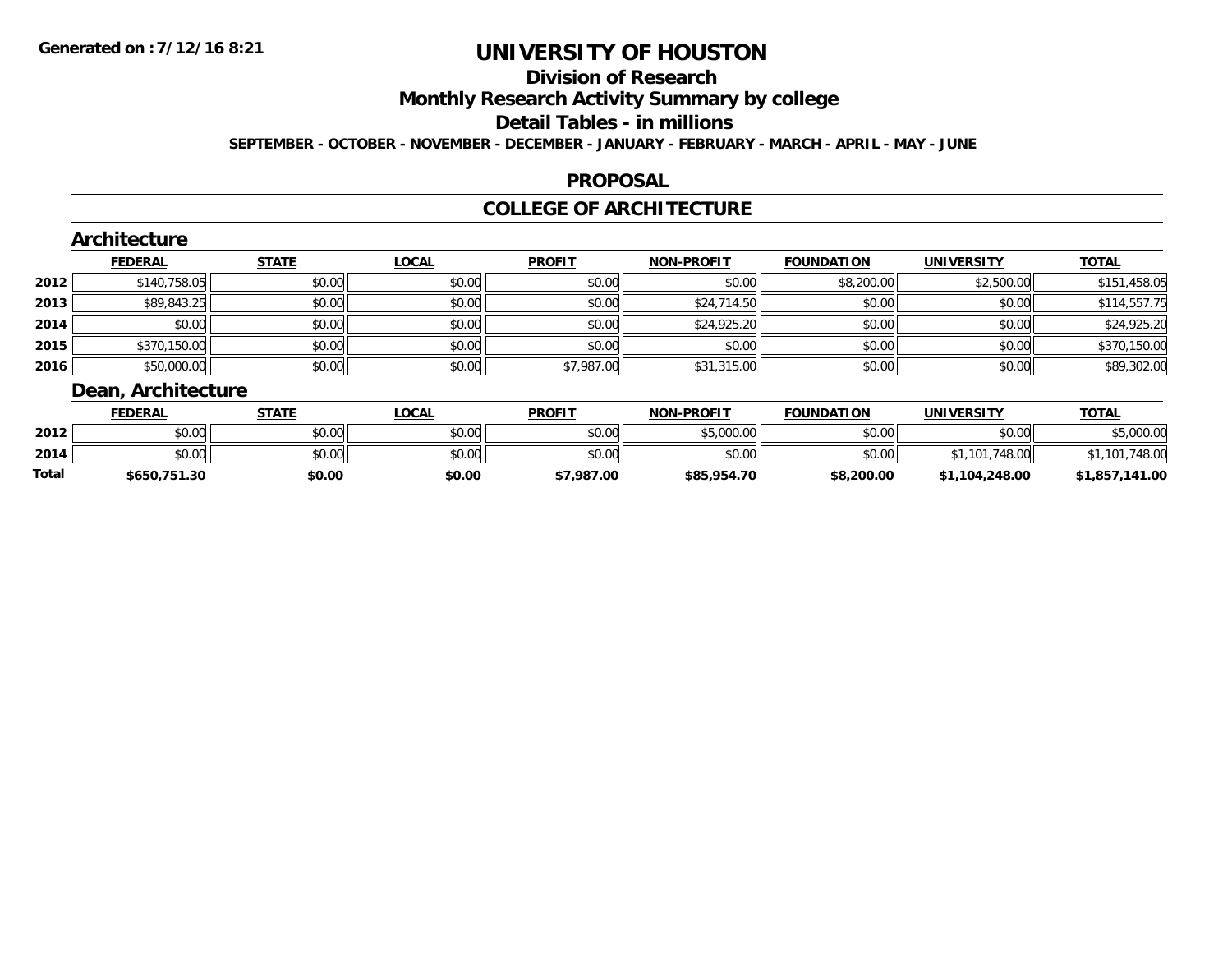# UNIVERSITY OF HOUSTON

## Division of Research

## Monthly Research Activity Summary by college

## Detail Tables - in millions

**SEPTEMBER - OCTOBER - NOVEMBER - DECEMBER - JANUARY - FEBRUARY - MARCH - APRIL - MAY - JUNE**

## PROPOSAL

## COLLEGE OF ARCHITECTURE

### Architecture

| | FEDERAL | STATE | LOCAL | PROFIT | NON-PROFIT | FOUNDATION | UNIVERSITY | TOTAL |
|---|---|---|---|---|---|---|---|---|
| 2012 | $140,758.05 | $0.00 | $0.00 | $0.00 | $0.00 | $8,200.00 | $2,500.00 | $151,458.05 |
| 2013 | $89,843.25 | $0.00 | $0.00 | $0.00 | $24,714.50 | $0.00 | $0.00 | $114,557.75 |
| 2014 | $0.00 | $0.00 | $0.00 | $0.00 | $24,925.20 | $0.00 | $0.00 | $24,925.20 |
| 2015 | $370,150.00 | $0.00 | $0.00 | $0.00 | $0.00 | $0.00 | $0.00 | $370,150.00 |
| 2016 | $50,000.00 | $0.00 | $0.00 | $7,987.00 | $31,315.00 | $0.00 | $0.00 | $89,302.00 |

### Dean, Architecture

| | FEDERAL | STATE | LOCAL | PROFIT | NON-PROFIT | FOUNDATION | UNIVERSITY | TOTAL |
|---|---|---|---|---|---|---|---|---|
| 2012 | $0.00 | $0.00 | $0.00 | $0.00 | $5,000.00 | $0.00 | $0.00 | $5,000.00 |
| 2014 | $0.00 | $0.00 | $0.00 | $0.00 | $0.00 | $0.00 | $1,101,748.00 | $1,101,748.00 |
| **Total** | **$650,751.30** | **$0.00** | **$0.00** | **$7,987.00** | **$85,954.70** | **$8,200.00** | **$1,104,248.00** | **$1,857,141.00** |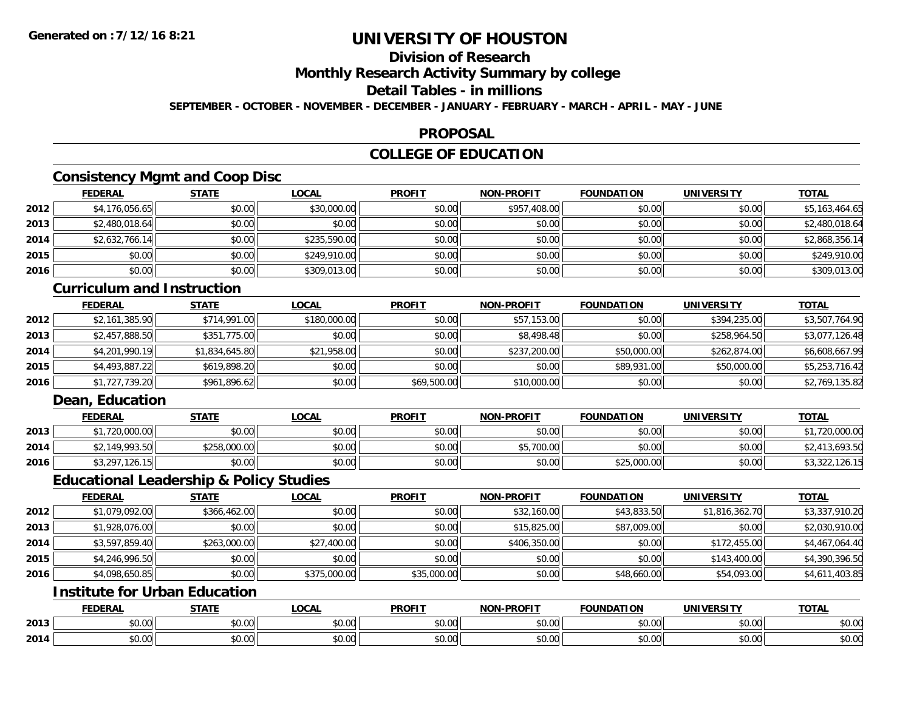# UNIVERSITY OF HOUSTON

## Division of Research

## Monthly Research Activity Summary by college

## Detail Tables - in millions

**SEPTEMBER - OCTOBER - NOVEMBER - DECEMBER - JANUARY - FEBRUARY - MARCH - APRIL - MAY - JUNE**

## PROPOSAL

## COLLEGE OF EDUCATION

### Consistency Mgmt and Coop Disc

| | FEDERAL | STATE | LOCAL | PROFIT | NON-PROFIT | FOUNDATION | UNIVERSITY | TOTAL |
|---|---|---|---|---|---|---|---|---|
| 2012 | $4,176,056.65 | $0.00 | $30,000.00 | $0.00 | $957,408.00 | $0.00 | $0.00 | $5,163,464.65 |
| 2013 | $2,480,018.64 | $0.00 | $0.00 | $0.00 | $0.00 | $0.00 | $0.00 | $2,480,018.64 |
| 2014 | $2,632,766.14 | $0.00 | $235,590.00 | $0.00 | $0.00 | $0.00 | $0.00 | $2,868,356.14 |
| 2015 | $0.00 | $0.00 | $249,910.00 | $0.00 | $0.00 | $0.00 | $0.00 | $249,910.00 |
| 2016 | $0.00 | $0.00 | $309,013.00 | $0.00 | $0.00 | $0.00 | $0.00 | $309,013.00 |

### Curriculum and Instruction

| | FEDERAL | STATE | LOCAL | PROFIT | NON-PROFIT | FOUNDATION | UNIVERSITY | TOTAL |
|---|---|---|---|---|---|---|---|---|
| 2012 | $2,161,385.90 | $714,991.00 | $180,000.00 | $0.00 | $57,153.00 | $0.00 | $394,235.00 | $3,507,764.90 |
| 2013 | $2,457,888.50 | $351,775.00 | $0.00 | $0.00 | $8,498.48 | $0.00 | $258,964.50 | $3,077,126.48 |
| 2014 | $4,201,990.19 | $1,834,645.80 | $21,958.00 | $0.00 | $237,200.00 | $50,000.00 | $262,874.00 | $6,608,667.99 |
| 2015 | $4,493,887.22 | $619,898.20 | $0.00 | $0.00 | $0.00 | $89,931.00 | $50,000.00 | $5,253,716.42 |
| 2016 | $1,727,739.20 | $961,896.62 | $0.00 | $69,500.00 | $10,000.00 | $0.00 | $0.00 | $2,769,135.82 |

### Dean, Education

| | FEDERAL | STATE | LOCAL | PROFIT | NON-PROFIT | FOUNDATION | UNIVERSITY | TOTAL |
|---|---|---|---|---|---|---|---|---|
| 2013 | $1,720,000.00 | $0.00 | $0.00 | $0.00 | $0.00 | $0.00 | $0.00 | $1,720,000.00 |
| 2014 | $2,149,993.50 | $258,000.00 | $0.00 | $0.00 | $5,700.00 | $0.00 | $0.00 | $2,413,693.50 |
| 2016 | $3,297,126.15 | $0.00 | $0.00 | $0.00 | $0.00 | $25,000.00 | $0.00 | $3,322,126.15 |

### Educational Leadership & Policy Studies

| | FEDERAL | STATE | LOCAL | PROFIT | NON-PROFIT | FOUNDATION | UNIVERSITY | TOTAL |
|---|---|---|---|---|---|---|---|---|
| 2012 | $1,079,092.00 | $366,462.00 | $0.00 | $0.00 | $32,160.00 | $43,833.50 | $1,816,362.70 | $3,337,910.20 |
| 2013 | $1,928,076.00 | $0.00 | $0.00 | $0.00 | $15,825.00 | $87,009.00 | $0.00 | $2,030,910.00 |
| 2014 | $3,597,859.40 | $263,000.00 | $27,400.00 | $0.00 | $406,350.00 | $0.00 | $172,455.00 | $4,467,064.40 |
| 2015 | $4,246,996.50 | $0.00 | $0.00 | $0.00 | $0.00 | $0.00 | $143,400.00 | $4,390,396.50 |
| 2016 | $4,098,650.85 | $0.00 | $375,000.00 | $35,000.00 | $0.00 | $48,660.00 | $54,093.00 | $4,611,403.85 |

### Institute for Urban Education

| | FEDERAL | STATE | LOCAL | PROFIT | NON-PROFIT | FOUNDATION | UNIVERSITY | TOTAL |
|---|---|---|---|---|---|---|---|---|
| 2013 | $0.00 | $0.00 | $0.00 | $0.00 | $0.00 | $0.00 | $0.00 | $0.00 |
| 2014 | $0.00 | $0.00 | $0.00 | $0.00 | $0.00 | $0.00 | $0.00 | $0.00 |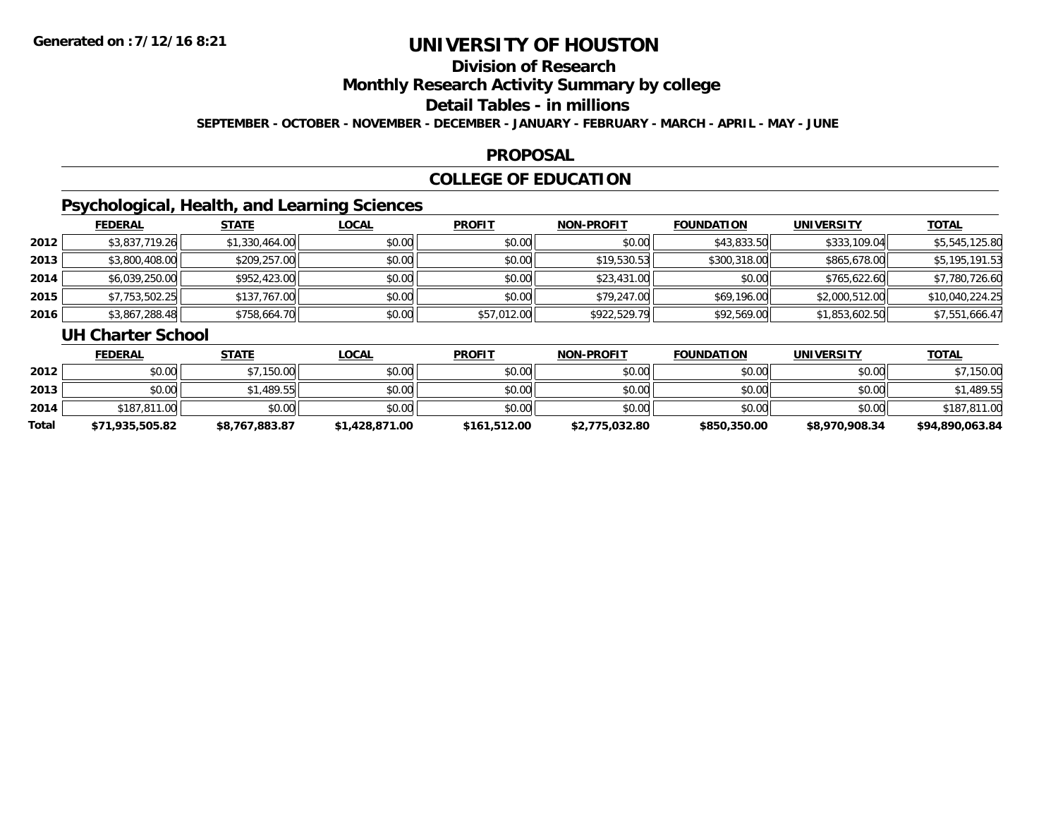# UNIVERSITY OF HOUSTON

## Division of Research

## Monthly Research Activity Summary by college

## Detail Tables - in millions

**SEPTEMBER - OCTOBER - NOVEMBER - DECEMBER - JANUARY - FEBRUARY - MARCH - APRIL - MAY - JUNE**

## PROPOSAL

## COLLEGE OF EDUCATION

### Psychological, Health, and Learning Sciences

| | FEDERAL | STATE | LOCAL | PROFIT | NON-PROFIT | FOUNDATION | UNIVERSITY | TOTAL |
|---|---|---|---|---|---|---|---|---|
| 2012 | $3,837,719.26 | $1,330,464.00 | $0.00 | $0.00 | $0.00 | $43,833.50 | $333,109.04 | $5,545,125.80 |
| 2013 | $3,800,408.00 | $209,257.00 | $0.00 | $0.00 | $19,530.53 | $300,318.00 | $865,678.00 | $5,195,191.53 |
| 2014 | $6,039,250.00 | $952,423.00 | $0.00 | $0.00 | $23,431.00 | $0.00 | $765,622.60 | $7,780,726.60 |
| 2015 | $7,753,502.25 | $137,767.00 | $0.00 | $0.00 | $79,247.00 | $69,196.00 | $2,000,512.00 | $10,040,224.25 |
| 2016 | $3,867,288.48 | $758,664.70 | $0.00 | $57,012.00 | $922,529.79 | $92,569.00 | $1,853,602.50 | $7,551,666.47 |

### UH Charter School

| | FEDERAL | STATE | LOCAL | PROFIT | NON-PROFIT | FOUNDATION | UNIVERSITY | TOTAL |
|---|---|---|---|---|---|---|---|---|
| 2012 | $0.00 | $7,150.00 | $0.00 | $0.00 | $0.00 | $0.00 | $0.00 | $7,150.00 |
| 2013 | $0.00 | $1,489.55 | $0.00 | $0.00 | $0.00 | $0.00 | $0.00 | $1,489.55 |
| 2014 | $187,811.00 | $0.00 | $0.00 | $0.00 | $0.00 | $0.00 | $0.00 | $187,811.00 |
| **Total** | **$71,935,505.82** | **$8,767,883.87** | **$1,428,871.00** | **$161,512.00** | **$2,775,032.80** | **$850,350.00** | **$8,970,908.34** | **$94,890,063.84** |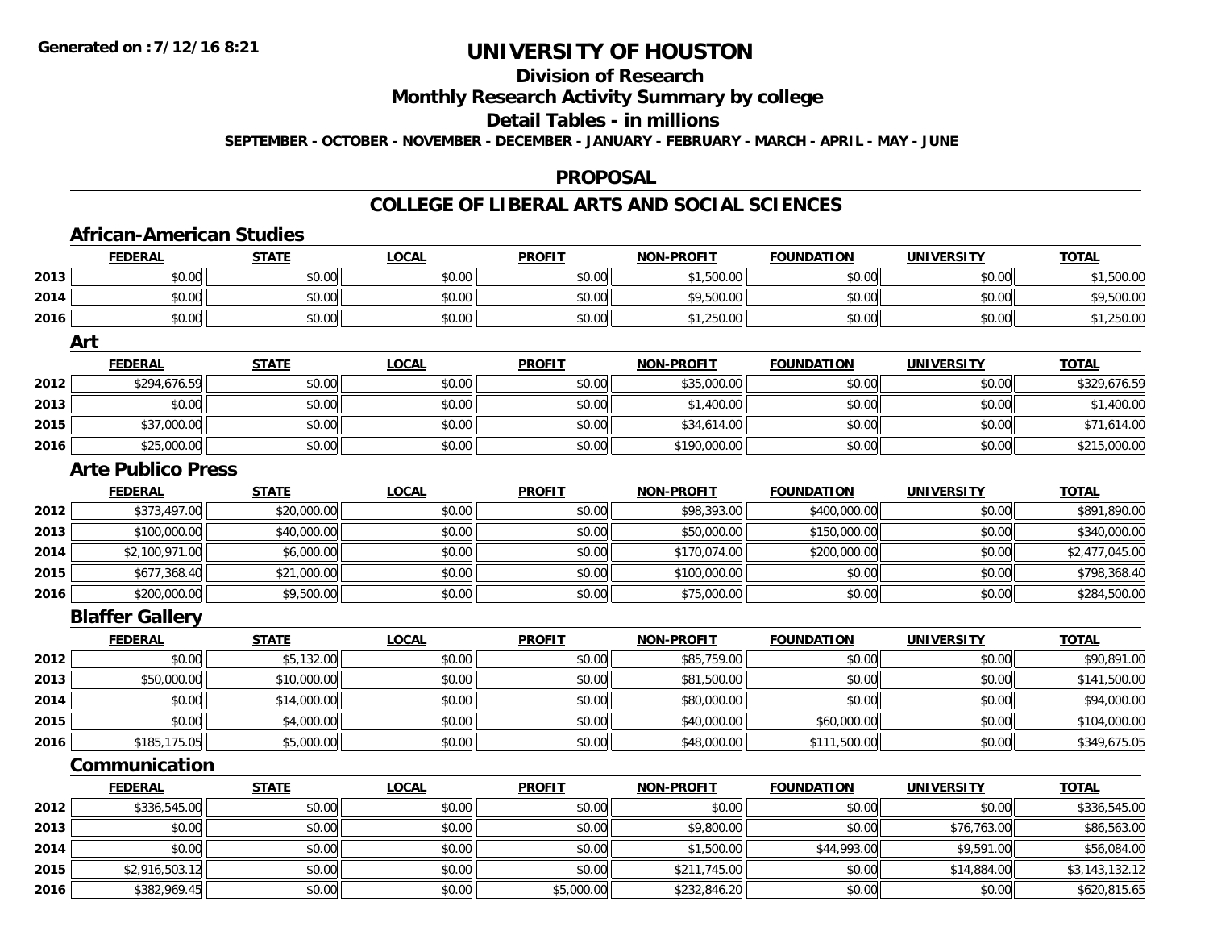**Generated on :7/12/16 8:21**

# UNIVERSITY OF HOUSTON

## Division of Research

## Monthly Research Activity Summary by college

## Detail Tables - in millions

**SEPTEMBER - OCTOBER - NOVEMBER - DECEMBER - JANUARY - FEBRUARY - MARCH - APRIL - MAY - JUNE**

## PROPOSAL

## COLLEGE OF LIBERAL ARTS AND SOCIAL SCIENCES

### African-American Studies

| | FEDERAL | STATE | LOCAL | PROFIT | NON-PROFIT | FOUNDATION | UNIVERSITY | TOTAL |
|---|---|---|---|---|---|---|---|---|
| 2013 | $0.00 | $0.00 | $0.00 | $0.00 | $1,500.00 | $0.00 | $0.00 | $1,500.00 |
| 2014 | $0.00 | $0.00 | $0.00 | $0.00 | $9,500.00 | $0.00 | $0.00 | $9,500.00 |
| 2016 | $0.00 | $0.00 | $0.00 | $0.00 | $1,250.00 | $0.00 | $0.00 | $1,250.00 |

### Art

| | FEDERAL | STATE | LOCAL | PROFIT | NON-PROFIT | FOUNDATION | UNIVERSITY | TOTAL |
|---|---|---|---|---|---|---|---|---|
| 2012 | $294,676.59 | $0.00 | $0.00 | $0.00 | $35,000.00 | $0.00 | $0.00 | $329,676.59 |
| 2013 | $0.00 | $0.00 | $0.00 | $0.00 | $1,400.00 | $0.00 | $0.00 | $1,400.00 |
| 2015 | $37,000.00 | $0.00 | $0.00 | $0.00 | $34,614.00 | $0.00 | $0.00 | $71,614.00 |
| 2016 | $25,000.00 | $0.00 | $0.00 | $0.00 | $190,000.00 | $0.00 | $0.00 | $215,000.00 |

### Arte Publico Press

| | FEDERAL | STATE | LOCAL | PROFIT | NON-PROFIT | FOUNDATION | UNIVERSITY | TOTAL |
|---|---|---|---|---|---|---|---|---|
| 2012 | $373,497.00 | $20,000.00 | $0.00 | $0.00 | $98,393.00 | $400,000.00 | $0.00 | $891,890.00 |
| 2013 | $100,000.00 | $40,000.00 | $0.00 | $0.00 | $50,000.00 | $150,000.00 | $0.00 | $340,000.00 |
| 2014 | $2,100,971.00 | $6,000.00 | $0.00 | $0.00 | $170,074.00 | $200,000.00 | $0.00 | $2,477,045.00 |
| 2015 | $677,368.40 | $21,000.00 | $0.00 | $0.00 | $100,000.00 | $0.00 | $0.00 | $798,368.40 |
| 2016 | $200,000.00 | $9,500.00 | $0.00 | $0.00 | $75,000.00 | $0.00 | $0.00 | $284,500.00 |

### Blaffer Gallery

| | FEDERAL | STATE | LOCAL | PROFIT | NON-PROFIT | FOUNDATION | UNIVERSITY | TOTAL |
|---|---|---|---|---|---|---|---|---|
| 2012 | $0.00 | $5,132.00 | $0.00 | $0.00 | $85,759.00 | $0.00 | $0.00 | $90,891.00 |
| 2013 | $50,000.00 | $10,000.00 | $0.00 | $0.00 | $81,500.00 | $0.00 | $0.00 | $141,500.00 |
| 2014 | $0.00 | $14,000.00 | $0.00 | $0.00 | $80,000.00 | $0.00 | $0.00 | $94,000.00 |
| 2015 | $0.00 | $4,000.00 | $0.00 | $0.00 | $40,000.00 | $60,000.00 | $0.00 | $104,000.00 |
| 2016 | $185,175.05 | $5,000.00 | $0.00 | $0.00 | $48,000.00 | $111,500.00 | $0.00 | $349,675.05 |

### Communication

| | FEDERAL | STATE | LOCAL | PROFIT | NON-PROFIT | FOUNDATION | UNIVERSITY | TOTAL |
|---|---|---|---|---|---|---|---|---|
| 2012 | $336,545.00 | $0.00 | $0.00 | $0.00 | $0.00 | $0.00 | $0.00 | $336,545.00 |
| 2013 | $0.00 | $0.00 | $0.00 | $0.00 | $9,800.00 | $0.00 | $76,763.00 | $86,563.00 |
| 2014 | $0.00 | $0.00 | $0.00 | $0.00 | $1,500.00 | $44,993.00 | $9,591.00 | $56,084.00 |
| 2015 | $2,916,503.12 | $0.00 | $0.00 | $0.00 | $211,745.00 | $0.00 | $14,884.00 | $3,143,132.12 |
| 2016 | $382,969.45 | $0.00 | $0.00 | $5,000.00 | $232,846.20 | $0.00 | $0.00 | $620,815.65 |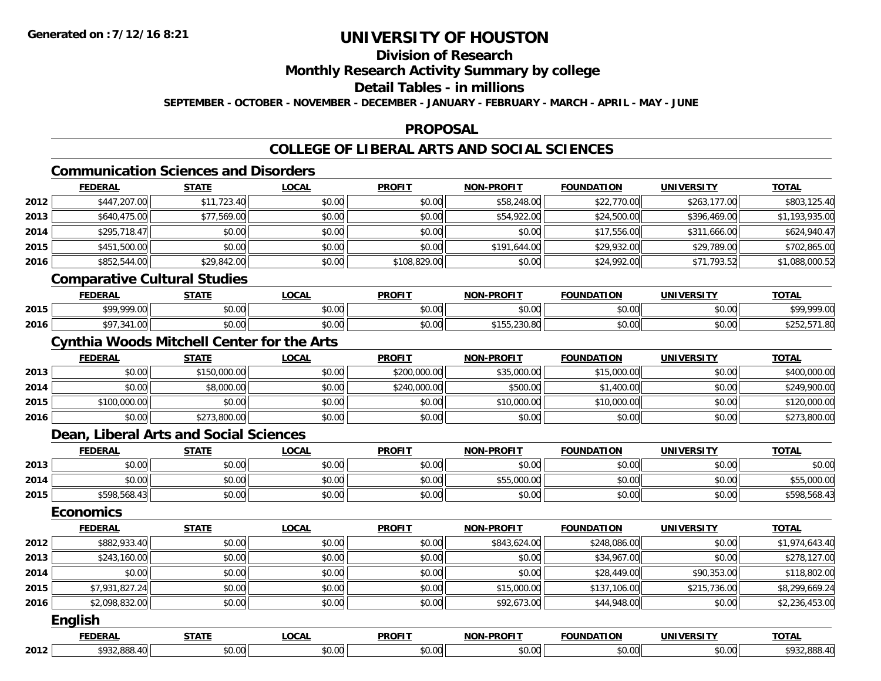# UNIVERSITY OF HOUSTON

## Division of Research

## Monthly Research Activity Summary by college

## Detail Tables - in millions

**SEPTEMBER - OCTOBER - NOVEMBER - DECEMBER - JANUARY - FEBRUARY - MARCH - APRIL - MAY - JUNE**

## PROPOSAL

## COLLEGE OF LIBERAL ARTS AND SOCIAL SCIENCES

### Communication Sciences and Disorders

| | FEDERAL | STATE | LOCAL | PROFIT | NON-PROFIT | FOUNDATION | UNIVERSITY | TOTAL |
|---|---|---|---|---|---|---|---|---|
| 2012 | $447,207.00 | $11,723.40 | $0.00 | $0.00 | $58,248.00 | $22,770.00 | $263,177.00 | $803,125.40 |
| 2013 | $640,475.00 | $77,569.00 | $0.00 | $0.00 | $54,922.00 | $24,500.00 | $396,469.00 | $1,193,935.00 |
| 2014 | $295,718.47 | $0.00 | $0.00 | $0.00 | $0.00 | $17,556.00 | $311,666.00 | $624,940.47 |
| 2015 | $451,500.00 | $0.00 | $0.00 | $0.00 | $191,644.00 | $29,932.00 | $29,789.00 | $702,865.00 |
| 2016 | $852,544.00 | $29,842.00 | $0.00 | $108,829.00 | $0.00 | $24,992.00 | $71,793.52 | $1,088,000.52 |

### Comparative Cultural Studies

| | FEDERAL | STATE | LOCAL | PROFIT | NON-PROFIT | FOUNDATION | UNIVERSITY | TOTAL |
|---|---|---|---|---|---|---|---|---|
| 2015 | $99,999.00 | $0.00 | $0.00 | $0.00 | $0.00 | $0.00 | $0.00 | $99,999.00 |
| 2016 | $97,341.00 | $0.00 | $0.00 | $0.00 | $155,230.80 | $0.00 | $0.00 | $252,571.80 |

### Cynthia Woods Mitchell Center for the Arts

| | FEDERAL | STATE | LOCAL | PROFIT | NON-PROFIT | FOUNDATION | UNIVERSITY | TOTAL |
|---|---|---|---|---|---|---|---|---|
| 2013 | $0.00 | $150,000.00 | $0.00 | $200,000.00 | $35,000.00 | $15,000.00 | $0.00 | $400,000.00 |
| 2014 | $0.00 | $8,000.00 | $0.00 | $240,000.00 | $500.00 | $1,400.00 | $0.00 | $249,900.00 |
| 2015 | $100,000.00 | $0.00 | $0.00 | $0.00 | $10,000.00 | $10,000.00 | $0.00 | $120,000.00 |
| 2016 | $0.00 | $273,800.00 | $0.00 | $0.00 | $0.00 | $0.00 | $0.00 | $273,800.00 |

### Dean, Liberal Arts and Social Sciences

| | FEDERAL | STATE | LOCAL | PROFIT | NON-PROFIT | FOUNDATION | UNIVERSITY | TOTAL |
|---|---|---|---|---|---|---|---|---|
| 2013 | $0.00 | $0.00 | $0.00 | $0.00 | $0.00 | $0.00 | $0.00 | $0.00 |
| 2014 | $0.00 | $0.00 | $0.00 | $0.00 | $55,000.00 | $0.00 | $0.00 | $55,000.00 |
| 2015 | $598,568.43 | $0.00 | $0.00 | $0.00 | $0.00 | $0.00 | $0.00 | $598,568.43 |

### Economics

| | FEDERAL | STATE | LOCAL | PROFIT | NON-PROFIT | FOUNDATION | UNIVERSITY | TOTAL |
|---|---|---|---|---|---|---|---|---|
| 2012 | $882,933.40 | $0.00 | $0.00 | $0.00 | $843,624.00 | $248,086.00 | $0.00 | $1,974,643.40 |
| 2013 | $243,160.00 | $0.00 | $0.00 | $0.00 | $0.00 | $34,967.00 | $0.00 | $278,127.00 |
| 2014 | $0.00 | $0.00 | $0.00 | $0.00 | $0.00 | $28,449.00 | $90,353.00 | $118,802.00 |
| 2015 | $7,931,827.24 | $0.00 | $0.00 | $0.00 | $15,000.00 | $137,106.00 | $215,736.00 | $8,299,669.24 |
| 2016 | $2,098,832.00 | $0.00 | $0.00 | $0.00 | $92,673.00 | $44,948.00 | $0.00 | $2,236,453.00 |

### English

| | FEDERAL | STATE | LOCAL | PROFIT | NON-PROFIT | FOUNDATION | UNIVERSITY | TOTAL |
|---|---|---|---|---|---|---|---|---|
| 2012 | $932,888.40 | $0.00 | $0.00 | $0.00 | $0.00 | $0.00 | $0.00 | $932,888.40 |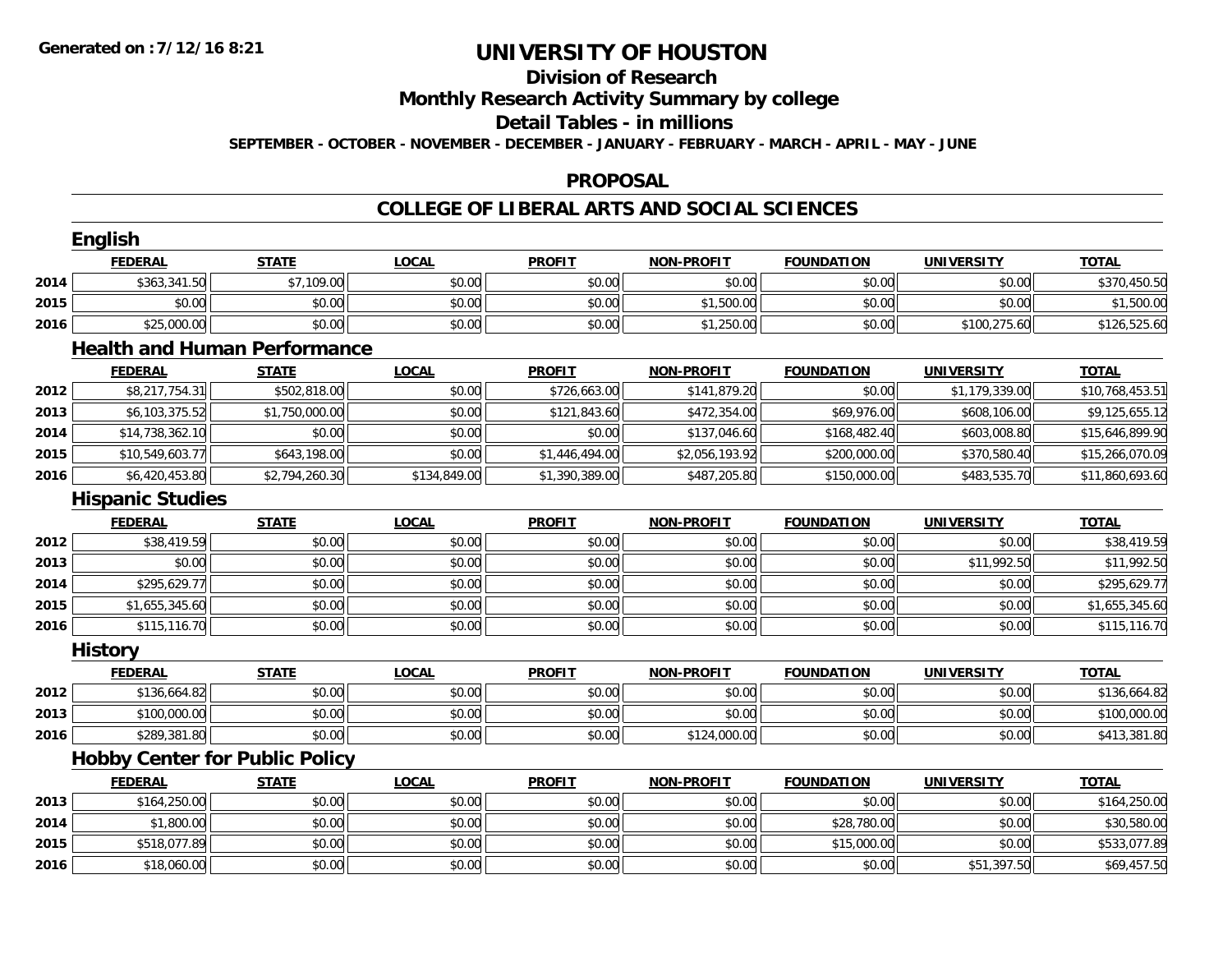# UNIVERSITY OF HOUSTON

## Division of Research

## Monthly Research Activity Summary by college

## Detail Tables - in millions

**SEPTEMBER - OCTOBER - NOVEMBER - DECEMBER - JANUARY - FEBRUARY - MARCH - APRIL - MAY - JUNE**

## PROPOSAL

## COLLEGE OF LIBERAL ARTS AND SOCIAL SCIENCES

### English

| | FEDERAL | STATE | LOCAL | PROFIT | NON-PROFIT | FOUNDATION | UNIVERSITY | TOTAL |
|---|---|---|---|---|---|---|---|---|
| 2014 | $363,341.50 | $7,109.00 | $0.00 | $0.00 | $0.00 | $0.00 | $0.00 | $370,450.50 |
| 2015 | $0.00 | $0.00 | $0.00 | $0.00 | $1,500.00 | $0.00 | $0.00 | $1,500.00 |
| 2016 | $25,000.00 | $0.00 | $0.00 | $0.00 | $1,250.00 | $0.00 | $100,275.60 | $126,525.60 |

### Health and Human Performance

| | FEDERAL | STATE | LOCAL | PROFIT | NON-PROFIT | FOUNDATION | UNIVERSITY | TOTAL |
|---|---|---|---|---|---|---|---|---|
| 2012 | $8,217,754.31 | $502,818.00 | $0.00 | $726,663.00 | $141,879.20 | $0.00 | $1,179,339.00 | $10,768,453.51 |
| 2013 | $6,103,375.52 | $1,750,000.00 | $0.00 | $121,843.60 | $472,354.00 | $69,976.00 | $608,106.00 | $9,125,655.12 |
| 2014 | $14,738,362.10 | $0.00 | $0.00 | $0.00 | $137,046.60 | $168,482.40 | $603,008.80 | $15,646,899.90 |
| 2015 | $10,549,603.77 | $643,198.00 | $0.00 | $1,446,494.00 | $2,056,193.92 | $200,000.00 | $370,580.40 | $15,266,070.09 |
| 2016 | $6,420,453.80 | $2,794,260.30 | $134,849.00 | $1,390,389.00 | $487,205.80 | $150,000.00 | $483,535.70 | $11,860,693.60 |

### Hispanic Studies

| | FEDERAL | STATE | LOCAL | PROFIT | NON-PROFIT | FOUNDATION | UNIVERSITY | TOTAL |
|---|---|---|---|---|---|---|---|---|
| 2012 | $38,419.59 | $0.00 | $0.00 | $0.00 | $0.00 | $0.00 | $0.00 | $38,419.59 |
| 2013 | $0.00 | $0.00 | $0.00 | $0.00 | $0.00 | $0.00 | $11,992.50 | $11,992.50 |
| 2014 | $295,629.77 | $0.00 | $0.00 | $0.00 | $0.00 | $0.00 | $0.00 | $295,629.77 |
| 2015 | $1,655,345.60 | $0.00 | $0.00 | $0.00 | $0.00 | $0.00 | $0.00 | $1,655,345.60 |
| 2016 | $115,116.70 | $0.00 | $0.00 | $0.00 | $0.00 | $0.00 | $0.00 | $115,116.70 |

### History

| | FEDERAL | STATE | LOCAL | PROFIT | NON-PROFIT | FOUNDATION | UNIVERSITY | TOTAL |
|---|---|---|---|---|---|---|---|---|
| 2012 | $136,664.82 | $0.00 | $0.00 | $0.00 | $0.00 | $0.00 | $0.00 | $136,664.82 |
| 2013 | $100,000.00 | $0.00 | $0.00 | $0.00 | $0.00 | $0.00 | $0.00 | $100,000.00 |
| 2016 | $289,381.80 | $0.00 | $0.00 | $0.00 | $124,000.00 | $0.00 | $0.00 | $413,381.80 |

### Hobby Center for Public Policy

| | FEDERAL | STATE | LOCAL | PROFIT | NON-PROFIT | FOUNDATION | UNIVERSITY | TOTAL |
|---|---|---|---|---|---|---|---|---|
| 2013 | $164,250.00 | $0.00 | $0.00 | $0.00 | $0.00 | $0.00 | $0.00 | $164,250.00 |
| 2014 | $1,800.00 | $0.00 | $0.00 | $0.00 | $0.00 | $28,780.00 | $0.00 | $30,580.00 |
| 2015 | $518,077.89 | $0.00 | $0.00 | $0.00 | $0.00 | $15,000.00 | $0.00 | $533,077.89 |
| 2016 | $18,060.00 | $0.00 | $0.00 | $0.00 | $0.00 | $0.00 | $51,397.50 | $69,457.50 |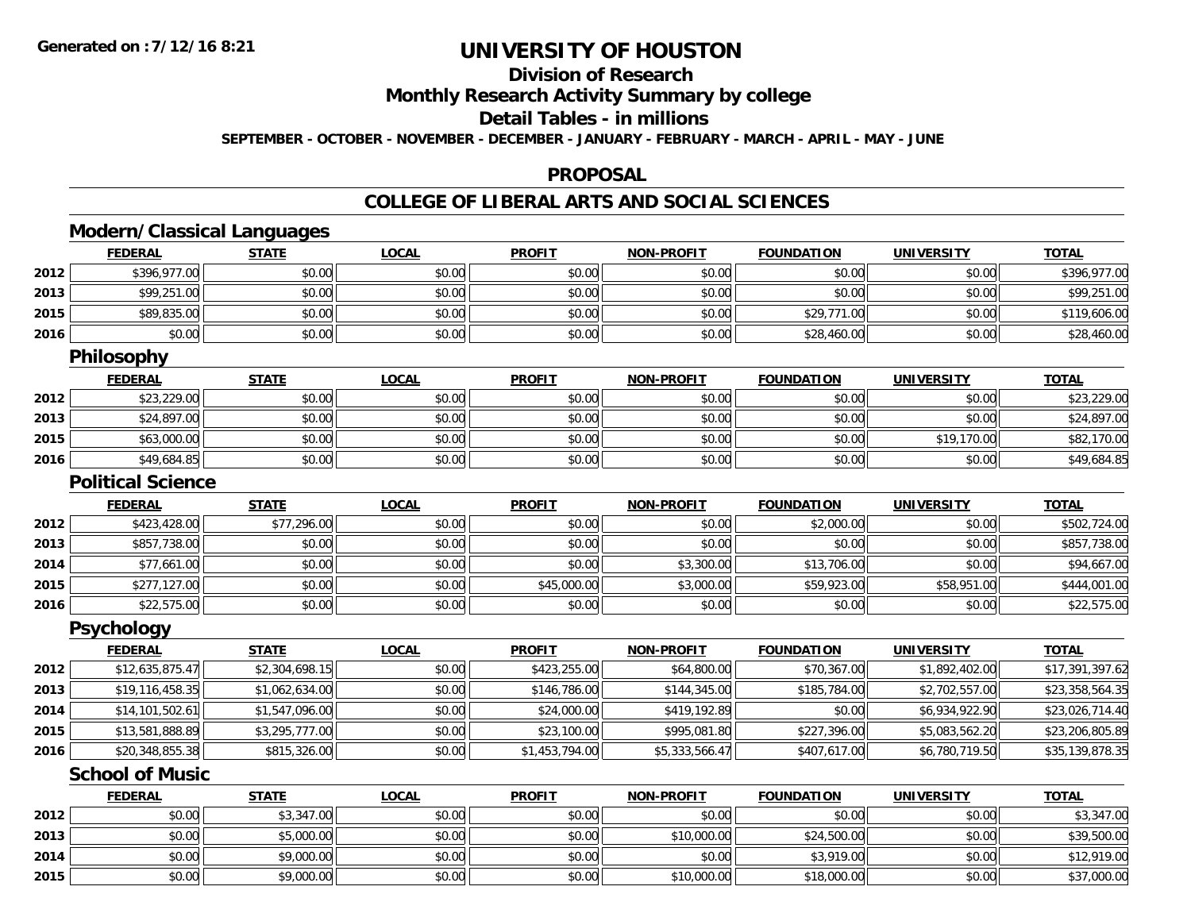# UNIVERSITY OF HOUSTON

## Division of Research

## Monthly Research Activity Summary by college

## Detail Tables - in millions

**SEPTEMBER - OCTOBER - NOVEMBER - DECEMBER - JANUARY - FEBRUARY - MARCH - APRIL - MAY - JUNE**

## PROPOSAL

## COLLEGE OF LIBERAL ARTS AND SOCIAL SCIENCES

### Modern/Classical Languages

| | FEDERAL | STATE | LOCAL | PROFIT | NON-PROFIT | FOUNDATION | UNIVERSITY | TOTAL |
|---|---|---|---|---|---|---|---|---|
| 2012 | $396,977.00 | $0.00 | $0.00 | $0.00 | $0.00 | $0.00 | $0.00 | $396,977.00 |
| 2013 | $99,251.00 | $0.00 | $0.00 | $0.00 | $0.00 | $0.00 | $0.00 | $99,251.00 |
| 2015 | $89,835.00 | $0.00 | $0.00 | $0.00 | $0.00 | $29,771.00 | $0.00 | $119,606.00 |
| 2016 | $0.00 | $0.00 | $0.00 | $0.00 | $0.00 | $28,460.00 | $0.00 | $28,460.00 |

### Philosophy

| | FEDERAL | STATE | LOCAL | PROFIT | NON-PROFIT | FOUNDATION | UNIVERSITY | TOTAL |
|---|---|---|---|---|---|---|---|---|
| 2012 | $23,229.00 | $0.00 | $0.00 | $0.00 | $0.00 | $0.00 | $0.00 | $23,229.00 |
| 2013 | $24,897.00 | $0.00 | $0.00 | $0.00 | $0.00 | $0.00 | $0.00 | $24,897.00 |
| 2015 | $63,000.00 | $0.00 | $0.00 | $0.00 | $0.00 | $0.00 | $19,170.00 | $82,170.00 |
| 2016 | $49,684.85 | $0.00 | $0.00 | $0.00 | $0.00 | $0.00 | $0.00 | $49,684.85 |

### Political Science

| | FEDERAL | STATE | LOCAL | PROFIT | NON-PROFIT | FOUNDATION | UNIVERSITY | TOTAL |
|---|---|---|---|---|---|---|---|---|
| 2012 | $423,428.00 | $77,296.00 | $0.00 | $0.00 | $0.00 | $2,000.00 | $0.00 | $502,724.00 |
| 2013 | $857,738.00 | $0.00 | $0.00 | $0.00 | $0.00 | $0.00 | $0.00 | $857,738.00 |
| 2014 | $77,661.00 | $0.00 | $0.00 | $0.00 | $3,300.00 | $13,706.00 | $0.00 | $94,667.00 |
| 2015 | $277,127.00 | $0.00 | $0.00 | $45,000.00 | $3,000.00 | $59,923.00 | $58,951.00 | $444,001.00 |
| 2016 | $22,575.00 | $0.00 | $0.00 | $0.00 | $0.00 | $0.00 | $0.00 | $22,575.00 |

### Psychology

| | FEDERAL | STATE | LOCAL | PROFIT | NON-PROFIT | FOUNDATION | UNIVERSITY | TOTAL |
|---|---|---|---|---|---|---|---|---|
| 2012 | $12,635,875.47 | $2,304,698.15 | $0.00 | $423,255.00 | $64,800.00 | $70,367.00 | $1,892,402.00 | $17,391,397.62 |
| 2013 | $19,116,458.35 | $1,062,634.00 | $0.00 | $146,786.00 | $144,345.00 | $185,784.00 | $2,702,557.00 | $23,358,564.35 |
| 2014 | $14,101,502.61 | $1,547,096.00 | $0.00 | $24,000.00 | $419,192.89 | $0.00 | $6,934,922.90 | $23,026,714.40 |
| 2015 | $13,581,888.89 | $3,295,777.00 | $0.00 | $23,100.00 | $995,081.80 | $227,396.00 | $5,083,562.20 | $23,206,805.89 |
| 2016 | $20,348,855.38 | $815,326.00 | $0.00 | $1,453,794.00 | $5,333,566.47 | $407,617.00 | $6,780,719.50 | $35,139,878.35 |

### School of Music

| | FEDERAL | STATE | LOCAL | PROFIT | NON-PROFIT | FOUNDATION | UNIVERSITY | TOTAL |
|---|---|---|---|---|---|---|---|---|
| 2012 | $0.00 | $3,347.00 | $0.00 | $0.00 | $0.00 | $0.00 | $0.00 | $3,347.00 |
| 2013 | $0.00 | $5,000.00 | $0.00 | $0.00 | $10,000.00 | $24,500.00 | $0.00 | $39,500.00 |
| 2014 | $0.00 | $9,000.00 | $0.00 | $0.00 | $0.00 | $3,919.00 | $0.00 | $12,919.00 |
| 2015 | $0.00 | $9,000.00 | $0.00 | $0.00 | $10,000.00 | $18,000.00 | $0.00 | $37,000.00 |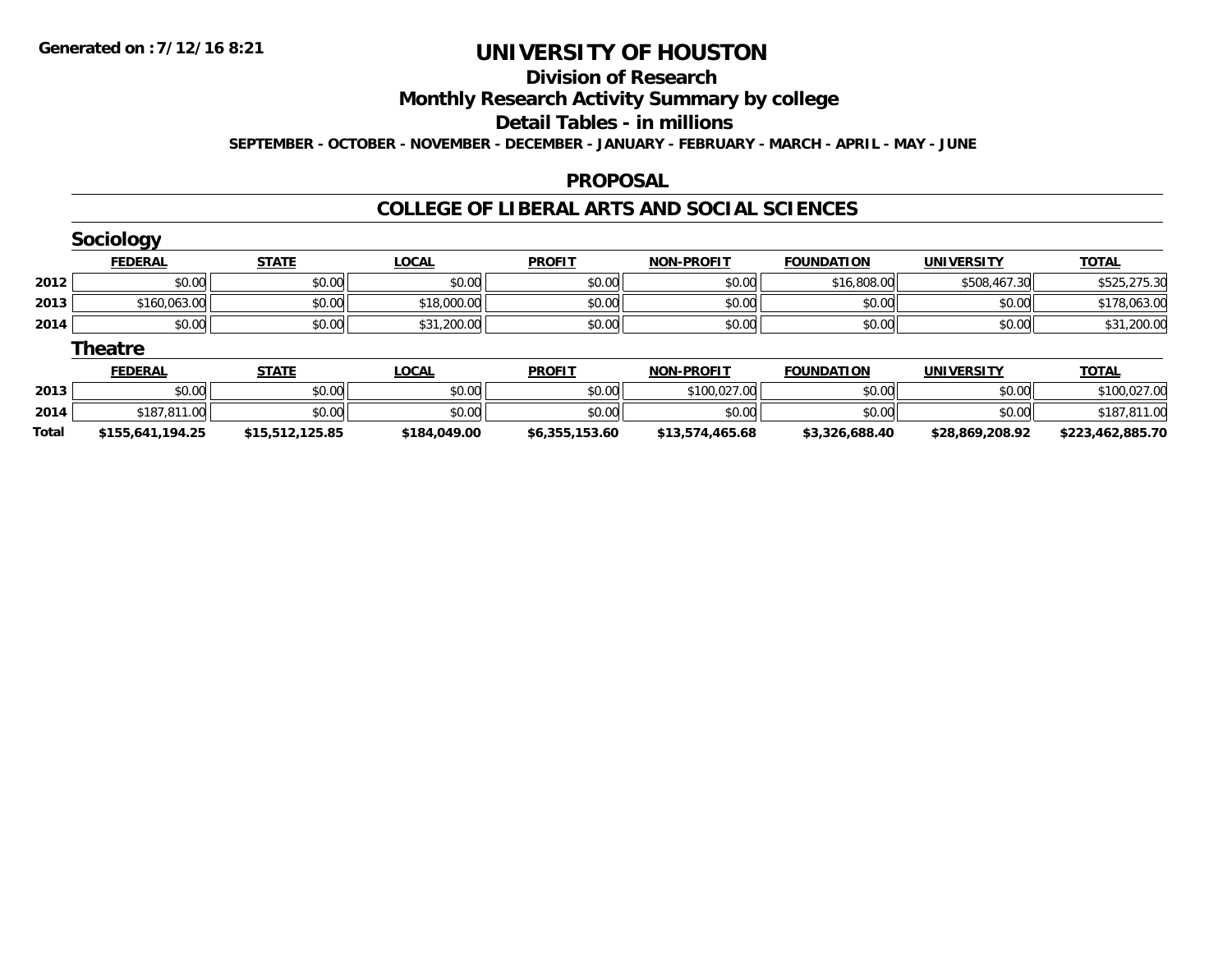# UNIVERSITY OF HOUSTON

## Division of Research

## Monthly Research Activity Summary by college

## Detail Tables - in millions

**SEPTEMBER - OCTOBER - NOVEMBER - DECEMBER - JANUARY - FEBRUARY - MARCH - APRIL - MAY - JUNE**

### PROPOSAL

### COLLEGE OF LIBERAL ARTS AND SOCIAL SCIENCES

#### Sociology

| | FEDERAL | STATE | LOCAL | PROFIT | NON-PROFIT | FOUNDATION | UNIVERSITY | TOTAL |
|---|---|---|---|---|---|---|---|---|
| 2012 | $0.00 | $0.00 | $0.00 | $0.00 | $0.00 | $16,808.00 | $508,467.30 | $525,275.30 |
| 2013 | $160,063.00 | $0.00 | $18,000.00 | $0.00 | $0.00 | $0.00 | $0.00 | $178,063.00 |
| 2014 | $0.00 | $0.00 | $31,200.00 | $0.00 | $0.00 | $0.00 | $0.00 | $31,200.00 |

#### Theatre

| | FEDERAL | STATE | LOCAL | PROFIT | NON-PROFIT | FOUNDATION | UNIVERSITY | TOTAL |
|---|---|---|---|---|---|---|---|---|
| 2013 | $0.00 | $0.00 | $0.00 | $0.00 | $100,027.00 | $0.00 | $0.00 | $100,027.00 |
| 2014 | $187,811.00 | $0.00 | $0.00 | $0.00 | $0.00 | $0.00 | $0.00 | $187,811.00 |
| **Total** | **$155,641,194.25** | **$15,512,125.85** | **$184,049.00** | **$6,355,153.60** | **$13,574,465.68** | **$3,326,688.40** | **$28,869,208.92** | **$223,462,885.70** |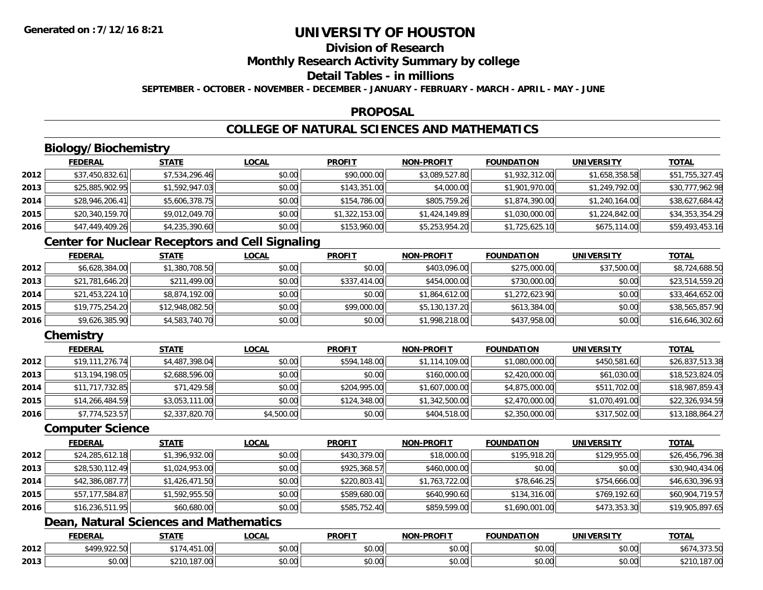**Generated on :7/12/16 8:21**

# UNIVERSITY OF HOUSTON

## Division of Research

## Monthly Research Activity Summary by college

## Detail Tables - in millions

**SEPTEMBER - OCTOBER - NOVEMBER - DECEMBER - JANUARY - FEBRUARY - MARCH - APRIL - MAY - JUNE**

## PROPOSAL

## COLLEGE OF NATURAL SCIENCES AND MATHEMATICS

### Biology/Biochemistry

| | FEDERAL | STATE | LOCAL | PROFIT | NON-PROFIT | FOUNDATION | UNIVERSITY | TOTAL |
|---|---|---|---|---|---|---|---|---|
| 2012 | $37,450,832.61 | $7,534,296.46 | $0.00 | $90,000.00 | $3,089,527.80 | $1,932,312.00 | $1,658,358.58 | $51,755,327.45 |
| 2013 | $25,885,902.95 | $1,592,947.03 | $0.00 | $143,351.00 | $4,000.00 | $1,901,970.00 | $1,249,792.00 | $30,777,962.98 |
| 2014 | $28,946,206.41 | $5,606,378.75 | $0.00 | $154,786.00 | $805,759.26 | $1,874,390.00 | $1,240,164.00 | $38,627,684.42 |
| 2015 | $20,340,159.70 | $9,012,049.70 | $0.00 | $1,322,153.00 | $1,424,149.89 | $1,030,000.00 | $1,224,842.00 | $34,353,354.29 |
| 2016 | $47,449,409.26 | $4,235,390.60 | $0.00 | $153,960.00 | $5,253,954.20 | $1,725,625.10 | $675,114.00 | $59,493,453.16 |

### Center for Nuclear Receptors and Cell Signaling

| | FEDERAL | STATE | LOCAL | PROFIT | NON-PROFIT | FOUNDATION | UNIVERSITY | TOTAL |
|---|---|---|---|---|---|---|---|---|
| 2012 | $6,628,384.00 | $1,380,708.50 | $0.00 | $0.00 | $403,096.00 | $275,000.00 | $37,500.00 | $8,724,688.50 |
| 2013 | $21,781,646.20 | $211,499.00 | $0.00 | $337,414.00 | $454,000.00 | $730,000.00 | $0.00 | $23,514,559.20 |
| 2014 | $21,453,224.10 | $8,874,192.00 | $0.00 | $0.00 | $1,864,612.00 | $1,272,623.90 | $0.00 | $33,464,652.00 |
| 2015 | $19,775,254.20 | $12,948,082.50 | $0.00 | $99,000.00 | $5,130,137.20 | $613,384.00 | $0.00 | $38,565,857.90 |
| 2016 | $9,626,385.90 | $4,583,740.70 | $0.00 | $0.00 | $1,998,218.00 | $437,958.00 | $0.00 | $16,646,302.60 |

### Chemistry

| | FEDERAL | STATE | LOCAL | PROFIT | NON-PROFIT | FOUNDATION | UNIVERSITY | TOTAL |
|---|---|---|---|---|---|---|---|---|
| 2012 | $19,111,276.74 | $4,487,398.04 | $0.00 | $594,148.00 | $1,114,109.00 | $1,080,000.00 | $450,581.60 | $26,837,513.38 |
| 2013 | $13,194,198.05 | $2,688,596.00 | $0.00 | $0.00 | $160,000.00 | $2,420,000.00 | $61,030.00 | $18,523,824.05 |
| 2014 | $11,717,732.85 | $71,429.58 | $0.00 | $204,995.00 | $1,607,000.00 | $4,875,000.00 | $511,702.00 | $18,987,859.43 |
| 2015 | $14,266,484.59 | $3,053,111.00 | $0.00 | $124,348.00 | $1,342,500.00 | $2,470,000.00 | $1,070,491.00 | $22,326,934.59 |
| 2016 | $7,774,523.57 | $2,337,820.70 | $4,500.00 | $0.00 | $404,518.00 | $2,350,000.00 | $317,502.00 | $13,188,864.27 |

### Computer Science

| | FEDERAL | STATE | LOCAL | PROFIT | NON-PROFIT | FOUNDATION | UNIVERSITY | TOTAL |
|---|---|---|---|---|---|---|---|---|
| 2012 | $24,285,612.18 | $1,396,932.00 | $0.00 | $430,379.00 | $18,000.00 | $195,918.20 | $129,955.00 | $26,456,796.38 |
| 2013 | $28,530,112.49 | $1,024,953.00 | $0.00 | $925,368.57 | $460,000.00 | $0.00 | $0.00 | $30,940,434.06 |
| 2014 | $42,386,087.77 | $1,426,471.50 | $0.00 | $220,803.41 | $1,763,722.00 | $78,646.25 | $754,666.00 | $46,630,396.93 |
| 2015 | $57,177,584.87 | $1,592,955.50 | $0.00 | $589,680.00 | $640,990.60 | $134,316.00 | $769,192.60 | $60,904,719.57 |
| 2016 | $16,236,511.95 | $60,680.00 | $0.00 | $585,752.40 | $859,599.00 | $1,690,001.00 | $473,353.30 | $19,905,897.65 |

### Dean, Natural Sciences and Mathematics

| | FEDERAL | STATE | LOCAL | PROFIT | NON-PROFIT | FOUNDATION | UNIVERSITY | TOTAL |
|---|---|---|---|---|---|---|---|---|
| 2012 | $499,922.50 | $174,451.00 | $0.00 | $0.00 | $0.00 | $0.00 | $0.00 | $674,373.50 |
| 2013 | $0.00 | $210,187.00 | $0.00 | $0.00 | $0.00 | $0.00 | $0.00 | $210,187.00 |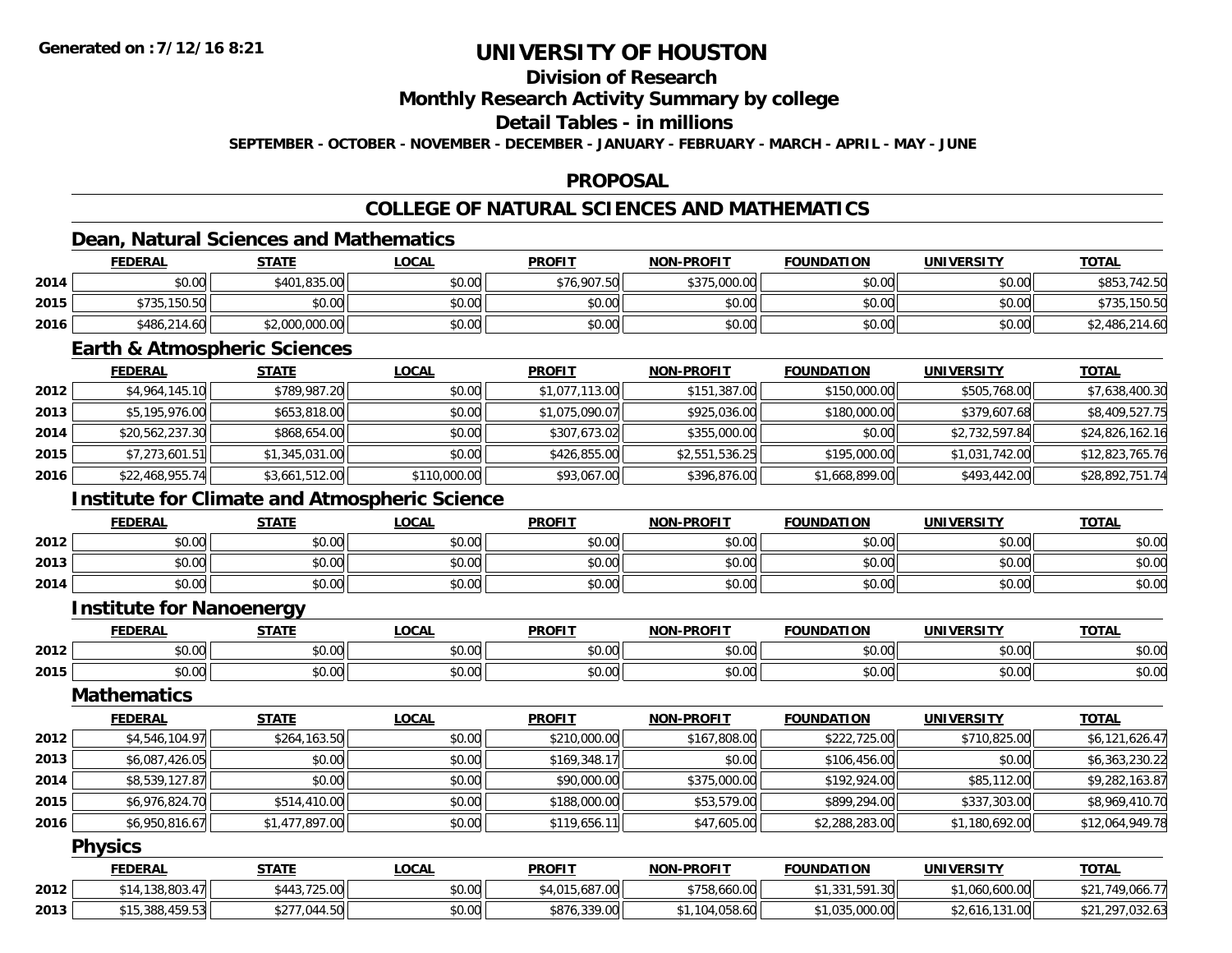**Generated on :7/12/16 8:21**

# UNIVERSITY OF HOUSTON

## Division of Research

## Monthly Research Activity Summary by college

## Detail Tables - in millions

**SEPTEMBER - OCTOBER - NOVEMBER - DECEMBER - JANUARY - FEBRUARY - MARCH - APRIL - MAY - JUNE**

## PROPOSAL

## COLLEGE OF NATURAL SCIENCES AND MATHEMATICS

### Dean, Natural Sciences and Mathematics

| | FEDERAL | STATE | LOCAL | PROFIT | NON-PROFIT | FOUNDATION | UNIVERSITY | TOTAL |
|---|---|---|---|---|---|---|---|---|
| 2014 | $0.00 | $401,835.00 | $0.00 | $76,907.50 | $375,000.00 | $0.00 | $0.00 | $853,742.50 |
| 2015 | $735,150.50 | $0.00 | $0.00 | $0.00 | $0.00 | $0.00 | $0.00 | $735,150.50 |
| 2016 | $486,214.60 | $2,000,000.00 | $0.00 | $0.00 | $0.00 | $0.00 | $0.00 | $2,486,214.60 |

### Earth & Atmospheric Sciences

| | FEDERAL | STATE | LOCAL | PROFIT | NON-PROFIT | FOUNDATION | UNIVERSITY | TOTAL |
|---|---|---|---|---|---|---|---|---|
| 2012 | $4,964,145.10 | $789,987.20 | $0.00 | $1,077,113.00 | $151,387.00 | $150,000.00 | $505,768.00 | $7,638,400.30 |
| 2013 | $5,195,976.00 | $653,818.00 | $0.00 | $1,075,090.07 | $925,036.00 | $180,000.00 | $379,607.68 | $8,409,527.75 |
| 2014 | $20,562,237.30 | $868,654.00 | $0.00 | $307,673.02 | $355,000.00 | $0.00 | $2,732,597.84 | $24,826,162.16 |
| 2015 | $7,273,601.51 | $1,345,031.00 | $0.00 | $426,855.00 | $2,551,536.25 | $195,000.00 | $1,031,742.00 | $12,823,765.76 |
| 2016 | $22,468,955.74 | $3,661,512.00 | $110,000.00 | $93,067.00 | $396,876.00 | $1,668,899.00 | $493,442.00 | $28,892,751.74 |

### Institute for Climate and Atmospheric Science

| | FEDERAL | STATE | LOCAL | PROFIT | NON-PROFIT | FOUNDATION | UNIVERSITY | TOTAL |
|---|---|---|---|---|---|---|---|---|
| 2012 | $0.00 | $0.00 | $0.00 | $0.00 | $0.00 | $0.00 | $0.00 | $0.00 |
| 2013 | $0.00 | $0.00 | $0.00 | $0.00 | $0.00 | $0.00 | $0.00 | $0.00 |
| 2014 | $0.00 | $0.00 | $0.00 | $0.00 | $0.00 | $0.00 | $0.00 | $0.00 |

### Institute for Nanoenergy

| | FEDERAL | STATE | LOCAL | PROFIT | NON-PROFIT | FOUNDATION | UNIVERSITY | TOTAL |
|---|---|---|---|---|---|---|---|---|
| 2012 | $0.00 | $0.00 | $0.00 | $0.00 | $0.00 | $0.00 | $0.00 | $0.00 |
| 2015 | $0.00 | $0.00 | $0.00 | $0.00 | $0.00 | $0.00 | $0.00 | $0.00 |

### Mathematics

| | FEDERAL | STATE | LOCAL | PROFIT | NON-PROFIT | FOUNDATION | UNIVERSITY | TOTAL |
|---|---|---|---|---|---|---|---|---|
| 2012 | $4,546,104.97 | $264,163.50 | $0.00 | $210,000.00 | $167,808.00 | $222,725.00 | $710,825.00 | $6,121,626.47 |
| 2013 | $6,087,426.05 | $0.00 | $0.00 | $169,348.17 | $0.00 | $106,456.00 | $0.00 | $6,363,230.22 |
| 2014 | $8,539,127.87 | $0.00 | $0.00 | $90,000.00 | $375,000.00 | $192,924.00 | $85,112.00 | $9,282,163.87 |
| 2015 | $6,976,824.70 | $514,410.00 | $0.00 | $188,000.00 | $53,579.00 | $899,294.00 | $337,303.00 | $8,969,410.70 |
| 2016 | $6,950,816.67 | $1,477,897.00 | $0.00 | $119,656.11 | $47,605.00 | $2,288,283.00 | $1,180,692.00 | $12,064,949.78 |

### Physics

| | FEDERAL | STATE | LOCAL | PROFIT | NON-PROFIT | FOUNDATION | UNIVERSITY | TOTAL |
|---|---|---|---|---|---|---|---|---|
| 2012 | $14,138,803.47 | $443,725.00 | $0.00 | $4,015,687.00 | $758,660.00 | $1,331,591.30 | $1,060,600.00 | $21,749,066.77 |
| 2013 | $15,388,459.53 | $277,044.50 | $0.00 | $876,339.00 | $1,104,058.60 | $1,035,000.00 | $2,616,131.00 | $21,297,032.63 |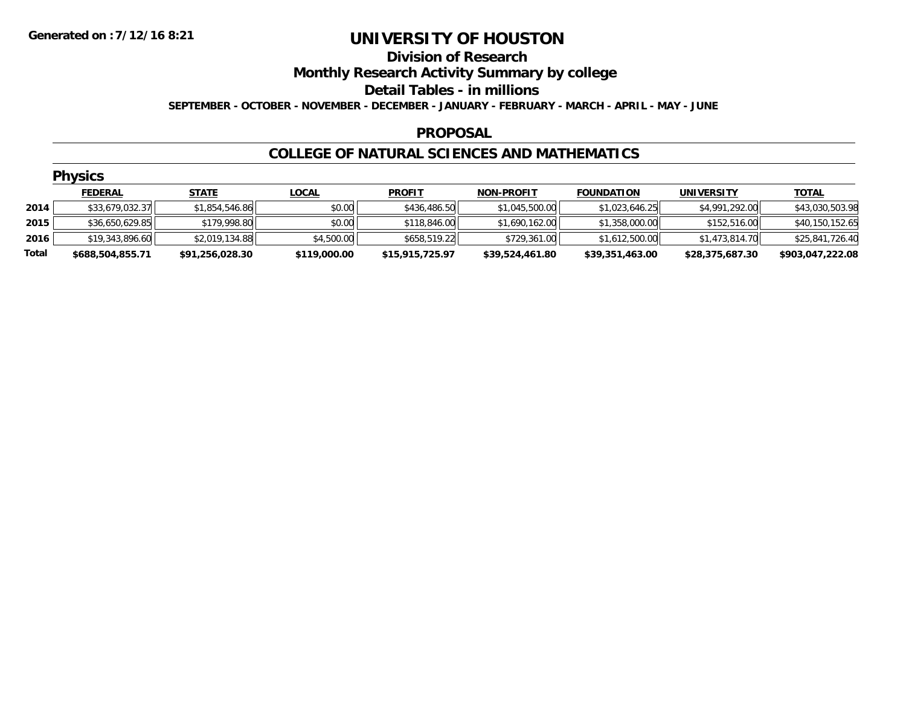**Generated on :7/12/16 8:21**

# UNIVERSITY OF HOUSTON

## Division of Research

## Monthly Research Activity Summary by college

## Detail Tables - in millions

**SEPTEMBER - OCTOBER - NOVEMBER - DECEMBER - JANUARY - FEBRUARY - MARCH - APRIL - MAY - JUNE**

### PROPOSAL

### COLLEGE OF NATURAL SCIENCES AND MATHEMATICS

#### Physics

| | FEDERAL | STATE | LOCAL | PROFIT | NON-PROFIT | FOUNDATION | UNIVERSITY | TOTAL |
|---|---|---|---|---|---|---|---|---|
| 2014 | $33,679,032.37 | $1,854,546.86 | $0.00 | $436,486.50 | $1,045,500.00 | $1,023,646.25 | $4,991,292.00 | $43,030,503.98 |
| 2015 | $36,650,629.85 | $179,998.80 | $0.00 | $118,846.00 | $1,690,162.00 | $1,358,000.00 | $152,516.00 | $40,150,152.65 |
| 2016 | $19,343,896.60 | $2,019,134.88 | $4,500.00 | $658,519.22 | $729,361.00 | $1,612,500.00 | $1,473,814.70 | $25,841,726.40 |
| **Total** | **$688,504,855.71** | **$91,256,028.30** | **$119,000.00** | **$15,915,725.97** | **$39,524,461.80** | **$39,351,463.00** | **$28,375,687.30** | **$903,047,222.08** |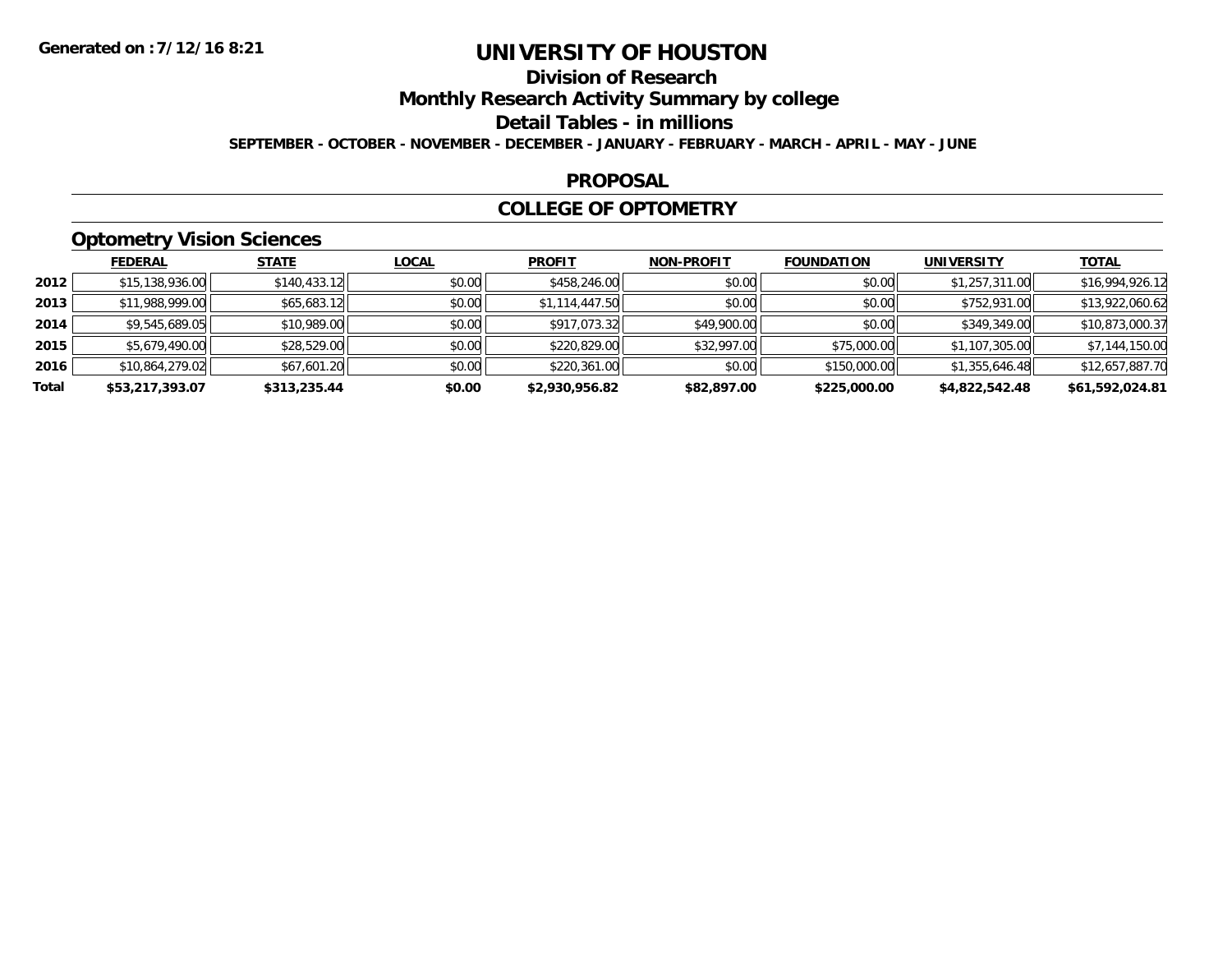# UNIVERSITY OF HOUSTON

## Division of Research

## Monthly Research Activity Summary by college

## Detail Tables - in millions

**SEPTEMBER - OCTOBER - NOVEMBER - DECEMBER - JANUARY - FEBRUARY - MARCH - APRIL - MAY - JUNE**

**Generated on : 7/12/16 8:21**

## PROPOSAL

## COLLEGE OF OPTOMETRY

### Optometry Vision Sciences

| | FEDERAL | STATE | LOCAL | PROFIT | NON-PROFIT | FOUNDATION | UNIVERSITY | TOTAL |
|---|---|---|---|---|---|---|---|---|
| 2012 | $15,138,936.00 | $140,433.12 | $0.00 | $458,246.00 | $0.00 | $0.00 | $1,257,311.00 | $16,994,926.12 |
| 2013 | $11,988,999.00 | $65,683.12 | $0.00 | $1,114,447.50 | $0.00 | $0.00 | $752,931.00 | $13,922,060.62 |
| 2014 | $9,545,689.05 | $10,989.00 | $0.00 | $917,073.32 | $49,900.00 | $0.00 | $349,349.00 | $10,873,000.37 |
| 2015 | $5,679,490.00 | $28,529.00 | $0.00 | $220,829.00 | $32,997.00 | $75,000.00 | $1,107,305.00 | $7,144,150.00 |
| 2016 | $10,864,279.02 | $67,601.20 | $0.00 | $220,361.00 | $0.00 | $150,000.00 | $1,355,646.48 | $12,657,887.70 |
| **Total** | **$53,217,393.07** | **$313,235.44** | **$0.00** | **$2,930,956.82** | **$82,897.00** | **$225,000.00** | **$4,822,542.48** | **$61,592,024.81** |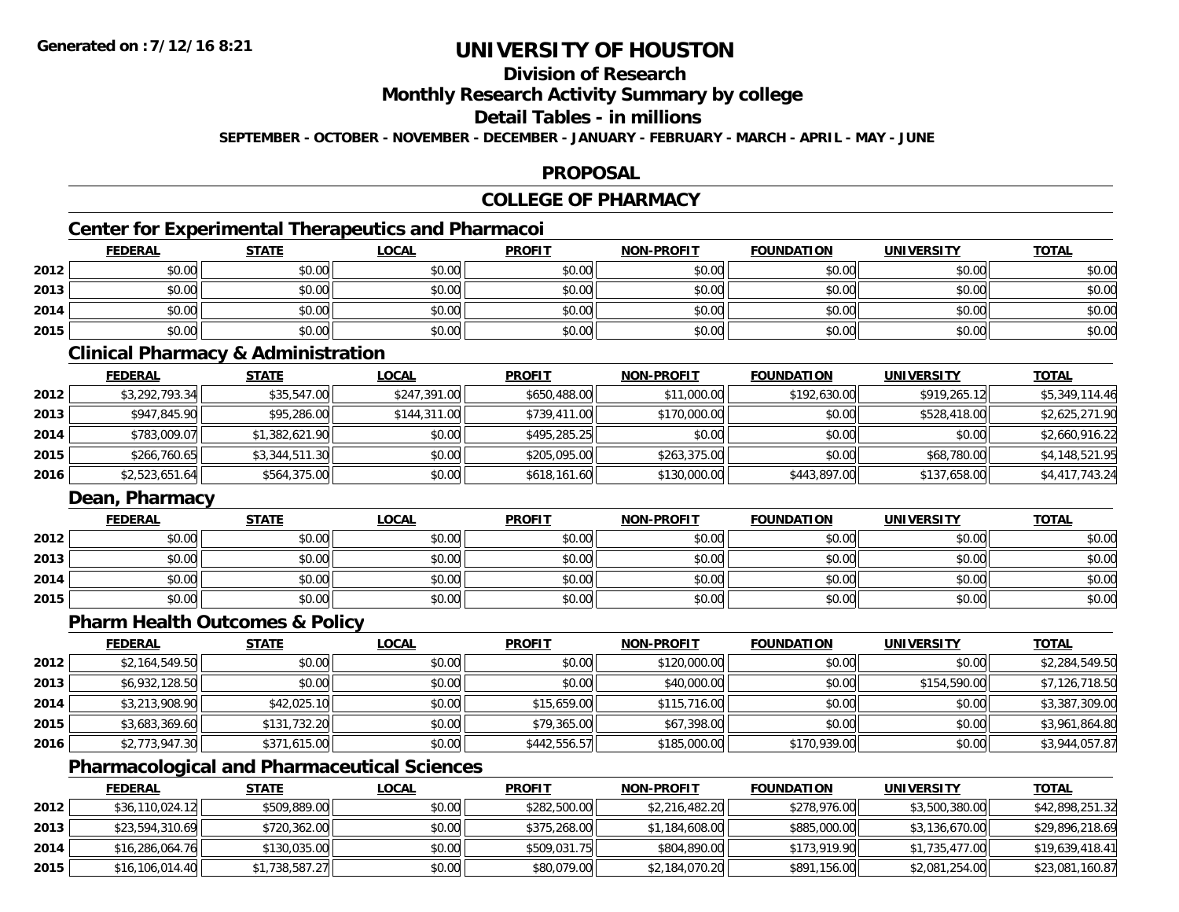**Generated on :7/12/16 8:21**

# UNIVERSITY OF HOUSTON

## Division of Research

## Monthly Research Activity Summary by college

## Detail Tables - in millions

**SEPTEMBER - OCTOBER - NOVEMBER - DECEMBER - JANUARY - FEBRUARY - MARCH - APRIL - MAY - JUNE**

## PROPOSAL

## COLLEGE OF PHARMACY

### Center for Experimental Therapeutics and Pharmacoi

| | FEDERAL | STATE | LOCAL | PROFIT | NON-PROFIT | FOUNDATION | UNIVERSITY | TOTAL |
|---|---|---|---|---|---|---|---|---|
| 2012 | $0.00 | $0.00 | $0.00 | $0.00 | $0.00 | $0.00 | $0.00 | $0.00 |
| 2013 | $0.00 | $0.00 | $0.00 | $0.00 | $0.00 | $0.00 | $0.00 | $0.00 |
| 2014 | $0.00 | $0.00 | $0.00 | $0.00 | $0.00 | $0.00 | $0.00 | $0.00 |
| 2015 | $0.00 | $0.00 | $0.00 | $0.00 | $0.00 | $0.00 | $0.00 | $0.00 |

### Clinical Pharmacy & Administration

| | FEDERAL | STATE | LOCAL | PROFIT | NON-PROFIT | FOUNDATION | UNIVERSITY | TOTAL |
|---|---|---|---|---|---|---|---|---|
| 2012 | $3,292,793.34 | $35,547.00 | $247,391.00 | $650,488.00 | $11,000.00 | $192,630.00 | $919,265.12 | $5,349,114.46 |
| 2013 | $947,845.90 | $95,286.00 | $144,311.00 | $739,411.00 | $170,000.00 | $0.00 | $528,418.00 | $2,625,271.90 |
| 2014 | $783,009.07 | $1,382,621.90 | $0.00 | $495,285.25 | $0.00 | $0.00 | $0.00 | $2,660,916.22 |
| 2015 | $266,760.65 | $3,344,511.30 | $0.00 | $205,095.00 | $263,375.00 | $0.00 | $68,780.00 | $4,148,521.95 |
| 2016 | $2,523,651.64 | $564,375.00 | $0.00 | $618,161.60 | $130,000.00 | $443,897.00 | $137,658.00 | $4,417,743.24 |

### Dean, Pharmacy

| | FEDERAL | STATE | LOCAL | PROFIT | NON-PROFIT | FOUNDATION | UNIVERSITY | TOTAL |
|---|---|---|---|---|---|---|---|---|
| 2012 | $0.00 | $0.00 | $0.00 | $0.00 | $0.00 | $0.00 | $0.00 | $0.00 |
| 2013 | $0.00 | $0.00 | $0.00 | $0.00 | $0.00 | $0.00 | $0.00 | $0.00 |
| 2014 | $0.00 | $0.00 | $0.00 | $0.00 | $0.00 | $0.00 | $0.00 | $0.00 |
| 2015 | $0.00 | $0.00 | $0.00 | $0.00 | $0.00 | $0.00 | $0.00 | $0.00 |

### Pharm Health Outcomes & Policy

| | FEDERAL | STATE | LOCAL | PROFIT | NON-PROFIT | FOUNDATION | UNIVERSITY | TOTAL |
|---|---|---|---|---|---|---|---|---|
| 2012 | $2,164,549.50 | $0.00 | $0.00 | $0.00 | $120,000.00 | $0.00 | $0.00 | $2,284,549.50 |
| 2013 | $6,932,128.50 | $0.00 | $0.00 | $0.00 | $40,000.00 | $0.00 | $154,590.00 | $7,126,718.50 |
| 2014 | $3,213,908.90 | $42,025.10 | $0.00 | $15,659.00 | $115,716.00 | $0.00 | $0.00 | $3,387,309.00 |
| 2015 | $3,683,369.60 | $131,732.20 | $0.00 | $79,365.00 | $67,398.00 | $0.00 | $0.00 | $3,961,864.80 |
| 2016 | $2,773,947.30 | $371,615.00 | $0.00 | $442,556.57 | $185,000.00 | $170,939.00 | $0.00 | $3,944,057.87 |

### Pharmacological and Pharmaceutical Sciences

| | FEDERAL | STATE | LOCAL | PROFIT | NON-PROFIT | FOUNDATION | UNIVERSITY | TOTAL |
|---|---|---|---|---|---|---|---|---|
| 2012 | $36,110,024.12 | $509,889.00 | $0.00 | $282,500.00 | $2,216,482.20 | $278,976.00 | $3,500,380.00 | $42,898,251.32 |
| 2013 | $23,594,310.69 | $720,362.00 | $0.00 | $375,268.00 | $1,184,608.00 | $885,000.00 | $3,136,670.00 | $29,896,218.69 |
| 2014 | $16,286,064.76 | $130,035.00 | $0.00 | $509,031.75 | $804,890.00 | $173,919.90 | $1,735,477.00 | $19,639,418.41 |
| 2015 | $16,106,014.40 | $1,738,587.27 | $0.00 | $80,079.00 | $2,184,070.20 | $891,156.00 | $2,081,254.00 | $23,081,160.87 |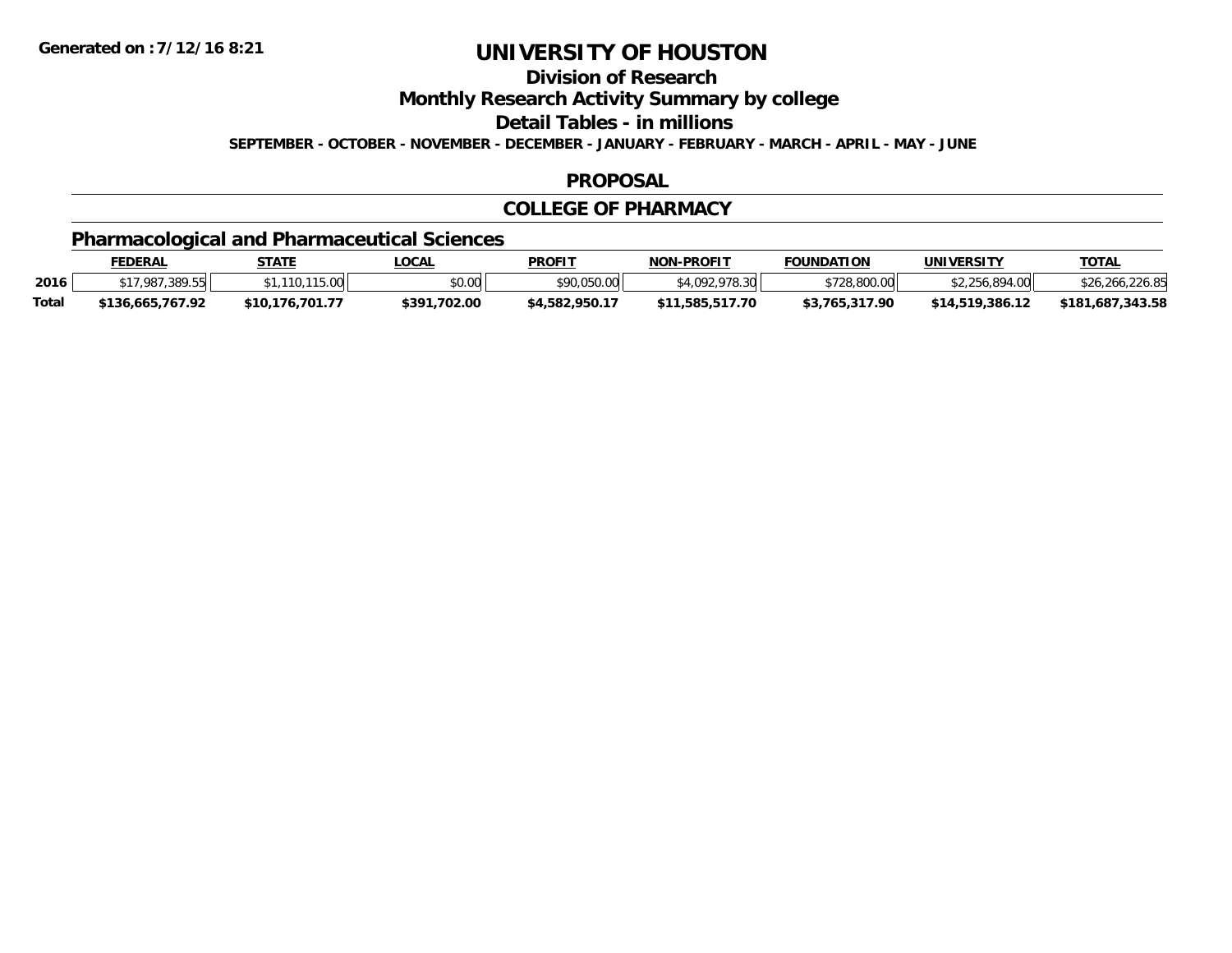# UNIVERSITY OF HOUSTON

## Division of Research

## Monthly Research Activity Summary by college

## Detail Tables - in millions

**SEPTEMBER - OCTOBER - NOVEMBER - DECEMBER - JANUARY - FEBRUARY - MARCH - APRIL - MAY - JUNE**

## PROPOSAL

## COLLEGE OF PHARMACY

### Pharmacological and Pharmaceutical Sciences

| | FEDERAL | STATE | LOCAL | PROFIT | NON-PROFIT | FOUNDATION | UNIVERSITY | TOTAL |
|---|---|---|---|---|---|---|---|---|
| 2016 | $17,987,389.55 | $1,110,115.00 | $0.00 | $90,050.00 | $4,092,978.30 | $728,800.00 | $2,256,894.00 | $26,266,226.85 |
| **Total** | **$136,665,767.92** | **$10,176,701.77** | **$391,702.00** | **$4,582,950.17** | **$11,585,517.70** | **$3,765,317.90** | **$14,519,386.12** | **$181,687,343.58** |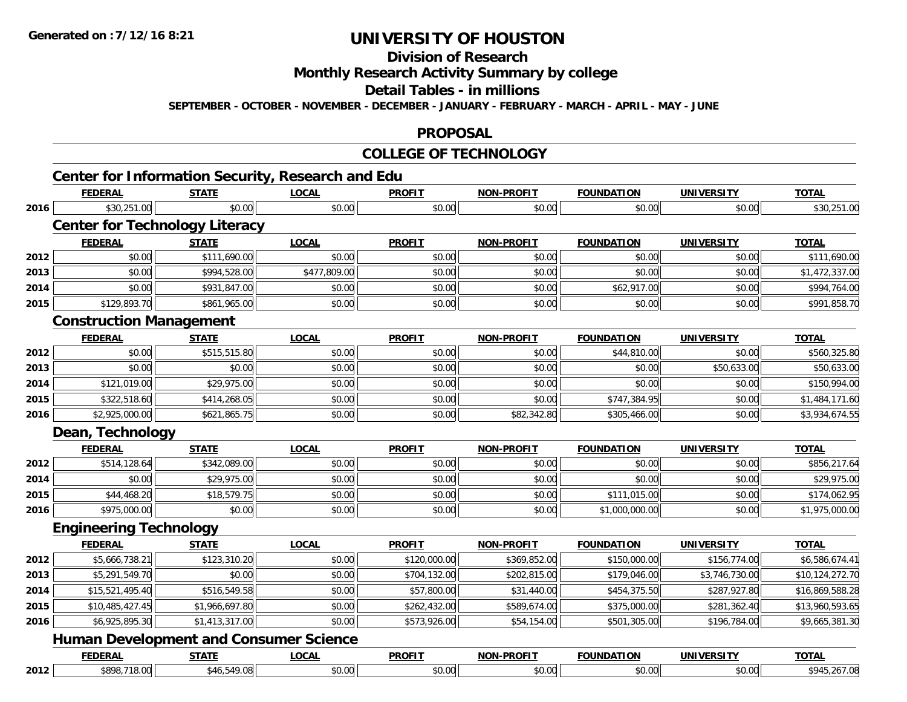**Generated on :7/12/16 8:21**

# UNIVERSITY OF HOUSTON

## Division of Research

## Monthly Research Activity Summary by college

## Detail Tables - in millions

**SEPTEMBER - OCTOBER - NOVEMBER - DECEMBER - JANUARY - FEBRUARY - MARCH - APRIL - MAY - JUNE**

## PROPOSAL

## COLLEGE OF TECHNOLOGY

### Center for Information Security, Research and Edu

| | FEDERAL | STATE | LOCAL | PROFIT | NON-PROFIT | FOUNDATION | UNIVERSITY | TOTAL |
|---|---|---|---|---|---|---|---|---|
| 2016 | $30,251.00 | $0.00 | $0.00 | $0.00 | $0.00 | $0.00 | $0.00 | $30,251.00 |

### Center for Technology Literacy

| | FEDERAL | STATE | LOCAL | PROFIT | NON-PROFIT | FOUNDATION | UNIVERSITY | TOTAL |
|---|---|---|---|---|---|---|---|---|
| 2012 | $0.00 | $111,690.00 | $0.00 | $0.00 | $0.00 | $0.00 | $0.00 | $111,690.00 |
| 2013 | $0.00 | $994,528.00 | $477,809.00 | $0.00 | $0.00 | $0.00 | $0.00 | $1,472,337.00 |
| 2014 | $0.00 | $931,847.00 | $0.00 | $0.00 | $0.00 | $62,917.00 | $0.00 | $994,764.00 |
| 2015 | $129,893.70 | $861,965.00 | $0.00 | $0.00 | $0.00 | $0.00 | $0.00 | $991,858.70 |

### Construction Management

| | FEDERAL | STATE | LOCAL | PROFIT | NON-PROFIT | FOUNDATION | UNIVERSITY | TOTAL |
|---|---|---|---|---|---|---|---|---|
| 2012 | $0.00 | $515,515.80 | $0.00 | $0.00 | $0.00 | $44,810.00 | $0.00 | $560,325.80 |
| 2013 | $0.00 | $0.00 | $0.00 | $0.00 | $0.00 | $0.00 | $50,633.00 | $50,633.00 |
| 2014 | $121,019.00 | $29,975.00 | $0.00 | $0.00 | $0.00 | $0.00 | $0.00 | $150,994.00 |
| 2015 | $322,518.60 | $414,268.05 | $0.00 | $0.00 | $0.00 | $747,384.95 | $0.00 | $1,484,171.60 |
| 2016 | $2,925,000.00 | $621,865.75 | $0.00 | $0.00 | $82,342.80 | $305,466.00 | $0.00 | $3,934,674.55 |

### Dean, Technology

| | FEDERAL | STATE | LOCAL | PROFIT | NON-PROFIT | FOUNDATION | UNIVERSITY | TOTAL |
|---|---|---|---|---|---|---|---|---|
| 2012 | $514,128.64 | $342,089.00 | $0.00 | $0.00 | $0.00 | $0.00 | $0.00 | $856,217.64 |
| 2014 | $0.00 | $29,975.00 | $0.00 | $0.00 | $0.00 | $0.00 | $0.00 | $29,975.00 |
| 2015 | $44,468.20 | $18,579.75 | $0.00 | $0.00 | $0.00 | $111,015.00 | $0.00 | $174,062.95 |
| 2016 | $975,000.00 | $0.00 | $0.00 | $0.00 | $0.00 | $1,000,000.00 | $0.00 | $1,975,000.00 |

### Engineering Technology

| | FEDERAL | STATE | LOCAL | PROFIT | NON-PROFIT | FOUNDATION | UNIVERSITY | TOTAL |
|---|---|---|---|---|---|---|---|---|
| 2012 | $5,666,738.21 | $123,310.20 | $0.00 | $120,000.00 | $369,852.00 | $150,000.00 | $156,774.00 | $6,586,674.41 |
| 2013 | $5,291,549.70 | $0.00 | $0.00 | $704,132.00 | $202,815.00 | $179,046.00 | $3,746,730.00 | $10,124,272.70 |
| 2014 | $15,521,495.40 | $516,549.58 | $0.00 | $57,800.00 | $31,440.00 | $454,375.50 | $287,927.80 | $16,869,588.28 |
| 2015 | $10,485,427.45 | $1,966,697.80 | $0.00 | $262,432.00 | $589,674.00 | $375,000.00 | $281,362.40 | $13,960,593.65 |
| 2016 | $6,925,895.30 | $1,413,317.00 | $0.00 | $573,926.00 | $54,154.00 | $501,305.00 | $196,784.00 | $9,665,381.30 |

### Human Development and Consumer Science

| | FEDERAL | STATE | LOCAL | PROFIT | NON-PROFIT | FOUNDATION | UNIVERSITY | TOTAL |
|---|---|---|---|---|---|---|---|---|
| 2012 | $898,718.00 | $46,549.08 | $0.00 | $0.00 | $0.00 | $0.00 | $0.00 | $945,267.08 |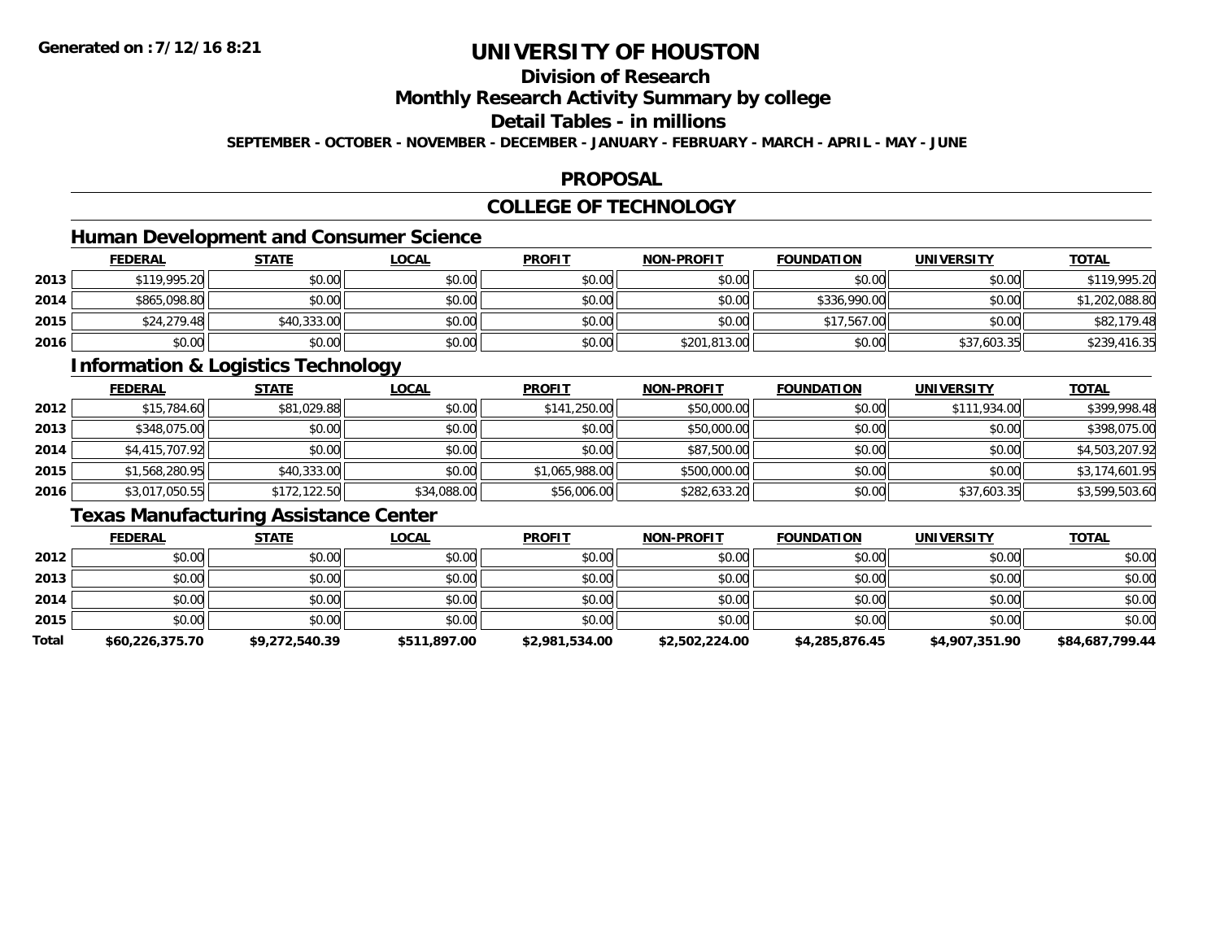# UNIVERSITY OF HOUSTON

## Division of Research

## Monthly Research Activity Summary by college

## Detail Tables - in millions

**SEPTEMBER - OCTOBER - NOVEMBER - DECEMBER - JANUARY - FEBRUARY - MARCH - APRIL - MAY - JUNE**

## PROPOSAL

## COLLEGE OF TECHNOLOGY

### Human Development and Consumer Science

| | FEDERAL | STATE | LOCAL | PROFIT | NON-PROFIT | FOUNDATION | UNIVERSITY | TOTAL |
|---|---|---|---|---|---|---|---|---|
| 2013 | $119,995.20 | $0.00 | $0.00 | $0.00 | $0.00 | $0.00 | $0.00 | $119,995.20 |
| 2014 | $865,098.80 | $0.00 | $0.00 | $0.00 | $0.00 | $336,990.00 | $0.00 | $1,202,088.80 |
| 2015 | $24,279.48 | $40,333.00 | $0.00 | $0.00 | $0.00 | $17,567.00 | $0.00 | $82,179.48 |
| 2016 | $0.00 | $0.00 | $0.00 | $0.00 | $201,813.00 | $0.00 | $37,603.35 | $239,416.35 |

### Information & Logistics Technology

| | FEDERAL | STATE | LOCAL | PROFIT | NON-PROFIT | FOUNDATION | UNIVERSITY | TOTAL |
|---|---|---|---|---|---|---|---|---|
| 2012 | $15,784.60 | $81,029.88 | $0.00 | $141,250.00 | $50,000.00 | $0.00 | $111,934.00 | $399,998.48 |
| 2013 | $348,075.00 | $0.00 | $0.00 | $0.00 | $50,000.00 | $0.00 | $0.00 | $398,075.00 |
| 2014 | $4,415,707.92 | $0.00 | $0.00 | $0.00 | $87,500.00 | $0.00 | $0.00 | $4,503,207.92 |
| 2015 | $1,568,280.95 | $40,333.00 | $0.00 | $1,065,988.00 | $500,000.00 | $0.00 | $0.00 | $3,174,601.95 |
| 2016 | $3,017,050.55 | $172,122.50 | $34,088.00 | $56,006.00 | $282,633.20 | $0.00 | $37,603.35 | $3,599,503.60 |

### Texas Manufacturing Assistance Center

| | FEDERAL | STATE | LOCAL | PROFIT | NON-PROFIT | FOUNDATION | UNIVERSITY | TOTAL |
|---|---|---|---|---|---|---|---|---|
| 2012 | $0.00 | $0.00 | $0.00 | $0.00 | $0.00 | $0.00 | $0.00 | $0.00 |
| 2013 | $0.00 | $0.00 | $0.00 | $0.00 | $0.00 | $0.00 | $0.00 | $0.00 |
| 2014 | $0.00 | $0.00 | $0.00 | $0.00 | $0.00 | $0.00 | $0.00 | $0.00 |
| 2015 | $0.00 | $0.00 | $0.00 | $0.00 | $0.00 | $0.00 | $0.00 | $0.00 |
| **Total** | **$60,226,375.70** | **$9,272,540.39** | **$511,897.00** | **$2,981,534.00** | **$2,502,224.00** | **$4,285,876.45** | **$4,907,351.90** | **$84,687,799.44** |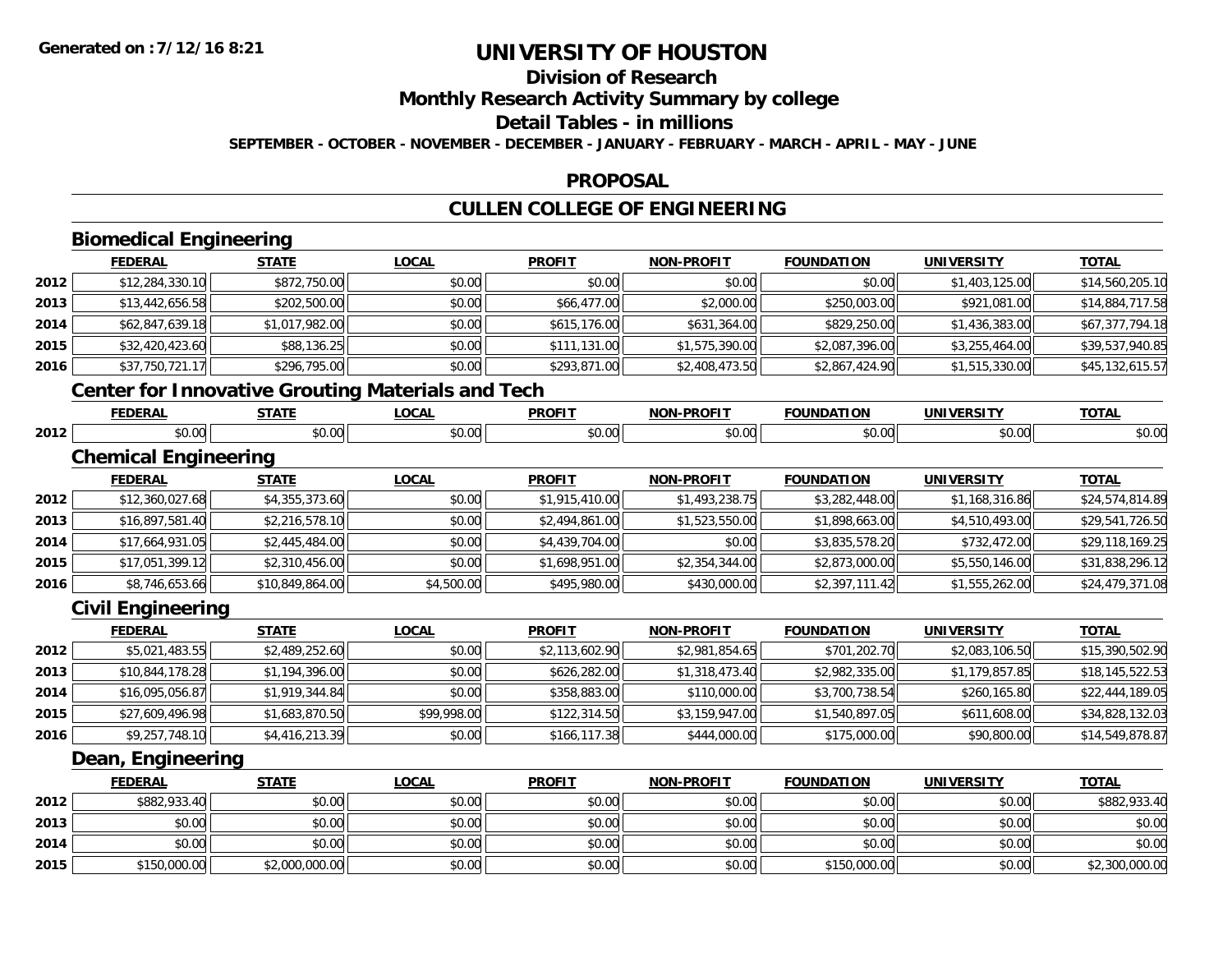**Generated on :7/12/16 8:21**

# UNIVERSITY OF HOUSTON

## Division of Research

## Monthly Research Activity Summary by college

## Detail Tables - in millions

**SEPTEMBER - OCTOBER - NOVEMBER - DECEMBER - JANUARY - FEBRUARY - MARCH - APRIL - MAY - JUNE**

## PROPOSAL

## CULLEN COLLEGE OF ENGINEERING

### Biomedical Engineering

| | FEDERAL | STATE | LOCAL | PROFIT | NON-PROFIT | FOUNDATION | UNIVERSITY | TOTAL |
|---|---|---|---|---|---|---|---|---|
| 2012 | $12,284,330.10 | $872,750.00 | $0.00 | $0.00 | $0.00 | $0.00 | $1,403,125.00 | $14,560,205.10 |
| 2013 | $13,442,656.58 | $202,500.00 | $0.00 | $66,477.00 | $2,000.00 | $250,003.00 | $921,081.00 | $14,884,717.58 |
| 2014 | $62,847,639.18 | $1,017,982.00 | $0.00 | $615,176.00 | $631,364.00 | $829,250.00 | $1,436,383.00 | $67,377,794.18 |
| 2015 | $32,420,423.60 | $88,136.25 | $0.00 | $111,131.00 | $1,575,390.00 | $2,087,396.00 | $3,255,464.00 | $39,537,940.85 |
| 2016 | $37,750,721.17 | $296,795.00 | $0.00 | $293,871.00 | $2,408,473.50 | $2,867,424.90 | $1,515,330.00 | $45,132,615.57 |

### Center for Innovative Grouting Materials and Tech

| | FEDERAL | STATE | LOCAL | PROFIT | NON-PROFIT | FOUNDATION | UNIVERSITY | TOTAL |
|---|---|---|---|---|---|---|---|---|
| 2012 | $0.00 | $0.00 | $0.00 | $0.00 | $0.00 | $0.00 | $0.00 | $0.00 |

### Chemical Engineering

| | FEDERAL | STATE | LOCAL | PROFIT | NON-PROFIT | FOUNDATION | UNIVERSITY | TOTAL |
|---|---|---|---|---|---|---|---|---|
| 2012 | $12,360,027.68 | $4,355,373.60 | $0.00 | $1,915,410.00 | $1,493,238.75 | $3,282,448.00 | $1,168,316.86 | $24,574,814.89 |
| 2013 | $16,897,581.40 | $2,216,578.10 | $0.00 | $2,494,861.00 | $1,523,550.00 | $1,898,663.00 | $4,510,493.00 | $29,541,726.50 |
| 2014 | $17,664,931.05 | $2,445,484.00 | $0.00 | $4,439,704.00 | $0.00 | $3,835,578.20 | $732,472.00 | $29,118,169.25 |
| 2015 | $17,051,399.12 | $2,310,456.00 | $0.00 | $1,698,951.00 | $2,354,344.00 | $2,873,000.00 | $5,550,146.00 | $31,838,296.12 |
| 2016 | $8,746,653.66 | $10,849,864.00 | $4,500.00 | $495,980.00 | $430,000.00 | $2,397,111.42 | $1,555,262.00 | $24,479,371.08 |

### Civil Engineering

| | FEDERAL | STATE | LOCAL | PROFIT | NON-PROFIT | FOUNDATION | UNIVERSITY | TOTAL |
|---|---|---|---|---|---|---|---|---|
| 2012 | $5,021,483.55 | $2,489,252.60 | $0.00 | $2,113,602.90 | $2,981,854.65 | $701,202.70 | $2,083,106.50 | $15,390,502.90 |
| 2013 | $10,844,178.28 | $1,194,396.00 | $0.00 | $626,282.00 | $1,318,473.40 | $2,982,335.00 | $1,179,857.85 | $18,145,522.53 |
| 2014 | $16,095,056.87 | $1,919,344.84 | $0.00 | $358,883.00 | $110,000.00 | $3,700,738.54 | $260,165.80 | $22,444,189.05 |
| 2015 | $27,609,496.98 | $1,683,870.50 | $99,998.00 | $122,314.50 | $3,159,947.00 | $1,540,897.05 | $611,608.00 | $34,828,132.03 |
| 2016 | $9,257,748.10 | $4,416,213.39 | $0.00 | $166,117.38 | $444,000.00 | $175,000.00 | $90,800.00 | $14,549,878.87 |

### Dean, Engineering

| | FEDERAL | STATE | LOCAL | PROFIT | NON-PROFIT | FOUNDATION | UNIVERSITY | TOTAL |
|---|---|---|---|---|---|---|---|---|
| 2012 | $882,933.40 | $0.00 | $0.00 | $0.00 | $0.00 | $0.00 | $0.00 | $882,933.40 |
| 2013 | $0.00 | $0.00 | $0.00 | $0.00 | $0.00 | $0.00 | $0.00 | $0.00 |
| 2014 | $0.00 | $0.00 | $0.00 | $0.00 | $0.00 | $0.00 | $0.00 | $0.00 |
| 2015 | $150,000.00 | $2,000,000.00 | $0.00 | $0.00 | $0.00 | $150,000.00 | $0.00 | $2,300,000.00 |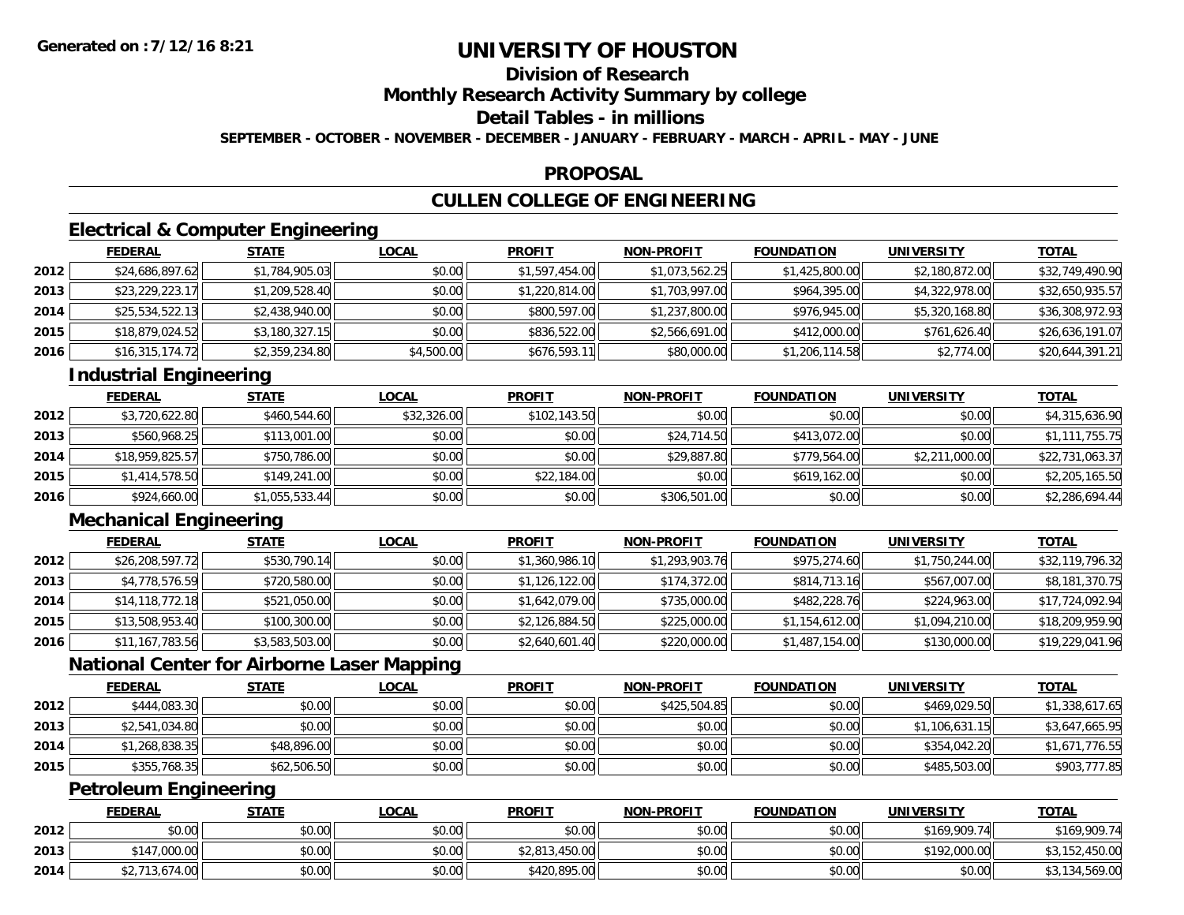# UNIVERSITY OF HOUSTON

## Division of Research

## Monthly Research Activity Summary by college

## Detail Tables - in millions

**SEPTEMBER - OCTOBER - NOVEMBER - DECEMBER - JANUARY - FEBRUARY - MARCH - APRIL - MAY - JUNE**

**Generated on : 7/12/16 8:21**

## PROPOSAL

## CULLEN COLLEGE OF ENGINEERING

### Electrical & Computer Engineering

| | FEDERAL | STATE | LOCAL | PROFIT | NON-PROFIT | FOUNDATION | UNIVERSITY | TOTAL |
|---|---|---|---|---|---|---|---|---|
| 2012 | $24,686,897.62 | $1,784,905.03 | $0.00 | $1,597,454.00 | $1,073,562.25 | $1,425,800.00 | $2,180,872.00 | $32,749,490.90 |
| 2013 | $23,229,223.17 | $1,209,528.40 | $0.00 | $1,220,814.00 | $1,703,997.00 | $964,395.00 | $4,322,978.00 | $32,650,935.57 |
| 2014 | $25,534,522.13 | $2,438,940.00 | $0.00 | $800,597.00 | $1,237,800.00 | $976,945.00 | $5,320,168.80 | $36,308,972.93 |
| 2015 | $18,879,024.52 | $3,180,327.15 | $0.00 | $836,522.00 | $2,566,691.00 | $412,000.00 | $761,626.40 | $26,636,191.07 |
| 2016 | $16,315,174.72 | $2,359,234.80 | $4,500.00 | $676,593.11 | $80,000.00 | $1,206,114.58 | $2,774.00 | $20,644,391.21 |

### Industrial Engineering

| | FEDERAL | STATE | LOCAL | PROFIT | NON-PROFIT | FOUNDATION | UNIVERSITY | TOTAL |
|---|---|---|---|---|---|---|---|---|
| 2012 | $3,720,622.80 | $460,544.60 | $32,326.00 | $102,143.50 | $0.00 | $0.00 | $0.00 | $4,315,636.90 |
| 2013 | $560,968.25 | $113,001.00 | $0.00 | $0.00 | $24,714.50 | $413,072.00 | $0.00 | $1,111,755.75 |
| 2014 | $18,959,825.57 | $750,786.00 | $0.00 | $0.00 | $29,887.80 | $779,564.00 | $2,211,000.00 | $22,731,063.37 |
| 2015 | $1,414,578.50 | $149,241.00 | $0.00 | $22,184.00 | $0.00 | $619,162.00 | $0.00 | $2,205,165.50 |
| 2016 | $924,660.00 | $1,055,533.44 | $0.00 | $0.00 | $306,501.00 | $0.00 | $0.00 | $2,286,694.44 |

### Mechanical Engineering

| | FEDERAL | STATE | LOCAL | PROFIT | NON-PROFIT | FOUNDATION | UNIVERSITY | TOTAL |
|---|---|---|---|---|---|---|---|---|
| 2012 | $26,208,597.72 | $530,790.14 | $0.00 | $1,360,986.10 | $1,293,903.76 | $975,274.60 | $1,750,244.00 | $32,119,796.32 |
| 2013 | $4,778,576.59 | $720,580.00 | $0.00 | $1,126,122.00 | $174,372.00 | $814,713.16 | $567,007.00 | $8,181,370.75 |
| 2014 | $14,118,772.18 | $521,050.00 | $0.00 | $1,642,079.00 | $735,000.00 | $482,228.76 | $224,963.00 | $17,724,092.94 |
| 2015 | $13,508,953.40 | $100,300.00 | $0.00 | $2,126,884.50 | $225,000.00 | $1,154,612.00 | $1,094,210.00 | $18,209,959.90 |
| 2016 | $11,167,783.56 | $3,583,503.00 | $0.00 | $2,640,601.40 | $220,000.00 | $1,487,154.00 | $130,000.00 | $19,229,041.96 |

### National Center for Airborne Laser Mapping

| | FEDERAL | STATE | LOCAL | PROFIT | NON-PROFIT | FOUNDATION | UNIVERSITY | TOTAL |
|---|---|---|---|---|---|---|---|---|
| 2012 | $444,083.30 | $0.00 | $0.00 | $0.00 | $425,504.85 | $0.00 | $469,029.50 | $1,338,617.65 |
| 2013 | $2,541,034.80 | $0.00 | $0.00 | $0.00 | $0.00 | $0.00 | $1,106,631.15 | $3,647,665.95 |
| 2014 | $1,268,838.35 | $48,896.00 | $0.00 | $0.00 | $0.00 | $0.00 | $354,042.20 | $1,671,776.55 |
| 2015 | $355,768.35 | $62,506.50 | $0.00 | $0.00 | $0.00 | $0.00 | $485,503.00 | $903,777.85 |

### Petroleum Engineering

| | FEDERAL | STATE | LOCAL | PROFIT | NON-PROFIT | FOUNDATION | UNIVERSITY | TOTAL |
|---|---|---|---|---|---|---|---|---|
| 2012 | $0.00 | $0.00 | $0.00 | $0.00 | $0.00 | $0.00 | $169,909.74 | $169,909.74 |
| 2013 | $147,000.00 | $0.00 | $0.00 | $2,813,450.00 | $0.00 | $0.00 | $192,000.00 | $3,152,450.00 |
| 2014 | $2,713,674.00 | $0.00 | $0.00 | $420,895.00 | $0.00 | $0.00 | $0.00 | $3,134,569.00 |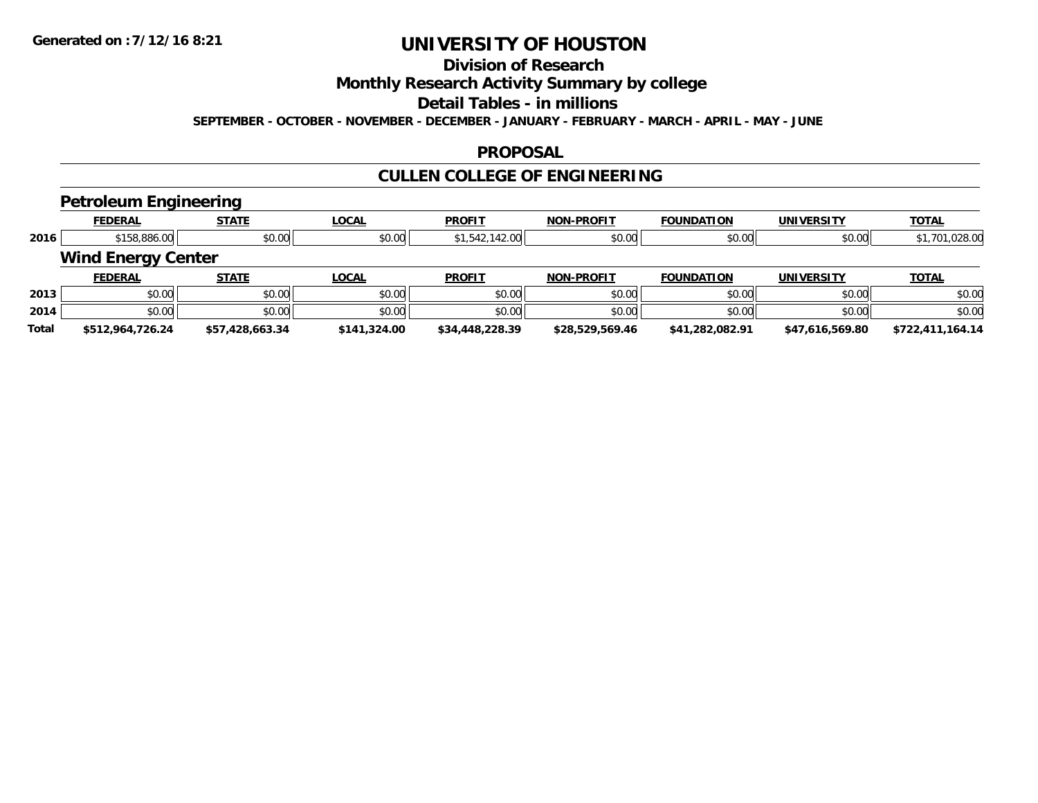# UNIVERSITY OF HOUSTON

## Division of Research

## Monthly Research Activity Summary by college

## Detail Tables - in millions

**SEPTEMBER - OCTOBER - NOVEMBER - DECEMBER - JANUARY - FEBRUARY - MARCH - APRIL - MAY - JUNE**

## PROPOSAL

## CULLEN COLLEGE OF ENGINEERING

### Petroleum Engineering

| | FEDERAL | STATE | LOCAL | PROFIT | NON-PROFIT | FOUNDATION | UNIVERSITY | TOTAL |
|---|---|---|---|---|---|---|---|---|
| 2016 | $158,886.00 | $0.00 | $0.00 | $1,542,142.00 | $0.00 | $0.00 | $0.00 | $1,701,028.00 |

### Wind Energy Center

| | FEDERAL | STATE | LOCAL | PROFIT | NON-PROFIT | FOUNDATION | UNIVERSITY | TOTAL |
|---|---|---|---|---|---|---|---|---|
| 2013 | $0.00 | $0.00 | $0.00 | $0.00 | $0.00 | $0.00 | $0.00 | $0.00 |
| 2014 | $0.00 | $0.00 | $0.00 | $0.00 | $0.00 | $0.00 | $0.00 | $0.00 |
| **Total** | **$512,964,726.24** | **$57,428,663.34** | **$141,324.00** | **$34,448,228.39** | **$28,529,569.46** | **$41,282,082.91** | **$47,616,569.80** | **$722,411,164.14** |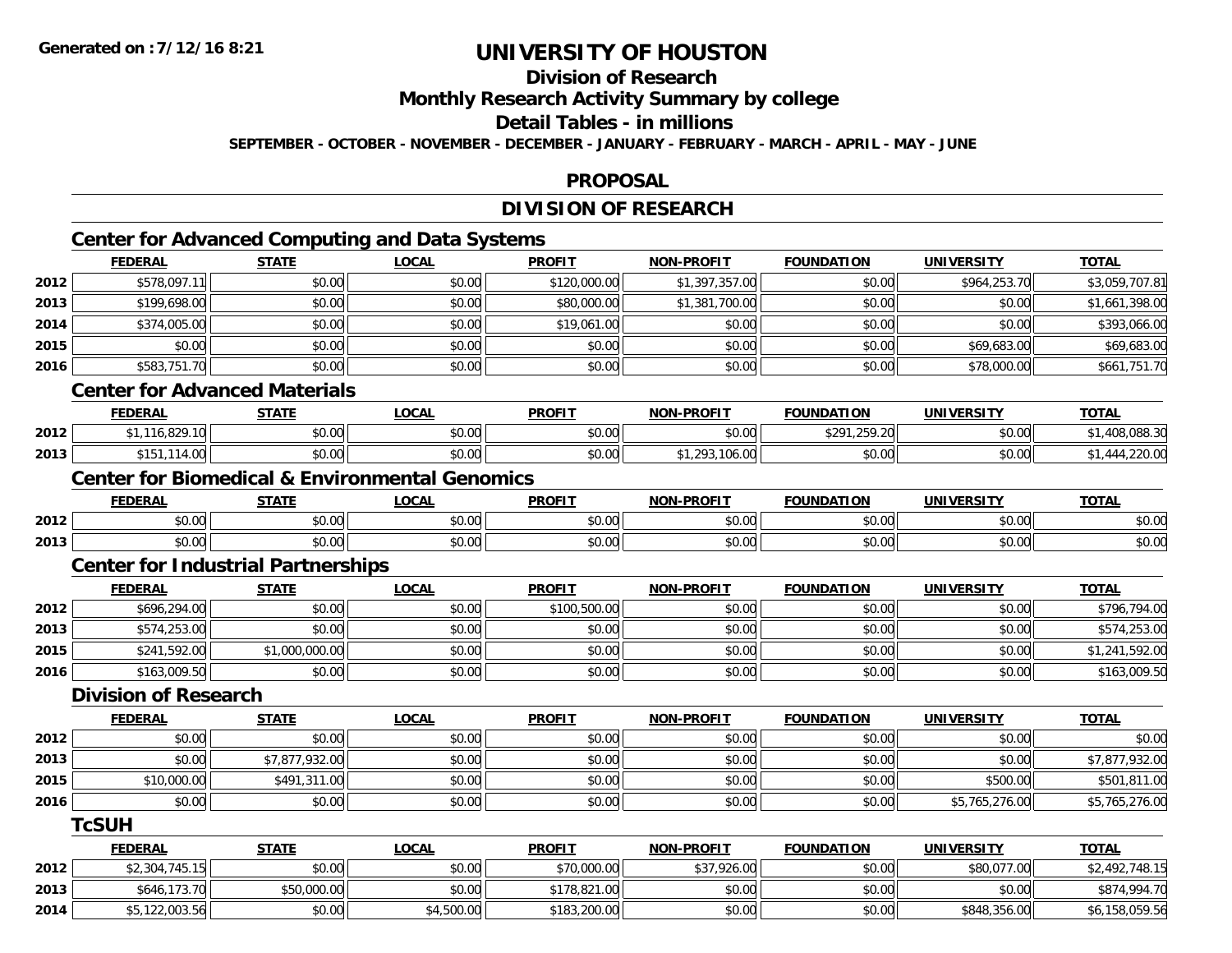**Generated on :7/12/16 8:21**

# UNIVERSITY OF HOUSTON

## Division of Research

## Monthly Research Activity Summary by college

## Detail Tables - in millions

**SEPTEMBER - OCTOBER - NOVEMBER - DECEMBER - JANUARY - FEBRUARY - MARCH - APRIL - MAY - JUNE**

## PROPOSAL

## DIVISION OF RESEARCH

### Center for Advanced Computing and Data Systems

| | FEDERAL | STATE | LOCAL | PROFIT | NON-PROFIT | FOUNDATION | UNIVERSITY | TOTAL |
|---|---|---|---|---|---|---|---|---|
| 2012 | $578,097.11 | $0.00 | $0.00 | $120,000.00 | $1,397,357.00 | $0.00 | $964,253.70 | $3,059,707.81 |
| 2013 | $199,698.00 | $0.00 | $0.00 | $80,000.00 | $1,381,700.00 | $0.00 | $0.00 | $1,661,398.00 |
| 2014 | $374,005.00 | $0.00 | $0.00 | $19,061.00 | $0.00 | $0.00 | $0.00 | $393,066.00 |
| 2015 | $0.00 | $0.00 | $0.00 | $0.00 | $0.00 | $0.00 | $69,683.00 | $69,683.00 |
| 2016 | $583,751.70 | $0.00 | $0.00 | $0.00 | $0.00 | $0.00 | $78,000.00 | $661,751.70 |

### Center for Advanced Materials

| | FEDERAL | STATE | LOCAL | PROFIT | NON-PROFIT | FOUNDATION | UNIVERSITY | TOTAL |
|---|---|---|---|---|---|---|---|---|
| 2012 | $1,116,829.10 | $0.00 | $0.00 | $0.00 | $0.00 | $291,259.20 | $0.00 | $1,408,088.30 |
| 2013 | $151,114.00 | $0.00 | $0.00 | $0.00 | $1,293,106.00 | $0.00 | $0.00 | $1,444,220.00 |

### Center for Biomedical & Environmental Genomics

| | FEDERAL | STATE | LOCAL | PROFIT | NON-PROFIT | FOUNDATION | UNIVERSITY | TOTAL |
|---|---|---|---|---|---|---|---|---|
| 2012 | $0.00 | $0.00 | $0.00 | $0.00 | $0.00 | $0.00 | $0.00 | $0.00 |
| 2013 | $0.00 | $0.00 | $0.00 | $0.00 | $0.00 | $0.00 | $0.00 | $0.00 |

### Center for Industrial Partnerships

| | FEDERAL | STATE | LOCAL | PROFIT | NON-PROFIT | FOUNDATION | UNIVERSITY | TOTAL |
|---|---|---|---|---|---|---|---|---|
| 2012 | $696,294.00 | $0.00 | $0.00 | $100,500.00 | $0.00 | $0.00 | $0.00 | $796,794.00 |
| 2013 | $574,253.00 | $0.00 | $0.00 | $0.00 | $0.00 | $0.00 | $0.00 | $574,253.00 |
| 2015 | $241,592.00 | $1,000,000.00 | $0.00 | $0.00 | $0.00 | $0.00 | $0.00 | $1,241,592.00 |
| 2016 | $163,009.50 | $0.00 | $0.00 | $0.00 | $0.00 | $0.00 | $0.00 | $163,009.50 |

### Division of Research

| | FEDERAL | STATE | LOCAL | PROFIT | NON-PROFIT | FOUNDATION | UNIVERSITY | TOTAL |
|---|---|---|---|---|---|---|---|---|
| 2012 | $0.00 | $0.00 | $0.00 | $0.00 | $0.00 | $0.00 | $0.00 | $0.00 |
| 2013 | $0.00 | $7,877,932.00 | $0.00 | $0.00 | $0.00 | $0.00 | $0.00 | $7,877,932.00 |
| 2015 | $10,000.00 | $491,311.00 | $0.00 | $0.00 | $0.00 | $0.00 | $500.00 | $501,811.00 |
| 2016 | $0.00 | $0.00 | $0.00 | $0.00 | $0.00 | $0.00 | $5,765,276.00 | $5,765,276.00 |

### TcSUH

| | FEDERAL | STATE | LOCAL | PROFIT | NON-PROFIT | FOUNDATION | UNIVERSITY | TOTAL |
|---|---|---|---|---|---|---|---|---|
| 2012 | $2,304,745.15 | $0.00 | $0.00 | $70,000.00 | $37,926.00 | $0.00 | $80,077.00 | $2,492,748.15 |
| 2013 | $646,173.70 | $50,000.00 | $0.00 | $178,821.00 | $0.00 | $0.00 | $0.00 | $874,994.70 |
| 2014 | $5,122,003.56 | $0.00 | $4,500.00 | $183,200.00 | $0.00 | $0.00 | $848,356.00 | $6,158,059.56 |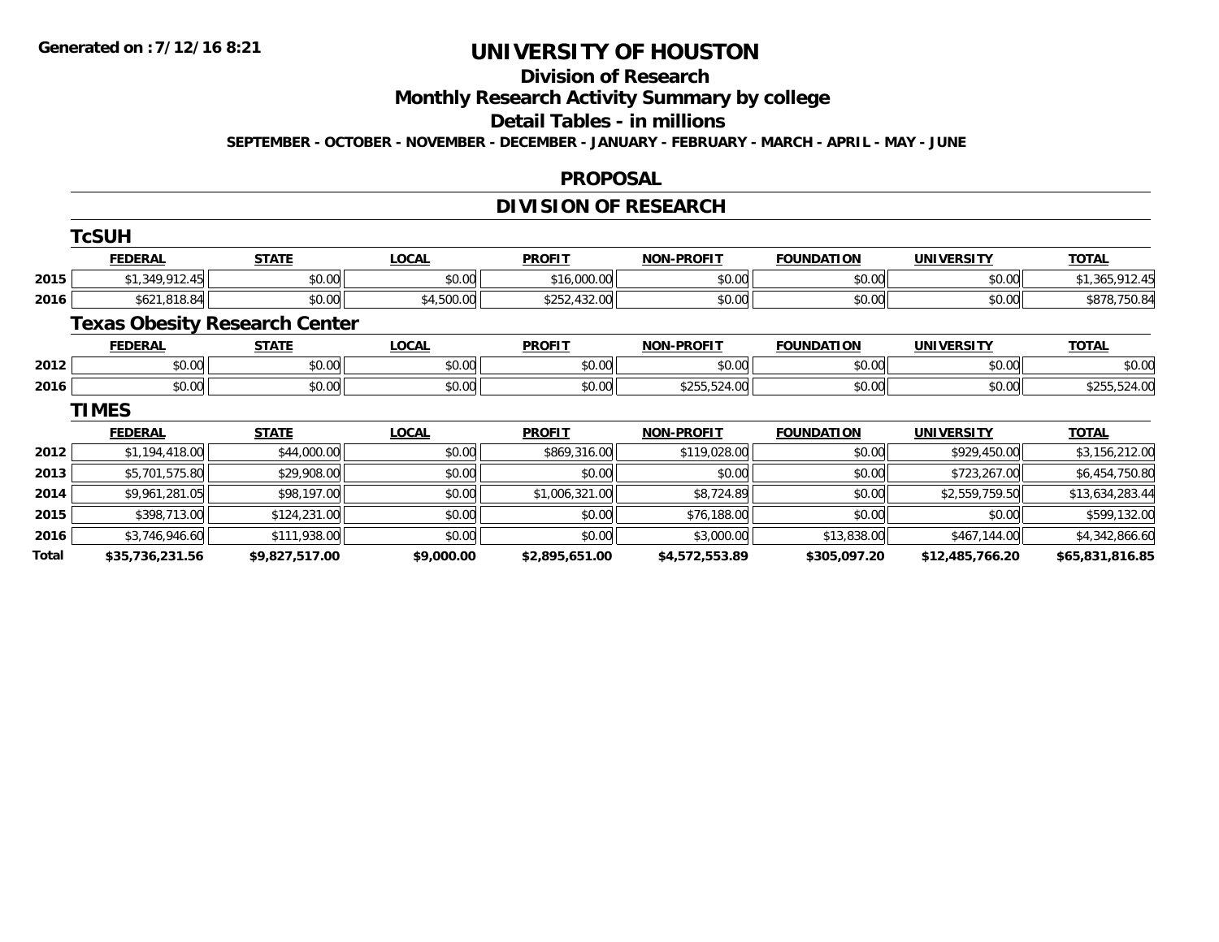**Generated on :7/12/16 8:21**

# UNIVERSITY OF HOUSTON

## Division of Research

## Monthly Research Activity Summary by college

## Detail Tables - in millions

**SEPTEMBER - OCTOBER - NOVEMBER - DECEMBER - JANUARY - FEBRUARY - MARCH - APRIL - MAY - JUNE**

## PROPOSAL

## DIVISION OF RESEARCH

### TcSUH

| | FEDERAL | STATE | LOCAL | PROFIT | NON-PROFIT | FOUNDATION | UNIVERSITY | TOTAL |
|---|---|---|---|---|---|---|---|---|
| 2015 | $1,349,912.45 | $0.00 | $0.00 | $16,000.00 | $0.00 | $0.00 | $0.00 | $1,365,912.45 |
| 2016 | $621,818.84 | $0.00 | $4,500.00 | $252,432.00 | $0.00 | $0.00 | $0.00 | $878,750.84 |

### Texas Obesity Research Center

| | FEDERAL | STATE | LOCAL | PROFIT | NON-PROFIT | FOUNDATION | UNIVERSITY | TOTAL |
|---|---|---|---|---|---|---|---|---|
| 2012 | $0.00 | $0.00 | $0.00 | $0.00 | $0.00 | $0.00 | $0.00 | $0.00 |
| 2016 | $0.00 | $0.00 | $0.00 | $0.00 | $255,524.00 | $0.00 | $0.00 | $255,524.00 |

### TIMES

| | FEDERAL | STATE | LOCAL | PROFIT | NON-PROFIT | FOUNDATION | UNIVERSITY | TOTAL |
|---|---|---|---|---|---|---|---|---|
| 2012 | $1,194,418.00 | $44,000.00 | $0.00 | $869,316.00 | $119,028.00 | $0.00 | $929,450.00 | $3,156,212.00 |
| 2013 | $5,701,575.80 | $29,908.00 | $0.00 | $0.00 | $0.00 | $0.00 | $723,267.00 | $6,454,750.80 |
| 2014 | $9,961,281.05 | $98,197.00 | $0.00 | $1,006,321.00 | $8,724.89 | $0.00 | $2,559,759.50 | $13,634,283.44 |
| 2015 | $398,713.00 | $124,231.00 | $0.00 | $0.00 | $76,188.00 | $0.00 | $0.00 | $599,132.00 |
| 2016 | $3,746,946.60 | $111,938.00 | $0.00 | $0.00 | $3,000.00 | $13,838.00 | $467,144.00 | $4,342,866.60 |
| **Total** | **$35,736,231.56** | **$9,827,517.00** | **$9,000.00** | **$2,895,651.00** | **$4,572,553.89** | **$305,097.20** | **$12,485,766.20** | **$65,831,816.85** |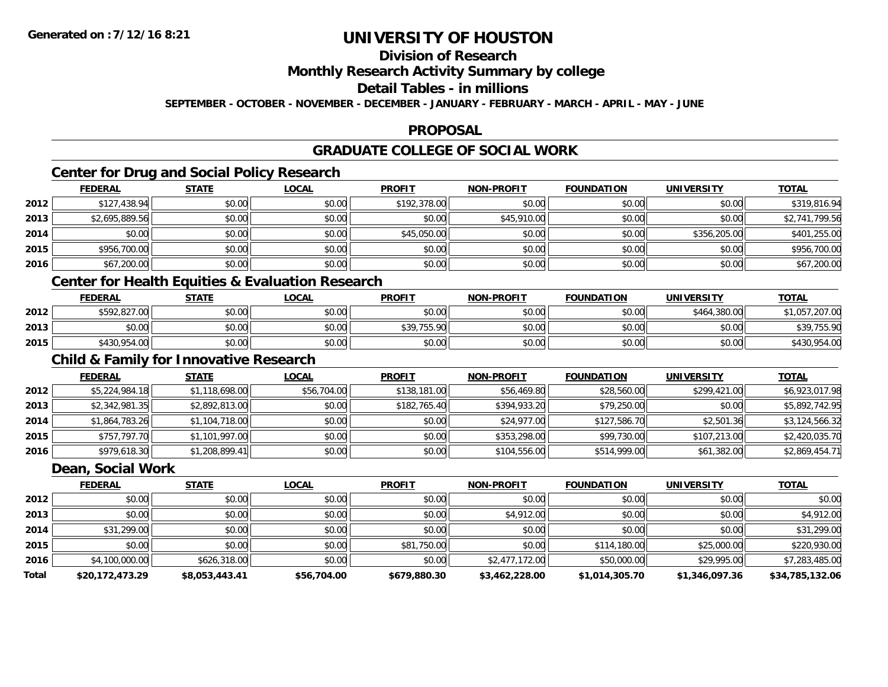# UNIVERSITY OF HOUSTON

## Division of Research

## Monthly Research Activity Summary by college

## Detail Tables - in millions

**SEPTEMBER - OCTOBER - NOVEMBER - DECEMBER - JANUARY - FEBRUARY - MARCH - APRIL - MAY - JUNE**

## PROPOSAL

## GRADUATE COLLEGE OF SOCIAL WORK

### Center for Drug and Social Policy Research

| | FEDERAL | STATE | LOCAL | PROFIT | NON-PROFIT | FOUNDATION | UNIVERSITY | TOTAL |
|---|---|---|---|---|---|---|---|---|
| 2012 | $127,438.94 | $0.00 | $0.00 | $192,378.00 | $0.00 | $0.00 | $0.00 | $319,816.94 |
| 2013 | $2,695,889.56 | $0.00 | $0.00 | $0.00 | $45,910.00 | $0.00 | $0.00 | $2,741,799.56 |
| 2014 | $0.00 | $0.00 | $0.00 | $45,050.00 | $0.00 | $0.00 | $356,205.00 | $401,255.00 |
| 2015 | $956,700.00 | $0.00 | $0.00 | $0.00 | $0.00 | $0.00 | $0.00 | $956,700.00 |
| 2016 | $67,200.00 | $0.00 | $0.00 | $0.00 | $0.00 | $0.00 | $0.00 | $67,200.00 |

### Center for Health Equities & Evaluation Research

| | FEDERAL | STATE | LOCAL | PROFIT | NON-PROFIT | FOUNDATION | UNIVERSITY | TOTAL |
|---|---|---|---|---|---|---|---|---|
| 2012 | $592,827.00 | $0.00 | $0.00 | $0.00 | $0.00 | $0.00 | $464,380.00 | $1,057,207.00 |
| 2013 | $0.00 | $0.00 | $0.00 | $39,755.90 | $0.00 | $0.00 | $0.00 | $39,755.90 |
| 2015 | $430,954.00 | $0.00 | $0.00 | $0.00 | $0.00 | $0.00 | $0.00 | $430,954.00 |

### Child & Family for Innovative Research

| | FEDERAL | STATE | LOCAL | PROFIT | NON-PROFIT | FOUNDATION | UNIVERSITY | TOTAL |
|---|---|---|---|---|---|---|---|---|
| 2012 | $5,224,984.18 | $1,118,698.00 | $56,704.00 | $138,181.00 | $56,469.80 | $28,560.00 | $299,421.00 | $6,923,017.98 |
| 2013 | $2,342,981.35 | $2,892,813.00 | $0.00 | $182,765.40 | $394,933.20 | $79,250.00 | $0.00 | $5,892,742.95 |
| 2014 | $1,864,783.26 | $1,104,718.00 | $0.00 | $0.00 | $24,977.00 | $127,586.70 | $2,501.36 | $3,124,566.32 |
| 2015 | $757,797.70 | $1,101,997.00 | $0.00 | $0.00 | $353,298.00 | $99,730.00 | $107,213.00 | $2,420,035.70 |
| 2016 | $979,618.30 | $1,208,899.41 | $0.00 | $0.00 | $104,556.00 | $514,999.00 | $61,382.00 | $2,869,454.71 |

### Dean, Social Work

| | FEDERAL | STATE | LOCAL | PROFIT | NON-PROFIT | FOUNDATION | UNIVERSITY | TOTAL |
|---|---|---|---|---|---|---|---|---|
| 2012 | $0.00 | $0.00 | $0.00 | $0.00 | $0.00 | $0.00 | $0.00 | $0.00 |
| 2013 | $0.00 | $0.00 | $0.00 | $0.00 | $4,912.00 | $0.00 | $0.00 | $4,912.00 |
| 2014 | $31,299.00 | $0.00 | $0.00 | $0.00 | $0.00 | $0.00 | $0.00 | $31,299.00 |
| 2015 | $0.00 | $0.00 | $0.00 | $81,750.00 | $0.00 | $114,180.00 | $25,000.00 | $220,930.00 |
| 2016 | $4,100,000.00 | $626,318.00 | $0.00 | $0.00 | $2,477,172.00 | $50,000.00 | $29,995.00 | $7,283,485.00 |
| **Total** | **$20,172,473.29** | **$8,053,443.41** | **$56,704.00** | **$679,880.30** | **$3,462,228.00** | **$1,014,305.70** | **$1,346,097.36** | **$34,785,132.06** |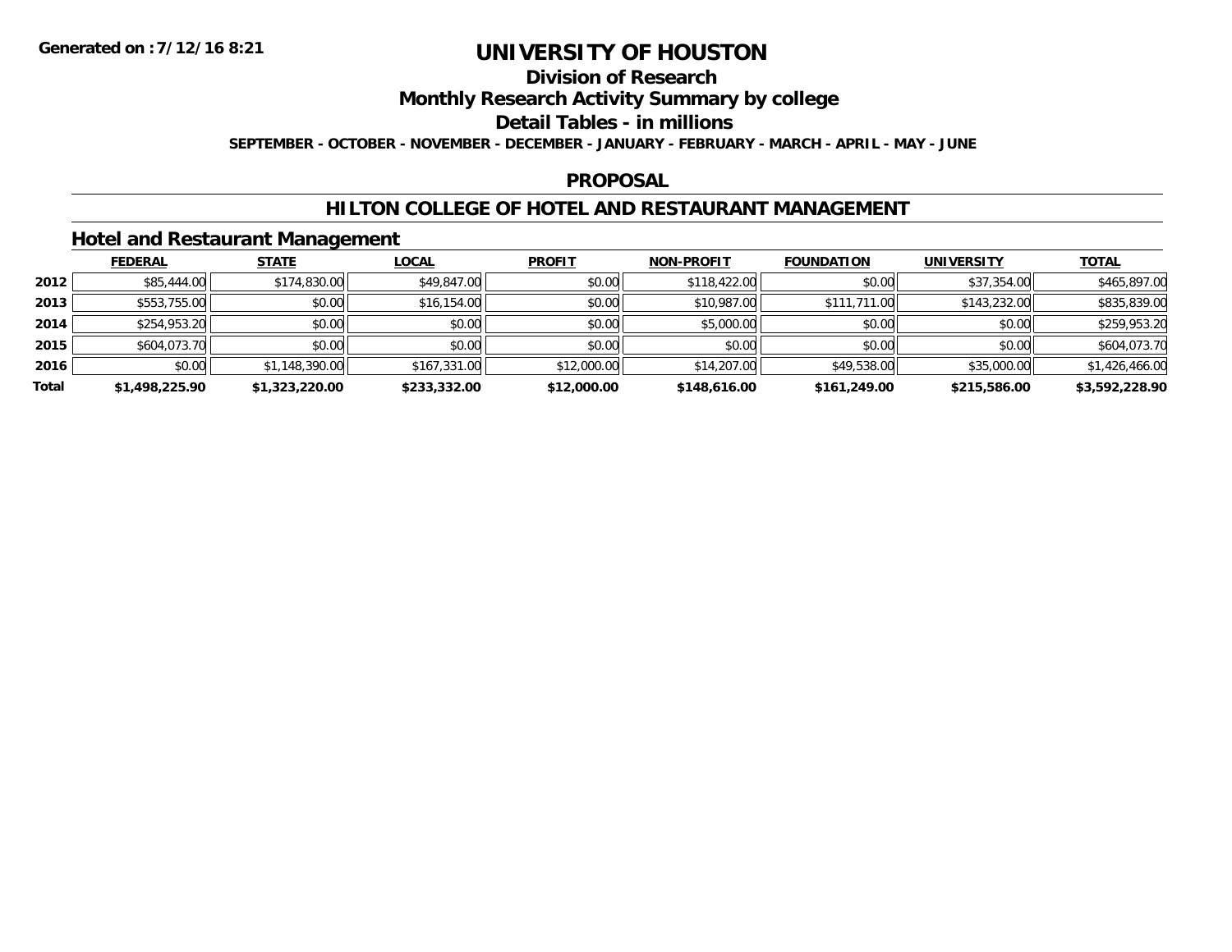**Generated on :7/12/16 8:21**

# UNIVERSITY OF HOUSTON

## Division of Research

## Monthly Research Activity Summary by college

## Detail Tables - in millions

**SEPTEMBER - OCTOBER - NOVEMBER - DECEMBER - JANUARY - FEBRUARY - MARCH - APRIL - MAY - JUNE**

## PROPOSAL

## HILTON COLLEGE OF HOTEL AND RESTAURANT MANAGEMENT

### Hotel and Restaurant Management

| | FEDERAL | STATE | LOCAL | PROFIT | NON-PROFIT | FOUNDATION | UNIVERSITY | TOTAL |
|---|---|---|---|---|---|---|---|---|
| 2012 | $85,444.00 | $174,830.00 | $49,847.00 | $0.00 | $118,422.00 | $0.00 | $37,354.00 | $465,897.00 |
| 2013 | $553,755.00 | $0.00 | $16,154.00 | $0.00 | $10,987.00 | $111,711.00 | $143,232.00 | $835,839.00 |
| 2014 | $254,953.20 | $0.00 | $0.00 | $0.00 | $5,000.00 | $0.00 | $0.00 | $259,953.20 |
| 2015 | $604,073.70 | $0.00 | $0.00 | $0.00 | $0.00 | $0.00 | $0.00 | $604,073.70 |
| 2016 | $0.00 | $1,148,390.00 | $167,331.00 | $12,000.00 | $14,207.00 | $49,538.00 | $35,000.00 | $1,426,466.00 |
| **Total** | **$1,498,225.90** | **$1,323,220.00** | **$233,332.00** | **$12,000.00** | **$148,616.00** | **$161,249.00** | **$215,586.00** | **$3,592,228.90** |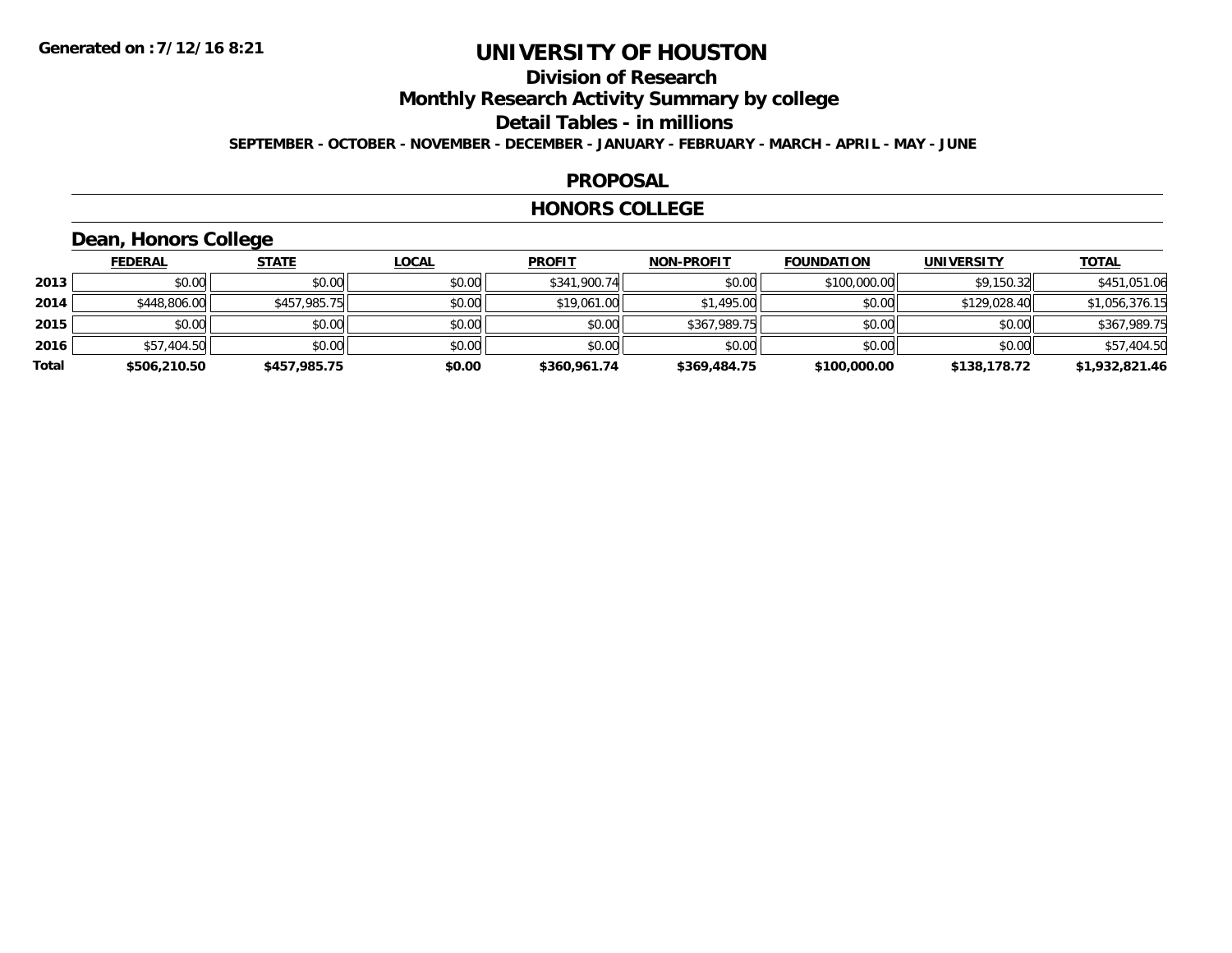**Generated on :7/12/16 8:21**

# UNIVERSITY OF HOUSTON

## Division of Research

## Monthly Research Activity Summary by college

## Detail Tables - in millions

**SEPTEMBER - OCTOBER - NOVEMBER - DECEMBER - JANUARY - FEBRUARY - MARCH - APRIL - MAY - JUNE**

## PROPOSAL

## HONORS COLLEGE

### Dean, Honors College

| | FEDERAL | STATE | LOCAL | PROFIT | NON-PROFIT | FOUNDATION | UNIVERSITY | TOTAL |
|---|---|---|---|---|---|---|---|---|
| 2013 | $0.00 | $0.00 | $0.00 | $341,900.74 | $0.00 | $100,000.00 | $9,150.32 | $451,051.06 |
| 2014 | $448,806.00 | $457,985.75 | $0.00 | $19,061.00 | $1,495.00 | $0.00 | $129,028.40 | $1,056,376.15 |
| 2015 | $0.00 | $0.00 | $0.00 | $0.00 | $367,989.75 | $0.00 | $0.00 | $367,989.75 |
| 2016 | $57,404.50 | $0.00 | $0.00 | $0.00 | $0.00 | $0.00 | $0.00 | $57,404.50 |
| **Total** | **$506,210.50** | **$457,985.75** | **$0.00** | **$360,961.74** | **$369,484.75** | **$100,000.00** | **$138,178.72** | **$1,932,821.46** |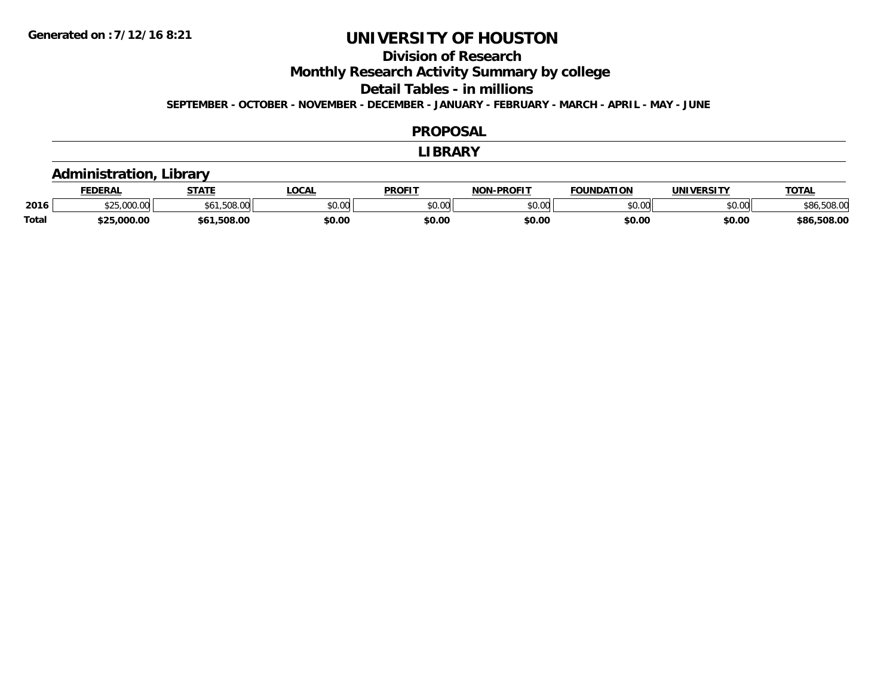# UNIVERSITY OF HOUSTON

## Division of Research

## Monthly Research Activity Summary by college

## Detail Tables - in millions

**SEPTEMBER - OCTOBER - NOVEMBER - DECEMBER - JANUARY - FEBRUARY - MARCH - APRIL - MAY - JUNE**

## PROPOSAL

## LIBRARY

### Administration, Library

| | FEDERAL | STATE | LOCAL | PROFIT | NON-PROFIT | FOUNDATION | UNIVERSITY | TOTAL |
|---|---|---|---|---|---|---|---|---|
| 2016 | $25,000.00 | $61,508.00 | $0.00 | $0.00 | $0.00 | $0.00 | $0.00 | $86,508.00 |
| **Total** | **$25,000.00** | **$61,508.00** | **$0.00** | **$0.00** | **$0.00** | **$0.00** | **$0.00** | **$86,508.00** |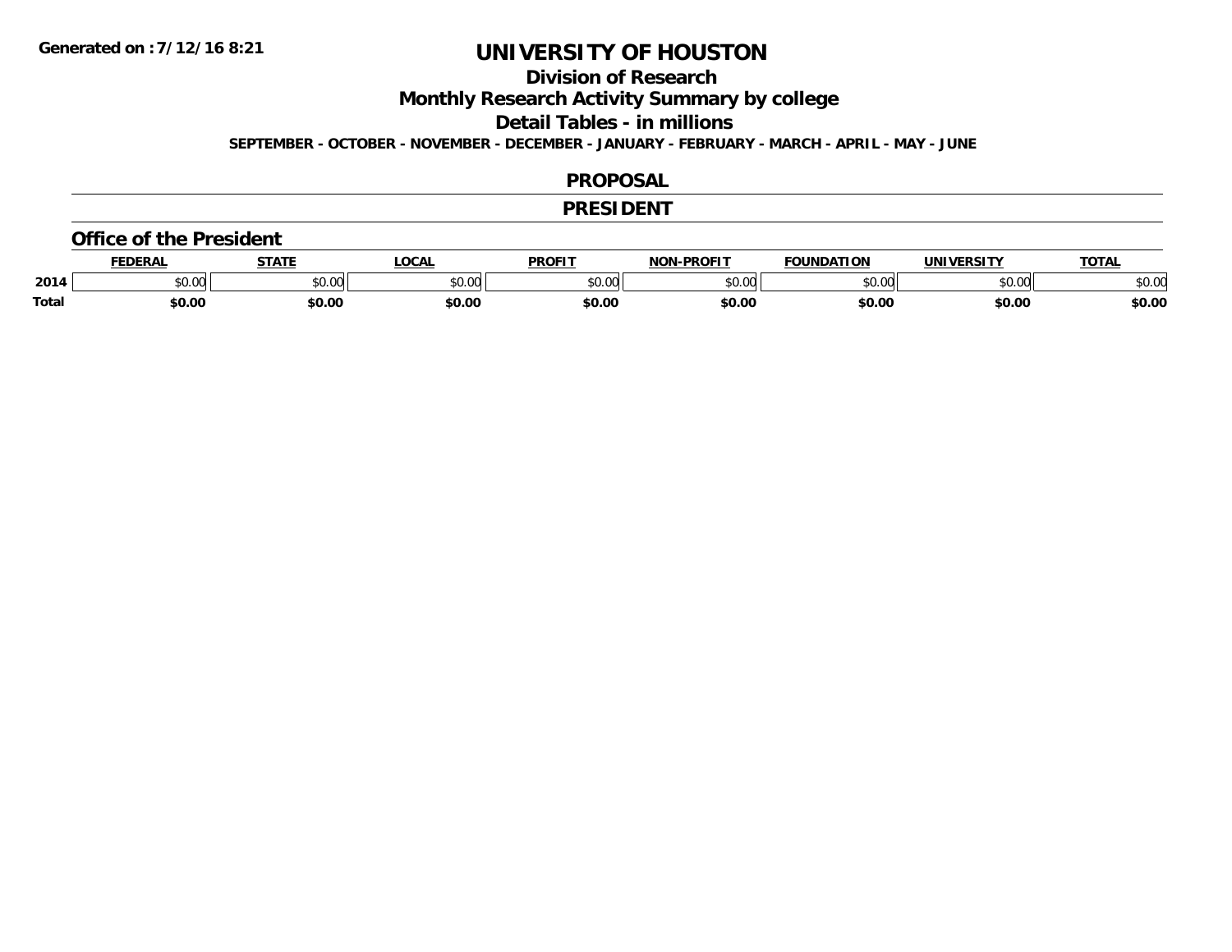# UNIVERSITY OF HOUSTON

## Division of Research

## Monthly Research Activity Summary by college

## Detail Tables - in millions

**SEPTEMBER - OCTOBER - NOVEMBER - DECEMBER - JANUARY - FEBRUARY - MARCH - APRIL - MAY - JUNE**

## PROPOSAL

## PRESIDENT

### Office of the President

| | FEDERAL | STATE | LOCAL | PROFIT | NON-PROFIT | FOUNDATION | UNIVERSITY | TOTAL |
|---|---|---|---|---|---|---|---|---|
| 2014 | $0.00 | $0.00 | $0.00 | $0.00 | $0.00 | $0.00 | $0.00 | $0.00 |
| **Total** | **$0.00** | **$0.00** | **$0.00** | **$0.00** | **$0.00** | **$0.00** | **$0.00** | **$0.00** |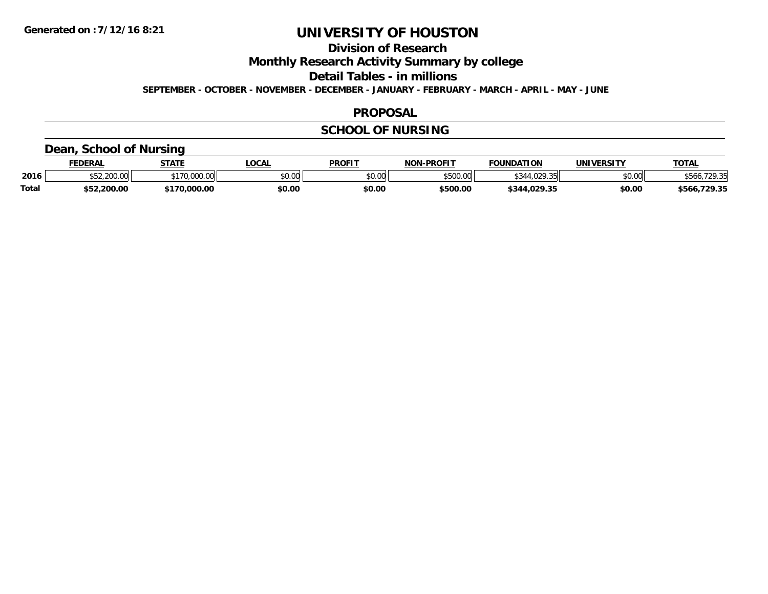**Generated on :7/12/16 8:21**

# UNIVERSITY OF HOUSTON

## Division of Research

## Monthly Research Activity Summary by college

## Detail Tables - in millions

**SEPTEMBER - OCTOBER - NOVEMBER - DECEMBER - JANUARY - FEBRUARY - MARCH - APRIL - MAY - JUNE**

## PROPOSAL

## SCHOOL OF NURSING

### Dean, School of Nursing

| | FEDERAL | STATE | LOCAL | PROFIT | NON-PROFIT | FOUNDATION | UNIVERSITY | TOTAL |
|---|---|---|---|---|---|---|---|---|
| 2016 | $52,200.00 | $170,000.00 | $0.00 | $0.00 | $500.00 | $344,029.35 | $0.00 | $566,729.35 |
| **Total** | **$52,200.00** | **$170,000.00** | **$0.00** | **$0.00** | **$500.00** | **$344,029.35** | **$0.00** | **$566,729.35** |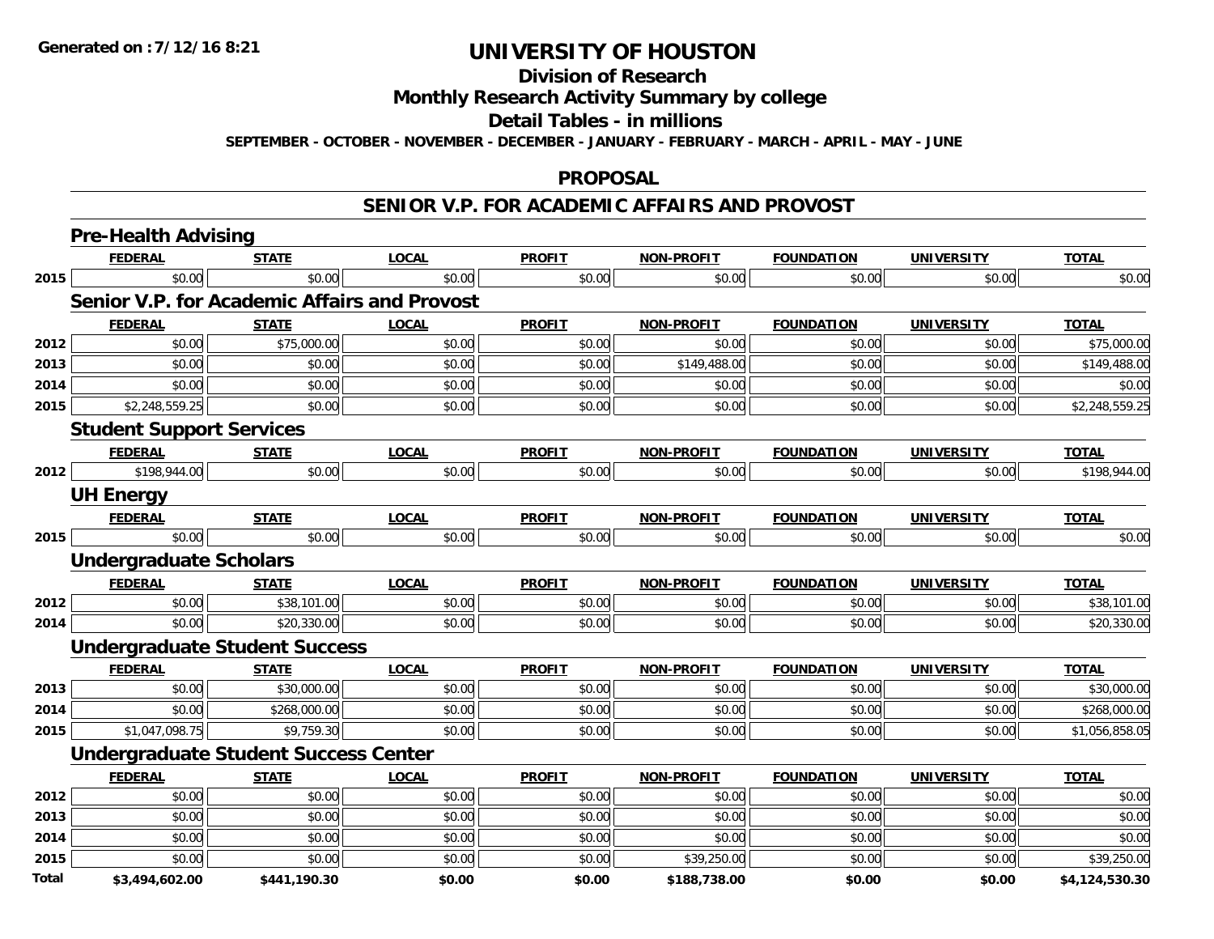# UNIVERSITY OF HOUSTON

## Division of Research

## Monthly Research Activity Summary by college

## Detail Tables - in millions

**SEPTEMBER - OCTOBER - NOVEMBER - DECEMBER - JANUARY - FEBRUARY - MARCH - APRIL - MAY - JUNE**

Generated on : 7/12/16 8:21

## PROPOSAL

## SENIOR V.P. FOR ACADEMIC AFFAIRS AND PROVOST

### Pre-Health Advising

| | FEDERAL | STATE | LOCAL | PROFIT | NON-PROFIT | FOUNDATION | UNIVERSITY | TOTAL |
|---|---|---|---|---|---|---|---|---|
| 2015 | $0.00 | $0.00 | $0.00 | $0.00 | $0.00 | $0.00 | $0.00 | $0.00 |

### Senior V.P. for Academic Affairs and Provost

| | FEDERAL | STATE | LOCAL | PROFIT | NON-PROFIT | FOUNDATION | UNIVERSITY | TOTAL |
|---|---|---|---|---|---|---|---|---|
| 2012 | $0.00 | $75,000.00 | $0.00 | $0.00 | $0.00 | $0.00 | $0.00 | $75,000.00 |
| 2013 | $0.00 | $0.00 | $0.00 | $0.00 | $149,488.00 | $0.00 | $0.00 | $149,488.00 |
| 2014 | $0.00 | $0.00 | $0.00 | $0.00 | $0.00 | $0.00 | $0.00 | $0.00 |
| 2015 | $2,248,559.25 | $0.00 | $0.00 | $0.00 | $0.00 | $0.00 | $0.00 | $2,248,559.25 |

### Student Support Services

| | FEDERAL | STATE | LOCAL | PROFIT | NON-PROFIT | FOUNDATION | UNIVERSITY | TOTAL |
|---|---|---|---|---|---|---|---|---|
| 2012 | $198,944.00 | $0.00 | $0.00 | $0.00 | $0.00 | $0.00 | $0.00 | $198,944.00 |

### UH Energy

| | FEDERAL | STATE | LOCAL | PROFIT | NON-PROFIT | FOUNDATION | UNIVERSITY | TOTAL |
|---|---|---|---|---|---|---|---|---|
| 2015 | $0.00 | $0.00 | $0.00 | $0.00 | $0.00 | $0.00 | $0.00 | $0.00 |

### Undergraduate Scholars

| | FEDERAL | STATE | LOCAL | PROFIT | NON-PROFIT | FOUNDATION | UNIVERSITY | TOTAL |
|---|---|---|---|---|---|---|---|---|
| 2012 | $0.00 | $38,101.00 | $0.00 | $0.00 | $0.00 | $0.00 | $0.00 | $38,101.00 |
| 2014 | $0.00 | $20,330.00 | $0.00 | $0.00 | $0.00 | $0.00 | $0.00 | $20,330.00 |

### Undergraduate Student Success

| | FEDERAL | STATE | LOCAL | PROFIT | NON-PROFIT | FOUNDATION | UNIVERSITY | TOTAL |
|---|---|---|---|---|---|---|---|---|
| 2013 | $0.00 | $30,000.00 | $0.00 | $0.00 | $0.00 | $0.00 | $0.00 | $30,000.00 |
| 2014 | $0.00 | $268,000.00 | $0.00 | $0.00 | $0.00 | $0.00 | $0.00 | $268,000.00 |
| 2015 | $1,047,098.75 | $9,759.30 | $0.00 | $0.00 | $0.00 | $0.00 | $0.00 | $1,056,858.05 |

### Undergraduate Student Success Center

| | FEDERAL | STATE | LOCAL | PROFIT | NON-PROFIT | FOUNDATION | UNIVERSITY | TOTAL |
|---|---|---|---|---|---|---|---|---|
| 2012 | $0.00 | $0.00 | $0.00 | $0.00 | $0.00 | $0.00 | $0.00 | $0.00 |
| 2013 | $0.00 | $0.00 | $0.00 | $0.00 | $0.00 | $0.00 | $0.00 | $0.00 |
| 2014 | $0.00 | $0.00 | $0.00 | $0.00 | $0.00 | $0.00 | $0.00 | $0.00 |
| 2015 | $0.00 | $0.00 | $0.00 | $0.00 | $39,250.00 | $0.00 | $0.00 | $39,250.00 |
| **Total** | **$3,494,602.00** | **$441,190.30** | **$0.00** | **$0.00** | **$188,738.00** | **$0.00** | **$0.00** | **$4,124,530.30** |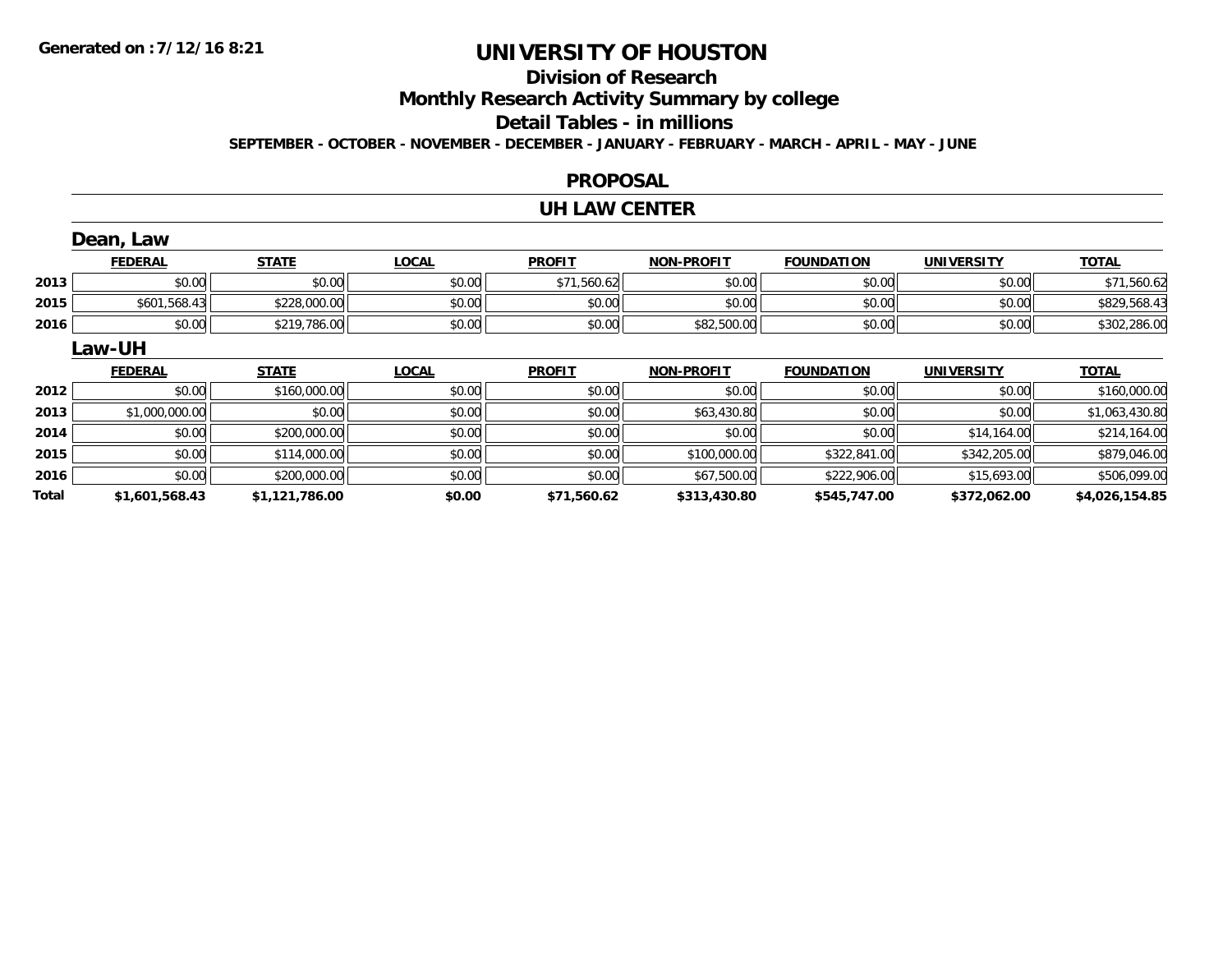Generated on :7/12/16 8:21

# UNIVERSITY OF HOUSTON

## Division of Research

## Monthly Research Activity Summary by college

## Detail Tables - in millions

**SEPTEMBER - OCTOBER - NOVEMBER - DECEMBER - JANUARY - FEBRUARY - MARCH - APRIL - MAY - JUNE**

### PROPOSAL

### UH LAW CENTER

#### Dean, Law

| | FEDERAL | STATE | LOCAL | PROFIT | NON-PROFIT | FOUNDATION | UNIVERSITY | TOTAL |
|---|---|---|---|---|---|---|---|---|
| 2013 | $0.00 | $0.00 | $0.00 | $71,560.62 | $0.00 | $0.00 | $0.00 | $71,560.62 |
| 2015 | $601,568.43 | $228,000.00 | $0.00 | $0.00 | $0.00 | $0.00 | $0.00 | $829,568.43 |
| 2016 | $0.00 | $219,786.00 | $0.00 | $0.00 | $82,500.00 | $0.00 | $0.00 | $302,286.00 |

#### Law-UH

| | FEDERAL | STATE | LOCAL | PROFIT | NON-PROFIT | FOUNDATION | UNIVERSITY | TOTAL |
|---|---|---|---|---|---|---|---|---|
| 2012 | $0.00 | $160,000.00 | $0.00 | $0.00 | $0.00 | $0.00 | $0.00 | $160,000.00 |
| 2013 | $1,000,000.00 | $0.00 | $0.00 | $0.00 | $63,430.80 | $0.00 | $0.00 | $1,063,430.80 |
| 2014 | $0.00 | $200,000.00 | $0.00 | $0.00 | $0.00 | $0.00 | $14,164.00 | $214,164.00 |
| 2015 | $0.00 | $114,000.00 | $0.00 | $0.00 | $100,000.00 | $322,841.00 | $342,205.00 | $879,046.00 |
| 2016 | $0.00 | $200,000.00 | $0.00 | $0.00 | $67,500.00 | $222,906.00 | $15,693.00 | $506,099.00 |
| **Total** | **$1,601,568.43** | **$1,121,786.00** | **$0.00** | **$71,560.62** | **$313,430.80** | **$545,747.00** | **$372,062.00** | **$4,026,154.85** |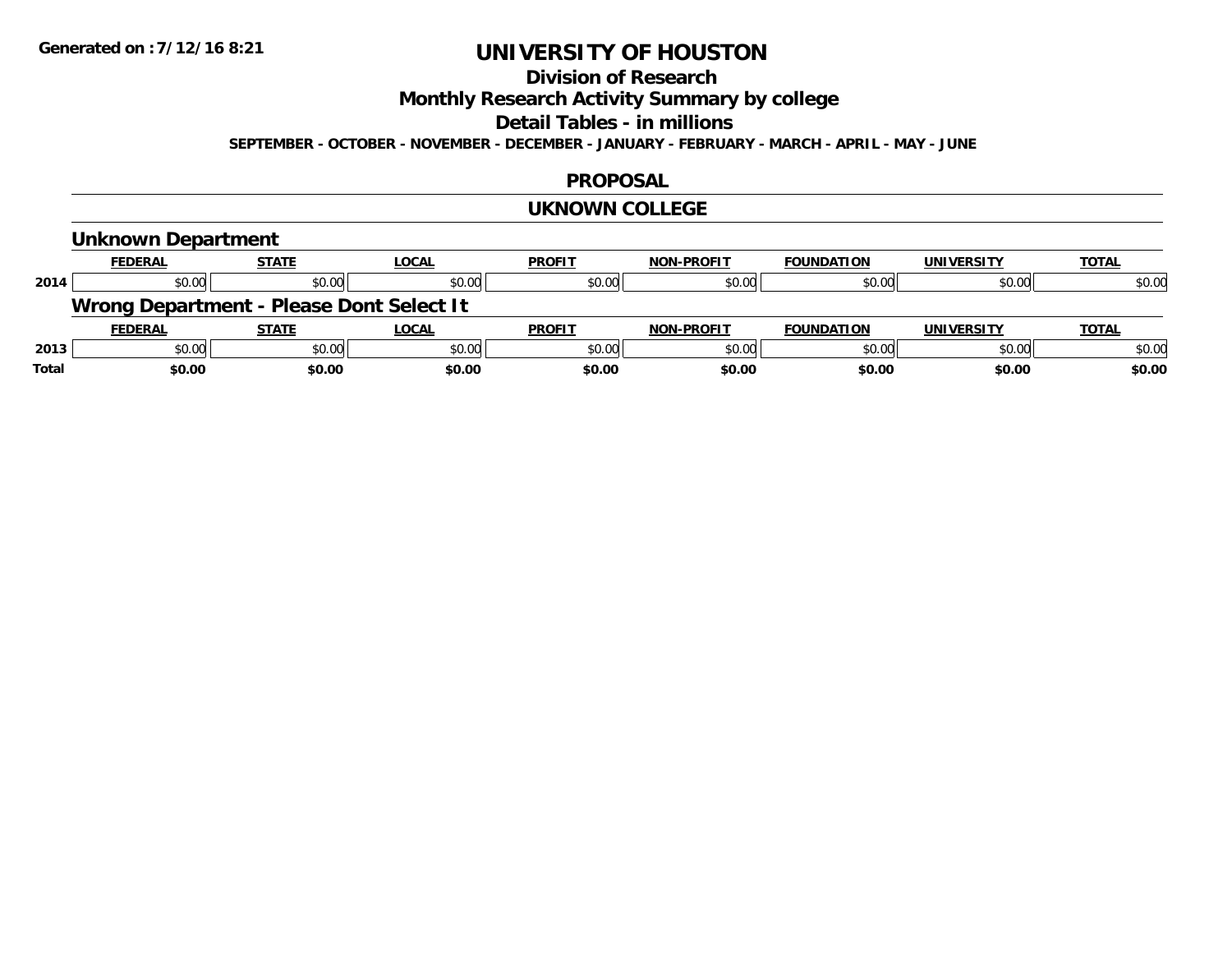Generated on :7/12/16 8:21

# UNIVERSITY OF HOUSTON

## Division of Research

## Monthly Research Activity Summary by college

## Detail Tables - in millions

**SEPTEMBER - OCTOBER - NOVEMBER - DECEMBER - JANUARY - FEBRUARY - MARCH - APRIL - MAY - JUNE**

## PROPOSAL

## UKNOWN COLLEGE

### Unknown Department

| | FEDERAL | STATE | LOCAL | PROFIT | NON-PROFIT | FOUNDATION | UNIVERSITY | TOTAL |
|---|---|---|---|---|---|---|---|---|
| 2014 | $0.00 | $0.00 | $0.00 | $0.00 | $0.00 | $0.00 | $0.00 | $0.00 |

### Wrong Department - Please Dont Select It

| | FEDERAL | STATE | LOCAL | PROFIT | NON-PROFIT | FOUNDATION | UNIVERSITY | TOTAL |
|---|---|---|---|---|---|---|---|---|
| 2013 | $0.00 | $0.00 | $0.00 | $0.00 | $0.00 | $0.00 | $0.00 | $0.00 |
| **Total** | **$0.00** | **$0.00** | **$0.00** | **$0.00** | **$0.00** | **$0.00** | **$0.00** | **$0.00** |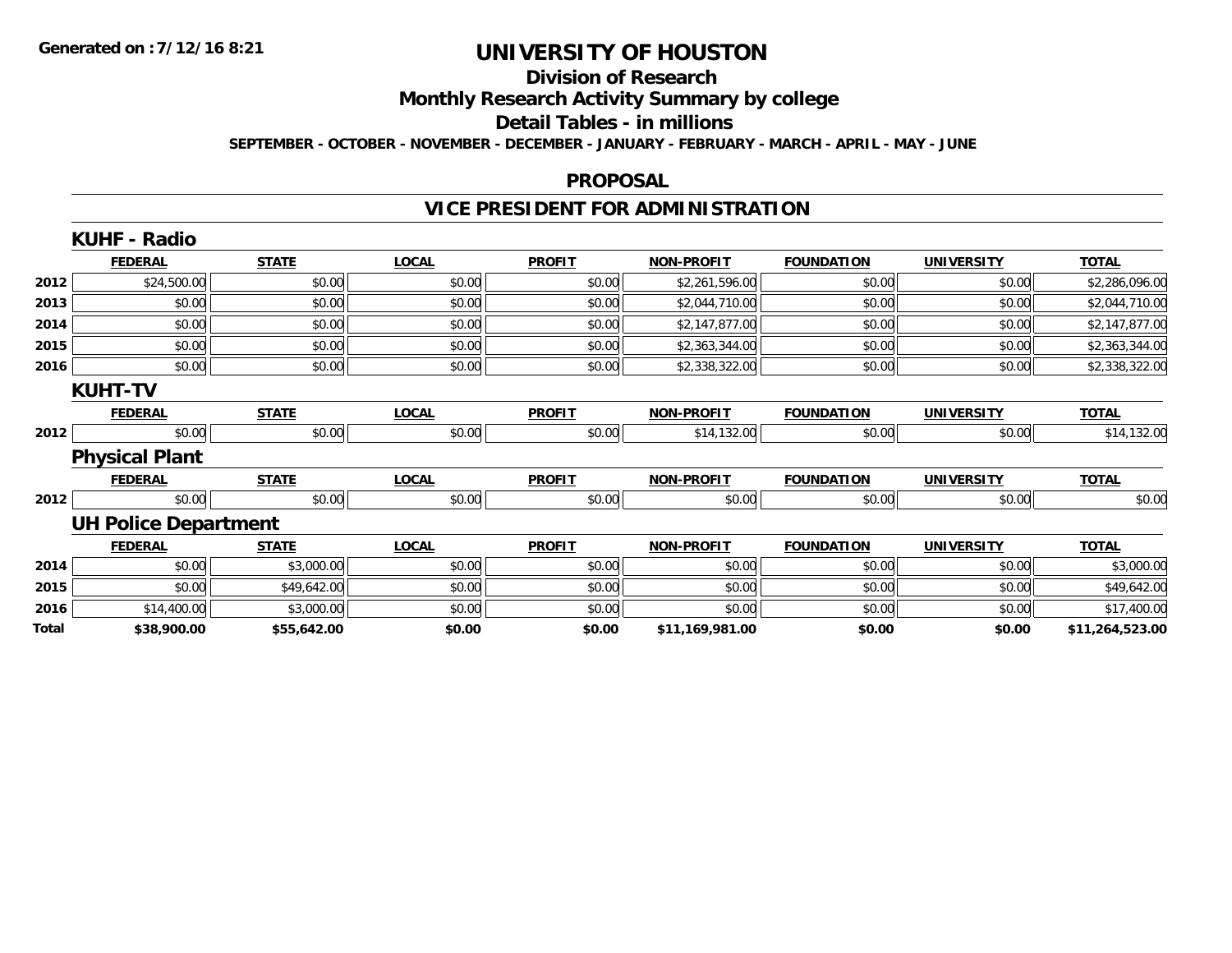**Generated on :7/12/16 8:21**

# UNIVERSITY OF HOUSTON

## Division of Research

## Monthly Research Activity Summary by college

## Detail Tables - in millions

**SEPTEMBER - OCTOBER - NOVEMBER - DECEMBER - JANUARY - FEBRUARY - MARCH - APRIL - MAY - JUNE**

## PROPOSAL

## VICE PRESIDENT FOR ADMINISTRATION

### KUHF - Radio

| | FEDERAL | STATE | LOCAL | PROFIT | NON-PROFIT | FOUNDATION | UNIVERSITY | TOTAL |
|---|---|---|---|---|---|---|---|---|
| 2012 | $24,500.00 | $0.00 | $0.00 | $0.00 | $2,261,596.00 | $0.00 | $0.00 | $2,286,096.00 |
| 2013 | $0.00 | $0.00 | $0.00 | $0.00 | $2,044,710.00 | $0.00 | $0.00 | $2,044,710.00 |
| 2014 | $0.00 | $0.00 | $0.00 | $0.00 | $2,147,877.00 | $0.00 | $0.00 | $2,147,877.00 |
| 2015 | $0.00 | $0.00 | $0.00 | $0.00 | $2,363,344.00 | $0.00 | $0.00 | $2,363,344.00 |
| 2016 | $0.00 | $0.00 | $0.00 | $0.00 | $2,338,322.00 | $0.00 | $0.00 | $2,338,322.00 |

### KUHT-TV

| | FEDERAL | STATE | LOCAL | PROFIT | NON-PROFIT | FOUNDATION | UNIVERSITY | TOTAL |
|---|---|---|---|---|---|---|---|---|
| 2012 | $0.00 | $0.00 | $0.00 | $0.00 | $14,132.00 | $0.00 | $0.00 | $14,132.00 |

### Physical Plant

| | FEDERAL | STATE | LOCAL | PROFIT | NON-PROFIT | FOUNDATION | UNIVERSITY | TOTAL |
|---|---|---|---|---|---|---|---|---|
| 2012 | $0.00 | $0.00 | $0.00 | $0.00 | $0.00 | $0.00 | $0.00 | $0.00 |

### UH Police Department

| | FEDERAL | STATE | LOCAL | PROFIT | NON-PROFIT | FOUNDATION | UNIVERSITY | TOTAL |
|---|---|---|---|---|---|---|---|---|
| 2014 | $0.00 | $3,000.00 | $0.00 | $0.00 | $0.00 | $0.00 | $0.00 | $3,000.00 |
| 2015 | $0.00 | $49,642.00 | $0.00 | $0.00 | $0.00 | $0.00 | $0.00 | $49,642.00 |
| 2016 | $14,400.00 | $3,000.00 | $0.00 | $0.00 | $0.00 | $0.00 | $0.00 | $17,400.00 |
| **Total** | **$38,900.00** | **$55,642.00** | **$0.00** | **$0.00** | **$11,169,981.00** | **$0.00** | **$0.00** | **$11,264,523.00** |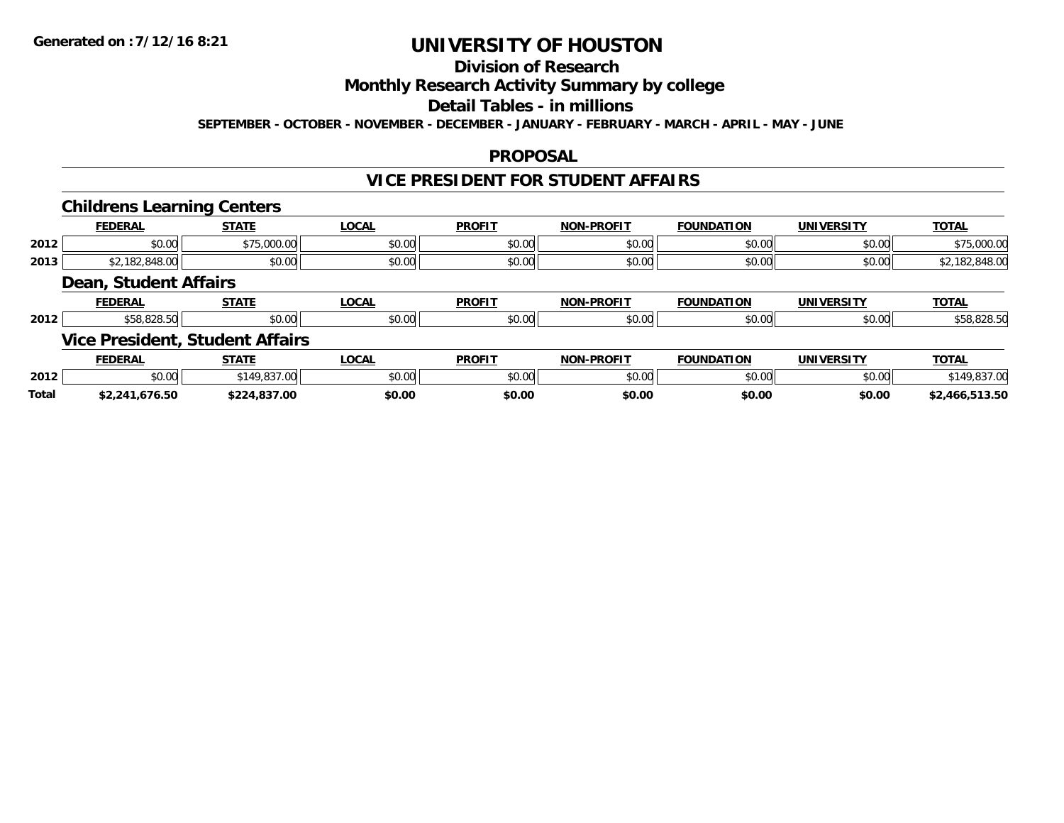**Generated on :7/12/16 8:21**

# UNIVERSITY OF HOUSTON

## Division of Research

## Monthly Research Activity Summary by college

## Detail Tables - in millions

**SEPTEMBER - OCTOBER - NOVEMBER - DECEMBER - JANUARY - FEBRUARY - MARCH - APRIL - MAY - JUNE**

### PROPOSAL

### VICE PRESIDENT FOR STUDENT AFFAIRS

#### Childrens Learning Centers

| | FEDERAL | STATE | LOCAL | PROFIT | NON-PROFIT | FOUNDATION | UNIVERSITY | TOTAL |
|---|---|---|---|---|---|---|---|---|
| 2012 | $0.00 | $75,000.00 | $0.00 | $0.00 | $0.00 | $0.00 | $0.00 | $75,000.00 |
| 2013 | $2,182,848.00 | $0.00 | $0.00 | $0.00 | $0.00 | $0.00 | $0.00 | $2,182,848.00 |

#### Dean, Student Affairs

| | FEDERAL | STATE | LOCAL | PROFIT | NON-PROFIT | FOUNDATION | UNIVERSITY | TOTAL |
|---|---|---|---|---|---|---|---|---|
| 2012 | $58,828.50 | $0.00 | $0.00 | $0.00 | $0.00 | $0.00 | $0.00 | $58,828.50 |

#### Vice President, Student Affairs

| | FEDERAL | STATE | LOCAL | PROFIT | NON-PROFIT | FOUNDATION | UNIVERSITY | TOTAL |
|---|---|---|---|---|---|---|---|---|
| 2012 | $0.00 | $149,837.00 | $0.00 | $0.00 | $0.00 | $0.00 | $0.00 | $149,837.00 |
| **Total** | **$2,241,676.50** | **$224,837.00** | **$0.00** | **$0.00** | **$0.00** | **$0.00** | **$0.00** | **$2,466,513.50** |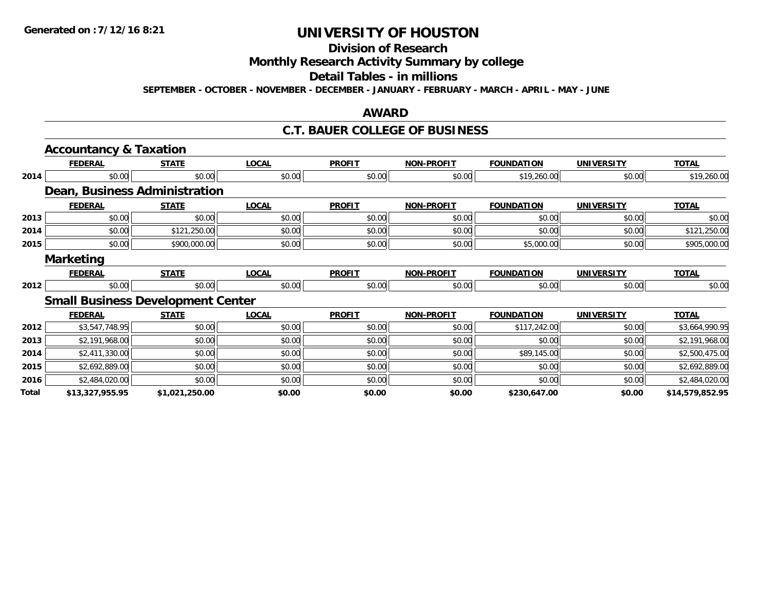Generated on :7/12/16 8:21

# UNIVERSITY OF HOUSTON

## Division of Research

## Monthly Research Activity Summary by college

## Detail Tables - in millions

**SEPTEMBER - OCTOBER - NOVEMBER - DECEMBER - JANUARY - FEBRUARY - MARCH - APRIL - MAY - JUNE**

## AWARD

## C.T. BAUER COLLEGE OF BUSINESS

### Accountancy & Taxation

| | FEDERAL | STATE | LOCAL | PROFIT | NON-PROFIT | FOUNDATION | UNIVERSITY | TOTAL |
|---|---|---|---|---|---|---|---|---|
| 2014 | $0.00 | $0.00 | $0.00 | $0.00 | $0.00 | $19,260.00 | $0.00 | $19,260.00 |

### Dean, Business Administration

| | FEDERAL | STATE | LOCAL | PROFIT | NON-PROFIT | FOUNDATION | UNIVERSITY | TOTAL |
|---|---|---|---|---|---|---|---|---|
| 2013 | $0.00 | $0.00 | $0.00 | $0.00 | $0.00 | $0.00 | $0.00 | $0.00 |
| 2014 | $0.00 | $121,250.00 | $0.00 | $0.00 | $0.00 | $0.00 | $0.00 | $121,250.00 |
| 2015 | $0.00 | $900,000.00 | $0.00 | $0.00 | $0.00 | $5,000.00 | $0.00 | $905,000.00 |

### Marketing

| | FEDERAL | STATE | LOCAL | PROFIT | NON-PROFIT | FOUNDATION | UNIVERSITY | TOTAL |
|---|---|---|---|---|---|---|---|---|
| 2012 | $0.00 | $0.00 | $0.00 | $0.00 | $0.00 | $0.00 | $0.00 | $0.00 |

### Small Business Development Center

| | FEDERAL | STATE | LOCAL | PROFIT | NON-PROFIT | FOUNDATION | UNIVERSITY | TOTAL |
|---|---|---|---|---|---|---|---|---|
| 2012 | $3,547,748.95 | $0.00 | $0.00 | $0.00 | $0.00 | $117,242.00 | $0.00 | $3,664,990.95 |
| 2013 | $2,191,968.00 | $0.00 | $0.00 | $0.00 | $0.00 | $0.00 | $0.00 | $2,191,968.00 |
| 2014 | $2,411,330.00 | $0.00 | $0.00 | $0.00 | $0.00 | $89,145.00 | $0.00 | $2,500,475.00 |
| 2015 | $2,692,889.00 | $0.00 | $0.00 | $0.00 | $0.00 | $0.00 | $0.00 | $2,692,889.00 |
| 2016 | $2,484,020.00 | $0.00 | $0.00 | $0.00 | $0.00 | $0.00 | $0.00 | $2,484,020.00 |
| **Total** | **$13,327,955.95** | **$1,021,250.00** | **$0.00** | **$0.00** | **$0.00** | **$230,647.00** | **$0.00** | **$14,579,852.95** |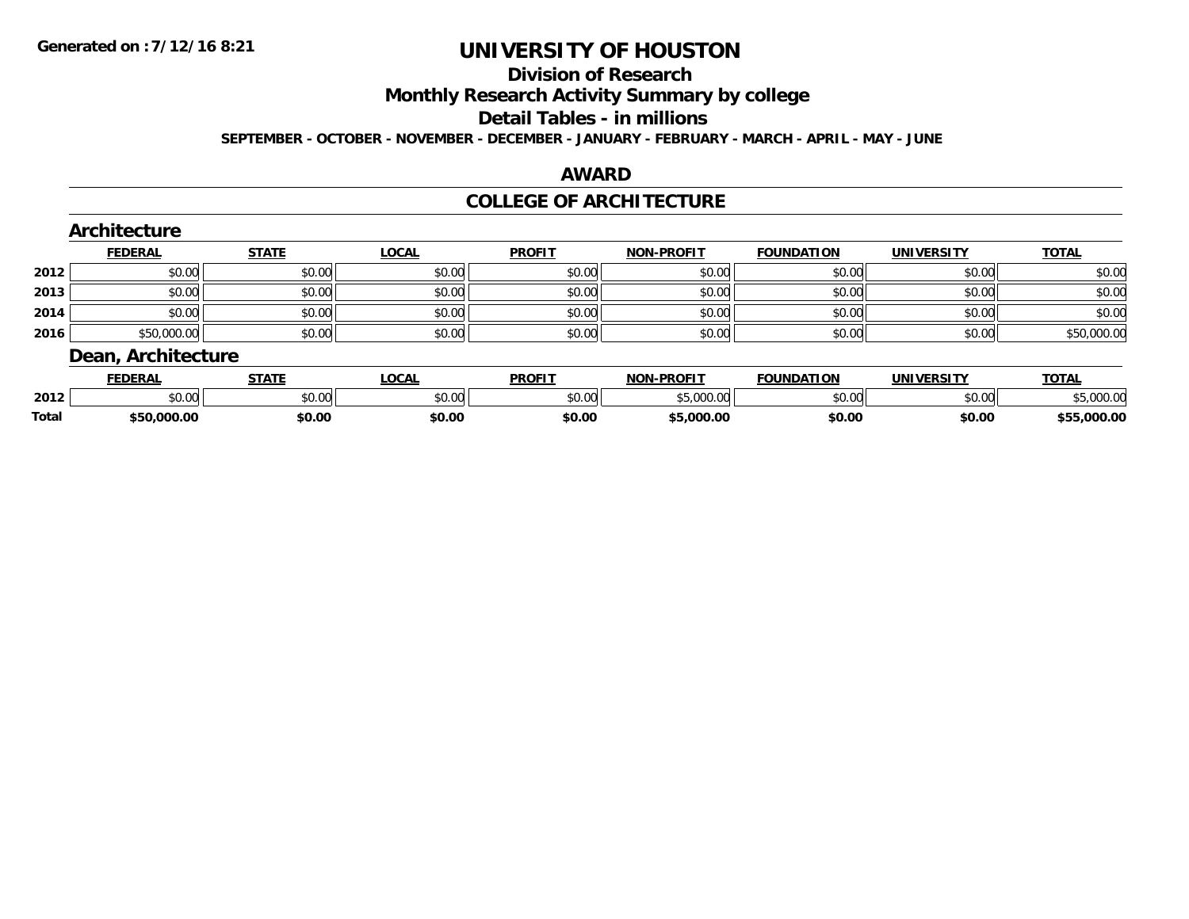**Generated on :7/12/16 8:21**

# UNIVERSITY OF HOUSTON

## Division of Research

## Monthly Research Activity Summary by college

## Detail Tables - in millions

**SEPTEMBER - OCTOBER - NOVEMBER - DECEMBER - JANUARY - FEBRUARY - MARCH - APRIL - MAY - JUNE**

## AWARD

## COLLEGE OF ARCHITECTURE

### Architecture

| | FEDERAL | STATE | LOCAL | PROFIT | NON-PROFIT | FOUNDATION | UNIVERSITY | TOTAL |
|---|---|---|---|---|---|---|---|---|
| 2012 | $0.00 | $0.00 | $0.00 | $0.00 | $0.00 | $0.00 | $0.00 | $0.00 |
| 2013 | $0.00 | $0.00 | $0.00 | $0.00 | $0.00 | $0.00 | $0.00 | $0.00 |
| 2014 | $0.00 | $0.00 | $0.00 | $0.00 | $0.00 | $0.00 | $0.00 | $0.00 |
| 2016 | $50,000.00 | $0.00 | $0.00 | $0.00 | $0.00 | $0.00 | $0.00 | $50,000.00 |

### Dean, Architecture

| | FEDERAL | STATE | LOCAL | PROFIT | NON-PROFIT | FOUNDATION | UNIVERSITY | TOTAL |
|---|---|---|---|---|---|---|---|---|
| 2012 | $0.00 | $0.00 | $0.00 | $0.00 | $5,000.00 | $0.00 | $0.00 | $5,000.00 |
| **Total** | **$50,000.00** | **$0.00** | **$0.00** | **$0.00** | **$5,000.00** | **$0.00** | **$0.00** | **$55,000.00** |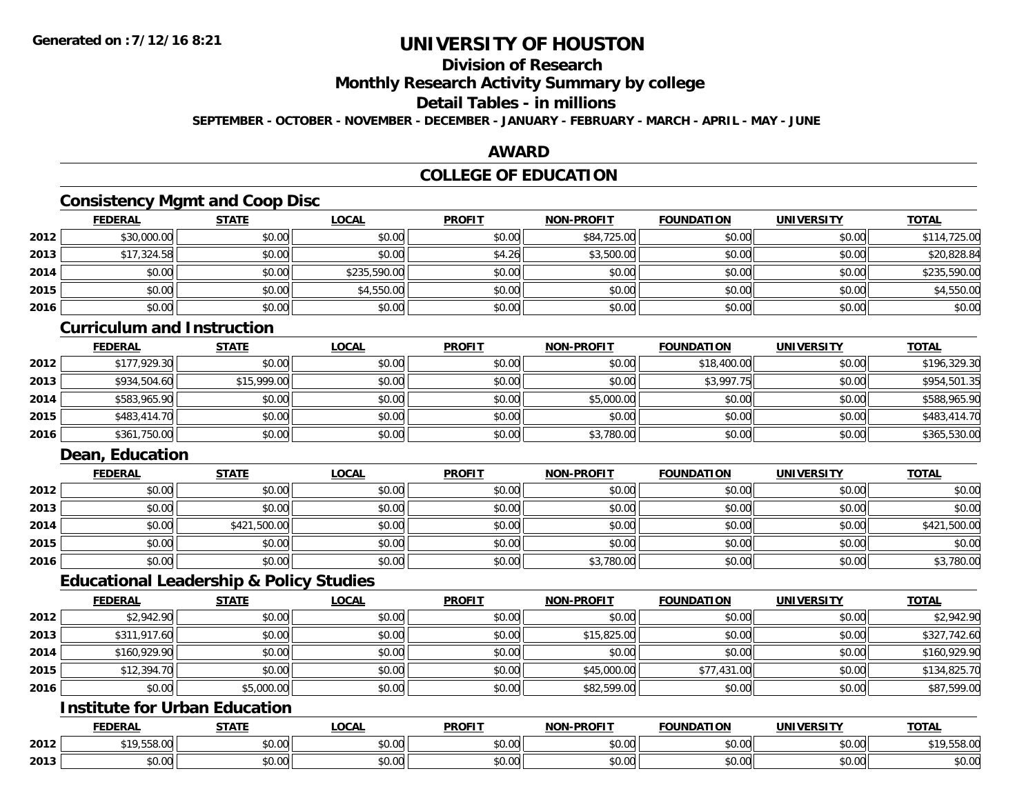# UNIVERSITY OF HOUSTON

## Division of Research

## Monthly Research Activity Summary by college

## Detail Tables - in millions

**SEPTEMBER - OCTOBER - NOVEMBER - DECEMBER - JANUARY - FEBRUARY - MARCH - APRIL - MAY - JUNE**

## AWARD

## COLLEGE OF EDUCATION

### Consistency Mgmt and Coop Disc

| | FEDERAL | STATE | LOCAL | PROFIT | NON-PROFIT | FOUNDATION | UNIVERSITY | TOTAL |
|---|---|---|---|---|---|---|---|---|
| 2012 | $30,000.00 | $0.00 | $0.00 | $0.00 | $84,725.00 | $0.00 | $0.00 | $114,725.00 |
| 2013 | $17,324.58 | $0.00 | $0.00 | $4.26 | $3,500.00 | $0.00 | $0.00 | $20,828.84 |
| 2014 | $0.00 | $0.00 | $235,590.00 | $0.00 | $0.00 | $0.00 | $0.00 | $235,590.00 |
| 2015 | $0.00 | $0.00 | $4,550.00 | $0.00 | $0.00 | $0.00 | $0.00 | $4,550.00 |
| 2016 | $0.00 | $0.00 | $0.00 | $0.00 | $0.00 | $0.00 | $0.00 | $0.00 |

### Curriculum and Instruction

| | FEDERAL | STATE | LOCAL | PROFIT | NON-PROFIT | FOUNDATION | UNIVERSITY | TOTAL |
|---|---|---|---|---|---|---|---|---|
| 2012 | $177,929.30 | $0.00 | $0.00 | $0.00 | $0.00 | $18,400.00 | $0.00 | $196,329.30 |
| 2013 | $934,504.60 | $15,999.00 | $0.00 | $0.00 | $0.00 | $3,997.75 | $0.00 | $954,501.35 |
| 2014 | $583,965.90 | $0.00 | $0.00 | $0.00 | $5,000.00 | $0.00 | $0.00 | $588,965.90 |
| 2015 | $483,414.70 | $0.00 | $0.00 | $0.00 | $0.00 | $0.00 | $0.00 | $483,414.70 |
| 2016 | $361,750.00 | $0.00 | $0.00 | $0.00 | $3,780.00 | $0.00 | $0.00 | $365,530.00 |

### Dean, Education

| | FEDERAL | STATE | LOCAL | PROFIT | NON-PROFIT | FOUNDATION | UNIVERSITY | TOTAL |
|---|---|---|---|---|---|---|---|---|
| 2012 | $0.00 | $0.00 | $0.00 | $0.00 | $0.00 | $0.00 | $0.00 | $0.00 |
| 2013 | $0.00 | $0.00 | $0.00 | $0.00 | $0.00 | $0.00 | $0.00 | $0.00 |
| 2014 | $0.00 | $421,500.00 | $0.00 | $0.00 | $0.00 | $0.00 | $0.00 | $421,500.00 |
| 2015 | $0.00 | $0.00 | $0.00 | $0.00 | $0.00 | $0.00 | $0.00 | $0.00 |
| 2016 | $0.00 | $0.00 | $0.00 | $0.00 | $3,780.00 | $0.00 | $0.00 | $3,780.00 |

### Educational Leadership & Policy Studies

| | FEDERAL | STATE | LOCAL | PROFIT | NON-PROFIT | FOUNDATION | UNIVERSITY | TOTAL |
|---|---|---|---|---|---|---|---|---|
| 2012 | $2,942.90 | $0.00 | $0.00 | $0.00 | $0.00 | $0.00 | $0.00 | $2,942.90 |
| 2013 | $311,917.60 | $0.00 | $0.00 | $0.00 | $15,825.00 | $0.00 | $0.00 | $327,742.60 |
| 2014 | $160,929.90 | $0.00 | $0.00 | $0.00 | $0.00 | $0.00 | $0.00 | $160,929.90 |
| 2015 | $12,394.70 | $0.00 | $0.00 | $0.00 | $45,000.00 | $77,431.00 | $0.00 | $134,825.70 |
| 2016 | $0.00 | $5,000.00 | $0.00 | $0.00 | $82,599.00 | $0.00 | $0.00 | $87,599.00 |

### Institute for Urban Education

| | FEDERAL | STATE | LOCAL | PROFIT | NON-PROFIT | FOUNDATION | UNIVERSITY | TOTAL |
|---|---|---|---|---|---|---|---|---|
| 2012 | $19,558.00 | $0.00 | $0.00 | $0.00 | $0.00 | $0.00 | $0.00 | $19,558.00 |
| 2013 | $0.00 | $0.00 | $0.00 | $0.00 | $0.00 | $0.00 | $0.00 | $0.00 |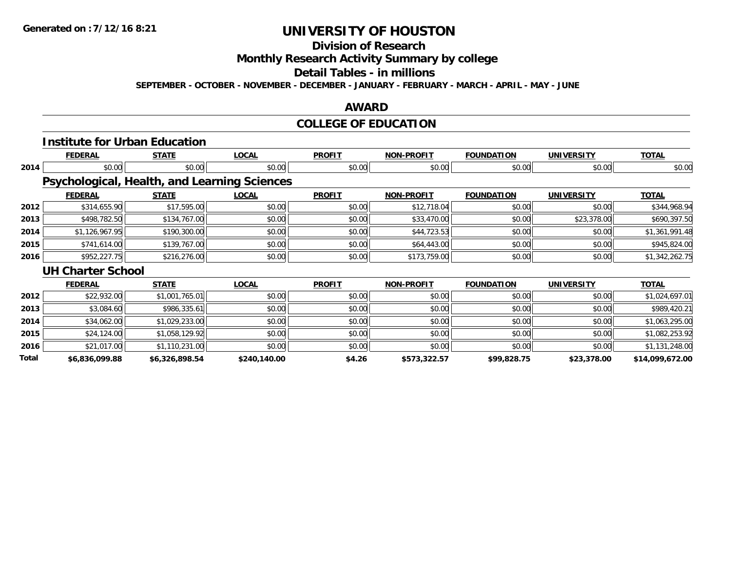Generated on :7/12/16 8:21

# UNIVERSITY OF HOUSTON

## Division of Research

## Monthly Research Activity Summary by college

## Detail Tables - in millions

**SEPTEMBER - OCTOBER - NOVEMBER - DECEMBER - JANUARY - FEBRUARY - MARCH - APRIL - MAY - JUNE**

## AWARD

## COLLEGE OF EDUCATION

### Institute for Urban Education

| | FEDERAL | STATE | LOCAL | PROFIT | NON-PROFIT | FOUNDATION | UNIVERSITY | TOTAL |
|---|---|---|---|---|---|---|---|---|
| 2014 | $0.00 | $0.00 | $0.00 | $0.00 | $0.00 | $0.00 | $0.00 | $0.00 |

### Psychological, Health, and Learning Sciences

| | FEDERAL | STATE | LOCAL | PROFIT | NON-PROFIT | FOUNDATION | UNIVERSITY | TOTAL |
|---|---|---|---|---|---|---|---|---|
| 2012 | $314,655.90 | $17,595.00 | $0.00 | $0.00 | $12,718.04 | $0.00 | $0.00 | $344,968.94 |
| 2013 | $498,782.50 | $134,767.00 | $0.00 | $0.00 | $33,470.00 | $0.00 | $23,378.00 | $690,397.50 |
| 2014 | $1,126,967.95 | $190,300.00 | $0.00 | $0.00 | $44,723.53 | $0.00 | $0.00 | $1,361,991.48 |
| 2015 | $741,614.00 | $139,767.00 | $0.00 | $0.00 | $64,443.00 | $0.00 | $0.00 | $945,824.00 |
| 2016 | $952,227.75 | $216,276.00 | $0.00 | $0.00 | $173,759.00 | $0.00 | $0.00 | $1,342,262.75 |

### UH Charter School

| | FEDERAL | STATE | LOCAL | PROFIT | NON-PROFIT | FOUNDATION | UNIVERSITY | TOTAL |
|---|---|---|---|---|---|---|---|---|
| 2012 | $22,932.00 | $1,001,765.01 | $0.00 | $0.00 | $0.00 | $0.00 | $0.00 | $1,024,697.01 |
| 2013 | $3,084.60 | $986,335.61 | $0.00 | $0.00 | $0.00 | $0.00 | $0.00 | $989,420.21 |
| 2014 | $34,062.00 | $1,029,233.00 | $0.00 | $0.00 | $0.00 | $0.00 | $0.00 | $1,063,295.00 |
| 2015 | $24,124.00 | $1,058,129.92 | $0.00 | $0.00 | $0.00 | $0.00 | $0.00 | $1,082,253.92 |
| 2016 | $21,017.00 | $1,110,231.00 | $0.00 | $0.00 | $0.00 | $0.00 | $0.00 | $1,131,248.00 |
| **Total** | **$6,836,099.88** | **$6,326,898.54** | **$240,140.00** | **$4.26** | **$573,322.57** | **$99,828.75** | **$23,378.00** | **$14,099,672.00** |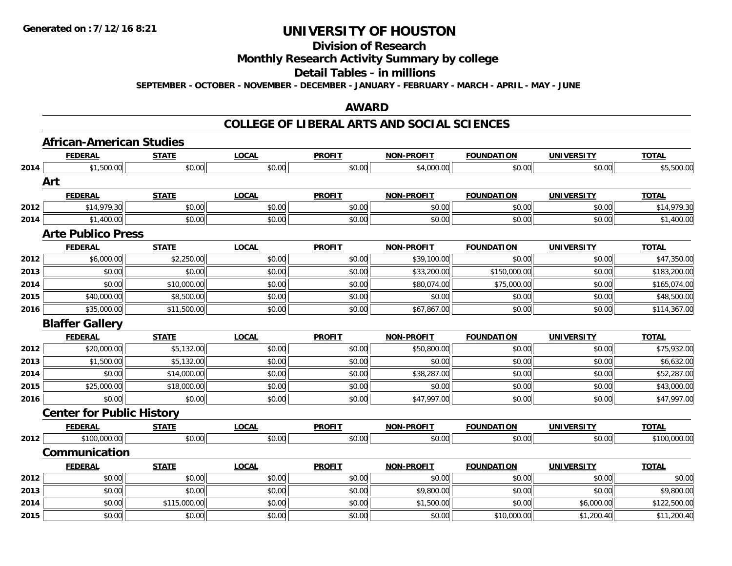# UNIVERSITY OF HOUSTON

## Division of Research

## Monthly Research Activity Summary by college

## Detail Tables - in millions

**SEPTEMBER - OCTOBER - NOVEMBER - DECEMBER - JANUARY - FEBRUARY - MARCH - APRIL - MAY - JUNE**

## AWARD

## COLLEGE OF LIBERAL ARTS AND SOCIAL SCIENCES

### African-American Studies

| | FEDERAL | STATE | LOCAL | PROFIT | NON-PROFIT | FOUNDATION | UNIVERSITY | TOTAL |
|---|---|---|---|---|---|---|---|---|
| 2014 | $1,500.00 | $0.00 | $0.00 | $0.00 | $4,000.00 | $0.00 | $0.00 | $5,500.00 |

### Art

| | FEDERAL | STATE | LOCAL | PROFIT | NON-PROFIT | FOUNDATION | UNIVERSITY | TOTAL |
|---|---|---|---|---|---|---|---|---|
| 2012 | $14,979.30 | $0.00 | $0.00 | $0.00 | $0.00 | $0.00 | $0.00 | $14,979.30 |
| 2014 | $1,400.00 | $0.00 | $0.00 | $0.00 | $0.00 | $0.00 | $0.00 | $1,400.00 |

### Arte Publico Press

| | FEDERAL | STATE | LOCAL | PROFIT | NON-PROFIT | FOUNDATION | UNIVERSITY | TOTAL |
|---|---|---|---|---|---|---|---|---|
| 2012 | $6,000.00 | $2,250.00 | $0.00 | $0.00 | $39,100.00 | $0.00 | $0.00 | $47,350.00 |
| 2013 | $0.00 | $0.00 | $0.00 | $0.00 | $33,200.00 | $150,000.00 | $0.00 | $183,200.00 |
| 2014 | $0.00 | $10,000.00 | $0.00 | $0.00 | $80,074.00 | $75,000.00 | $0.00 | $165,074.00 |
| 2015 | $40,000.00 | $8,500.00 | $0.00 | $0.00 | $0.00 | $0.00 | $0.00 | $48,500.00 |
| 2016 | $35,000.00 | $11,500.00 | $0.00 | $0.00 | $67,867.00 | $0.00 | $0.00 | $114,367.00 |

### Blaffer Gallery

| | FEDERAL | STATE | LOCAL | PROFIT | NON-PROFIT | FOUNDATION | UNIVERSITY | TOTAL |
|---|---|---|---|---|---|---|---|---|
| 2012 | $20,000.00 | $5,132.00 | $0.00 | $0.00 | $50,800.00 | $0.00 | $0.00 | $75,932.00 |
| 2013 | $1,500.00 | $5,132.00 | $0.00 | $0.00 | $0.00 | $0.00 | $0.00 | $6,632.00 |
| 2014 | $0.00 | $14,000.00 | $0.00 | $0.00 | $38,287.00 | $0.00 | $0.00 | $52,287.00 |
| 2015 | $25,000.00 | $18,000.00 | $0.00 | $0.00 | $0.00 | $0.00 | $0.00 | $43,000.00 |
| 2016 | $0.00 | $0.00 | $0.00 | $0.00 | $47,997.00 | $0.00 | $0.00 | $47,997.00 |

### Center for Public History

| | FEDERAL | STATE | LOCAL | PROFIT | NON-PROFIT | FOUNDATION | UNIVERSITY | TOTAL |
|---|---|---|---|---|---|---|---|---|
| 2012 | $100,000.00 | $0.00 | $0.00 | $0.00 | $0.00 | $0.00 | $0.00 | $100,000.00 |

### Communication

| | FEDERAL | STATE | LOCAL | PROFIT | NON-PROFIT | FOUNDATION | UNIVERSITY | TOTAL |
|---|---|---|---|---|---|---|---|---|
| 2012 | $0.00 | $0.00 | $0.00 | $0.00 | $0.00 | $0.00 | $0.00 | $0.00 |
| 2013 | $0.00 | $0.00 | $0.00 | $0.00 | $9,800.00 | $0.00 | $0.00 | $9,800.00 |
| 2014 | $0.00 | $115,000.00 | $0.00 | $0.00 | $1,500.00 | $0.00 | $6,000.00 | $122,500.00 |
| 2015 | $0.00 | $0.00 | $0.00 | $0.00 | $0.00 | $10,000.00 | $1,200.40 | $11,200.40 |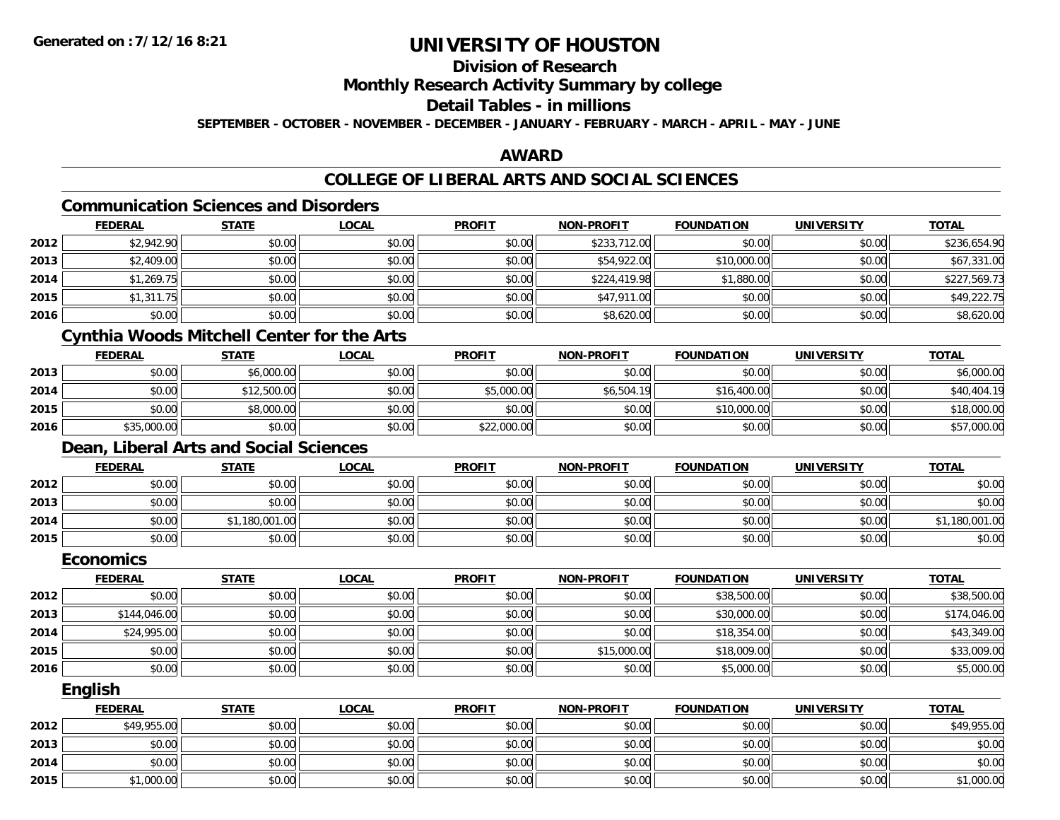Generated on :7/12/16 8:21

# UNIVERSITY OF HOUSTON

## Division of Research

## Monthly Research Activity Summary by college

## Detail Tables - in millions

**SEPTEMBER - OCTOBER - NOVEMBER - DECEMBER - JANUARY - FEBRUARY - MARCH - APRIL - MAY - JUNE**

## AWARD

## COLLEGE OF LIBERAL ARTS AND SOCIAL SCIENCES

### Communication Sciences and Disorders

| | FEDERAL | STATE | LOCAL | PROFIT | NON-PROFIT | FOUNDATION | UNIVERSITY | TOTAL |
|---|---|---|---|---|---|---|---|---|
| 2012 | $2,942.90 | $0.00 | $0.00 | $0.00 | $233,712.00 | $0.00 | $0.00 | $236,654.90 |
| 2013 | $2,409.00 | $0.00 | $0.00 | $0.00 | $54,922.00 | $10,000.00 | $0.00 | $67,331.00 |
| 2014 | $1,269.75 | $0.00 | $0.00 | $0.00 | $224,419.98 | $1,880.00 | $0.00 | $227,569.73 |
| 2015 | $1,311.75 | $0.00 | $0.00 | $0.00 | $47,911.00 | $0.00 | $0.00 | $49,222.75 |
| 2016 | $0.00 | $0.00 | $0.00 | $0.00 | $8,620.00 | $0.00 | $0.00 | $8,620.00 |

### Cynthia Woods Mitchell Center for the Arts

| | FEDERAL | STATE | LOCAL | PROFIT | NON-PROFIT | FOUNDATION | UNIVERSITY | TOTAL |
|---|---|---|---|---|---|---|---|---|
| 2013 | $0.00 | $6,000.00 | $0.00 | $0.00 | $0.00 | $0.00 | $0.00 | $6,000.00 |
| 2014 | $0.00 | $12,500.00 | $0.00 | $5,000.00 | $6,504.19 | $16,400.00 | $0.00 | $40,404.19 |
| 2015 | $0.00 | $8,000.00 | $0.00 | $0.00 | $0.00 | $10,000.00 | $0.00 | $18,000.00 |
| 2016 | $35,000.00 | $0.00 | $0.00 | $22,000.00 | $0.00 | $0.00 | $0.00 | $57,000.00 |

### Dean, Liberal Arts and Social Sciences

| | FEDERAL | STATE | LOCAL | PROFIT | NON-PROFIT | FOUNDATION | UNIVERSITY | TOTAL |
|---|---|---|---|---|---|---|---|---|
| 2012 | $0.00 | $0.00 | $0.00 | $0.00 | $0.00 | $0.00 | $0.00 | $0.00 |
| 2013 | $0.00 | $0.00 | $0.00 | $0.00 | $0.00 | $0.00 | $0.00 | $0.00 |
| 2014 | $0.00 | $1,180,001.00 | $0.00 | $0.00 | $0.00 | $0.00 | $0.00 | $1,180,001.00 |
| 2015 | $0.00 | $0.00 | $0.00 | $0.00 | $0.00 | $0.00 | $0.00 | $0.00 |

### Economics

| | FEDERAL | STATE | LOCAL | PROFIT | NON-PROFIT | FOUNDATION | UNIVERSITY | TOTAL |
|---|---|---|---|---|---|---|---|---|
| 2012 | $0.00 | $0.00 | $0.00 | $0.00 | $0.00 | $38,500.00 | $0.00 | $38,500.00 |
| 2013 | $144,046.00 | $0.00 | $0.00 | $0.00 | $0.00 | $30,000.00 | $0.00 | $174,046.00 |
| 2014 | $24,995.00 | $0.00 | $0.00 | $0.00 | $0.00 | $18,354.00 | $0.00 | $43,349.00 |
| 2015 | $0.00 | $0.00 | $0.00 | $0.00 | $15,000.00 | $18,009.00 | $0.00 | $33,009.00 |
| 2016 | $0.00 | $0.00 | $0.00 | $0.00 | $0.00 | $5,000.00 | $0.00 | $5,000.00 |

### English

| | FEDERAL | STATE | LOCAL | PROFIT | NON-PROFIT | FOUNDATION | UNIVERSITY | TOTAL |
|---|---|---|---|---|---|---|---|---|
| 2012 | $49,955.00 | $0.00 | $0.00 | $0.00 | $0.00 | $0.00 | $0.00 | $49,955.00 |
| 2013 | $0.00 | $0.00 | $0.00 | $0.00 | $0.00 | $0.00 | $0.00 | $0.00 |
| 2014 | $0.00 | $0.00 | $0.00 | $0.00 | $0.00 | $0.00 | $0.00 | $0.00 |
| 2015 | $1,000.00 | $0.00 | $0.00 | $0.00 | $0.00 | $0.00 | $0.00 | $1,000.00 |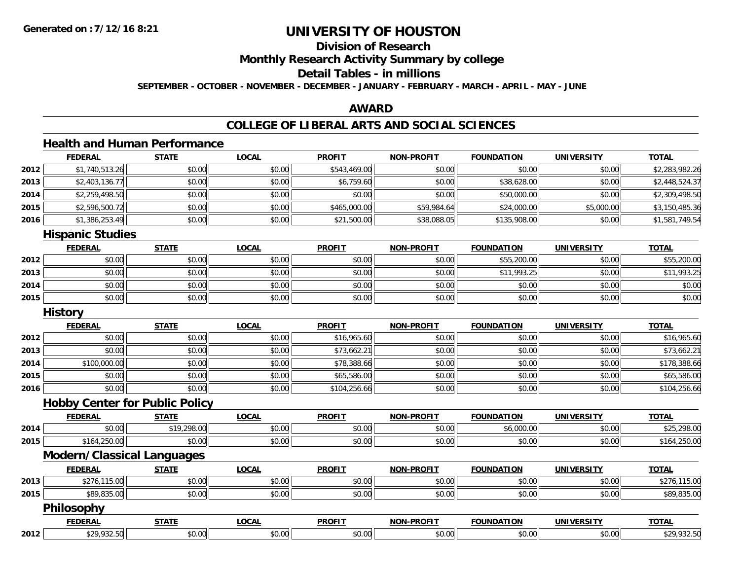**Generated on :7/12/16 8:21**

# UNIVERSITY OF HOUSTON

## Division of Research

## Monthly Research Activity Summary by college

## Detail Tables - in millions

**SEPTEMBER - OCTOBER - NOVEMBER - DECEMBER - JANUARY - FEBRUARY - MARCH - APRIL - MAY - JUNE**

## AWARD

## COLLEGE OF LIBERAL ARTS AND SOCIAL SCIENCES

### Health and Human Performance

| | FEDERAL | STATE | LOCAL | PROFIT | NON-PROFIT | FOUNDATION | UNIVERSITY | TOTAL |
|---|---|---|---|---|---|---|---|---|
| 2012 | $1,740,513.26 | $0.00 | $0.00 | $543,469.00 | $0.00 | $0.00 | $0.00 | $2,283,982.26 |
| 2013 | $2,403,136.77 | $0.00 | $0.00 | $6,759.60 | $0.00 | $38,628.00 | $0.00 | $2,448,524.37 |
| 2014 | $2,259,498.50 | $0.00 | $0.00 | $0.00 | $0.00 | $50,000.00 | $0.00 | $2,309,498.50 |
| 2015 | $2,596,500.72 | $0.00 | $0.00 | $465,000.00 | $59,984.64 | $24,000.00 | $5,000.00 | $3,150,485.36 |
| 2016 | $1,386,253.49 | $0.00 | $0.00 | $21,500.00 | $38,088.05 | $135,908.00 | $0.00 | $1,581,749.54 |

### Hispanic Studies

| | FEDERAL | STATE | LOCAL | PROFIT | NON-PROFIT | FOUNDATION | UNIVERSITY | TOTAL |
|---|---|---|---|---|---|---|---|---|
| 2012 | $0.00 | $0.00 | $0.00 | $0.00 | $0.00 | $55,200.00 | $0.00 | $55,200.00 |
| 2013 | $0.00 | $0.00 | $0.00 | $0.00 | $0.00 | $11,993.25 | $0.00 | $11,993.25 |
| 2014 | $0.00 | $0.00 | $0.00 | $0.00 | $0.00 | $0.00 | $0.00 | $0.00 |
| 2015 | $0.00 | $0.00 | $0.00 | $0.00 | $0.00 | $0.00 | $0.00 | $0.00 |

### History

| | FEDERAL | STATE | LOCAL | PROFIT | NON-PROFIT | FOUNDATION | UNIVERSITY | TOTAL |
|---|---|---|---|---|---|---|---|---|
| 2012 | $0.00 | $0.00 | $0.00 | $16,965.60 | $0.00 | $0.00 | $0.00 | $16,965.60 |
| 2013 | $0.00 | $0.00 | $0.00 | $73,662.21 | $0.00 | $0.00 | $0.00 | $73,662.21 |
| 2014 | $100,000.00 | $0.00 | $0.00 | $78,388.66 | $0.00 | $0.00 | $0.00 | $178,388.66 |
| 2015 | $0.00 | $0.00 | $0.00 | $65,586.00 | $0.00 | $0.00 | $0.00 | $65,586.00 |
| 2016 | $0.00 | $0.00 | $0.00 | $104,256.66 | $0.00 | $0.00 | $0.00 | $104,256.66 |

### Hobby Center for Public Policy

| | FEDERAL | STATE | LOCAL | PROFIT | NON-PROFIT | FOUNDATION | UNIVERSITY | TOTAL |
|---|---|---|---|---|---|---|---|---|
| 2014 | $0.00 | $19,298.00 | $0.00 | $0.00 | $0.00 | $6,000.00 | $0.00 | $25,298.00 |
| 2015 | $164,250.00 | $0.00 | $0.00 | $0.00 | $0.00 | $0.00 | $0.00 | $164,250.00 |

### Modern/Classical Languages

| | FEDERAL | STATE | LOCAL | PROFIT | NON-PROFIT | FOUNDATION | UNIVERSITY | TOTAL |
|---|---|---|---|---|---|---|---|---|
| 2013 | $276,115.00 | $0.00 | $0.00 | $0.00 | $0.00 | $0.00 | $0.00 | $276,115.00 |
| 2015 | $89,835.00 | $0.00 | $0.00 | $0.00 | $0.00 | $0.00 | $0.00 | $89,835.00 |

### Philosophy

| | FEDERAL | STATE | LOCAL | PROFIT | NON-PROFIT | FOUNDATION | UNIVERSITY | TOTAL |
|---|---|---|---|---|---|---|---|---|
| 2012 | $29,932.50 | $0.00 | $0.00 | $0.00 | $0.00 | $0.00 | $0.00 | $29,932.50 |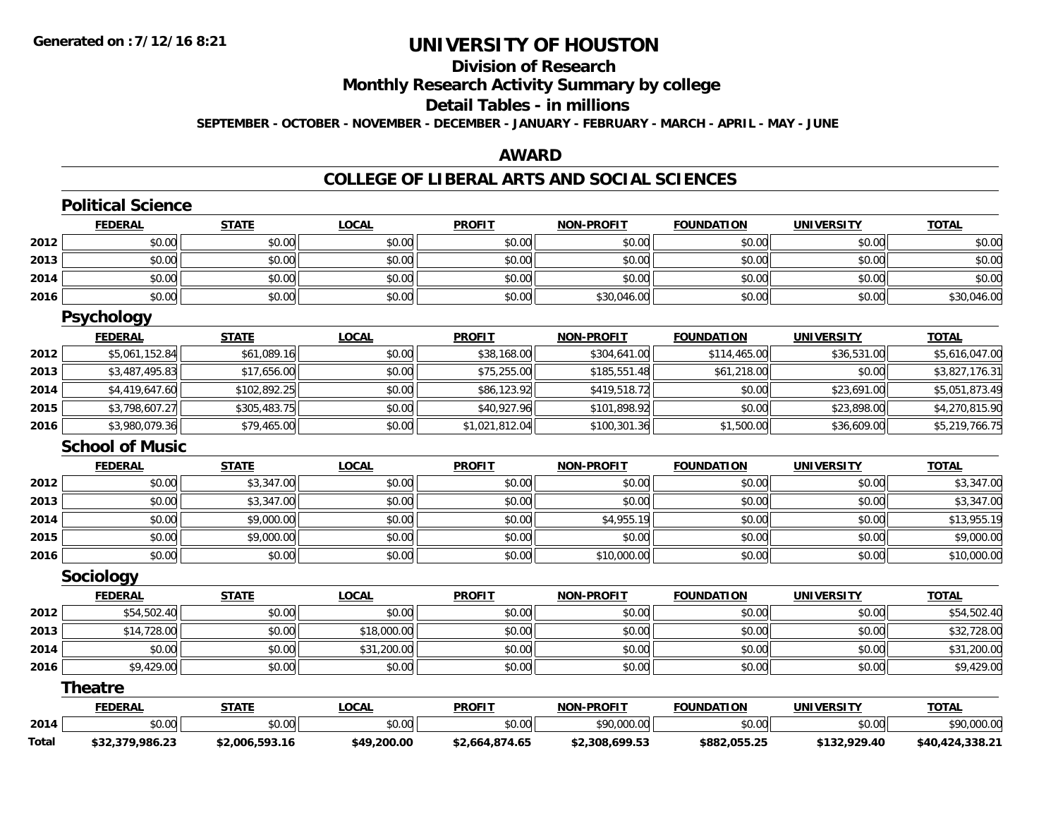Generated on :7/12/16 8:21

# UNIVERSITY OF HOUSTON

## Division of Research

## Monthly Research Activity Summary by college

## Detail Tables - in millions

**SEPTEMBER - OCTOBER - NOVEMBER - DECEMBER - JANUARY - FEBRUARY - MARCH - APRIL - MAY - JUNE**

## AWARD

## COLLEGE OF LIBERAL ARTS AND SOCIAL SCIENCES

### Political Science

| | FEDERAL | STATE | LOCAL | PROFIT | NON-PROFIT | FOUNDATION | UNIVERSITY | TOTAL |
|---|---|---|---|---|---|---|---|---|
| 2012 | $0.00 | $0.00 | $0.00 | $0.00 | $0.00 | $0.00 | $0.00 | $0.00 |
| 2013 | $0.00 | $0.00 | $0.00 | $0.00 | $0.00 | $0.00 | $0.00 | $0.00 |
| 2014 | $0.00 | $0.00 | $0.00 | $0.00 | $0.00 | $0.00 | $0.00 | $0.00 |
| 2016 | $0.00 | $0.00 | $0.00 | $0.00 | $30,046.00 | $0.00 | $0.00 | $30,046.00 |

### Psychology

| | FEDERAL | STATE | LOCAL | PROFIT | NON-PROFIT | FOUNDATION | UNIVERSITY | TOTAL |
|---|---|---|---|---|---|---|---|---|
| 2012 | $5,061,152.84 | $61,089.16 | $0.00 | $38,168.00 | $304,641.00 | $114,465.00 | $36,531.00 | $5,616,047.00 |
| 2013 | $3,487,495.83 | $17,656.00 | $0.00 | $75,255.00 | $185,551.48 | $61,218.00 | $0.00 | $3,827,176.31 |
| 2014 | $4,419,647.60 | $102,892.25 | $0.00 | $86,123.92 | $419,518.72 | $0.00 | $23,691.00 | $5,051,873.49 |
| 2015 | $3,798,607.27 | $305,483.75 | $0.00 | $40,927.96 | $101,898.92 | $0.00 | $23,898.00 | $4,270,815.90 |
| 2016 | $3,980,079.36 | $79,465.00 | $0.00 | $1,021,812.04 | $100,301.36 | $1,500.00 | $36,609.00 | $5,219,766.75 |

### School of Music

| | FEDERAL | STATE | LOCAL | PROFIT | NON-PROFIT | FOUNDATION | UNIVERSITY | TOTAL |
|---|---|---|---|---|---|---|---|---|
| 2012 | $0.00 | $3,347.00 | $0.00 | $0.00 | $0.00 | $0.00 | $0.00 | $3,347.00 |
| 2013 | $0.00 | $3,347.00 | $0.00 | $0.00 | $0.00 | $0.00 | $0.00 | $3,347.00 |
| 2014 | $0.00 | $9,000.00 | $0.00 | $0.00 | $4,955.19 | $0.00 | $0.00 | $13,955.19 |
| 2015 | $0.00 | $9,000.00 | $0.00 | $0.00 | $0.00 | $0.00 | $0.00 | $9,000.00 |
| 2016 | $0.00 | $0.00 | $0.00 | $0.00 | $10,000.00 | $0.00 | $0.00 | $10,000.00 |

### Sociology

| | FEDERAL | STATE | LOCAL | PROFIT | NON-PROFIT | FOUNDATION | UNIVERSITY | TOTAL |
|---|---|---|---|---|---|---|---|---|
| 2012 | $54,502.40 | $0.00 | $0.00 | $0.00 | $0.00 | $0.00 | $0.00 | $54,502.40 |
| 2013 | $14,728.00 | $0.00 | $18,000.00 | $0.00 | $0.00 | $0.00 | $0.00 | $32,728.00 |
| 2014 | $0.00 | $0.00 | $31,200.00 | $0.00 | $0.00 | $0.00 | $0.00 | $31,200.00 |
| 2016 | $9,429.00 | $0.00 | $0.00 | $0.00 | $0.00 | $0.00 | $0.00 | $9,429.00 |

### Theatre

| | FEDERAL | STATE | LOCAL | PROFIT | NON-PROFIT | FOUNDATION | UNIVERSITY | TOTAL |
|---|---|---|---|---|---|---|---|---|
| 2014 | $0.00 | $0.00 | $0.00 | $0.00 | $90,000.00 | $0.00 | $0.00 | $90,000.00 |
| **Total** | **$32,379,986.23** | **$2,006,593.16** | **$49,200.00** | **$2,664,874.65** | **$2,308,699.53** | **$882,055.25** | **$132,929.40** | **$40,424,338.21** |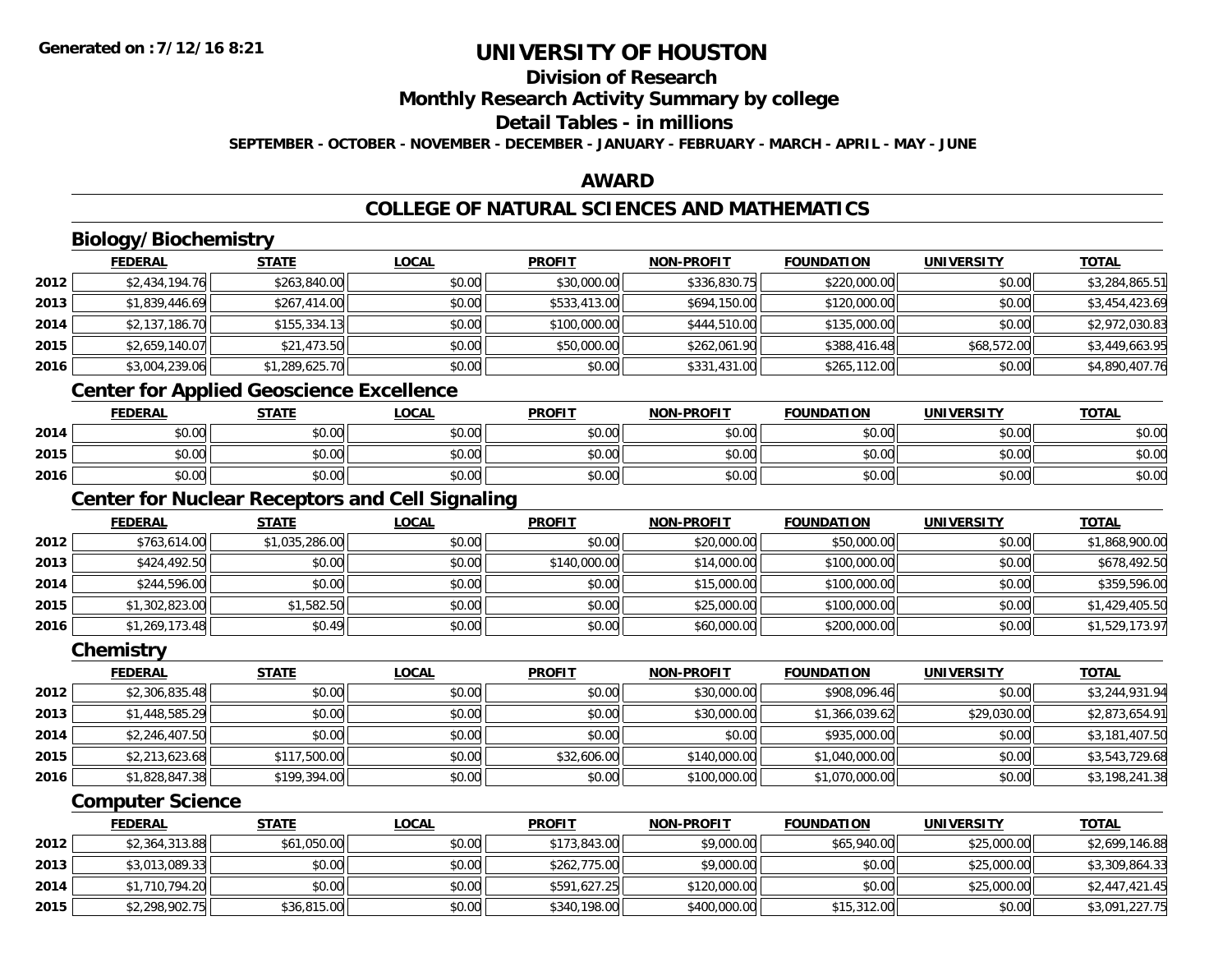Generated on :7/12/16 8:21

# UNIVERSITY OF HOUSTON

## Division of Research

## Monthly Research Activity Summary by college

## Detail Tables - in millions

**SEPTEMBER - OCTOBER - NOVEMBER - DECEMBER - JANUARY - FEBRUARY - MARCH - APRIL - MAY - JUNE**

## AWARD

## COLLEGE OF NATURAL SCIENCES AND MATHEMATICS

### Biology/Biochemistry

| | FEDERAL | STATE | LOCAL | PROFIT | NON-PROFIT | FOUNDATION | UNIVERSITY | TOTAL |
|---|---|---|---|---|---|---|---|---|
| 2012 | $2,434,194.76 | $263,840.00 | $0.00 | $30,000.00 | $336,830.75 | $220,000.00 | $0.00 | $3,284,865.51 |
| 2013 | $1,839,446.69 | $267,414.00 | $0.00 | $533,413.00 | $694,150.00 | $120,000.00 | $0.00 | $3,454,423.69 |
| 2014 | $2,137,186.70 | $155,334.13 | $0.00 | $100,000.00 | $444,510.00 | $135,000.00 | $0.00 | $2,972,030.83 |
| 2015 | $2,659,140.07 | $21,473.50 | $0.00 | $50,000.00 | $262,061.90 | $388,416.48 | $68,572.00 | $3,449,663.95 |
| 2016 | $3,004,239.06 | $1,289,625.70 | $0.00 | $0.00 | $331,431.00 | $265,112.00 | $0.00 | $4,890,407.76 |

### Center for Applied Geoscience Excellence

| | FEDERAL | STATE | LOCAL | PROFIT | NON-PROFIT | FOUNDATION | UNIVERSITY | TOTAL |
|---|---|---|---|---|---|---|---|---|
| 2014 | $0.00 | $0.00 | $0.00 | $0.00 | $0.00 | $0.00 | $0.00 | $0.00 |
| 2015 | $0.00 | $0.00 | $0.00 | $0.00 | $0.00 | $0.00 | $0.00 | $0.00 |
| 2016 | $0.00 | $0.00 | $0.00 | $0.00 | $0.00 | $0.00 | $0.00 | $0.00 |

### Center for Nuclear Receptors and Cell Signaling

| | FEDERAL | STATE | LOCAL | PROFIT | NON-PROFIT | FOUNDATION | UNIVERSITY | TOTAL |
|---|---|---|---|---|---|---|---|---|
| 2012 | $763,614.00 | $1,035,286.00 | $0.00 | $0.00 | $20,000.00 | $50,000.00 | $0.00 | $1,868,900.00 |
| 2013 | $424,492.50 | $0.00 | $0.00 | $140,000.00 | $14,000.00 | $100,000.00 | $0.00 | $678,492.50 |
| 2014 | $244,596.00 | $0.00 | $0.00 | $0.00 | $15,000.00 | $100,000.00 | $0.00 | $359,596.00 |
| 2015 | $1,302,823.00 | $1,582.50 | $0.00 | $0.00 | $25,000.00 | $100,000.00 | $0.00 | $1,429,405.50 |
| 2016 | $1,269,173.48 | $0.49 | $0.00 | $0.00 | $60,000.00 | $200,000.00 | $0.00 | $1,529,173.97 |

### Chemistry

| | FEDERAL | STATE | LOCAL | PROFIT | NON-PROFIT | FOUNDATION | UNIVERSITY | TOTAL |
|---|---|---|---|---|---|---|---|---|
| 2012 | $2,306,835.48 | $0.00 | $0.00 | $0.00 | $30,000.00 | $908,096.46 | $0.00 | $3,244,931.94 |
| 2013 | $1,448,585.29 | $0.00 | $0.00 | $0.00 | $30,000.00 | $1,366,039.62 | $29,030.00 | $2,873,654.91 |
| 2014 | $2,246,407.50 | $0.00 | $0.00 | $0.00 | $0.00 | $935,000.00 | $0.00 | $3,181,407.50 |
| 2015 | $2,213,623.68 | $117,500.00 | $0.00 | $32,606.00 | $140,000.00 | $1,040,000.00 | $0.00 | $3,543,729.68 |
| 2016 | $1,828,847.38 | $199,394.00 | $0.00 | $0.00 | $100,000.00 | $1,070,000.00 | $0.00 | $3,198,241.38 |

### Computer Science

| | FEDERAL | STATE | LOCAL | PROFIT | NON-PROFIT | FOUNDATION | UNIVERSITY | TOTAL |
|---|---|---|---|---|---|---|---|---|
| 2012 | $2,364,313.88 | $61,050.00 | $0.00 | $173,843.00 | $9,000.00 | $65,940.00 | $25,000.00 | $2,699,146.88 |
| 2013 | $3,013,089.33 | $0.00 | $0.00 | $262,775.00 | $9,000.00 | $0.00 | $25,000.00 | $3,309,864.33 |
| 2014 | $1,710,794.20 | $0.00 | $0.00 | $591,627.25 | $120,000.00 | $0.00 | $25,000.00 | $2,447,421.45 |
| 2015 | $2,298,902.75 | $36,815.00 | $0.00 | $340,198.00 | $400,000.00 | $15,312.00 | $0.00 | $3,091,227.75 |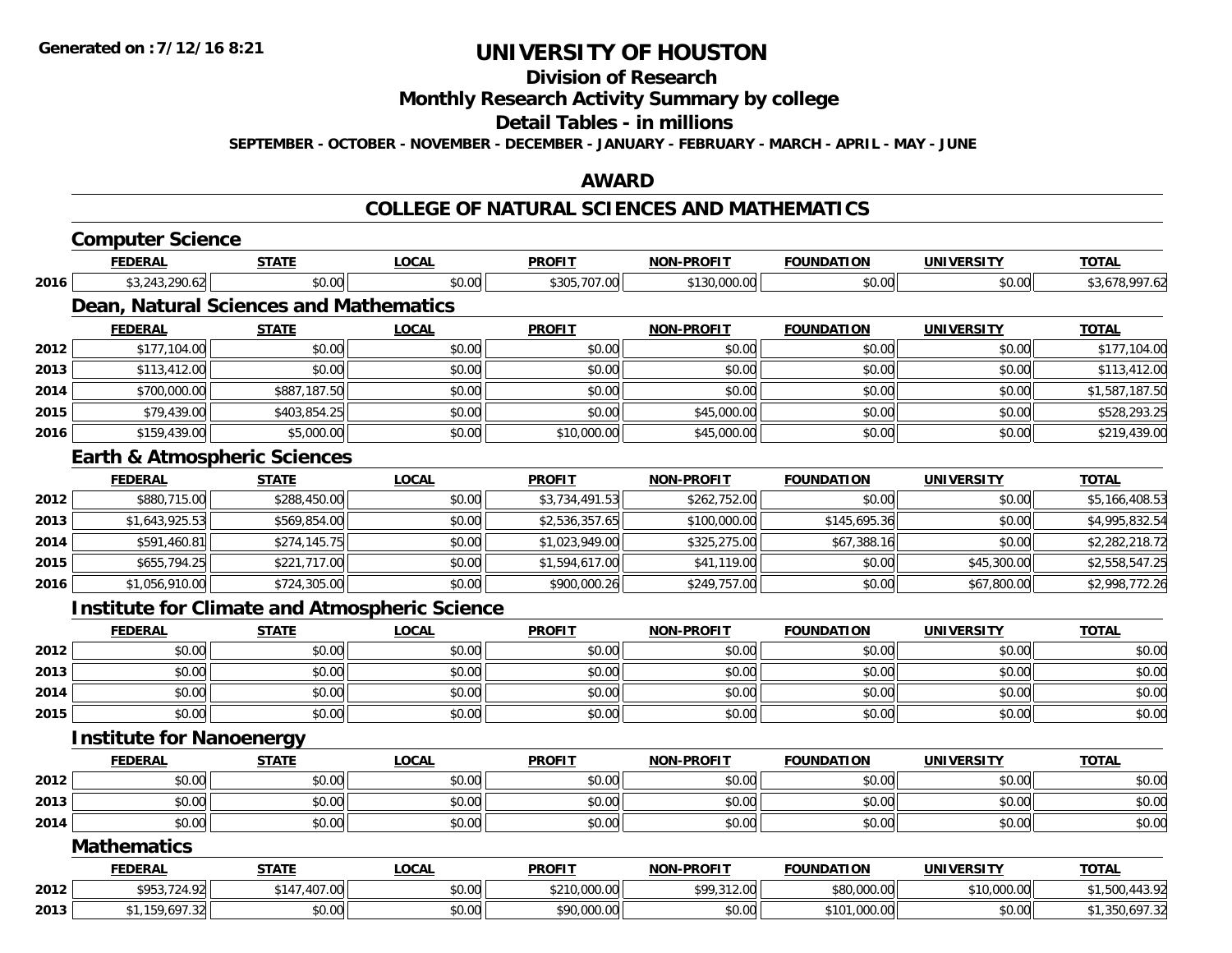# UNIVERSITY OF HOUSTON

## Division of Research

## Monthly Research Activity Summary by college

## Detail Tables - in millions

**SEPTEMBER - OCTOBER - NOVEMBER - DECEMBER - JANUARY - FEBRUARY - MARCH - APRIL - MAY - JUNE**

Generated on :7/12/16 8:21

## AWARD

## COLLEGE OF NATURAL SCIENCES AND MATHEMATICS

### Computer Science

| | FEDERAL | STATE | LOCAL | PROFIT | NON-PROFIT | FOUNDATION | UNIVERSITY | TOTAL |
|---|---|---|---|---|---|---|---|---|
| 2016 | $3,243,290.62 | $0.00 | $0.00 | $305,707.00 | $130,000.00 | $0.00 | $0.00 | $3,678,997.62 |

### Dean, Natural Sciences and Mathematics

| | FEDERAL | STATE | LOCAL | PROFIT | NON-PROFIT | FOUNDATION | UNIVERSITY | TOTAL |
|---|---|---|---|---|---|---|---|---|
| 2012 | $177,104.00 | $0.00 | $0.00 | $0.00 | $0.00 | $0.00 | $0.00 | $177,104.00 |
| 2013 | $113,412.00 | $0.00 | $0.00 | $0.00 | $0.00 | $0.00 | $0.00 | $113,412.00 |
| 2014 | $700,000.00 | $887,187.50 | $0.00 | $0.00 | $0.00 | $0.00 | $0.00 | $1,587,187.50 |
| 2015 | $79,439.00 | $403,854.25 | $0.00 | $0.00 | $45,000.00 | $0.00 | $0.00 | $528,293.25 |
| 2016 | $159,439.00 | $5,000.00 | $0.00 | $10,000.00 | $45,000.00 | $0.00 | $0.00 | $219,439.00 |

### Earth & Atmospheric Sciences

| | FEDERAL | STATE | LOCAL | PROFIT | NON-PROFIT | FOUNDATION | UNIVERSITY | TOTAL |
|---|---|---|---|---|---|---|---|---|
| 2012 | $880,715.00 | $288,450.00 | $0.00 | $3,734,491.53 | $262,752.00 | $0.00 | $0.00 | $5,166,408.53 |
| 2013 | $1,643,925.53 | $569,854.00 | $0.00 | $2,536,357.65 | $100,000.00 | $145,695.36 | $0.00 | $4,995,832.54 |
| 2014 | $591,460.81 | $274,145.75 | $0.00 | $1,023,949.00 | $325,275.00 | $67,388.16 | $0.00 | $2,282,218.72 |
| 2015 | $655,794.25 | $221,717.00 | $0.00 | $1,594,617.00 | $41,119.00 | $0.00 | $45,300.00 | $2,558,547.25 |
| 2016 | $1,056,910.00 | $724,305.00 | $0.00 | $900,000.26 | $249,757.00 | $0.00 | $67,800.00 | $2,998,772.26 |

### Institute for Climate and Atmospheric Science

| | FEDERAL | STATE | LOCAL | PROFIT | NON-PROFIT | FOUNDATION | UNIVERSITY | TOTAL |
|---|---|---|---|---|---|---|---|---|
| 2012 | $0.00 | $0.00 | $0.00 | $0.00 | $0.00 | $0.00 | $0.00 | $0.00 |
| 2013 | $0.00 | $0.00 | $0.00 | $0.00 | $0.00 | $0.00 | $0.00 | $0.00 |
| 2014 | $0.00 | $0.00 | $0.00 | $0.00 | $0.00 | $0.00 | $0.00 | $0.00 |
| 2015 | $0.00 | $0.00 | $0.00 | $0.00 | $0.00 | $0.00 | $0.00 | $0.00 |

### Institute for Nanoenergy

| | FEDERAL | STATE | LOCAL | PROFIT | NON-PROFIT | FOUNDATION | UNIVERSITY | TOTAL |
|---|---|---|---|---|---|---|---|---|
| 2012 | $0.00 | $0.00 | $0.00 | $0.00 | $0.00 | $0.00 | $0.00 | $0.00 |
| 2013 | $0.00 | $0.00 | $0.00 | $0.00 | $0.00 | $0.00 | $0.00 | $0.00 |
| 2014 | $0.00 | $0.00 | $0.00 | $0.00 | $0.00 | $0.00 | $0.00 | $0.00 |

### Mathematics

| | FEDERAL | STATE | LOCAL | PROFIT | NON-PROFIT | FOUNDATION | UNIVERSITY | TOTAL |
|---|---|---|---|---|---|---|---|---|
| 2012 | $953,724.92 | $147,407.00 | $0.00 | $210,000.00 | $99,312.00 | $80,000.00 | $10,000.00 | $1,500,443.92 |
| 2013 | $1,159,697.32 | $0.00 | $0.00 | $90,000.00 | $0.00 | $101,000.00 | $0.00 | $1,350,697.32 |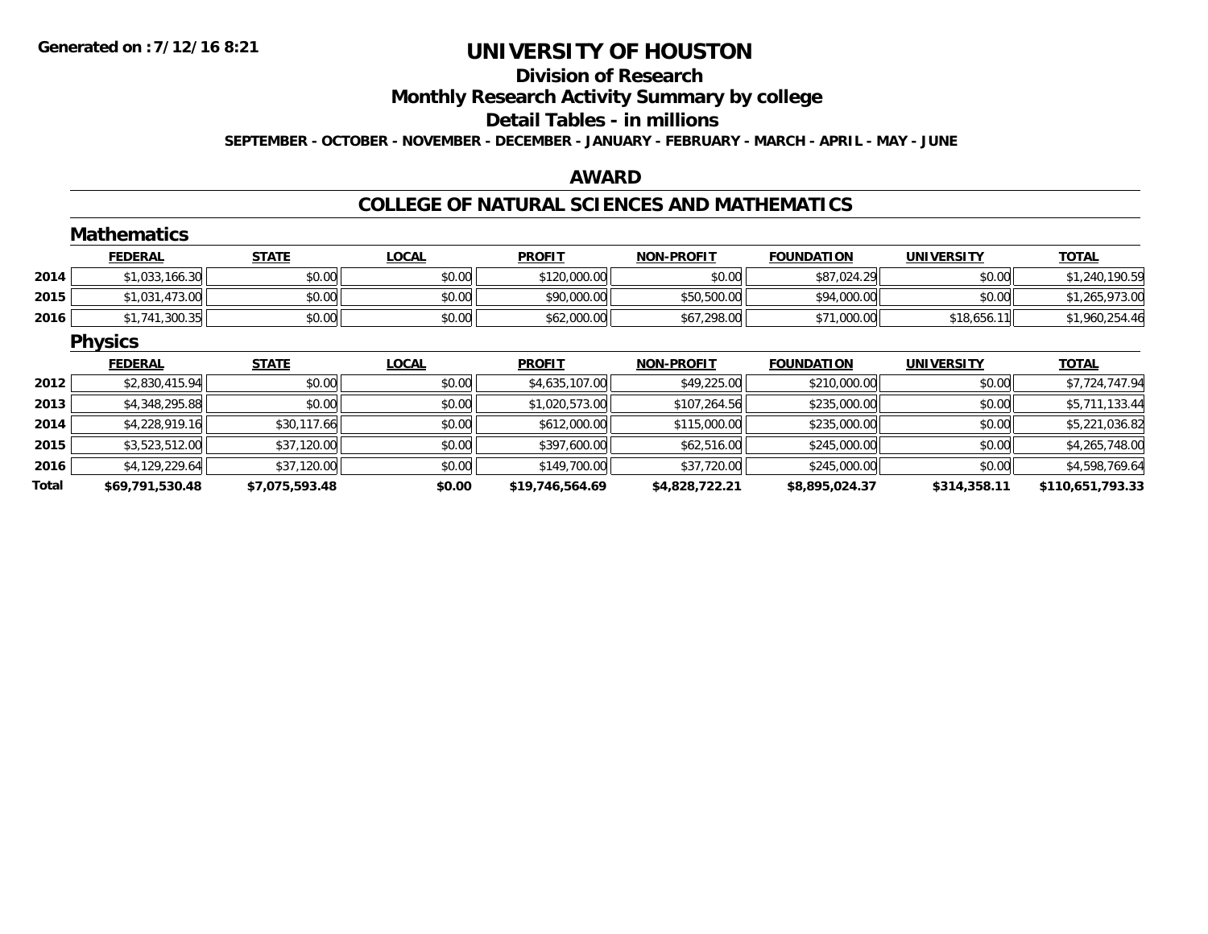# UNIVERSITY OF HOUSTON

## Division of Research

## Monthly Research Activity Summary by college

## Detail Tables - in millions

**SEPTEMBER - OCTOBER - NOVEMBER - DECEMBER - JANUARY - FEBRUARY - MARCH - APRIL - MAY - JUNE**

**Generated on :7/12/16 8:21**

## AWARD

## COLLEGE OF NATURAL SCIENCES AND MATHEMATICS

### Mathematics

| | FEDERAL | STATE | LOCAL | PROFIT | NON-PROFIT | FOUNDATION | UNIVERSITY | TOTAL |
|---|---|---|---|---|---|---|---|---|
| 2014 | $1,033,166.30 | $0.00 | $0.00 | $120,000.00 | $0.00 | $87,024.29 | $0.00 | $1,240,190.59 |
| 2015 | $1,031,473.00 | $0.00 | $0.00 | $90,000.00 | $50,500.00 | $94,000.00 | $0.00 | $1,265,973.00 |
| 2016 | $1,741,300.35 | $0.00 | $0.00 | $62,000.00 | $67,298.00 | $71,000.00 | $18,656.11 | $1,960,254.46 |

### Physics

| | FEDERAL | STATE | LOCAL | PROFIT | NON-PROFIT | FOUNDATION | UNIVERSITY | TOTAL |
|---|---|---|---|---|---|---|---|---|
| 2012 | $2,830,415.94 | $0.00 | $0.00 | $4,635,107.00 | $49,225.00 | $210,000.00 | $0.00 | $7,724,747.94 |
| 2013 | $4,348,295.88 | $0.00 | $0.00 | $1,020,573.00 | $107,264.56 | $235,000.00 | $0.00 | $5,711,133.44 |
| 2014 | $4,228,919.16 | $30,117.66 | $0.00 | $612,000.00 | $115,000.00 | $235,000.00 | $0.00 | $5,221,036.82 |
| 2015 | $3,523,512.00 | $37,120.00 | $0.00 | $397,600.00 | $62,516.00 | $245,000.00 | $0.00 | $4,265,748.00 |
| 2016 | $4,129,229.64 | $37,120.00 | $0.00 | $149,700.00 | $37,720.00 | $245,000.00 | $0.00 | $4,598,769.64 |
| **Total** | **$69,791,530.48** | **$7,075,593.48** | **$0.00** | **$19,746,564.69** | **$4,828,722.21** | **$8,895,024.37** | **$314,358.11** | **$110,651,793.33** |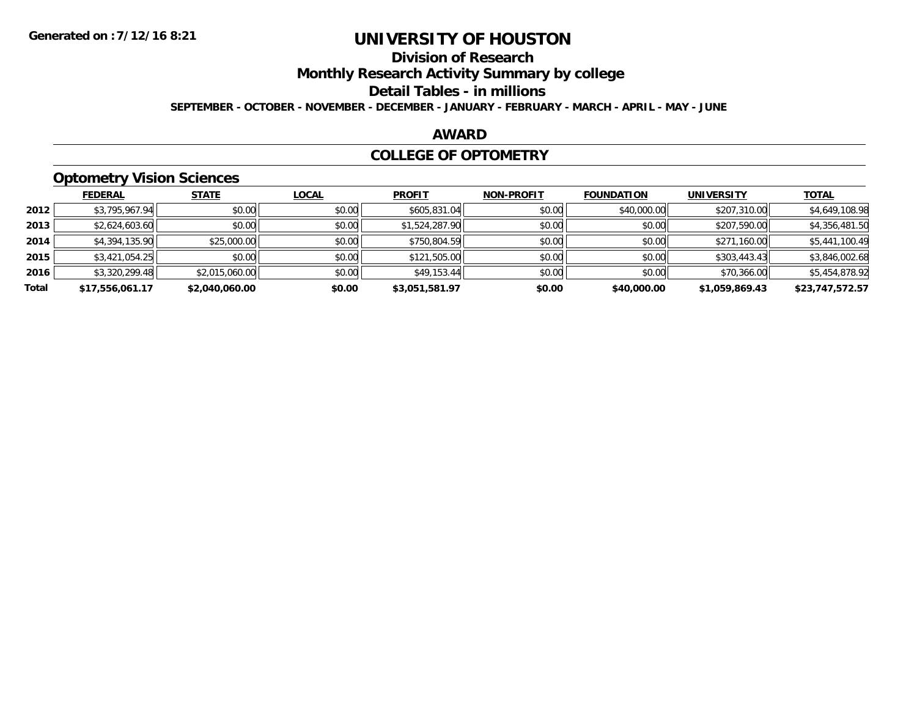# UNIVERSITY OF HOUSTON

## Division of Research

## Monthly Research Activity Summary by college

## Detail Tables - in millions

**SEPTEMBER - OCTOBER - NOVEMBER - DECEMBER - JANUARY - FEBRUARY - MARCH - APRIL - MAY - JUNE**

**Generated on : 7/12/16 8:21**

## AWARD

## COLLEGE OF OPTOMETRY

### Optometry Vision Sciences

| | FEDERAL | STATE | LOCAL | PROFIT | NON-PROFIT | FOUNDATION | UNIVERSITY | TOTAL |
|---|---|---|---|---|---|---|---|---|
| 2012 | $3,795,967.94 | $0.00 | $0.00 | $605,831.04 | $0.00 | $40,000.00 | $207,310.00 | $4,649,108.98 |
| 2013 | $2,624,603.60 | $0.00 | $0.00 | $1,524,287.90 | $0.00 | $0.00 | $207,590.00 | $4,356,481.50 |
| 2014 | $4,394,135.90 | $25,000.00 | $0.00 | $750,804.59 | $0.00 | $0.00 | $271,160.00 | $5,441,100.49 |
| 2015 | $3,421,054.25 | $0.00 | $0.00 | $121,505.00 | $0.00 | $0.00 | $303,443.43 | $3,846,002.68 |
| 2016 | $3,320,299.48 | $2,015,060.00 | $0.00 | $49,153.44 | $0.00 | $0.00 | $70,366.00 | $5,454,878.92 |
| **Total** | **$17,556,061.17** | **$2,040,060.00** | **$0.00** | **$3,051,581.97** | **$0.00** | **$40,000.00** | **$1,059,869.43** | **$23,747,572.57** |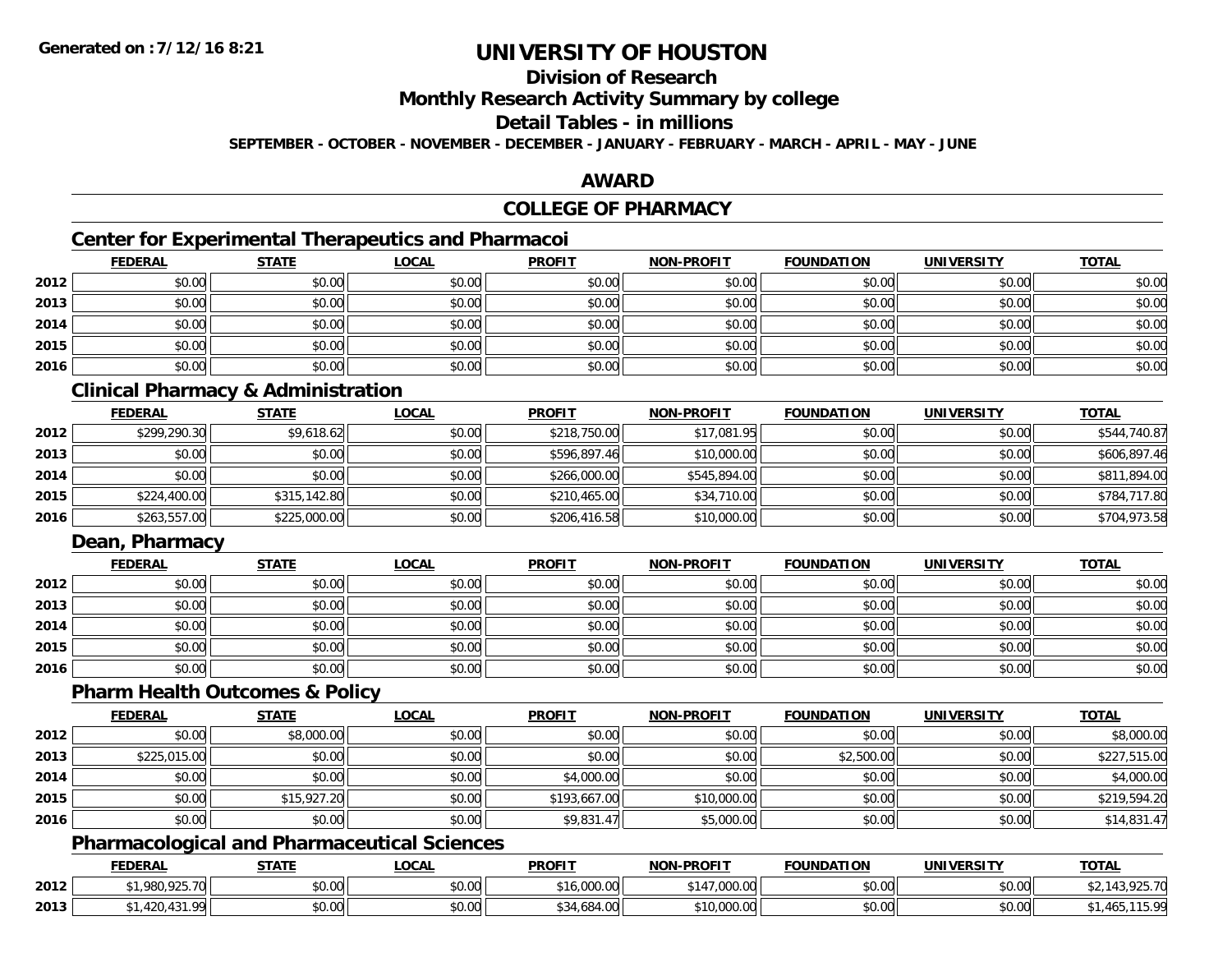# UNIVERSITY OF HOUSTON

## Division of Research

## Monthly Research Activity Summary by college

## Detail Tables - in millions

**SEPTEMBER - OCTOBER - NOVEMBER - DECEMBER - JANUARY - FEBRUARY - MARCH - APRIL - MAY - JUNE**

## AWARD

## COLLEGE OF PHARMACY

### Center for Experimental Therapeutics and Pharmacoi

| | FEDERAL | STATE | LOCAL | PROFIT | NON-PROFIT | FOUNDATION | UNIVERSITY | TOTAL |
|---|---|---|---|---|---|---|---|---|
| 2012 | $0.00 | $0.00 | $0.00 | $0.00 | $0.00 | $0.00 | $0.00 | $0.00 |
| 2013 | $0.00 | $0.00 | $0.00 | $0.00 | $0.00 | $0.00 | $0.00 | $0.00 |
| 2014 | $0.00 | $0.00 | $0.00 | $0.00 | $0.00 | $0.00 | $0.00 | $0.00 |
| 2015 | $0.00 | $0.00 | $0.00 | $0.00 | $0.00 | $0.00 | $0.00 | $0.00 |
| 2016 | $0.00 | $0.00 | $0.00 | $0.00 | $0.00 | $0.00 | $0.00 | $0.00 |

### Clinical Pharmacy & Administration

| | FEDERAL | STATE | LOCAL | PROFIT | NON-PROFIT | FOUNDATION | UNIVERSITY | TOTAL |
|---|---|---|---|---|---|---|---|---|
| 2012 | $299,290.30 | $9,618.62 | $0.00 | $218,750.00 | $17,081.95 | $0.00 | $0.00 | $544,740.87 |
| 2013 | $0.00 | $0.00 | $0.00 | $596,897.46 | $10,000.00 | $0.00 | $0.00 | $606,897.46 |
| 2014 | $0.00 | $0.00 | $0.00 | $266,000.00 | $545,894.00 | $0.00 | $0.00 | $811,894.00 |
| 2015 | $224,400.00 | $315,142.80 | $0.00 | $210,465.00 | $34,710.00 | $0.00 | $0.00 | $784,717.80 |
| 2016 | $263,557.00 | $225,000.00 | $0.00 | $206,416.58 | $10,000.00 | $0.00 | $0.00 | $704,973.58 |

### Dean, Pharmacy

| | FEDERAL | STATE | LOCAL | PROFIT | NON-PROFIT | FOUNDATION | UNIVERSITY | TOTAL |
|---|---|---|---|---|---|---|---|---|
| 2012 | $0.00 | $0.00 | $0.00 | $0.00 | $0.00 | $0.00 | $0.00 | $0.00 |
| 2013 | $0.00 | $0.00 | $0.00 | $0.00 | $0.00 | $0.00 | $0.00 | $0.00 |
| 2014 | $0.00 | $0.00 | $0.00 | $0.00 | $0.00 | $0.00 | $0.00 | $0.00 |
| 2015 | $0.00 | $0.00 | $0.00 | $0.00 | $0.00 | $0.00 | $0.00 | $0.00 |
| 2016 | $0.00 | $0.00 | $0.00 | $0.00 | $0.00 | $0.00 | $0.00 | $0.00 |

### Pharm Health Outcomes & Policy

| | FEDERAL | STATE | LOCAL | PROFIT | NON-PROFIT | FOUNDATION | UNIVERSITY | TOTAL |
|---|---|---|---|---|---|---|---|---|
| 2012 | $0.00 | $8,000.00 | $0.00 | $0.00 | $0.00 | $0.00 | $0.00 | $8,000.00 |
| 2013 | $225,015.00 | $0.00 | $0.00 | $0.00 | $0.00 | $2,500.00 | $0.00 | $227,515.00 |
| 2014 | $0.00 | $0.00 | $0.00 | $4,000.00 | $0.00 | $0.00 | $0.00 | $4,000.00 |
| 2015 | $0.00 | $15,927.20 | $0.00 | $193,667.00 | $10,000.00 | $0.00 | $0.00 | $219,594.20 |
| 2016 | $0.00 | $0.00 | $0.00 | $9,831.47 | $5,000.00 | $0.00 | $0.00 | $14,831.47 |

### Pharmacological and Pharmaceutical Sciences

| | FEDERAL | STATE | LOCAL | PROFIT | NON-PROFIT | FOUNDATION | UNIVERSITY | TOTAL |
|---|---|---|---|---|---|---|---|---|
| 2012 | $1,980,925.70 | $0.00 | $0.00 | $16,000.00 | $147,000.00 | $0.00 | $0.00 | $2,143,925.70 |
| 2013 | $1,420,431.99 | $0.00 | $0.00 | $34,684.00 | $10,000.00 | $0.00 | $0.00 | $1,465,115.99 |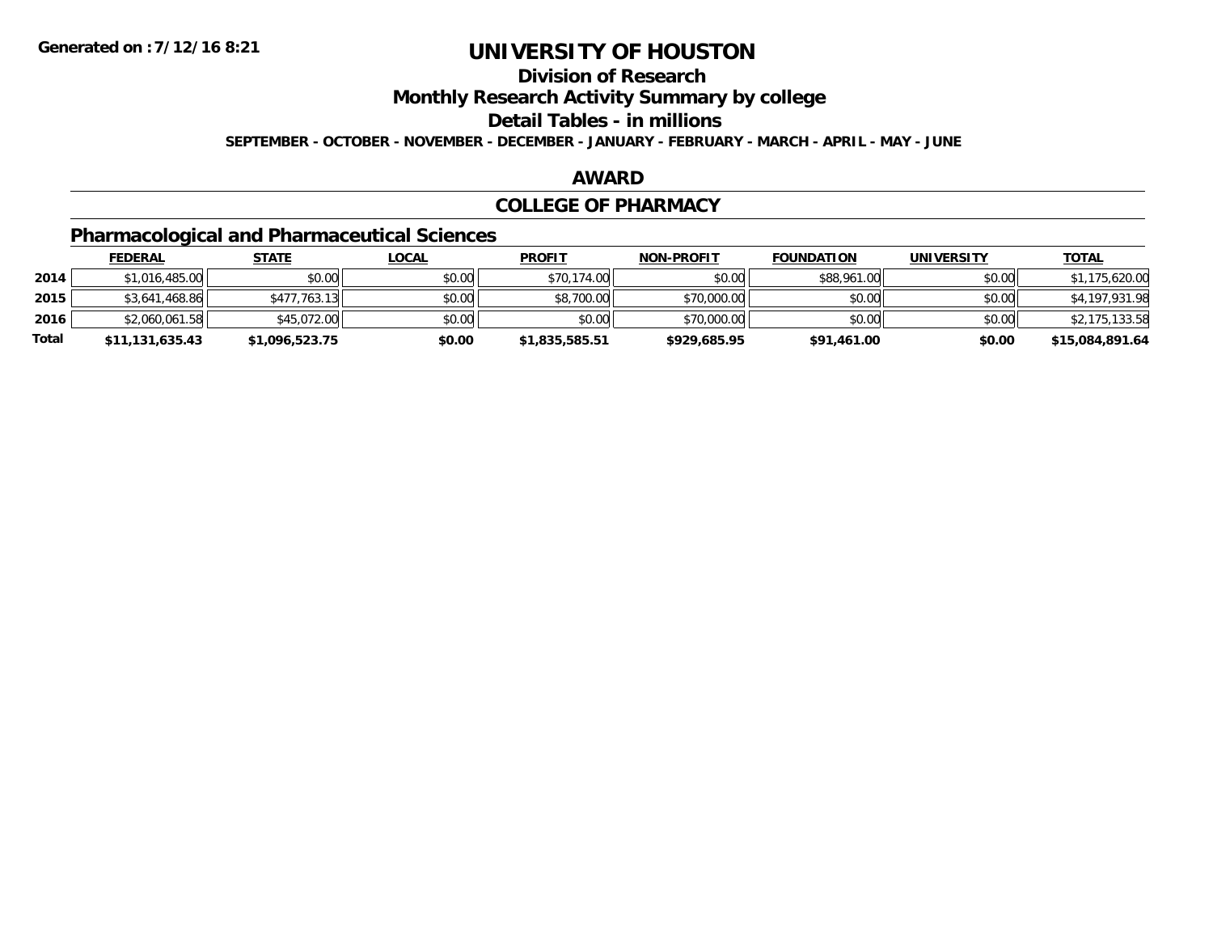**Generated on :7/12/16 8:21**

# UNIVERSITY OF HOUSTON

## Division of Research

## Monthly Research Activity Summary by college

## Detail Tables - in millions

**SEPTEMBER - OCTOBER - NOVEMBER - DECEMBER - JANUARY - FEBRUARY - MARCH - APRIL - MAY - JUNE**

## AWARD

## COLLEGE OF PHARMACY

### Pharmacological and Pharmaceutical Sciences

| | FEDERAL | STATE | LOCAL | PROFIT | NON-PROFIT | FOUNDATION | UNIVERSITY | TOTAL |
|---|---|---|---|---|---|---|---|---|
| 2014 | $1,016,485.00 | $0.00 | $0.00 | $70,174.00 | $0.00 | $88,961.00 | $0.00 | $1,175,620.00 |
| 2015 | $3,641,468.86 | $477,763.13 | $0.00 | $8,700.00 | $70,000.00 | $0.00 | $0.00 | $4,197,931.98 |
| 2016 | $2,060,061.58 | $45,072.00 | $0.00 | $0.00 | $70,000.00 | $0.00 | $0.00 | $2,175,133.58 |
| **Total** | **$11,131,635.43** | **$1,096,523.75** | **$0.00** | **$1,835,585.51** | **$929,685.95** | **$91,461.00** | **$0.00** | **$15,084,891.64** |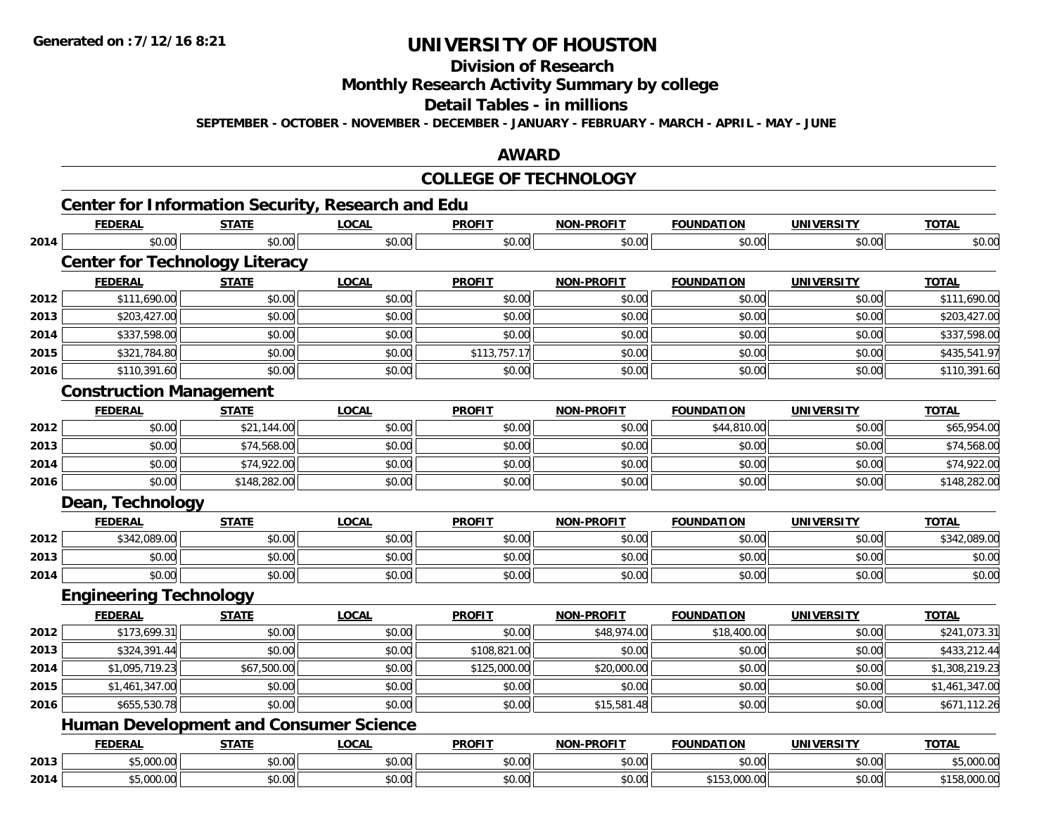# UNIVERSITY OF HOUSTON

## Division of Research

## Monthly Research Activity Summary by college

## Detail Tables - in millions

**SEPTEMBER - OCTOBER - NOVEMBER - DECEMBER - JANUARY - FEBRUARY - MARCH - APRIL - MAY - JUNE**

## AWARD

## COLLEGE OF TECHNOLOGY

### Center for Information Security, Research and Edu

| | FEDERAL | STATE | LOCAL | PROFIT | NON-PROFIT | FOUNDATION | UNIVERSITY | TOTAL |
|---|---|---|---|---|---|---|---|---|
| 2014 | $0.00 | $0.00 | $0.00 | $0.00 | $0.00 | $0.00 | $0.00 | $0.00 |

### Center for Technology Literacy

| | FEDERAL | STATE | LOCAL | PROFIT | NON-PROFIT | FOUNDATION | UNIVERSITY | TOTAL |
|---|---|---|---|---|---|---|---|---|
| 2012 | $111,690.00 | $0.00 | $0.00 | $0.00 | $0.00 | $0.00 | $0.00 | $111,690.00 |
| 2013 | $203,427.00 | $0.00 | $0.00 | $0.00 | $0.00 | $0.00 | $0.00 | $203,427.00 |
| 2014 | $337,598.00 | $0.00 | $0.00 | $0.00 | $0.00 | $0.00 | $0.00 | $337,598.00 |
| 2015 | $321,784.80 | $0.00 | $0.00 | $113,757.17 | $0.00 | $0.00 | $0.00 | $435,541.97 |
| 2016 | $110,391.60 | $0.00 | $0.00 | $0.00 | $0.00 | $0.00 | $0.00 | $110,391.60 |

### Construction Management

| | FEDERAL | STATE | LOCAL | PROFIT | NON-PROFIT | FOUNDATION | UNIVERSITY | TOTAL |
|---|---|---|---|---|---|---|---|---|
| 2012 | $0.00 | $21,144.00 | $0.00 | $0.00 | $0.00 | $44,810.00 | $0.00 | $65,954.00 |
| 2013 | $0.00 | $74,568.00 | $0.00 | $0.00 | $0.00 | $0.00 | $0.00 | $74,568.00 |
| 2014 | $0.00 | $74,922.00 | $0.00 | $0.00 | $0.00 | $0.00 | $0.00 | $74,922.00 |
| 2016 | $0.00 | $148,282.00 | $0.00 | $0.00 | $0.00 | $0.00 | $0.00 | $148,282.00 |

### Dean, Technology

| | FEDERAL | STATE | LOCAL | PROFIT | NON-PROFIT | FOUNDATION | UNIVERSITY | TOTAL |
|---|---|---|---|---|---|---|---|---|
| 2012 | $342,089.00 | $0.00 | $0.00 | $0.00 | $0.00 | $0.00 | $0.00 | $342,089.00 |
| 2013 | $0.00 | $0.00 | $0.00 | $0.00 | $0.00 | $0.00 | $0.00 | $0.00 |
| 2014 | $0.00 | $0.00 | $0.00 | $0.00 | $0.00 | $0.00 | $0.00 | $0.00 |

### Engineering Technology

| | FEDERAL | STATE | LOCAL | PROFIT | NON-PROFIT | FOUNDATION | UNIVERSITY | TOTAL |
|---|---|---|---|---|---|---|---|---|
| 2012 | $173,699.31 | $0.00 | $0.00 | $0.00 | $48,974.00 | $18,400.00 | $0.00 | $241,073.31 |
| 2013 | $324,391.44 | $0.00 | $0.00 | $108,821.00 | $0.00 | $0.00 | $0.00 | $433,212.44 |
| 2014 | $1,095,719.23 | $67,500.00 | $0.00 | $125,000.00 | $20,000.00 | $0.00 | $0.00 | $1,308,219.23 |
| 2015 | $1,461,347.00 | $0.00 | $0.00 | $0.00 | $0.00 | $0.00 | $0.00 | $1,461,347.00 |
| 2016 | $655,530.78 | $0.00 | $0.00 | $0.00 | $15,581.48 | $0.00 | $0.00 | $671,112.26 |

### Human Development and Consumer Science

| | FEDERAL | STATE | LOCAL | PROFIT | NON-PROFIT | FOUNDATION | UNIVERSITY | TOTAL |
|---|---|---|---|---|---|---|---|---|
| 2013 | $5,000.00 | $0.00 | $0.00 | $0.00 | $0.00 | $0.00 | $0.00 | $5,000.00 |
| 2014 | $5,000.00 | $0.00 | $0.00 | $0.00 | $0.00 | $153,000.00 | $0.00 | $158,000.00 |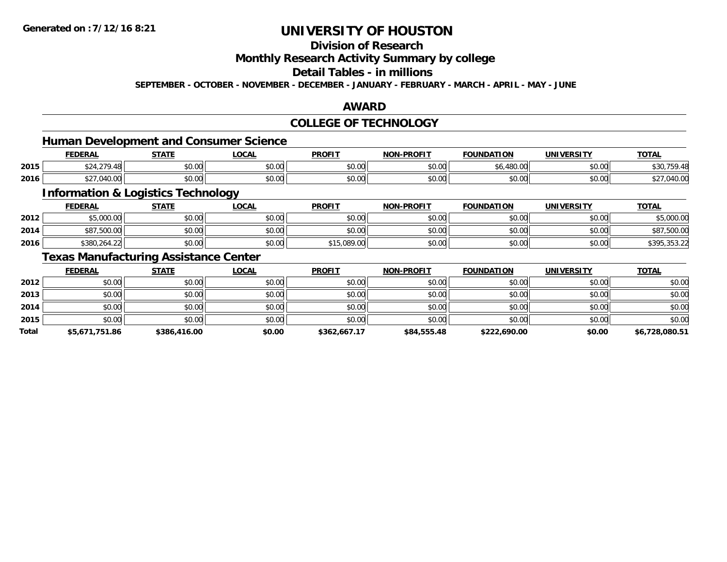# UNIVERSITY OF HOUSTON

## Division of Research

## Monthly Research Activity Summary by college

## Detail Tables - in millions

**SEPTEMBER - OCTOBER - NOVEMBER - DECEMBER - JANUARY - FEBRUARY - MARCH - APRIL - MAY - JUNE**

## AWARD

## COLLEGE OF TECHNOLOGY

### Human Development and Consumer Science

| | FEDERAL | STATE | LOCAL | PROFIT | NON-PROFIT | FOUNDATION | UNIVERSITY | TOTAL |
|---|---|---|---|---|---|---|---|---|
| 2015 | $24,279.48 | $0.00 | $0.00 | $0.00 | $0.00 | $6,480.00 | $0.00 | $30,759.48 |
| 2016 | $27,040.00 | $0.00 | $0.00 | $0.00 | $0.00 | $0.00 | $0.00 | $27,040.00 |

### Information & Logistics Technology

| | FEDERAL | STATE | LOCAL | PROFIT | NON-PROFIT | FOUNDATION | UNIVERSITY | TOTAL |
|---|---|---|---|---|---|---|---|---|
| 2012 | $5,000.00 | $0.00 | $0.00 | $0.00 | $0.00 | $0.00 | $0.00 | $5,000.00 |
| 2014 | $87,500.00 | $0.00 | $0.00 | $0.00 | $0.00 | $0.00 | $0.00 | $87,500.00 |
| 2016 | $380,264.22 | $0.00 | $0.00 | $15,089.00 | $0.00 | $0.00 | $0.00 | $395,353.22 |

### Texas Manufacturing Assistance Center

| | FEDERAL | STATE | LOCAL | PROFIT | NON-PROFIT | FOUNDATION | UNIVERSITY | TOTAL |
|---|---|---|---|---|---|---|---|---|
| 2012 | $0.00 | $0.00 | $0.00 | $0.00 | $0.00 | $0.00 | $0.00 | $0.00 |
| 2013 | $0.00 | $0.00 | $0.00 | $0.00 | $0.00 | $0.00 | $0.00 | $0.00 |
| 2014 | $0.00 | $0.00 | $0.00 | $0.00 | $0.00 | $0.00 | $0.00 | $0.00 |
| 2015 | $0.00 | $0.00 | $0.00 | $0.00 | $0.00 | $0.00 | $0.00 | $0.00 |
| **Total** | **$5,671,751.86** | **$386,416.00** | **$0.00** | **$362,667.17** | **$84,555.48** | **$222,690.00** | **$0.00** | **$6,728,080.51** |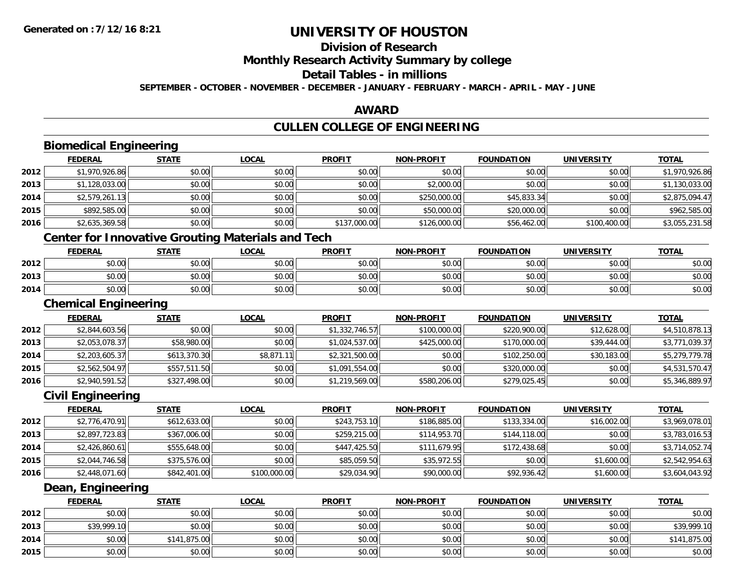# UNIVERSITY OF HOUSTON

## Division of Research

## Monthly Research Activity Summary by college

## Detail Tables - in millions

SEPTEMBER - OCTOBER - NOVEMBER - DECEMBER - JANUARY - FEBRUARY - MARCH - APRIL - MAY - JUNE

Generated on : 7/12/16 8:21

## AWARD

## CULLEN COLLEGE OF ENGINEERING

### Biomedical Engineering

| | FEDERAL | STATE | LOCAL | PROFIT | NON-PROFIT | FOUNDATION | UNIVERSITY | TOTAL |
|---|---|---|---|---|---|---|---|---|
| 2012 | $1,970,926.86 | $0.00 | $0.00 | $0.00 | $0.00 | $0.00 | $0.00 | $1,970,926.86 |
| 2013 | $1,128,033.00 | $0.00 | $0.00 | $0.00 | $2,000.00 | $0.00 | $0.00 | $1,130,033.00 |
| 2014 | $2,579,261.13 | $0.00 | $0.00 | $0.00 | $250,000.00 | $45,833.34 | $0.00 | $2,875,094.47 |
| 2015 | $892,585.00 | $0.00 | $0.00 | $0.00 | $50,000.00 | $20,000.00 | $0.00 | $962,585.00 |
| 2016 | $2,635,369.58 | $0.00 | $0.00 | $137,000.00 | $126,000.00 | $56,462.00 | $100,400.00 | $3,055,231.58 |

### Center for Innovative Grouting Materials and Tech

| | FEDERAL | STATE | LOCAL | PROFIT | NON-PROFIT | FOUNDATION | UNIVERSITY | TOTAL |
|---|---|---|---|---|---|---|---|---|
| 2012 | $0.00 | $0.00 | $0.00 | $0.00 | $0.00 | $0.00 | $0.00 | $0.00 |
| 2013 | $0.00 | $0.00 | $0.00 | $0.00 | $0.00 | $0.00 | $0.00 | $0.00 |
| 2014 | $0.00 | $0.00 | $0.00 | $0.00 | $0.00 | $0.00 | $0.00 | $0.00 |

### Chemical Engineering

| | FEDERAL | STATE | LOCAL | PROFIT | NON-PROFIT | FOUNDATION | UNIVERSITY | TOTAL |
|---|---|---|---|---|---|---|---|---|
| 2012 | $2,844,603.56 | $0.00 | $0.00 | $1,332,746.57 | $100,000.00 | $220,900.00 | $12,628.00 | $4,510,878.13 |
| 2013 | $2,053,078.37 | $58,980.00 | $0.00 | $1,024,537.00 | $425,000.00 | $170,000.00 | $39,444.00 | $3,771,039.37 |
| 2014 | $2,203,605.37 | $613,370.30 | $8,871.11 | $2,321,500.00 | $0.00 | $102,250.00 | $30,183.00 | $5,279,779.78 |
| 2015 | $2,562,504.97 | $557,511.50 | $0.00 | $1,091,554.00 | $0.00 | $320,000.00 | $0.00 | $4,531,570.47 |
| 2016 | $2,940,591.52 | $327,498.00 | $0.00 | $1,219,569.00 | $580,206.00 | $279,025.45 | $0.00 | $5,346,889.97 |

### Civil Engineering

| | FEDERAL | STATE | LOCAL | PROFIT | NON-PROFIT | FOUNDATION | UNIVERSITY | TOTAL |
|---|---|---|---|---|---|---|---|---|
| 2012 | $2,776,470.91 | $612,633.00 | $0.00 | $243,753.10 | $186,885.00 | $133,334.00 | $16,002.00 | $3,969,078.01 |
| 2013 | $2,897,723.83 | $367,006.00 | $0.00 | $259,215.00 | $114,953.70 | $144,118.00 | $0.00 | $3,783,016.53 |
| 2014 | $2,426,860.61 | $555,648.00 | $0.00 | $447,425.50 | $111,679.95 | $172,438.68 | $0.00 | $3,714,052.74 |
| 2015 | $2,044,746.58 | $375,576.00 | $0.00 | $85,059.50 | $35,972.55 | $0.00 | $1,600.00 | $2,542,954.63 |
| 2016 | $2,448,071.60 | $842,401.00 | $100,000.00 | $29,034.90 | $90,000.00 | $92,936.42 | $1,600.00 | $3,604,043.92 |

### Dean, Engineering

| | FEDERAL | STATE | LOCAL | PROFIT | NON-PROFIT | FOUNDATION | UNIVERSITY | TOTAL |
|---|---|---|---|---|---|---|---|---|
| 2012 | $0.00 | $0.00 | $0.00 | $0.00 | $0.00 | $0.00 | $0.00 | $0.00 |
| 2013 | $39,999.10 | $0.00 | $0.00 | $0.00 | $0.00 | $0.00 | $0.00 | $39,999.10 |
| 2014 | $0.00 | $141,875.00 | $0.00 | $0.00 | $0.00 | $0.00 | $0.00 | $141,875.00 |
| 2015 | $0.00 | $0.00 | $0.00 | $0.00 | $0.00 | $0.00 | $0.00 | $0.00 |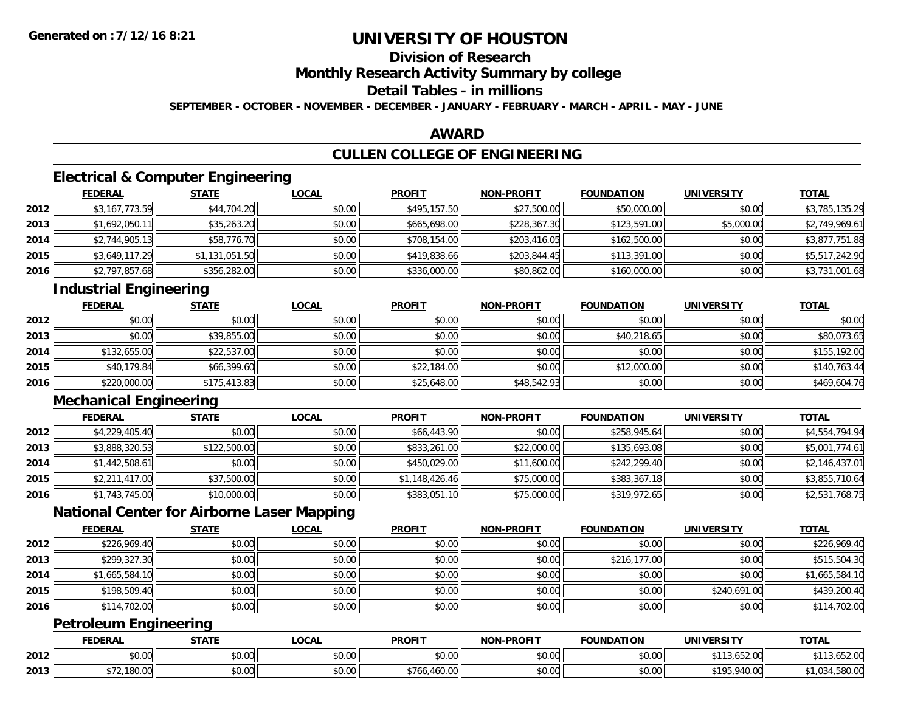**Generated on :7/12/16 8:21**

# UNIVERSITY OF HOUSTON

## Division of Research

## Monthly Research Activity Summary by college

## Detail Tables - in millions

**SEPTEMBER - OCTOBER - NOVEMBER - DECEMBER - JANUARY - FEBRUARY - MARCH - APRIL - MAY - JUNE**

## AWARD

## CULLEN COLLEGE OF ENGINEERING

### Electrical & Computer Engineering

| | FEDERAL | STATE | LOCAL | PROFIT | NON-PROFIT | FOUNDATION | UNIVERSITY | TOTAL |
|---|---|---|---|---|---|---|---|---|
| 2012 | $3,167,773.59 | $44,704.20 | $0.00 | $495,157.50 | $27,500.00 | $50,000.00 | $0.00 | $3,785,135.29 |
| 2013 | $1,692,050.11 | $35,263.20 | $0.00 | $665,698.00 | $228,367.30 | $123,591.00 | $5,000.00 | $2,749,969.61 |
| 2014 | $2,744,905.13 | $58,776.70 | $0.00 | $708,154.00 | $203,416.05 | $162,500.00 | $0.00 | $3,877,751.88 |
| 2015 | $3,649,117.29 | $1,131,051.50 | $0.00 | $419,838.66 | $203,844.45 | $113,391.00 | $0.00 | $5,517,242.90 |
| 2016 | $2,797,857.68 | $356,282.00 | $0.00 | $336,000.00 | $80,862.00 | $160,000.00 | $0.00 | $3,731,001.68 |

### Industrial Engineering

| | FEDERAL | STATE | LOCAL | PROFIT | NON-PROFIT | FOUNDATION | UNIVERSITY | TOTAL |
|---|---|---|---|---|---|---|---|---|
| 2012 | $0.00 | $0.00 | $0.00 | $0.00 | $0.00 | $0.00 | $0.00 | $0.00 |
| 2013 | $0.00 | $39,855.00 | $0.00 | $0.00 | $0.00 | $40,218.65 | $0.00 | $80,073.65 |
| 2014 | $132,655.00 | $22,537.00 | $0.00 | $0.00 | $0.00 | $0.00 | $0.00 | $155,192.00 |
| 2015 | $40,179.84 | $66,399.60 | $0.00 | $22,184.00 | $0.00 | $12,000.00 | $0.00 | $140,763.44 |
| 2016 | $220,000.00 | $175,413.83 | $0.00 | $25,648.00 | $48,542.93 | $0.00 | $0.00 | $469,604.76 |

### Mechanical Engineering

| | FEDERAL | STATE | LOCAL | PROFIT | NON-PROFIT | FOUNDATION | UNIVERSITY | TOTAL |
|---|---|---|---|---|---|---|---|---|
| 2012 | $4,229,405.40 | $0.00 | $0.00 | $66,443.90 | $0.00 | $258,945.64 | $0.00 | $4,554,794.94 |
| 2013 | $3,888,320.53 | $122,500.00 | $0.00 | $833,261.00 | $22,000.00 | $135,693.08 | $0.00 | $5,001,774.61 |
| 2014 | $1,442,508.61 | $0.00 | $0.00 | $450,029.00 | $11,600.00 | $242,299.40 | $0.00 | $2,146,437.01 |
| 2015 | $2,211,417.00 | $37,500.00 | $0.00 | $1,148,426.46 | $75,000.00 | $383,367.18 | $0.00 | $3,855,710.64 |
| 2016 | $1,743,745.00 | $10,000.00 | $0.00 | $383,051.10 | $75,000.00 | $319,972.65 | $0.00 | $2,531,768.75 |

### National Center for Airborne Laser Mapping

| | FEDERAL | STATE | LOCAL | PROFIT | NON-PROFIT | FOUNDATION | UNIVERSITY | TOTAL |
|---|---|---|---|---|---|---|---|---|
| 2012 | $226,969.40 | $0.00 | $0.00 | $0.00 | $0.00 | $0.00 | $0.00 | $226,969.40 |
| 2013 | $299,327.30 | $0.00 | $0.00 | $0.00 | $0.00 | $216,177.00 | $0.00 | $515,504.30 |
| 2014 | $1,665,584.10 | $0.00 | $0.00 | $0.00 | $0.00 | $0.00 | $0.00 | $1,665,584.10 |
| 2015 | $198,509.40 | $0.00 | $0.00 | $0.00 | $0.00 | $0.00 | $240,691.00 | $439,200.40 |
| 2016 | $114,702.00 | $0.00 | $0.00 | $0.00 | $0.00 | $0.00 | $0.00 | $114,702.00 |

### Petroleum Engineering

| | FEDERAL | STATE | LOCAL | PROFIT | NON-PROFIT | FOUNDATION | UNIVERSITY | TOTAL |
|---|---|---|---|---|---|---|---|---|
| 2012 | $0.00 | $0.00 | $0.00 | $0.00 | $0.00 | $0.00 | $113,652.00 | $113,652.00 |
| 2013 | $72,180.00 | $0.00 | $0.00 | $766,460.00 | $0.00 | $0.00 | $195,940.00 | $1,034,580.00 |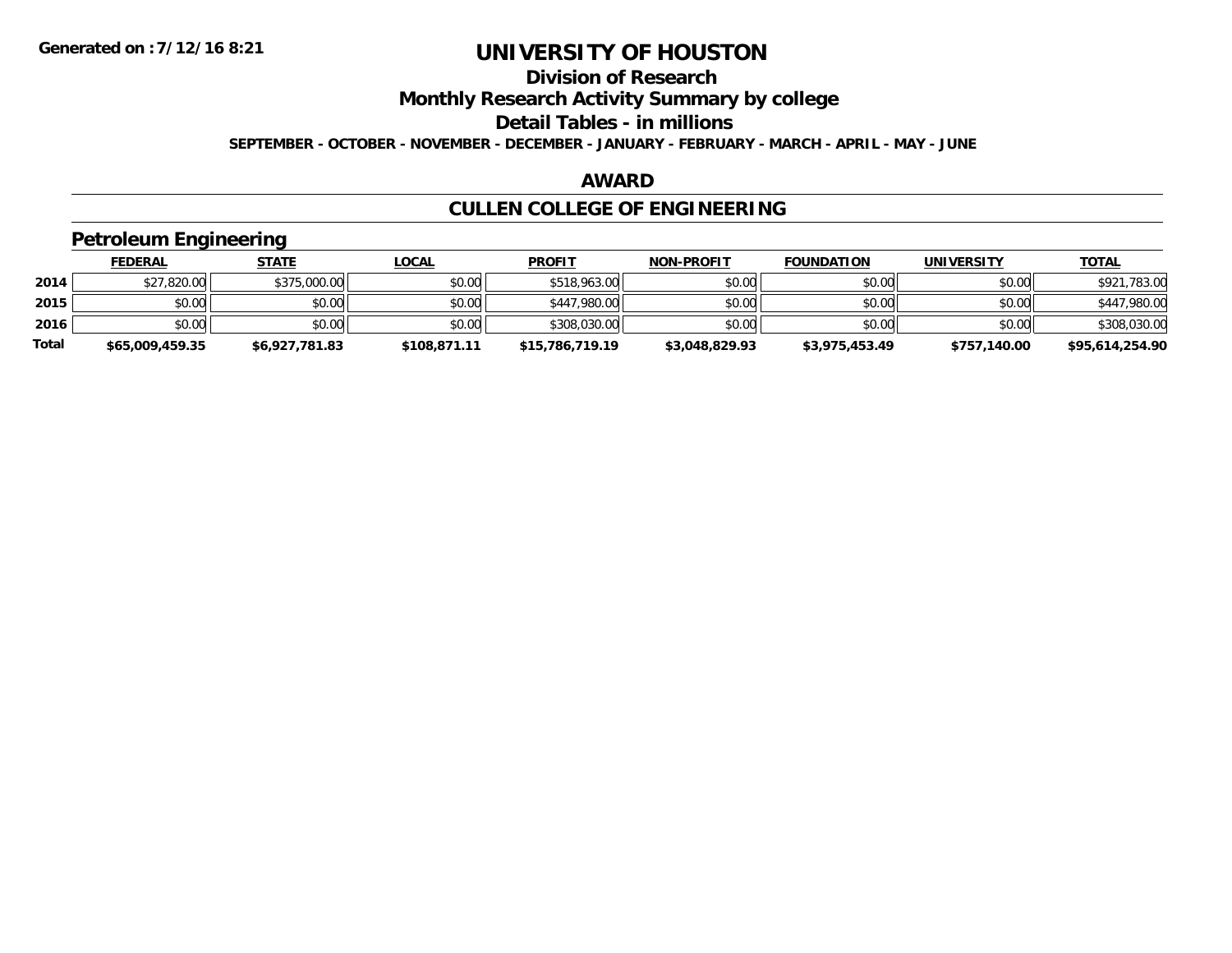# UNIVERSITY OF HOUSTON

## Division of Research

## Monthly Research Activity Summary by college

## Detail Tables - in millions

**SEPTEMBER - OCTOBER - NOVEMBER - DECEMBER - JANUARY - FEBRUARY - MARCH - APRIL - MAY - JUNE**

Generated on : 7/12/16 8:21

### AWARD

### CULLEN COLLEGE OF ENGINEERING

#### Petroleum Engineering

| | FEDERAL | STATE | LOCAL | PROFIT | NON-PROFIT | FOUNDATION | UNIVERSITY | TOTAL |
|---|---|---|---|---|---|---|---|---|
| 2014 | $27,820.00 | $375,000.00 | $0.00 | $518,963.00 | $0.00 | $0.00 | $0.00 | $921,783.00 |
| 2015 | $0.00 | $0.00 | $0.00 | $447,980.00 | $0.00 | $0.00 | $0.00 | $447,980.00 |
| 2016 | $0.00 | $0.00 | $0.00 | $308,030.00 | $0.00 | $0.00 | $0.00 | $308,030.00 |
| **Total** | **$65,009,459.35** | **$6,927,781.83** | **$108,871.11** | **$15,786,719.19** | **$3,048,829.93** | **$3,975,453.49** | **$757,140.00** | **$95,614,254.90** |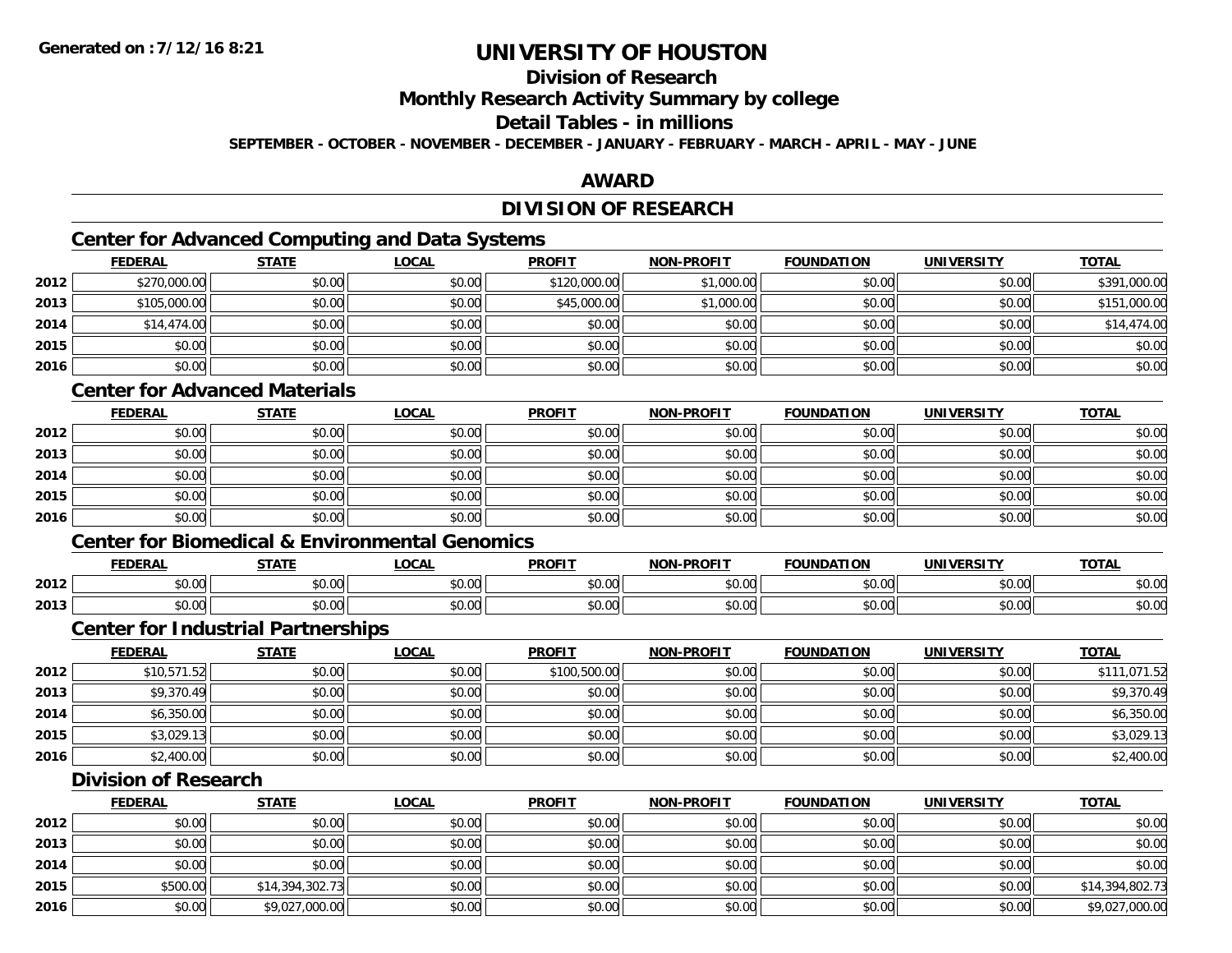# UNIVERSITY OF HOUSTON

## Division of Research

## Monthly Research Activity Summary by college

## Detail Tables - in millions

**SEPTEMBER - OCTOBER - NOVEMBER - DECEMBER - JANUARY - FEBRUARY - MARCH - APRIL - MAY - JUNE**

## AWARD

## DIVISION OF RESEARCH

### Center for Advanced Computing and Data Systems

| | FEDERAL | STATE | LOCAL | PROFIT | NON-PROFIT | FOUNDATION | UNIVERSITY | TOTAL |
|---|---|---|---|---|---|---|---|---|
| 2012 | $270,000.00 | $0.00 | $0.00 | $120,000.00 | $1,000.00 | $0.00 | $0.00 | $391,000.00 |
| 2013 | $105,000.00 | $0.00 | $0.00 | $45,000.00 | $1,000.00 | $0.00 | $0.00 | $151,000.00 |
| 2014 | $14,474.00 | $0.00 | $0.00 | $0.00 | $0.00 | $0.00 | $0.00 | $14,474.00 |
| 2015 | $0.00 | $0.00 | $0.00 | $0.00 | $0.00 | $0.00 | $0.00 | $0.00 |
| 2016 | $0.00 | $0.00 | $0.00 | $0.00 | $0.00 | $0.00 | $0.00 | $0.00 |

### Center for Advanced Materials

| | FEDERAL | STATE | LOCAL | PROFIT | NON-PROFIT | FOUNDATION | UNIVERSITY | TOTAL |
|---|---|---|---|---|---|---|---|---|
| 2012 | $0.00 | $0.00 | $0.00 | $0.00 | $0.00 | $0.00 | $0.00 | $0.00 |
| 2013 | $0.00 | $0.00 | $0.00 | $0.00 | $0.00 | $0.00 | $0.00 | $0.00 |
| 2014 | $0.00 | $0.00 | $0.00 | $0.00 | $0.00 | $0.00 | $0.00 | $0.00 |
| 2015 | $0.00 | $0.00 | $0.00 | $0.00 | $0.00 | $0.00 | $0.00 | $0.00 |
| 2016 | $0.00 | $0.00 | $0.00 | $0.00 | $0.00 | $0.00 | $0.00 | $0.00 |

### Center for Biomedical & Environmental Genomics

| | FEDERAL | STATE | LOCAL | PROFIT | NON-PROFIT | FOUNDATION | UNIVERSITY | TOTAL |
|---|---|---|---|---|---|---|---|---|
| 2012 | $0.00 | $0.00 | $0.00 | $0.00 | $0.00 | $0.00 | $0.00 | $0.00 |
| 2013 | $0.00 | $0.00 | $0.00 | $0.00 | $0.00 | $0.00 | $0.00 | $0.00 |

### Center for Industrial Partnerships

| | FEDERAL | STATE | LOCAL | PROFIT | NON-PROFIT | FOUNDATION | UNIVERSITY | TOTAL |
|---|---|---|---|---|---|---|---|---|
| 2012 | $10,571.52 | $0.00 | $0.00 | $100,500.00 | $0.00 | $0.00 | $0.00 | $111,071.52 |
| 2013 | $9,370.49 | $0.00 | $0.00 | $0.00 | $0.00 | $0.00 | $0.00 | $9,370.49 |
| 2014 | $6,350.00 | $0.00 | $0.00 | $0.00 | $0.00 | $0.00 | $0.00 | $6,350.00 |
| 2015 | $3,029.13 | $0.00 | $0.00 | $0.00 | $0.00 | $0.00 | $0.00 | $3,029.13 |
| 2016 | $2,400.00 | $0.00 | $0.00 | $0.00 | $0.00 | $0.00 | $0.00 | $2,400.00 |

### Division of Research

| | FEDERAL | STATE | LOCAL | PROFIT | NON-PROFIT | FOUNDATION | UNIVERSITY | TOTAL |
|---|---|---|---|---|---|---|---|---|
| 2012 | $0.00 | $0.00 | $0.00 | $0.00 | $0.00 | $0.00 | $0.00 | $0.00 |
| 2013 | $0.00 | $0.00 | $0.00 | $0.00 | $0.00 | $0.00 | $0.00 | $0.00 |
| 2014 | $0.00 | $0.00 | $0.00 | $0.00 | $0.00 | $0.00 | $0.00 | $0.00 |
| 2015 | $500.00 | $14,394,302.73 | $0.00 | $0.00 | $0.00 | $0.00 | $0.00 | $14,394,802.73 |
| 2016 | $0.00 | $9,027,000.00 | $0.00 | $0.00 | $0.00 | $0.00 | $0.00 | $9,027,000.00 |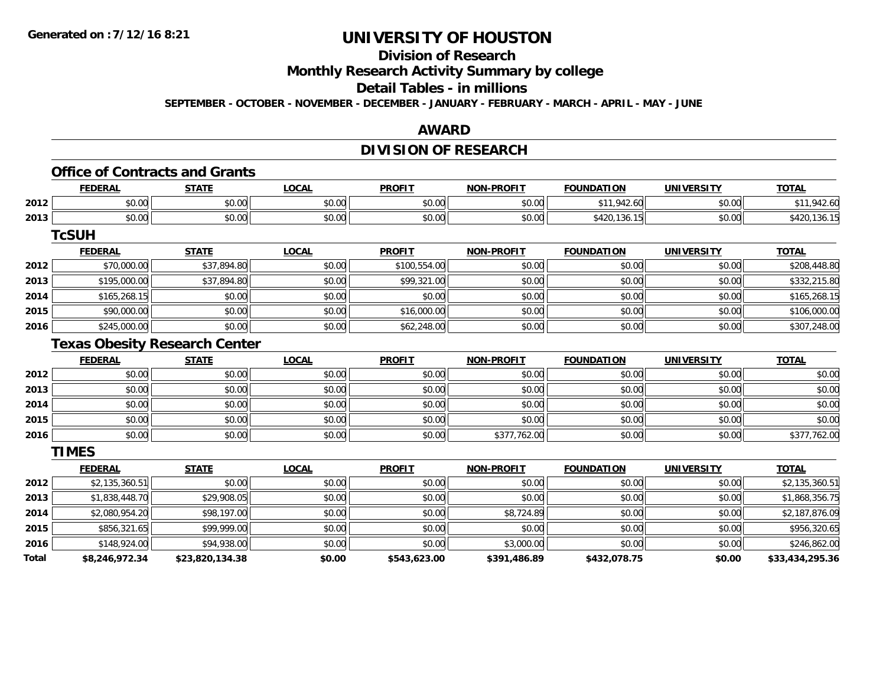# UNIVERSITY OF HOUSTON

## Division of Research

## Monthly Research Activity Summary by college

## Detail Tables - in millions

**SEPTEMBER - OCTOBER - NOVEMBER - DECEMBER - JANUARY - FEBRUARY - MARCH - APRIL - MAY - JUNE**

## AWARD

## DIVISION OF RESEARCH

### Office of Contracts and Grants

| | FEDERAL | STATE | LOCAL | PROFIT | NON-PROFIT | FOUNDATION | UNIVERSITY | TOTAL |
|---|---|---|---|---|---|---|---|---|
| 2012 | $0.00 | $0.00 | $0.00 | $0.00 | $0.00 | $11,942.60 | $0.00 | $11,942.60 |
| 2013 | $0.00 | $0.00 | $0.00 | $0.00 | $0.00 | $420,136.15 | $0.00 | $420,136.15 |

### TcSUH

| | FEDERAL | STATE | LOCAL | PROFIT | NON-PROFIT | FOUNDATION | UNIVERSITY | TOTAL |
|---|---|---|---|---|---|---|---|---|
| 2012 | $70,000.00 | $37,894.80 | $0.00 | $100,554.00 | $0.00 | $0.00 | $0.00 | $208,448.80 |
| 2013 | $195,000.00 | $37,894.80 | $0.00 | $99,321.00 | $0.00 | $0.00 | $0.00 | $332,215.80 |
| 2014 | $165,268.15 | $0.00 | $0.00 | $0.00 | $0.00 | $0.00 | $0.00 | $165,268.15 |
| 2015 | $90,000.00 | $0.00 | $0.00 | $16,000.00 | $0.00 | $0.00 | $0.00 | $106,000.00 |
| 2016 | $245,000.00 | $0.00 | $0.00 | $62,248.00 | $0.00 | $0.00 | $0.00 | $307,248.00 |

### Texas Obesity Research Center

| | FEDERAL | STATE | LOCAL | PROFIT | NON-PROFIT | FOUNDATION | UNIVERSITY | TOTAL |
|---|---|---|---|---|---|---|---|---|
| 2012 | $0.00 | $0.00 | $0.00 | $0.00 | $0.00 | $0.00 | $0.00 | $0.00 |
| 2013 | $0.00 | $0.00 | $0.00 | $0.00 | $0.00 | $0.00 | $0.00 | $0.00 |
| 2014 | $0.00 | $0.00 | $0.00 | $0.00 | $0.00 | $0.00 | $0.00 | $0.00 |
| 2015 | $0.00 | $0.00 | $0.00 | $0.00 | $0.00 | $0.00 | $0.00 | $0.00 |
| 2016 | $0.00 | $0.00 | $0.00 | $0.00 | $377,762.00 | $0.00 | $0.00 | $377,762.00 |

### TIMES

| | FEDERAL | STATE | LOCAL | PROFIT | NON-PROFIT | FOUNDATION | UNIVERSITY | TOTAL |
|---|---|---|---|---|---|---|---|---|
| 2012 | $2,135,360.51 | $0.00 | $0.00 | $0.00 | $0.00 | $0.00 | $0.00 | $2,135,360.51 |
| 2013 | $1,838,448.70 | $29,908.05 | $0.00 | $0.00 | $0.00 | $0.00 | $0.00 | $1,868,356.75 |
| 2014 | $2,080,954.20 | $98,197.00 | $0.00 | $0.00 | $8,724.89 | $0.00 | $0.00 | $2,187,876.09 |
| 2015 | $856,321.65 | $99,999.00 | $0.00 | $0.00 | $0.00 | $0.00 | $0.00 | $956,320.65 |
| 2016 | $148,924.00 | $94,938.00 | $0.00 | $0.00 | $3,000.00 | $0.00 | $0.00 | $246,862.00 |
| **Total** | **$8,246,972.34** | **$23,820,134.38** | **$0.00** | **$543,623.00** | **$391,486.89** | **$432,078.75** | **$0.00** | **$33,434,295.36** |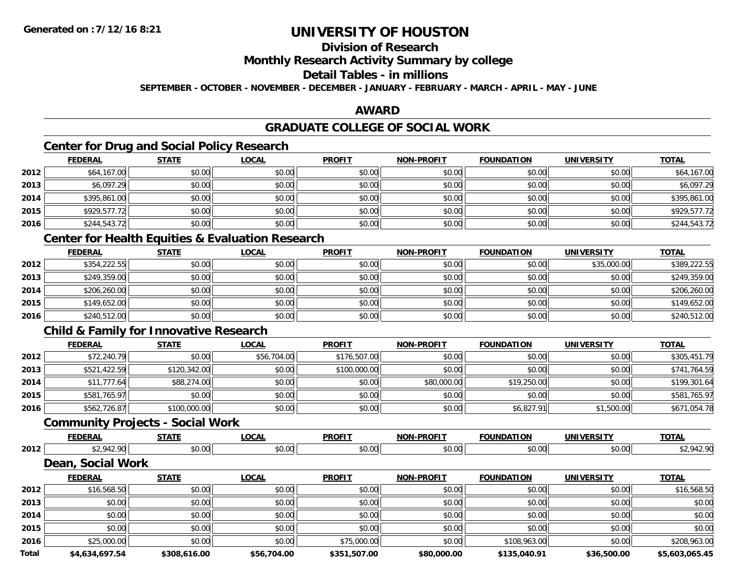# UNIVERSITY OF HOUSTON

## Division of Research

## Monthly Research Activity Summary by college

## Detail Tables - in millions

**SEPTEMBER - OCTOBER - NOVEMBER - DECEMBER - JANUARY - FEBRUARY - MARCH - APRIL - MAY - JUNE**

## AWARD

## GRADUATE COLLEGE OF SOCIAL WORK

### Center for Drug and Social Policy Research

| | FEDERAL | STATE | LOCAL | PROFIT | NON-PROFIT | FOUNDATION | UNIVERSITY | TOTAL |
|---|---|---|---|---|---|---|---|---|
| 2012 | $64,167.00 | $0.00 | $0.00 | $0.00 | $0.00 | $0.00 | $0.00 | $64,167.00 |
| 2013 | $6,097.29 | $0.00 | $0.00 | $0.00 | $0.00 | $0.00 | $0.00 | $6,097.29 |
| 2014 | $395,861.00 | $0.00 | $0.00 | $0.00 | $0.00 | $0.00 | $0.00 | $395,861.00 |
| 2015 | $929,577.72 | $0.00 | $0.00 | $0.00 | $0.00 | $0.00 | $0.00 | $929,577.72 |
| 2016 | $244,543.72 | $0.00 | $0.00 | $0.00 | $0.00 | $0.00 | $0.00 | $244,543.72 |

### Center for Health Equities & Evaluation Research

| | FEDERAL | STATE | LOCAL | PROFIT | NON-PROFIT | FOUNDATION | UNIVERSITY | TOTAL |
|---|---|---|---|---|---|---|---|---|
| 2012 | $354,222.55 | $0.00 | $0.00 | $0.00 | $0.00 | $0.00 | $35,000.00 | $389,222.55 |
| 2013 | $249,359.00 | $0.00 | $0.00 | $0.00 | $0.00 | $0.00 | $0.00 | $249,359.00 |
| 2014 | $206,260.00 | $0.00 | $0.00 | $0.00 | $0.00 | $0.00 | $0.00 | $206,260.00 |
| 2015 | $149,652.00 | $0.00 | $0.00 | $0.00 | $0.00 | $0.00 | $0.00 | $149,652.00 |
| 2016 | $240,512.00 | $0.00 | $0.00 | $0.00 | $0.00 | $0.00 | $0.00 | $240,512.00 |

### Child & Family for Innovative Research

| | FEDERAL | STATE | LOCAL | PROFIT | NON-PROFIT | FOUNDATION | UNIVERSITY | TOTAL |
|---|---|---|---|---|---|---|---|---|
| 2012 | $72,240.79 | $0.00 | $56,704.00 | $176,507.00 | $0.00 | $0.00 | $0.00 | $305,451.79 |
| 2013 | $521,422.59 | $120,342.00 | $0.00 | $100,000.00 | $0.00 | $0.00 | $0.00 | $741,764.59 |
| 2014 | $11,777.64 | $88,274.00 | $0.00 | $0.00 | $80,000.00 | $19,250.00 | $0.00 | $199,301.64 |
| 2015 | $581,765.97 | $0.00 | $0.00 | $0.00 | $0.00 | $0.00 | $0.00 | $581,765.97 |
| 2016 | $562,726.87 | $100,000.00 | $0.00 | $0.00 | $0.00 | $6,827.91 | $1,500.00 | $671,054.78 |

### Community Projects - Social Work

| | FEDERAL | STATE | LOCAL | PROFIT | NON-PROFIT | FOUNDATION | UNIVERSITY | TOTAL |
|---|---|---|---|---|---|---|---|---|
| 2012 | $2,942.90 | $0.00 | $0.00 | $0.00 | $0.00 | $0.00 | $0.00 | $2,942.90 |

### Dean, Social Work

| | FEDERAL | STATE | LOCAL | PROFIT | NON-PROFIT | FOUNDATION | UNIVERSITY | TOTAL |
|---|---|---|---|---|---|---|---|---|
| 2012 | $16,568.50 | $0.00 | $0.00 | $0.00 | $0.00 | $0.00 | $0.00 | $16,568.50 |
| 2013 | $0.00 | $0.00 | $0.00 | $0.00 | $0.00 | $0.00 | $0.00 | $0.00 |
| 2014 | $0.00 | $0.00 | $0.00 | $0.00 | $0.00 | $0.00 | $0.00 | $0.00 |
| 2015 | $0.00 | $0.00 | $0.00 | $0.00 | $0.00 | $0.00 | $0.00 | $0.00 |
| 2016 | $25,000.00 | $0.00 | $0.00 | $75,000.00 | $0.00 | $108,963.00 | $0.00 | $208,963.00 |
| **Total** | **$4,634,697.54** | **$308,616.00** | **$56,704.00** | **$351,507.00** | **$80,000.00** | **$135,040.91** | **$36,500.00** | **$5,603,065.45** |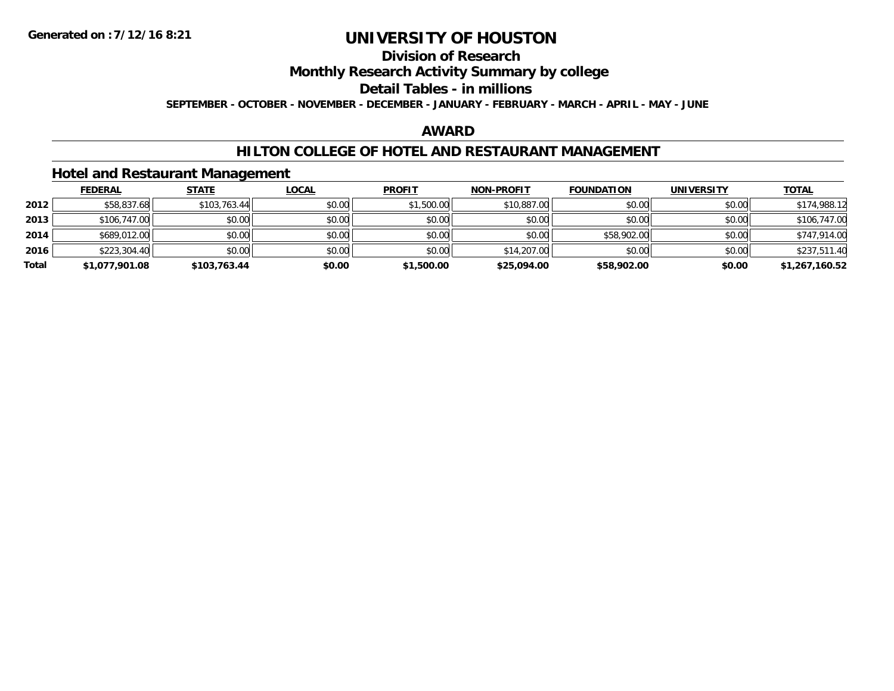# UNIVERSITY OF HOUSTON

## Division of Research

## Monthly Research Activity Summary by college

## Detail Tables - in millions

**SEPTEMBER - OCTOBER - NOVEMBER - DECEMBER - JANUARY - FEBRUARY - MARCH - APRIL - MAY - JUNE**

Generated on : 7/12/16 8:21

## AWARD

## HILTON COLLEGE OF HOTEL AND RESTAURANT MANAGEMENT

### Hotel and Restaurant Management

| | FEDERAL | STATE | LOCAL | PROFIT | NON-PROFIT | FOUNDATION | UNIVERSITY | TOTAL |
|---|---|---|---|---|---|---|---|---|
| 2012 | $58,837.68 | $103,763.44 | $0.00 | $1,500.00 | $10,887.00 | $0.00 | $0.00 | $174,988.12 |
| 2013 | $106,747.00 | $0.00 | $0.00 | $0.00 | $0.00 | $0.00 | $0.00 | $106,747.00 |
| 2014 | $689,012.00 | $0.00 | $0.00 | $0.00 | $0.00 | $58,902.00 | $0.00 | $747,914.00 |
| 2016 | $223,304.40 | $0.00 | $0.00 | $0.00 | $14,207.00 | $0.00 | $0.00 | $237,511.40 |
| **Total** | **$1,077,901.08** | **$103,763.44** | **$0.00** | **$1,500.00** | **$25,094.00** | **$58,902.00** | **$0.00** | **$1,267,160.52** |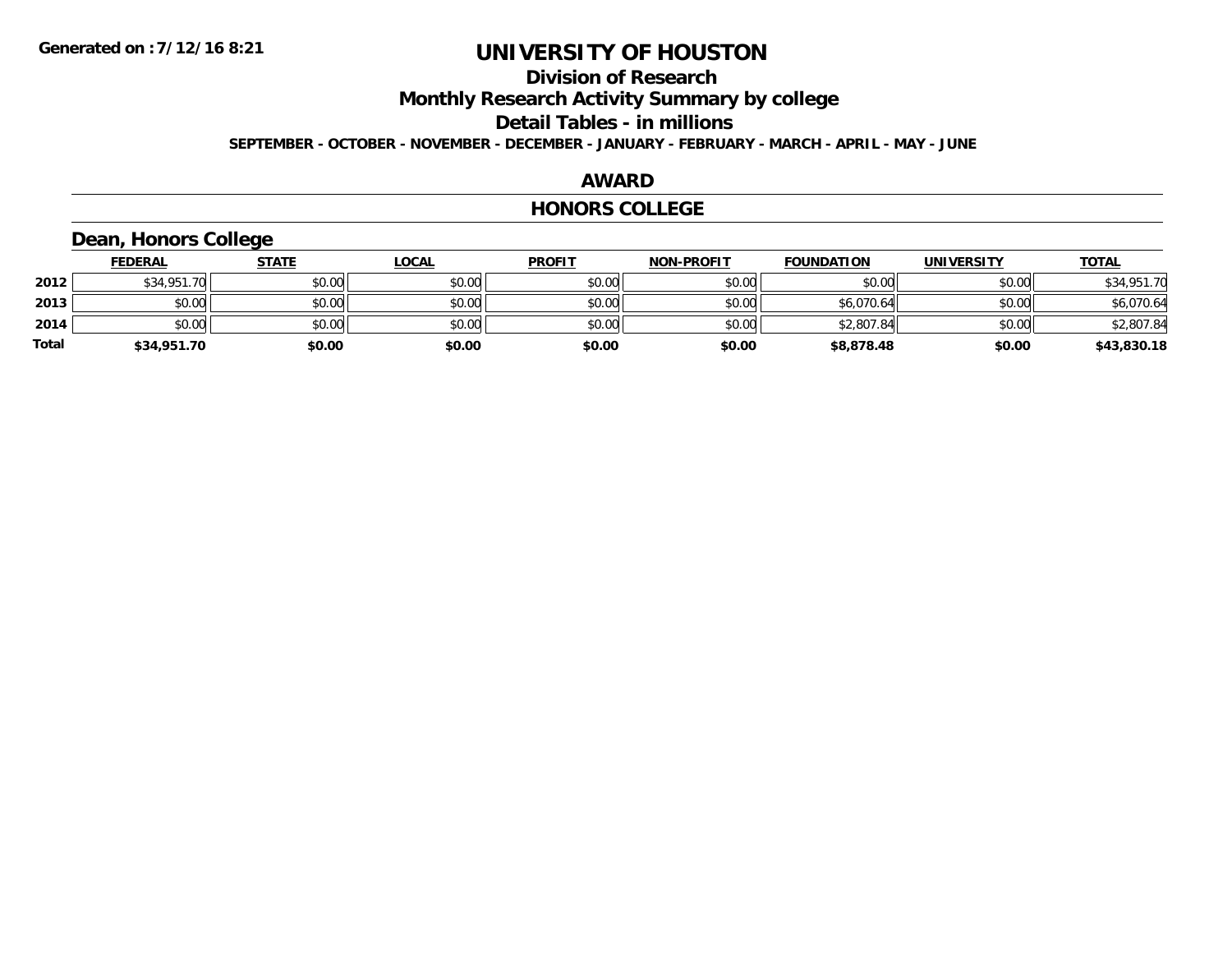# UNIVERSITY OF HOUSTON

## Division of Research

## Monthly Research Activity Summary by college

## Detail Tables - in millions

**SEPTEMBER - OCTOBER - NOVEMBER - DECEMBER - JANUARY - FEBRUARY - MARCH - APRIL - MAY - JUNE**

## AWARD

## HONORS COLLEGE

### Dean, Honors College

| | FEDERAL | STATE | LOCAL | PROFIT | NON-PROFIT | FOUNDATION | UNIVERSITY | TOTAL |
|---|---|---|---|---|---|---|---|---|
| 2012 | $34,951.70 | $0.00 | $0.00 | $0.00 | $0.00 | $0.00 | $0.00 | $34,951.70 |
| 2013 | $0.00 | $0.00 | $0.00 | $0.00 | $0.00 | $6,070.64 | $0.00 | $6,070.64 |
| 2014 | $0.00 | $0.00 | $0.00 | $0.00 | $0.00 | $2,807.84 | $0.00 | $2,807.84 |
| **Total** | **$34,951.70** | **$0.00** | **$0.00** | **$0.00** | **$0.00** | **$8,878.48** | **$0.00** | **$43,830.18** |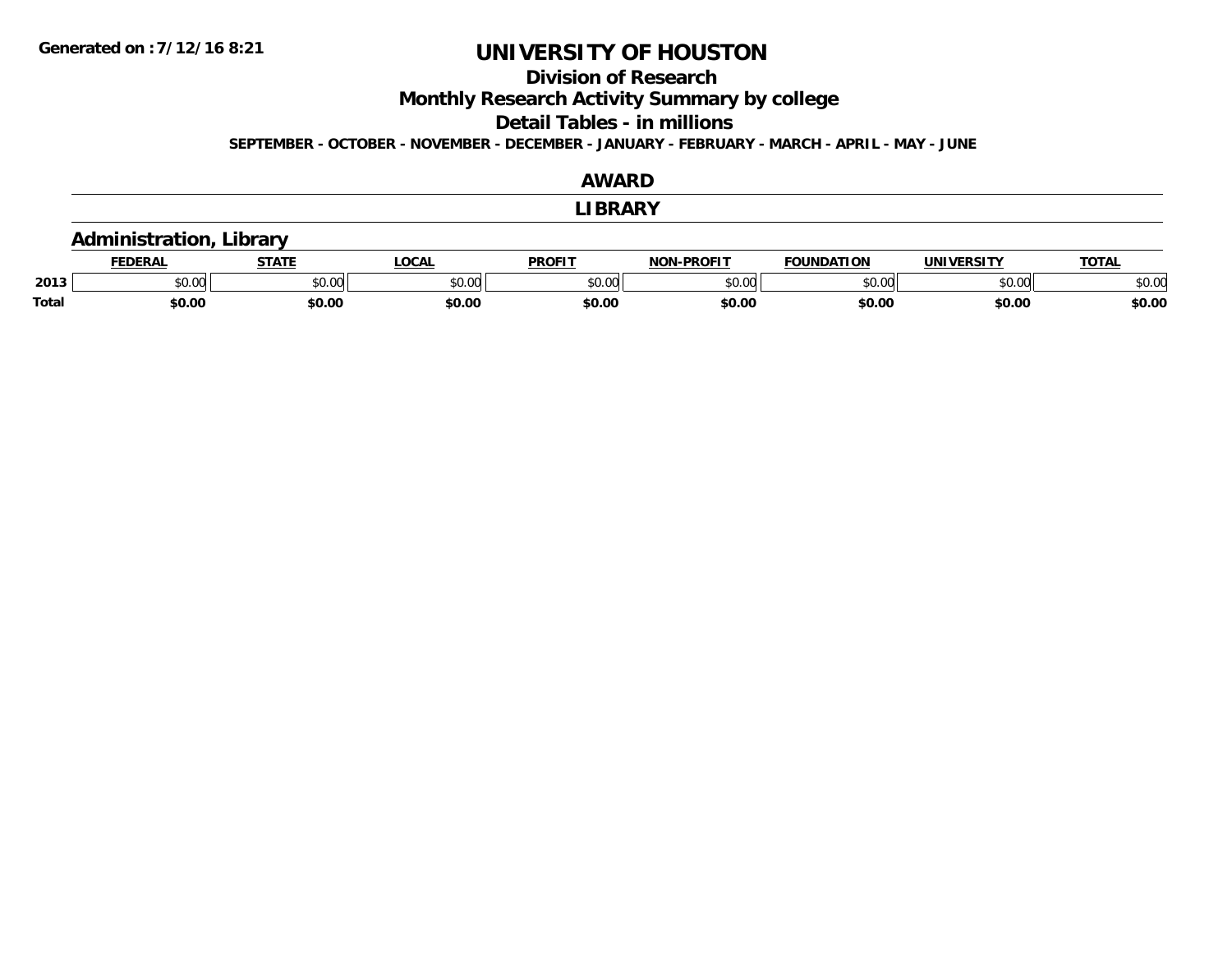**Generated on :7/12/16 8:21**

# UNIVERSITY OF HOUSTON

## Division of Research

## Monthly Research Activity Summary by college

## Detail Tables - in millions

**SEPTEMBER - OCTOBER - NOVEMBER - DECEMBER - JANUARY - FEBRUARY - MARCH - APRIL - MAY - JUNE**

## AWARD

## LIBRARY

### Administration, Library

| | FEDERAL | STATE | LOCAL | PROFIT | NON-PROFIT | FOUNDATION | UNIVERSITY | TOTAL |
|---|---|---|---|---|---|---|---|---|
| 2013 | $0.00 | $0.00 | $0.00 | $0.00 | $0.00 | $0.00 | $0.00 | $0.00 |
| **Total** | **$0.00** | **$0.00** | **$0.00** | **$0.00** | **$0.00** | **$0.00** | **$0.00** | **$0.00** |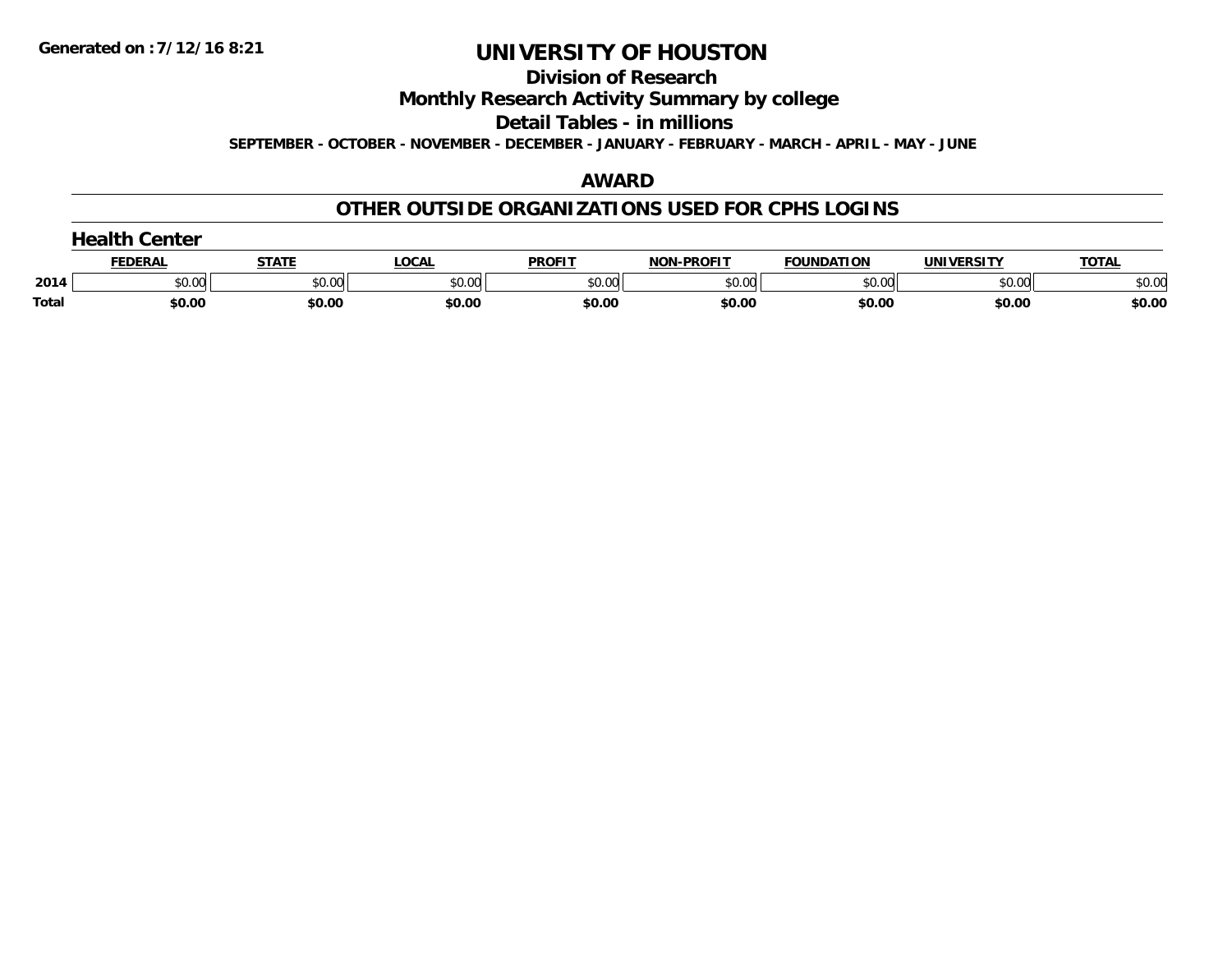# UNIVERSITY OF HOUSTON

## Division of Research

## Monthly Research Activity Summary by college

## Detail Tables - in millions

**SEPTEMBER - OCTOBER - NOVEMBER - DECEMBER - JANUARY - FEBRUARY - MARCH - APRIL - MAY - JUNE**

## AWARD

## OTHER OUTSIDE ORGANIZATIONS USED FOR CPHS LOGINS

### Health Center

| | FEDERAL | STATE | LOCAL | PROFIT | NON-PROFIT | FOUNDATION | UNIVERSITY | TOTAL |
|---|---|---|---|---|---|---|---|---|
| 2014 | $0.00 | $0.00 | $0.00 | $0.00 | $0.00 | $0.00 | $0.00 | $0.00 |
| **Total** | **$0.00** | **$0.00** | **$0.00** | **$0.00** | **$0.00** | **$0.00** | **$0.00** | **$0.00** |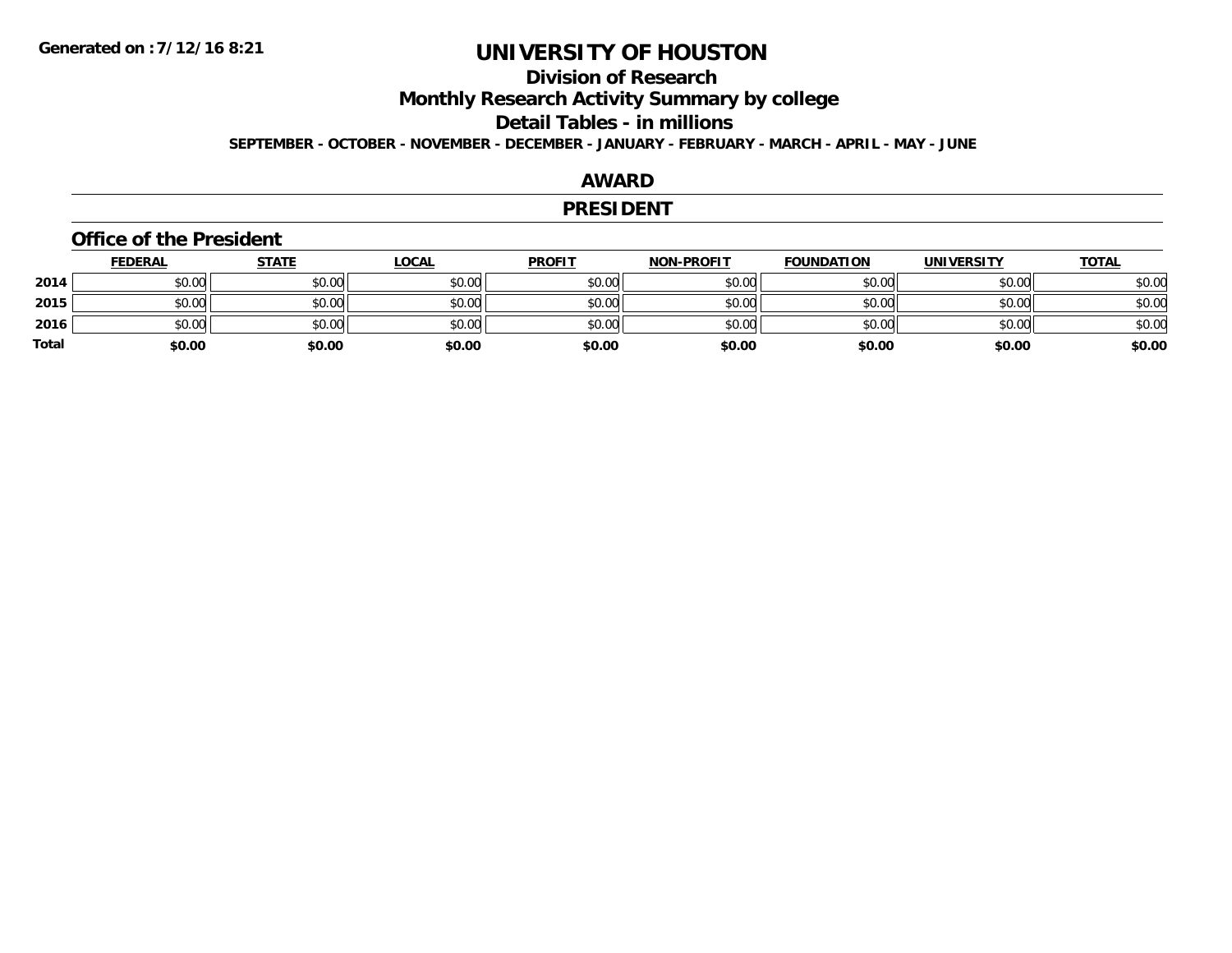# UNIVERSITY OF HOUSTON

## Division of Research

## Monthly Research Activity Summary by college

## Detail Tables - in millions

**SEPTEMBER - OCTOBER - NOVEMBER - DECEMBER - JANUARY - FEBRUARY - MARCH - APRIL - MAY - JUNE**

## AWARD

## PRESIDENT

### Office of the President

| | FEDERAL | STATE | LOCAL | PROFIT | NON-PROFIT | FOUNDATION | UNIVERSITY | TOTAL |
|---|---|---|---|---|---|---|---|---|
| 2014 | $0.00 | $0.00 | $0.00 | $0.00 | $0.00 | $0.00 | $0.00 | $0.00 |
| 2015 | $0.00 | $0.00 | $0.00 | $0.00 | $0.00 | $0.00 | $0.00 | $0.00 |
| 2016 | $0.00 | $0.00 | $0.00 | $0.00 | $0.00 | $0.00 | $0.00 | $0.00 |
| **Total** | **$0.00** | **$0.00** | **$0.00** | **$0.00** | **$0.00** | **$0.00** | **$0.00** | **$0.00** |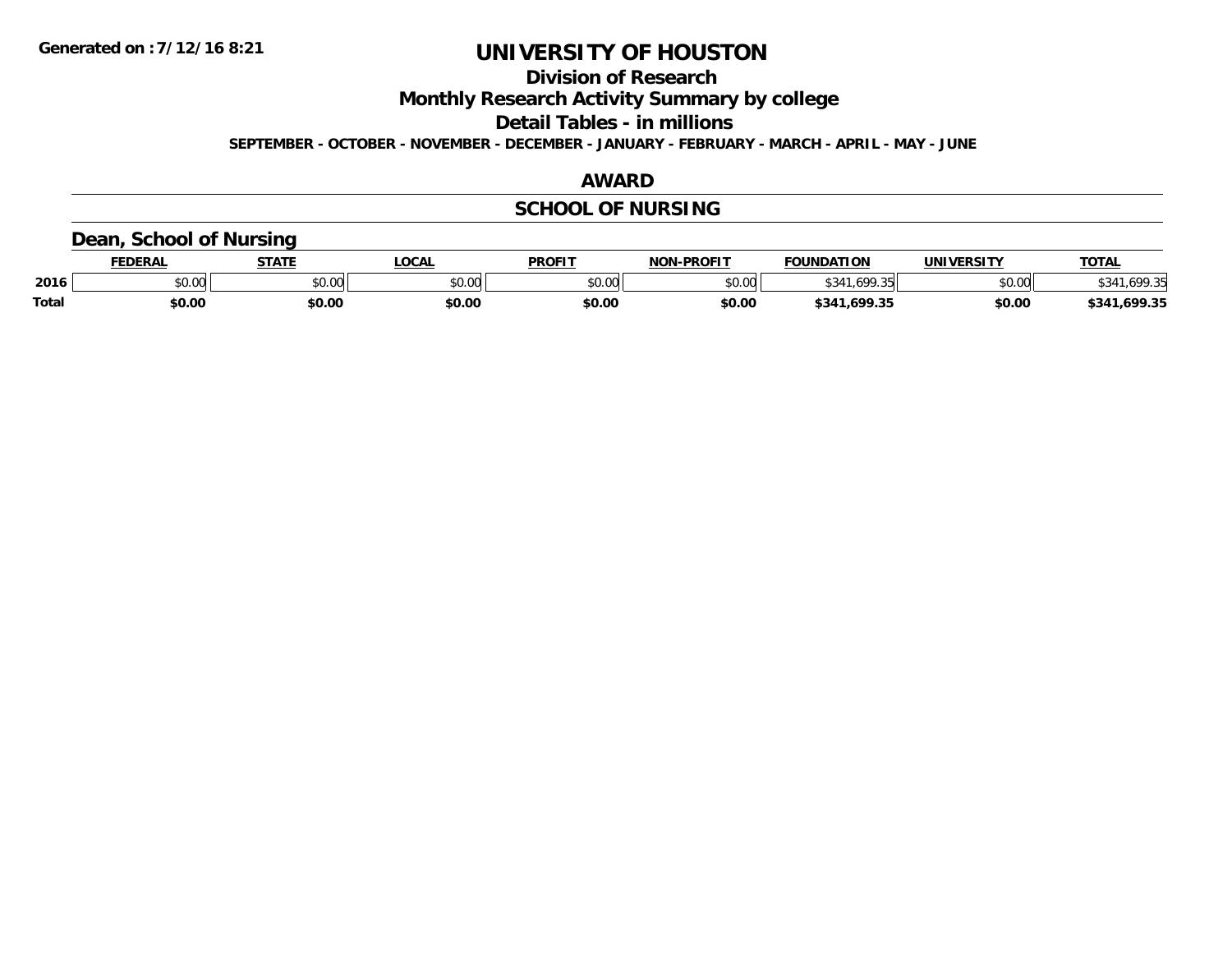Generated on :7/12/16 8:21

# UNIVERSITY OF HOUSTON

## Division of Research

## Monthly Research Activity Summary by college

## Detail Tables - in millions

**SEPTEMBER - OCTOBER - NOVEMBER - DECEMBER - JANUARY - FEBRUARY - MARCH - APRIL - MAY - JUNE**

## AWARD

## SCHOOL OF NURSING

### Dean, School of Nursing

| | FEDERAL | STATE | LOCAL | PROFIT | NON-PROFIT | FOUNDATION | UNIVERSITY | TOTAL |
|---|---|---|---|---|---|---|---|---|
| 2016 | $0.00 | $0.00 | $0.00 | $0.00 | $0.00 | $341,699.35 | $0.00 | $341,699.35 |
| **Total** | **$0.00** | **$0.00** | **$0.00** | **$0.00** | **$0.00** | **$341,699.35** | **$0.00** | **$341,699.35** |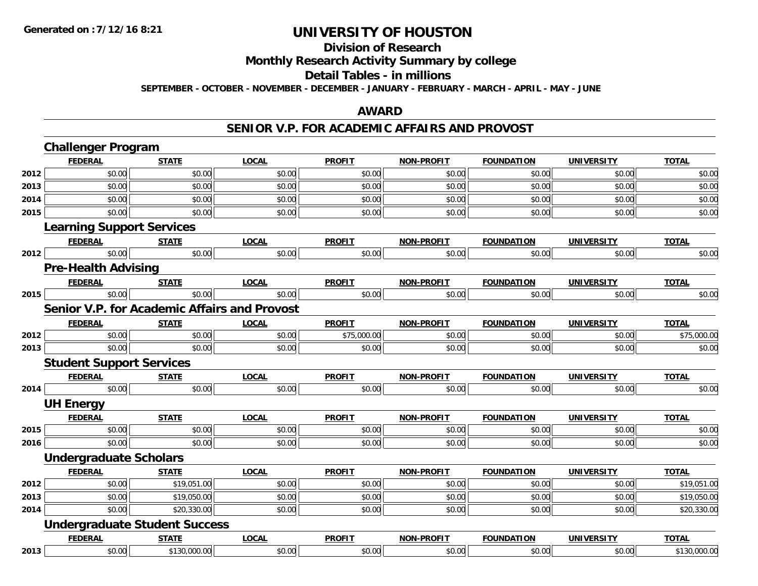# UNIVERSITY OF HOUSTON

## Division of Research

## Monthly Research Activity Summary by college

## Detail Tables - in millions

**SEPTEMBER - OCTOBER - NOVEMBER - DECEMBER - JANUARY - FEBRUARY - MARCH - APRIL - MAY - JUNE**

## AWARD

## SENIOR V.P. FOR ACADEMIC AFFAIRS AND PROVOST

### Challenger Program

| | FEDERAL | STATE | LOCAL | PROFIT | NON-PROFIT | FOUNDATION | UNIVERSITY | TOTAL |
|---|---|---|---|---|---|---|---|---|
| 2012 | $0.00 | $0.00 | $0.00 | $0.00 | $0.00 | $0.00 | $0.00 | $0.00 |
| 2013 | $0.00 | $0.00 | $0.00 | $0.00 | $0.00 | $0.00 | $0.00 | $0.00 |
| 2014 | $0.00 | $0.00 | $0.00 | $0.00 | $0.00 | $0.00 | $0.00 | $0.00 |
| 2015 | $0.00 | $0.00 | $0.00 | $0.00 | $0.00 | $0.00 | $0.00 | $0.00 |

### Learning Support Services

| | FEDERAL | STATE | LOCAL | PROFIT | NON-PROFIT | FOUNDATION | UNIVERSITY | TOTAL |
|---|---|---|---|---|---|---|---|---|
| 2012 | $0.00 | $0.00 | $0.00 | $0.00 | $0.00 | $0.00 | $0.00 | $0.00 |

### Pre-Health Advising

| | FEDERAL | STATE | LOCAL | PROFIT | NON-PROFIT | FOUNDATION | UNIVERSITY | TOTAL |
|---|---|---|---|---|---|---|---|---|
| 2015 | $0.00 | $0.00 | $0.00 | $0.00 | $0.00 | $0.00 | $0.00 | $0.00 |

### Senior V.P. for Academic Affairs and Provost

| | FEDERAL | STATE | LOCAL | PROFIT | NON-PROFIT | FOUNDATION | UNIVERSITY | TOTAL |
|---|---|---|---|---|---|---|---|---|
| 2012 | $0.00 | $0.00 | $0.00 | $75,000.00 | $0.00 | $0.00 | $0.00 | $75,000.00 |
| 2013 | $0.00 | $0.00 | $0.00 | $0.00 | $0.00 | $0.00 | $0.00 | $0.00 |

### Student Support Services

| | FEDERAL | STATE | LOCAL | PROFIT | NON-PROFIT | FOUNDATION | UNIVERSITY | TOTAL |
|---|---|---|---|---|---|---|---|---|
| 2014 | $0.00 | $0.00 | $0.00 | $0.00 | $0.00 | $0.00 | $0.00 | $0.00 |

### UH Energy

| | FEDERAL | STATE | LOCAL | PROFIT | NON-PROFIT | FOUNDATION | UNIVERSITY | TOTAL |
|---|---|---|---|---|---|---|---|---|
| 2015 | $0.00 | $0.00 | $0.00 | $0.00 | $0.00 | $0.00 | $0.00 | $0.00 |
| 2016 | $0.00 | $0.00 | $0.00 | $0.00 | $0.00 | $0.00 | $0.00 | $0.00 |

### Undergraduate Scholars

| | FEDERAL | STATE | LOCAL | PROFIT | NON-PROFIT | FOUNDATION | UNIVERSITY | TOTAL |
|---|---|---|---|---|---|---|---|---|
| 2012 | $0.00 | $19,051.00 | $0.00 | $0.00 | $0.00 | $0.00 | $0.00 | $19,051.00 |
| 2013 | $0.00 | $19,050.00 | $0.00 | $0.00 | $0.00 | $0.00 | $0.00 | $19,050.00 |
| 2014 | $0.00 | $20,330.00 | $0.00 | $0.00 | $0.00 | $0.00 | $0.00 | $20,330.00 |

### Undergraduate Student Success

| | FEDERAL | STATE | LOCAL | PROFIT | NON-PROFIT | FOUNDATION | UNIVERSITY | TOTAL |
|---|---|---|---|---|---|---|---|---|
| 2013 | $0.00 | $130,000.00 | $0.00 | $0.00 | $0.00 | $0.00 | $0.00 | $130,000.00 |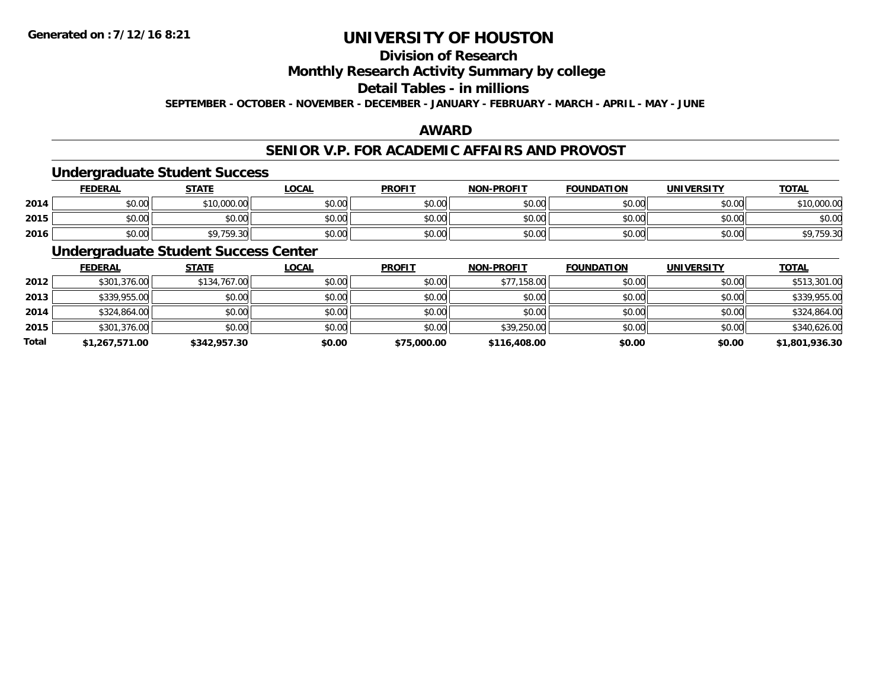**Generated on :7/12/16 8:21**

# UNIVERSITY OF HOUSTON

## Division of Research

## Monthly Research Activity Summary by college

## Detail Tables - in millions

**SEPTEMBER - OCTOBER - NOVEMBER - DECEMBER - JANUARY - FEBRUARY - MARCH - APRIL - MAY - JUNE**

## AWARD

## SENIOR V.P. FOR ACADEMIC AFFAIRS AND PROVOST

### Undergraduate Student Success

| | FEDERAL | STATE | LOCAL | PROFIT | NON-PROFIT | FOUNDATION | UNIVERSITY | TOTAL |
|---|---|---|---|---|---|---|---|---|
| 2014 | $0.00 | $10,000.00 | $0.00 | $0.00 | $0.00 | $0.00 | $0.00 | $10,000.00 |
| 2015 | $0.00 | $0.00 | $0.00 | $0.00 | $0.00 | $0.00 | $0.00 | $0.00 |
| 2016 | $0.00 | $9,759.30 | $0.00 | $0.00 | $0.00 | $0.00 | $0.00 | $9,759.30 |

### Undergraduate Student Success Center

| | FEDERAL | STATE | LOCAL | PROFIT | NON-PROFIT | FOUNDATION | UNIVERSITY | TOTAL |
|---|---|---|---|---|---|---|---|---|
| 2012 | $301,376.00 | $134,767.00 | $0.00 | $0.00 | $77,158.00 | $0.00 | $0.00 | $513,301.00 |
| 2013 | $339,955.00 | $0.00 | $0.00 | $0.00 | $0.00 | $0.00 | $0.00 | $339,955.00 |
| 2014 | $324,864.00 | $0.00 | $0.00 | $0.00 | $0.00 | $0.00 | $0.00 | $324,864.00 |
| 2015 | $301,376.00 | $0.00 | $0.00 | $0.00 | $39,250.00 | $0.00 | $0.00 | $340,626.00 |
| **Total** | **$1,267,571.00** | **$342,957.30** | **$0.00** | **$75,000.00** | **$116,408.00** | **$0.00** | **$0.00** | **$1,801,936.30** |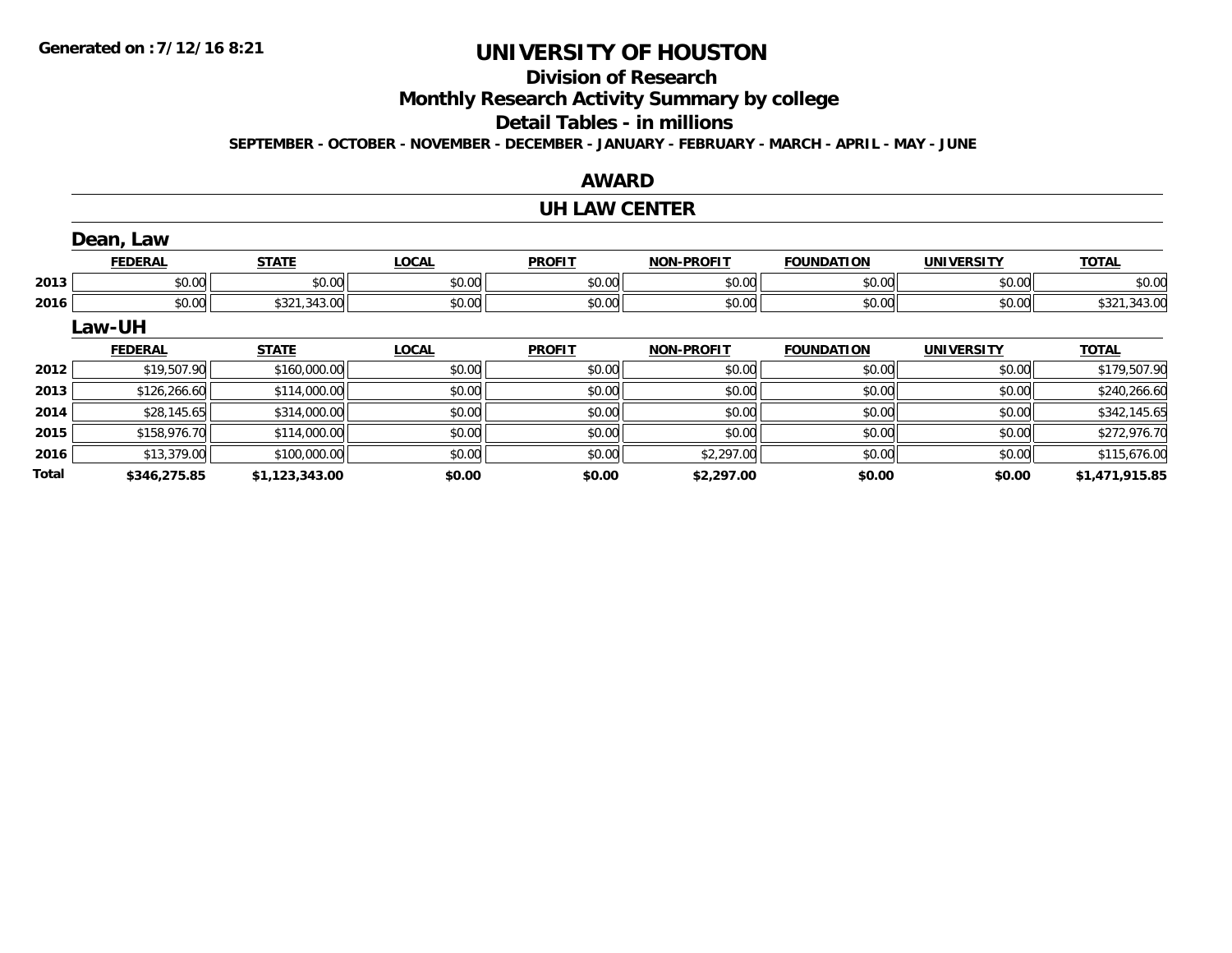# UNIVERSITY OF HOUSTON

## Division of Research

## Monthly Research Activity Summary by college

## Detail Tables - in millions

**SEPTEMBER - OCTOBER - NOVEMBER - DECEMBER - JANUARY - FEBRUARY - MARCH - APRIL - MAY - JUNE**

### AWARD

### UH LAW CENTER

#### Dean, Law

| | FEDERAL | STATE | LOCAL | PROFIT | NON-PROFIT | FOUNDATION | UNIVERSITY | TOTAL |
|---|---|---|---|---|---|---|---|---|
| 2013 | $0.00 | $0.00 | $0.00 | $0.00 | $0.00 | $0.00 | $0.00 | $0.00 |
| 2016 | $0.00 | $321,343.00 | $0.00 | $0.00 | $0.00 | $0.00 | $0.00 | $321,343.00 |

#### Law-UH

| | FEDERAL | STATE | LOCAL | PROFIT | NON-PROFIT | FOUNDATION | UNIVERSITY | TOTAL |
|---|---|---|---|---|---|---|---|---|
| 2012 | $19,507.90 | $160,000.00 | $0.00 | $0.00 | $0.00 | $0.00 | $0.00 | $179,507.90 |
| 2013 | $126,266.60 | $114,000.00 | $0.00 | $0.00 | $0.00 | $0.00 | $0.00 | $240,266.60 |
| 2014 | $28,145.65 | $314,000.00 | $0.00 | $0.00 | $0.00 | $0.00 | $0.00 | $342,145.65 |
| 2015 | $158,976.70 | $114,000.00 | $0.00 | $0.00 | $0.00 | $0.00 | $0.00 | $272,976.70 |
| 2016 | $13,379.00 | $100,000.00 | $0.00 | $0.00 | $2,297.00 | $0.00 | $0.00 | $115,676.00 |
| **Total** | **$346,275.85** | **$1,123,343.00** | **$0.00** | **$0.00** | **$2,297.00** | **$0.00** | **$0.00** | **$1,471,915.85** |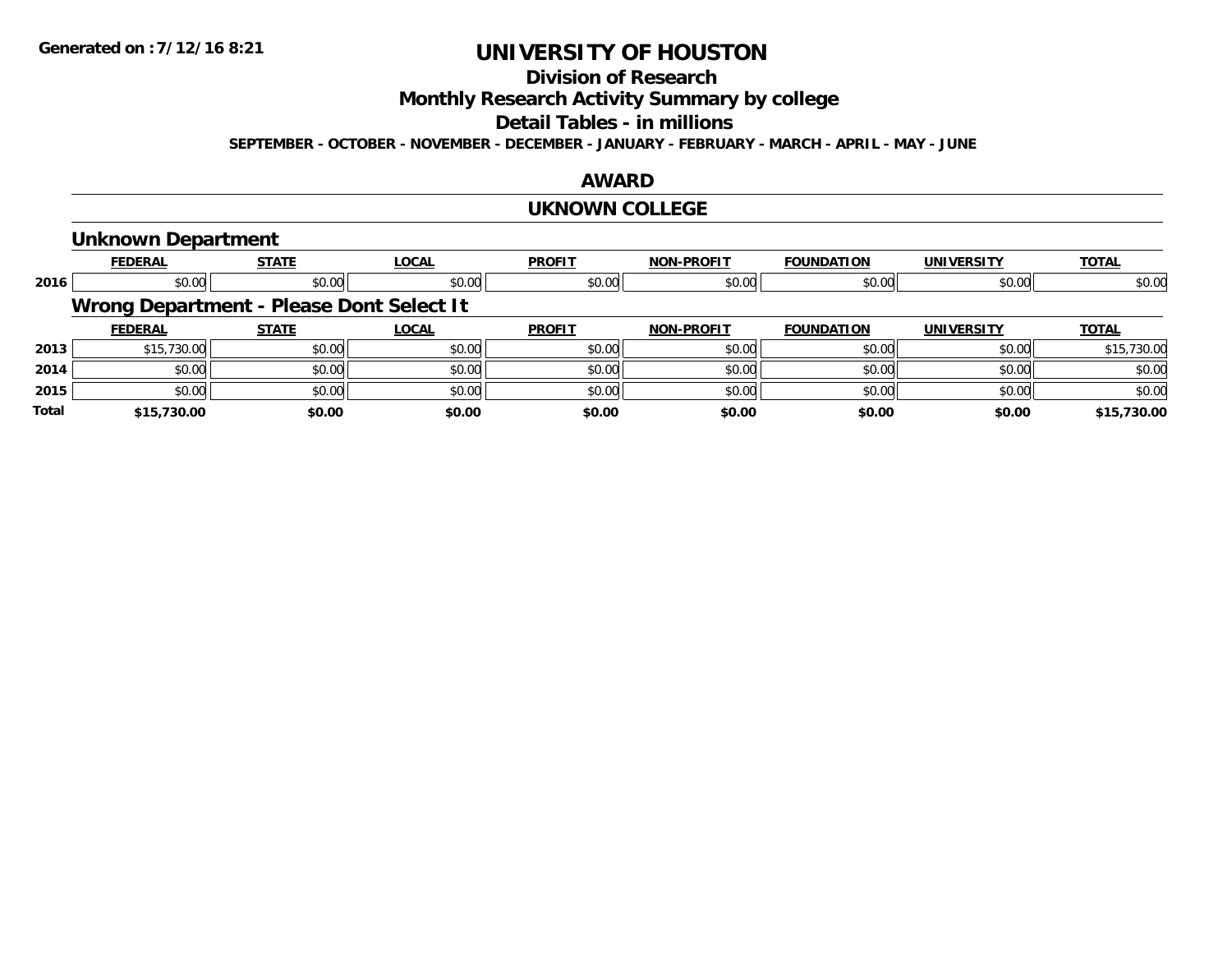**Generated on :7/12/16 8:21**

# UNIVERSITY OF HOUSTON

## Division of Research

## Monthly Research Activity Summary by college

## Detail Tables - in millions

**SEPTEMBER - OCTOBER - NOVEMBER - DECEMBER - JANUARY - FEBRUARY - MARCH - APRIL - MAY - JUNE**

## AWARD

## UKNOWN COLLEGE

### Unknown Department

| | FEDERAL | STATE | LOCAL | PROFIT | NON-PROFIT | FOUNDATION | UNIVERSITY | TOTAL |
|---|---|---|---|---|---|---|---|---|
| 2016 | $0.00 | $0.00 | $0.00 | $0.00 | $0.00 | $0.00 | $0.00 | $0.00 |

### Wrong Department - Please Dont Select It

| | FEDERAL | STATE | LOCAL | PROFIT | NON-PROFIT | FOUNDATION | UNIVERSITY | TOTAL |
|---|---|---|---|---|---|---|---|---|
| 2013 | $15,730.00 | $0.00 | $0.00 | $0.00 | $0.00 | $0.00 | $0.00 | $15,730.00 |
| 2014 | $0.00 | $0.00 | $0.00 | $0.00 | $0.00 | $0.00 | $0.00 | $0.00 |
| 2015 | $0.00 | $0.00 | $0.00 | $0.00 | $0.00 | $0.00 | $0.00 | $0.00 |
| **Total** | **$15,730.00** | **$0.00** | **$0.00** | **$0.00** | **$0.00** | **$0.00** | **$0.00** | **$15,730.00** |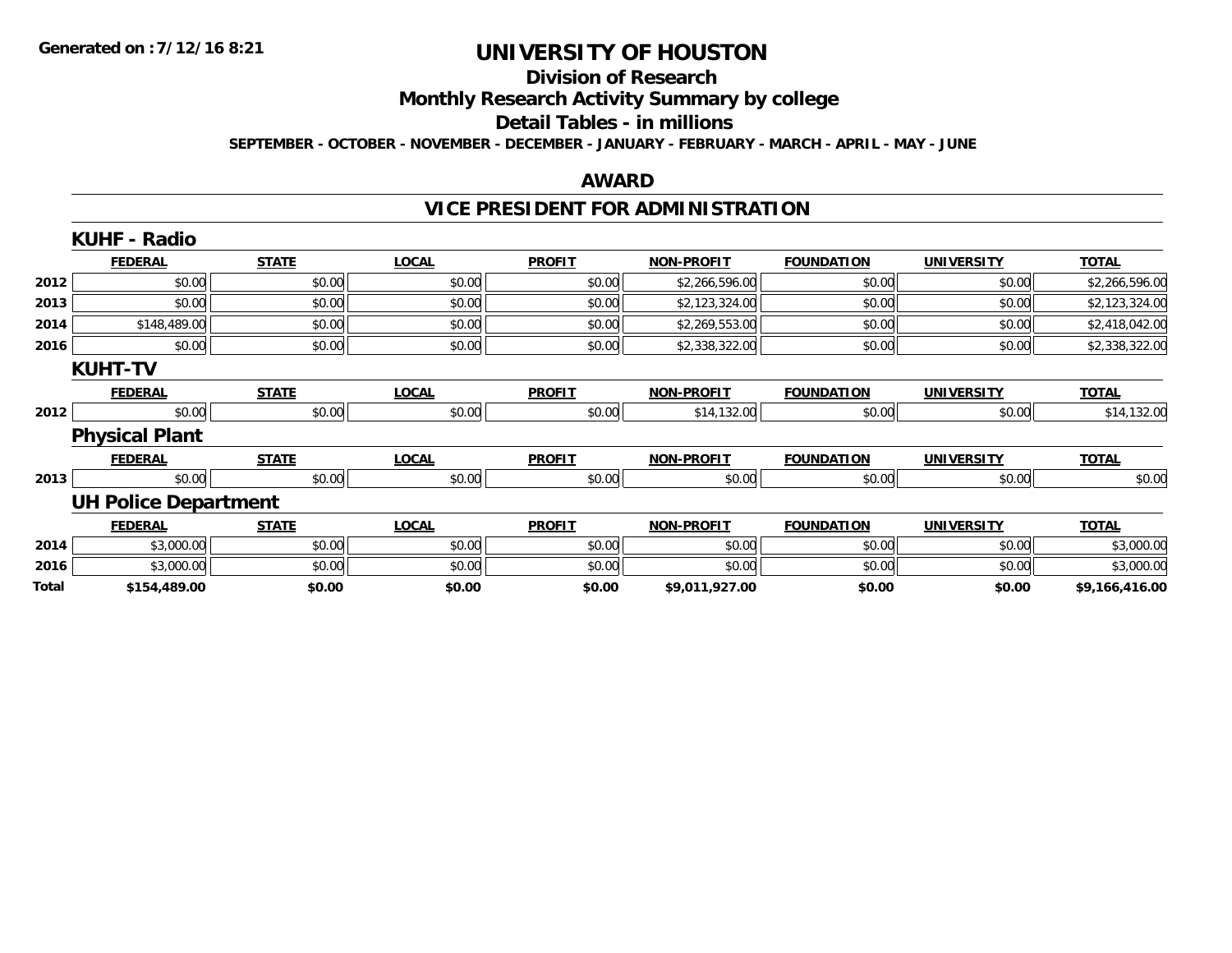Generated on :7/12/16 8:21

# UNIVERSITY OF HOUSTON

## Division of Research

## Monthly Research Activity Summary by college

## Detail Tables - in millions

**SEPTEMBER - OCTOBER - NOVEMBER - DECEMBER - JANUARY - FEBRUARY - MARCH - APRIL - MAY - JUNE**

## AWARD

## VICE PRESIDENT FOR ADMINISTRATION

### KUHF - Radio

| | FEDERAL | STATE | LOCAL | PROFIT | NON-PROFIT | FOUNDATION | UNIVERSITY | TOTAL |
|---|---|---|---|---|---|---|---|---|
| 2012 | $0.00 | $0.00 | $0.00 | $0.00 | $2,266,596.00 | $0.00 | $0.00 | $2,266,596.00 |
| 2013 | $0.00 | $0.00 | $0.00 | $0.00 | $2,123,324.00 | $0.00 | $0.00 | $2,123,324.00 |
| 2014 | $148,489.00 | $0.00 | $0.00 | $0.00 | $2,269,553.00 | $0.00 | $0.00 | $2,418,042.00 |
| 2016 | $0.00 | $0.00 | $0.00 | $0.00 | $2,338,322.00 | $0.00 | $0.00 | $2,338,322.00 |

### KUHT-TV

| | FEDERAL | STATE | LOCAL | PROFIT | NON-PROFIT | FOUNDATION | UNIVERSITY | TOTAL |
|---|---|---|---|---|---|---|---|---|
| 2012 | $0.00 | $0.00 | $0.00 | $0.00 | $14,132.00 | $0.00 | $0.00 | $14,132.00 |

### Physical Plant

| | FEDERAL | STATE | LOCAL | PROFIT | NON-PROFIT | FOUNDATION | UNIVERSITY | TOTAL |
|---|---|---|---|---|---|---|---|---|
| 2013 | $0.00 | $0.00 | $0.00 | $0.00 | $0.00 | $0.00 | $0.00 | $0.00 |

### UH Police Department

| | FEDERAL | STATE | LOCAL | PROFIT | NON-PROFIT | FOUNDATION | UNIVERSITY | TOTAL |
|---|---|---|---|---|---|---|---|---|
| 2014 | $3,000.00 | $0.00 | $0.00 | $0.00 | $0.00 | $0.00 | $0.00 | $3,000.00 |
| 2016 | $3,000.00 | $0.00 | $0.00 | $0.00 | $0.00 | $0.00 | $0.00 | $3,000.00 |
| **Total** | **$154,489.00** | **$0.00** | **$0.00** | **$0.00** | **$9,011,927.00** | **$0.00** | **$0.00** | **$9,166,416.00** |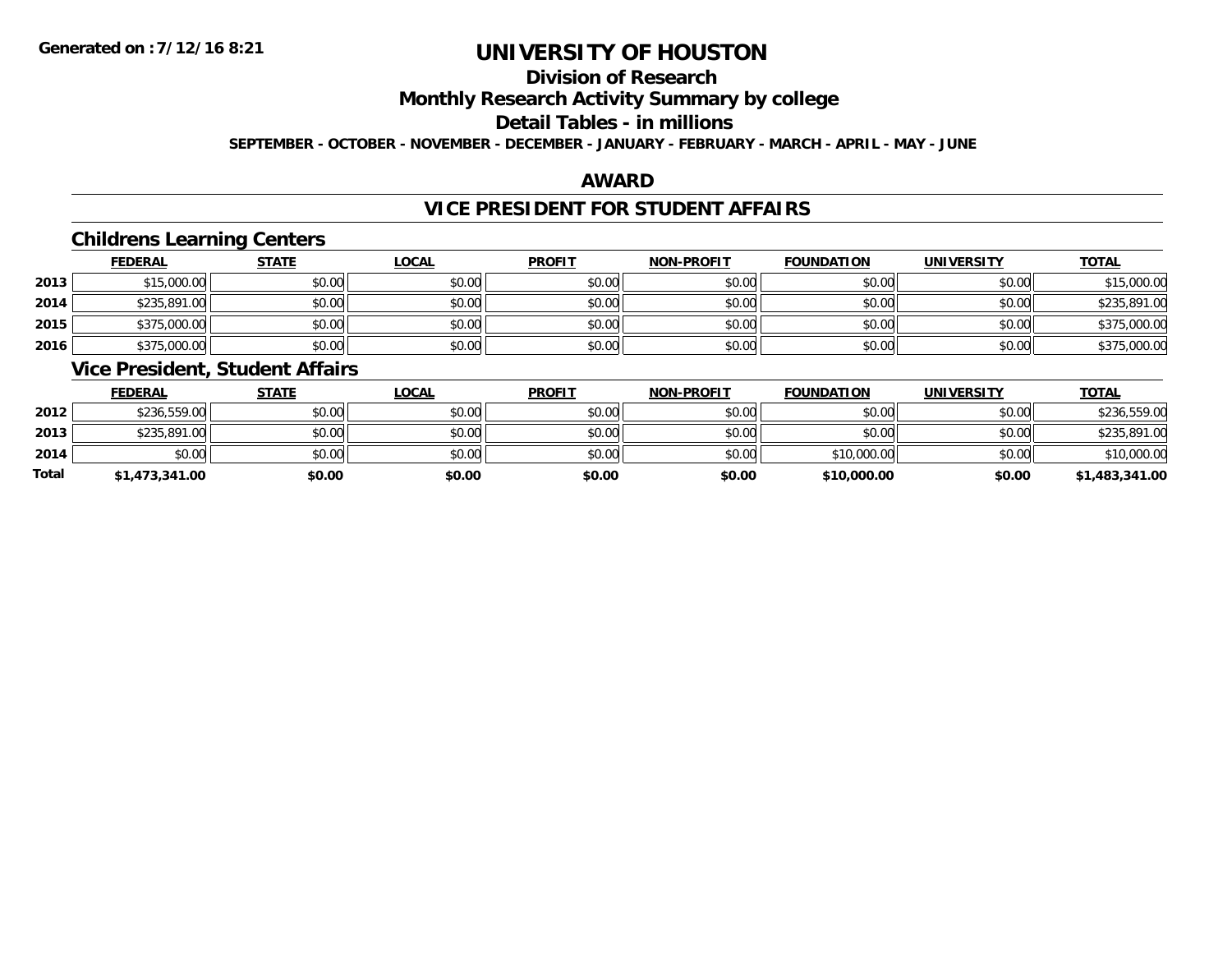# UNIVERSITY OF HOUSTON

## Division of Research

## Monthly Research Activity Summary by college

## Detail Tables - in millions

**SEPTEMBER - OCTOBER - NOVEMBER - DECEMBER - JANUARY - FEBRUARY - MARCH - APRIL - MAY - JUNE**

## AWARD

## VICE PRESIDENT FOR STUDENT AFFAIRS

### Childrens Learning Centers

| | FEDERAL | STATE | LOCAL | PROFIT | NON-PROFIT | FOUNDATION | UNIVERSITY | TOTAL |
|---|---|---|---|---|---|---|---|---|
| 2013 | $15,000.00 | $0.00 | $0.00 | $0.00 | $0.00 | $0.00 | $0.00 | $15,000.00 |
| 2014 | $235,891.00 | $0.00 | $0.00 | $0.00 | $0.00 | $0.00 | $0.00 | $235,891.00 |
| 2015 | $375,000.00 | $0.00 | $0.00 | $0.00 | $0.00 | $0.00 | $0.00 | $375,000.00 |
| 2016 | $375,000.00 | $0.00 | $0.00 | $0.00 | $0.00 | $0.00 | $0.00 | $375,000.00 |

### Vice President, Student Affairs

| | FEDERAL | STATE | LOCAL | PROFIT | NON-PROFIT | FOUNDATION | UNIVERSITY | TOTAL |
|---|---|---|---|---|---|---|---|---|
| 2012 | $236,559.00 | $0.00 | $0.00 | $0.00 | $0.00 | $0.00 | $0.00 | $236,559.00 |
| 2013 | $235,891.00 | $0.00 | $0.00 | $0.00 | $0.00 | $0.00 | $0.00 | $235,891.00 |
| 2014 | $0.00 | $0.00 | $0.00 | $0.00 | $0.00 | $10,000.00 | $0.00 | $10,000.00 |
| **Total** | **$1,473,341.00** | **$0.00** | **$0.00** | **$0.00** | **$0.00** | **$10,000.00** | **$0.00** | **$1,483,341.00** |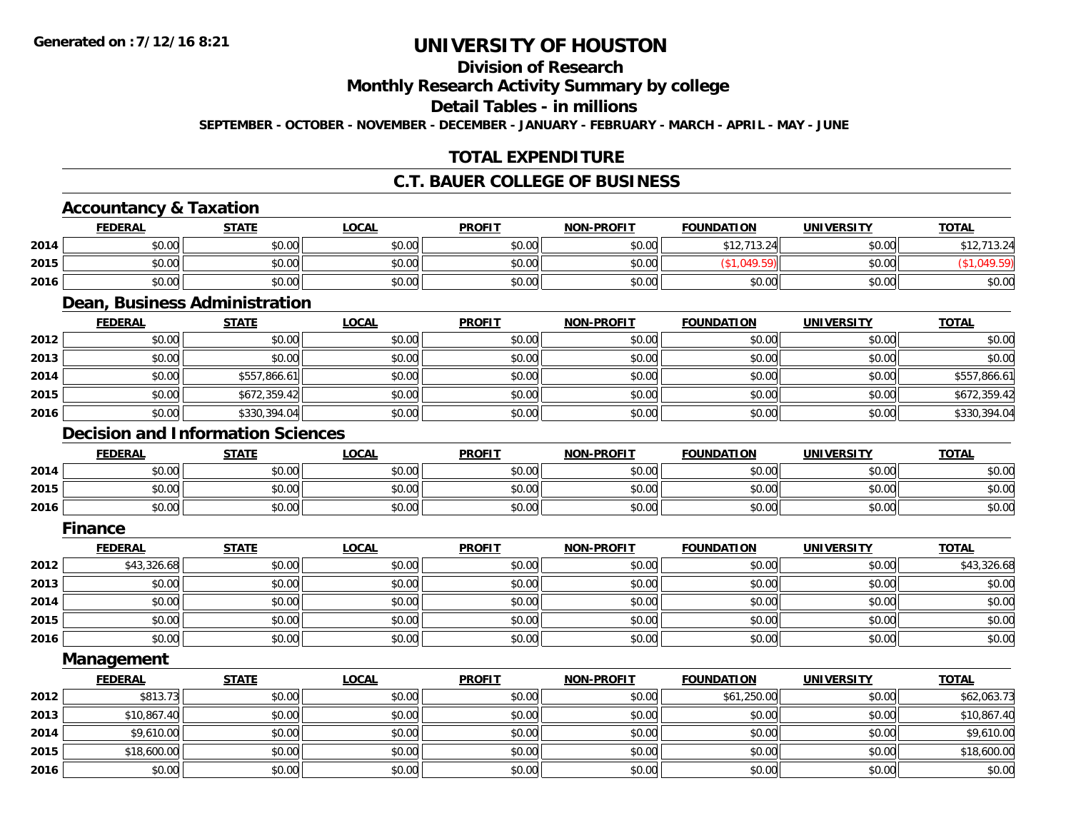# UNIVERSITY OF HOUSTON

## Division of Research

## Monthly Research Activity Summary by college

## Detail Tables - in millions

**SEPTEMBER - OCTOBER - NOVEMBER - DECEMBER - JANUARY - FEBRUARY - MARCH - APRIL - MAY - JUNE**

Generated on :7/12/16 8:21

## TOTAL EXPENDITURE

## C.T. BAUER COLLEGE OF BUSINESS

### Accountancy & Taxation

| | FEDERAL | STATE | LOCAL | PROFIT | NON-PROFIT | FOUNDATION | UNIVERSITY | TOTAL |
|---|---|---|---|---|---|---|---|---|
| 2014 | $0.00 | $0.00 | $0.00 | $0.00 | $0.00 | $12,713.24 | $0.00 | $12,713.24 |
| 2015 | $0.00 | $0.00 | $0.00 | $0.00 | $0.00 | ($1,049.59) | $0.00 | ($1,049.59) |
| 2016 | $0.00 | $0.00 | $0.00 | $0.00 | $0.00 | $0.00 | $0.00 | $0.00 |

### Dean, Business Administration

| | FEDERAL | STATE | LOCAL | PROFIT | NON-PROFIT | FOUNDATION | UNIVERSITY | TOTAL |
|---|---|---|---|---|---|---|---|---|
| 2012 | $0.00 | $0.00 | $0.00 | $0.00 | $0.00 | $0.00 | $0.00 | $0.00 |
| 2013 | $0.00 | $0.00 | $0.00 | $0.00 | $0.00 | $0.00 | $0.00 | $0.00 |
| 2014 | $0.00 | $557,866.61 | $0.00 | $0.00 | $0.00 | $0.00 | $0.00 | $557,866.61 |
| 2015 | $0.00 | $672,359.42 | $0.00 | $0.00 | $0.00 | $0.00 | $0.00 | $672,359.42 |
| 2016 | $0.00 | $330,394.04 | $0.00 | $0.00 | $0.00 | $0.00 | $0.00 | $330,394.04 |

### Decision and Information Sciences

| | FEDERAL | STATE | LOCAL | PROFIT | NON-PROFIT | FOUNDATION | UNIVERSITY | TOTAL |
|---|---|---|---|---|---|---|---|---|
| 2014 | $0.00 | $0.00 | $0.00 | $0.00 | $0.00 | $0.00 | $0.00 | $0.00 |
| 2015 | $0.00 | $0.00 | $0.00 | $0.00 | $0.00 | $0.00 | $0.00 | $0.00 |
| 2016 | $0.00 | $0.00 | $0.00 | $0.00 | $0.00 | $0.00 | $0.00 | $0.00 |

### Finance

| | FEDERAL | STATE | LOCAL | PROFIT | NON-PROFIT | FOUNDATION | UNIVERSITY | TOTAL |
|---|---|---|---|---|---|---|---|---|
| 2012 | $43,326.68 | $0.00 | $0.00 | $0.00 | $0.00 | $0.00 | $0.00 | $43,326.68 |
| 2013 | $0.00 | $0.00 | $0.00 | $0.00 | $0.00 | $0.00 | $0.00 | $0.00 |
| 2014 | $0.00 | $0.00 | $0.00 | $0.00 | $0.00 | $0.00 | $0.00 | $0.00 |
| 2015 | $0.00 | $0.00 | $0.00 | $0.00 | $0.00 | $0.00 | $0.00 | $0.00 |
| 2016 | $0.00 | $0.00 | $0.00 | $0.00 | $0.00 | $0.00 | $0.00 | $0.00 |

### Management

| | FEDERAL | STATE | LOCAL | PROFIT | NON-PROFIT | FOUNDATION | UNIVERSITY | TOTAL |
|---|---|---|---|---|---|---|---|---|
| 2012 | $813.73 | $0.00 | $0.00 | $0.00 | $0.00 | $61,250.00 | $0.00 | $62,063.73 |
| 2013 | $10,867.40 | $0.00 | $0.00 | $0.00 | $0.00 | $0.00 | $0.00 | $10,867.40 |
| 2014 | $9,610.00 | $0.00 | $0.00 | $0.00 | $0.00 | $0.00 | $0.00 | $9,610.00 |
| 2015 | $18,600.00 | $0.00 | $0.00 | $0.00 | $0.00 | $0.00 | $0.00 | $18,600.00 |
| 2016 | $0.00 | $0.00 | $0.00 | $0.00 | $0.00 | $0.00 | $0.00 | $0.00 |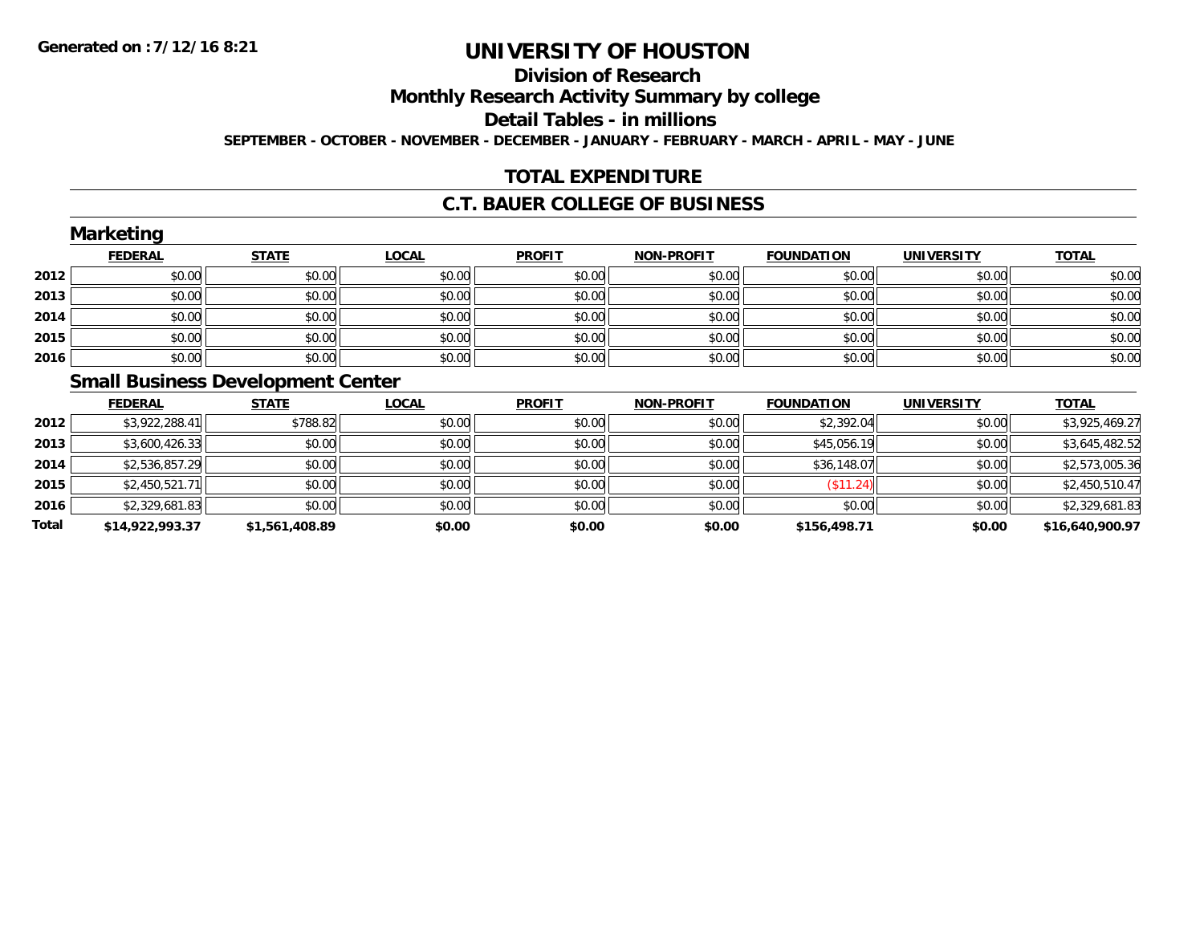**Generated on :7/12/16 8:21**

# UNIVERSITY OF HOUSTON

## Division of Research

## Monthly Research Activity Summary by college

## Detail Tables - in millions

**SEPTEMBER - OCTOBER - NOVEMBER - DECEMBER - JANUARY - FEBRUARY - MARCH - APRIL - MAY - JUNE**

## TOTAL EXPENDITURE

## C.T. BAUER COLLEGE OF BUSINESS

### Marketing

| | FEDERAL | STATE | LOCAL | PROFIT | NON-PROFIT | FOUNDATION | UNIVERSITY | TOTAL |
|---|---|---|---|---|---|---|---|---|
| 2012 | $0.00 | $0.00 | $0.00 | $0.00 | $0.00 | $0.00 | $0.00 | $0.00 |
| 2013 | $0.00 | $0.00 | $0.00 | $0.00 | $0.00 | $0.00 | $0.00 | $0.00 |
| 2014 | $0.00 | $0.00 | $0.00 | $0.00 | $0.00 | $0.00 | $0.00 | $0.00 |
| 2015 | $0.00 | $0.00 | $0.00 | $0.00 | $0.00 | $0.00 | $0.00 | $0.00 |
| 2016 | $0.00 | $0.00 | $0.00 | $0.00 | $0.00 | $0.00 | $0.00 | $0.00 |

### Small Business Development Center

| | FEDERAL | STATE | LOCAL | PROFIT | NON-PROFIT | FOUNDATION | UNIVERSITY | TOTAL |
|---|---|---|---|---|---|---|---|---|
| 2012 | $3,922,288.41 | $788.82 | $0.00 | $0.00 | $0.00 | $2,392.04 | $0.00 | $3,925,469.27 |
| 2013 | $3,600,426.33 | $0.00 | $0.00 | $0.00 | $0.00 | $45,056.19 | $0.00 | $3,645,482.52 |
| 2014 | $2,536,857.29 | $0.00 | $0.00 | $0.00 | $0.00 | $36,148.07 | $0.00 | $2,573,005.36 |
| 2015 | $2,450,521.71 | $0.00 | $0.00 | $0.00 | $0.00 | ($11.24) | $0.00 | $2,450,510.47 |
| 2016 | $2,329,681.83 | $0.00 | $0.00 | $0.00 | $0.00 | $0.00 | $0.00 | $2,329,681.83 |
| **Total** | **$14,922,993.37** | **$1,561,408.89** | **$0.00** | **$0.00** | **$0.00** | **$156,498.71** | **$0.00** | **$16,640,900.97** |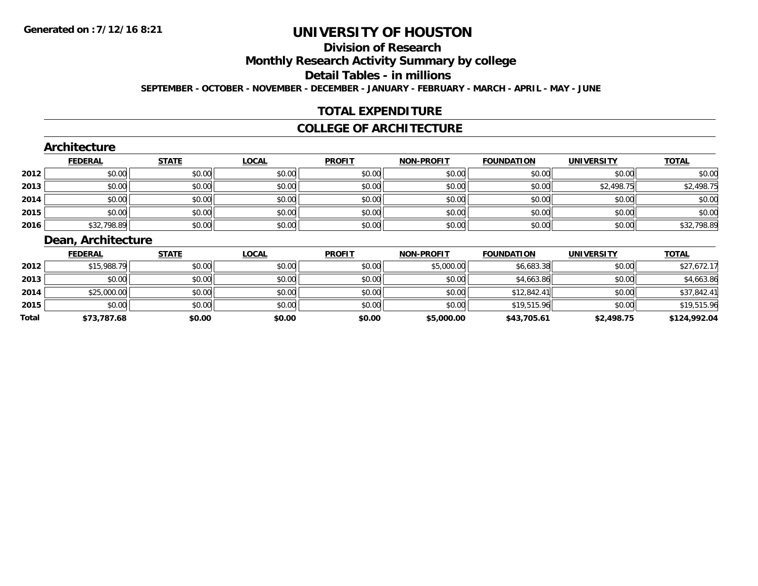# UNIVERSITY OF HOUSTON

## Division of Research

## Monthly Research Activity Summary by college

## Detail Tables - in millions

**SEPTEMBER - OCTOBER - NOVEMBER - DECEMBER - JANUARY - FEBRUARY - MARCH - APRIL - MAY - JUNE**

## TOTAL EXPENDITURE

## COLLEGE OF ARCHITECTURE

### Architecture

| | FEDERAL | STATE | LOCAL | PROFIT | NON-PROFIT | FOUNDATION | UNIVERSITY | TOTAL |
|---|---|---|---|---|---|---|---|---|
| 2012 | $0.00 | $0.00 | $0.00 | $0.00 | $0.00 | $0.00 | $0.00 | $0.00 |
| 2013 | $0.00 | $0.00 | $0.00 | $0.00 | $0.00 | $0.00 | $2,498.75 | $2,498.75 |
| 2014 | $0.00 | $0.00 | $0.00 | $0.00 | $0.00 | $0.00 | $0.00 | $0.00 |
| 2015 | $0.00 | $0.00 | $0.00 | $0.00 | $0.00 | $0.00 | $0.00 | $0.00 |
| 2016 | $32,798.89 | $0.00 | $0.00 | $0.00 | $0.00 | $0.00 | $0.00 | $32,798.89 |

### Dean, Architecture

| | FEDERAL | STATE | LOCAL | PROFIT | NON-PROFIT | FOUNDATION | UNIVERSITY | TOTAL |
|---|---|---|---|---|---|---|---|---|
| 2012 | $15,988.79 | $0.00 | $0.00 | $0.00 | $5,000.00 | $6,683.38 | $0.00 | $27,672.17 |
| 2013 | $0.00 | $0.00 | $0.00 | $0.00 | $0.00 | $4,663.86 | $0.00 | $4,663.86 |
| 2014 | $25,000.00 | $0.00 | $0.00 | $0.00 | $0.00 | $12,842.41 | $0.00 | $37,842.41 |
| 2015 | $0.00 | $0.00 | $0.00 | $0.00 | $0.00 | $19,515.96 | $0.00 | $19,515.96 |
| **Total** | **$73,787.68** | **$0.00** | **$0.00** | **$0.00** | **$5,000.00** | **$43,705.61** | **$2,498.75** | **$124,992.04** |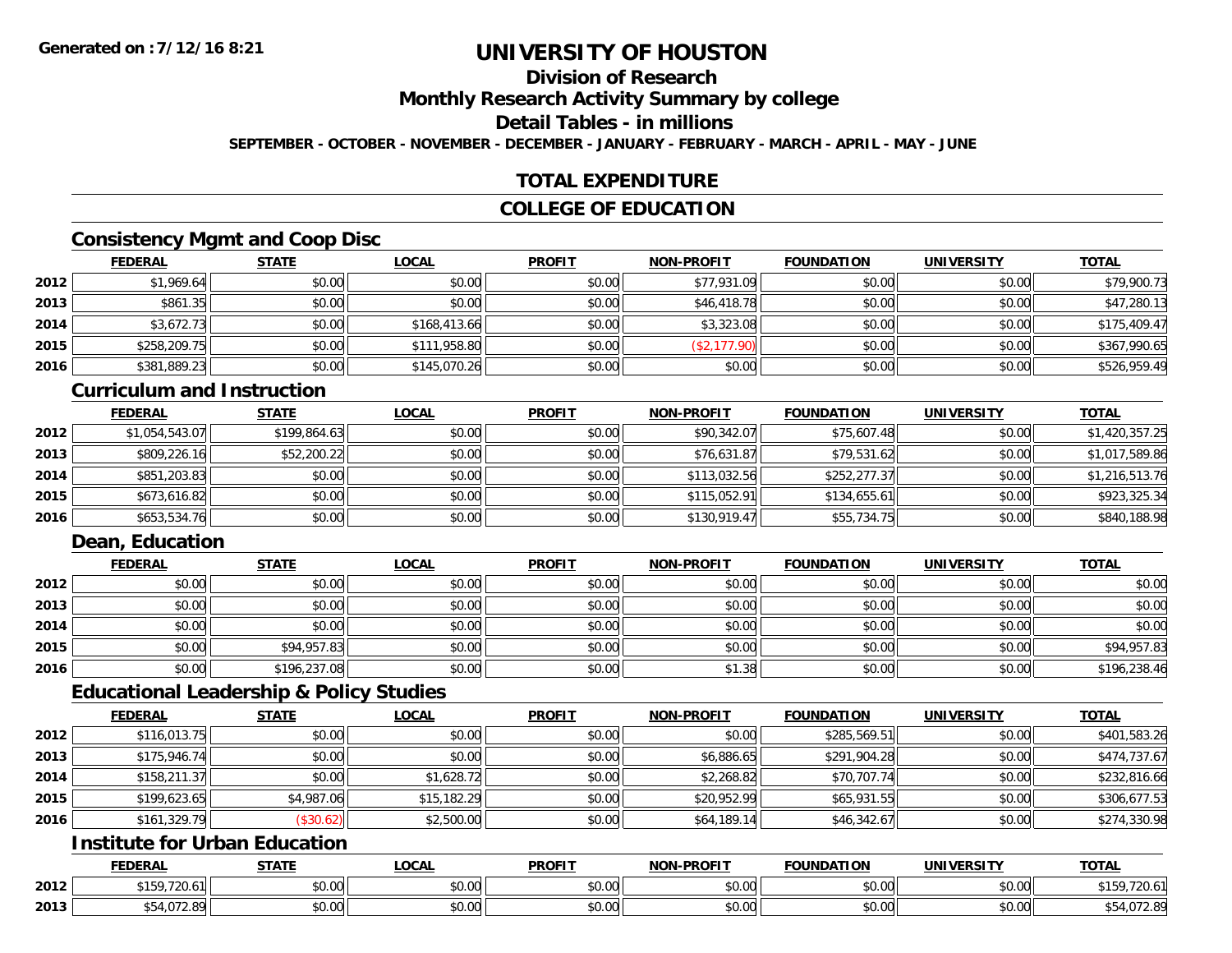# UNIVERSITY OF HOUSTON

## Division of Research

## Monthly Research Activity Summary by college

## Detail Tables - in millions

**SEPTEMBER - OCTOBER - NOVEMBER - DECEMBER - JANUARY - FEBRUARY - MARCH - APRIL - MAY - JUNE**

## TOTAL EXPENDITURE

## COLLEGE OF EDUCATION

### Consistency Mgmt and Coop Disc

| | FEDERAL | STATE | LOCAL | PROFIT | NON-PROFIT | FOUNDATION | UNIVERSITY | TOTAL |
|---|---|---|---|---|---|---|---|---|
| 2012 | $1,969.64 | $0.00 | $0.00 | $0.00 | $77,931.09 | $0.00 | $0.00 | $79,900.73 |
| 2013 | $861.35 | $0.00 | $0.00 | $0.00 | $46,418.78 | $0.00 | $0.00 | $47,280.13 |
| 2014 | $3,672.73 | $0.00 | $168,413.66 | $0.00 | $3,323.08 | $0.00 | $0.00 | $175,409.47 |
| 2015 | $258,209.75 | $0.00 | $111,958.80 | $0.00 | ($2,177.90) | $0.00 | $0.00 | $367,990.65 |
| 2016 | $381,889.23 | $0.00 | $145,070.26 | $0.00 | $0.00 | $0.00 | $0.00 | $526,959.49 |

### Curriculum and Instruction

| | FEDERAL | STATE | LOCAL | PROFIT | NON-PROFIT | FOUNDATION | UNIVERSITY | TOTAL |
|---|---|---|---|---|---|---|---|---|
| 2012 | $1,054,543.07 | $199,864.63 | $0.00 | $0.00 | $90,342.07 | $75,607.48 | $0.00 | $1,420,357.25 |
| 2013 | $809,226.16 | $52,200.22 | $0.00 | $0.00 | $76,631.87 | $79,531.62 | $0.00 | $1,017,589.86 |
| 2014 | $851,203.83 | $0.00 | $0.00 | $0.00 | $113,032.56 | $252,277.37 | $0.00 | $1,216,513.76 |
| 2015 | $673,616.82 | $0.00 | $0.00 | $0.00 | $115,052.91 | $134,655.61 | $0.00 | $923,325.34 |
| 2016 | $653,534.76 | $0.00 | $0.00 | $0.00 | $130,919.47 | $55,734.75 | $0.00 | $840,188.98 |

### Dean, Education

| | FEDERAL | STATE | LOCAL | PROFIT | NON-PROFIT | FOUNDATION | UNIVERSITY | TOTAL |
|---|---|---|---|---|---|---|---|---|
| 2012 | $0.00 | $0.00 | $0.00 | $0.00 | $0.00 | $0.00 | $0.00 | $0.00 |
| 2013 | $0.00 | $0.00 | $0.00 | $0.00 | $0.00 | $0.00 | $0.00 | $0.00 |
| 2014 | $0.00 | $0.00 | $0.00 | $0.00 | $0.00 | $0.00 | $0.00 | $0.00 |
| 2015 | $0.00 | $94,957.83 | $0.00 | $0.00 | $0.00 | $0.00 | $0.00 | $94,957.83 |
| 2016 | $0.00 | $196,237.08 | $0.00 | $0.00 | $1.38 | $0.00 | $0.00 | $196,238.46 |

### Educational Leadership & Policy Studies

| | FEDERAL | STATE | LOCAL | PROFIT | NON-PROFIT | FOUNDATION | UNIVERSITY | TOTAL |
|---|---|---|---|---|---|---|---|---|
| 2012 | $116,013.75 | $0.00 | $0.00 | $0.00 | $0.00 | $285,569.51 | $0.00 | $401,583.26 |
| 2013 | $175,946.74 | $0.00 | $0.00 | $0.00 | $6,886.65 | $291,904.28 | $0.00 | $474,737.67 |
| 2014 | $158,211.37 | $0.00 | $1,628.72 | $0.00 | $2,268.82 | $70,707.74 | $0.00 | $232,816.66 |
| 2015 | $199,623.65 | $4,987.06 | $15,182.29 | $0.00 | $20,952.99 | $65,931.55 | $0.00 | $306,677.53 |
| 2016 | $161,329.79 | ($30.62) | $2,500.00 | $0.00 | $64,189.14 | $46,342.67 | $0.00 | $274,330.98 |

### Institute for Urban Education

| | FEDERAL | STATE | LOCAL | PROFIT | NON-PROFIT | FOUNDATION | UNIVERSITY | TOTAL |
|---|---|---|---|---|---|---|---|---|
| 2012 | $159,720.61 | $0.00 | $0.00 | $0.00 | $0.00 | $0.00 | $0.00 | $159,720.61 |
| 2013 | $54,072.89 | $0.00 | $0.00 | $0.00 | $0.00 | $0.00 | $0.00 | $54,072.89 |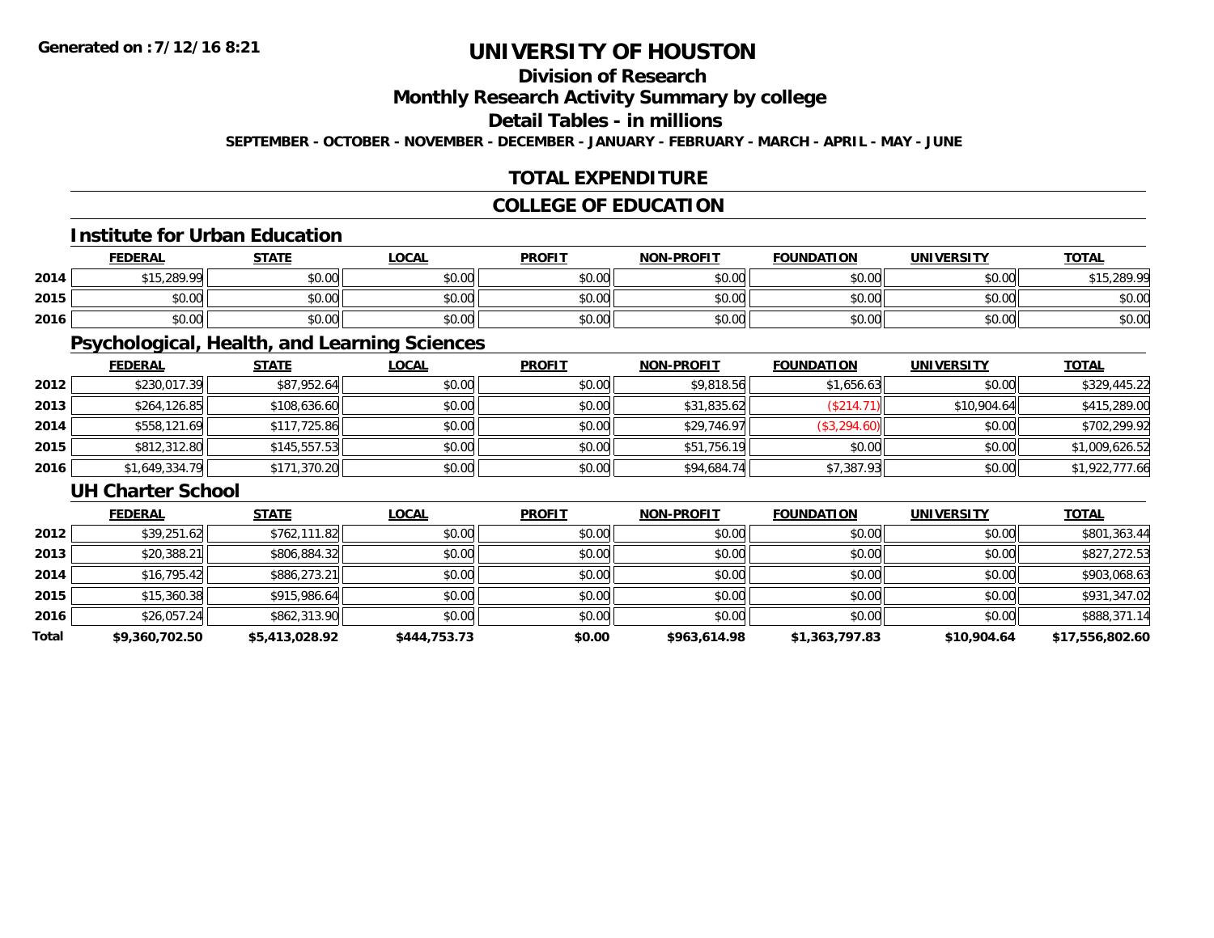# UNIVERSITY OF HOUSTON

## Division of Research

## Monthly Research Activity Summary by college

## Detail Tables - in millions

**SEPTEMBER - OCTOBER - NOVEMBER - DECEMBER - JANUARY - FEBRUARY - MARCH - APRIL - MAY - JUNE**

## TOTAL EXPENDITURE

## COLLEGE OF EDUCATION

### Institute for Urban Education

| | FEDERAL | STATE | LOCAL | PROFIT | NON-PROFIT | FOUNDATION | UNIVERSITY | TOTAL |
|---|---|---|---|---|---|---|---|---|
| 2014 | $15,289.99 | $0.00 | $0.00 | $0.00 | $0.00 | $0.00 | $0.00 | $15,289.99 |
| 2015 | $0.00 | $0.00 | $0.00 | $0.00 | $0.00 | $0.00 | $0.00 | $0.00 |
| 2016 | $0.00 | $0.00 | $0.00 | $0.00 | $0.00 | $0.00 | $0.00 | $0.00 |

### Psychological, Health, and Learning Sciences

| | FEDERAL | STATE | LOCAL | PROFIT | NON-PROFIT | FOUNDATION | UNIVERSITY | TOTAL |
|---|---|---|---|---|---|---|---|---|
| 2012 | $230,017.39 | $87,952.64 | $0.00 | $0.00 | $9,818.56 | $1,656.63 | $0.00 | $329,445.22 |
| 2013 | $264,126.85 | $108,636.60 | $0.00 | $0.00 | $31,835.62 | ($214.71) | $10,904.64 | $415,289.00 |
| 2014 | $558,121.69 | $117,725.86 | $0.00 | $0.00 | $29,746.97 | ($3,294.60) | $0.00 | $702,299.92 |
| 2015 | $812,312.80 | $145,557.53 | $0.00 | $0.00 | $51,756.19 | $0.00 | $0.00 | $1,009,626.52 |
| 2016 | $1,649,334.79 | $171,370.20 | $0.00 | $0.00 | $94,684.74 | $7,387.93 | $0.00 | $1,922,777.66 |

### UH Charter School

| | FEDERAL | STATE | LOCAL | PROFIT | NON-PROFIT | FOUNDATION | UNIVERSITY | TOTAL |
|---|---|---|---|---|---|---|---|---|
| 2012 | $39,251.62 | $762,111.82 | $0.00 | $0.00 | $0.00 | $0.00 | $0.00 | $801,363.44 |
| 2013 | $20,388.21 | $806,884.32 | $0.00 | $0.00 | $0.00 | $0.00 | $0.00 | $827,272.53 |
| 2014 | $16,795.42 | $886,273.21 | $0.00 | $0.00 | $0.00 | $0.00 | $0.00 | $903,068.63 |
| 2015 | $15,360.38 | $915,986.64 | $0.00 | $0.00 | $0.00 | $0.00 | $0.00 | $931,347.02 |
| 2016 | $26,057.24 | $862,313.90 | $0.00 | $0.00 | $0.00 | $0.00 | $0.00 | $888,371.14 |
| **Total** | **$9,360,702.50** | **$5,413,028.92** | **$444,753.73** | **$0.00** | **$963,614.98** | **$1,363,797.83** | **$10,904.64** | **$17,556,802.60** |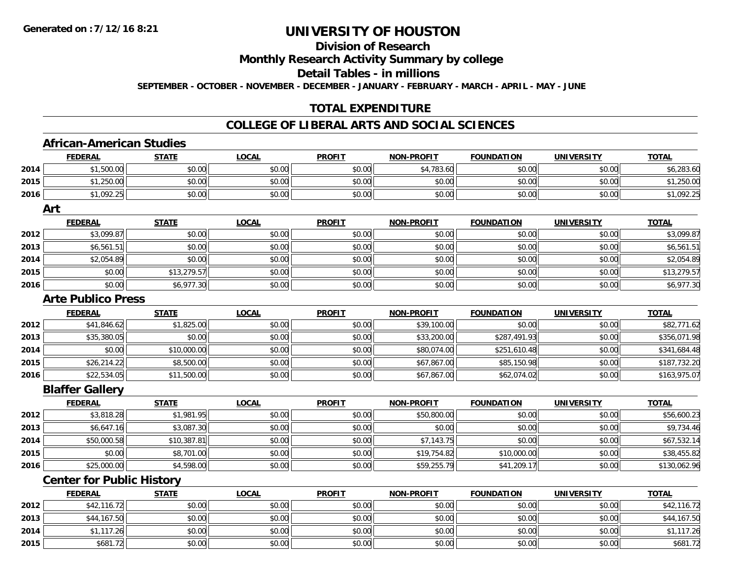# UNIVERSITY OF HOUSTON

## Division of Research
## Monthly Research Activity Summary by college
## Detail Tables - in millions

**SEPTEMBER - OCTOBER - NOVEMBER - DECEMBER - JANUARY - FEBRUARY - MARCH - APRIL - MAY - JUNE**

## TOTAL EXPENDITURE

## COLLEGE OF LIBERAL ARTS AND SOCIAL SCIENCES

### African-American Studies

| | FEDERAL | STATE | LOCAL | PROFIT | NON-PROFIT | FOUNDATION | UNIVERSITY | TOTAL |
|---|---|---|---|---|---|---|---|---|
| 2014 | $1,500.00 | $0.00 | $0.00 | $0.00 | $4,783.60 | $0.00 | $0.00 | $6,283.60 |
| 2015 | $1,250.00 | $0.00 | $0.00 | $0.00 | $0.00 | $0.00 | $0.00 | $1,250.00 |
| 2016 | $1,092.25 | $0.00 | $0.00 | $0.00 | $0.00 | $0.00 | $0.00 | $1,092.25 |

### Art

| | FEDERAL | STATE | LOCAL | PROFIT | NON-PROFIT | FOUNDATION | UNIVERSITY | TOTAL |
|---|---|---|---|---|---|---|---|---|
| 2012 | $3,099.87 | $0.00 | $0.00 | $0.00 | $0.00 | $0.00 | $0.00 | $3,099.87 |
| 2013 | $6,561.51 | $0.00 | $0.00 | $0.00 | $0.00 | $0.00 | $0.00 | $6,561.51 |
| 2014 | $2,054.89 | $0.00 | $0.00 | $0.00 | $0.00 | $0.00 | $0.00 | $2,054.89 |
| 2015 | $0.00 | $13,279.57 | $0.00 | $0.00 | $0.00 | $0.00 | $0.00 | $13,279.57 |
| 2016 | $0.00 | $6,977.30 | $0.00 | $0.00 | $0.00 | $0.00 | $0.00 | $6,977.30 |

### Arte Publico Press

| | FEDERAL | STATE | LOCAL | PROFIT | NON-PROFIT | FOUNDATION | UNIVERSITY | TOTAL |
|---|---|---|---|---|---|---|---|---|
| 2012 | $41,846.62 | $1,825.00 | $0.00 | $0.00 | $39,100.00 | $0.00 | $0.00 | $82,771.62 |
| 2013 | $35,380.05 | $0.00 | $0.00 | $0.00 | $33,200.00 | $287,491.93 | $0.00 | $356,071.98 |
| 2014 | $0.00 | $10,000.00 | $0.00 | $0.00 | $80,074.00 | $251,610.48 | $0.00 | $341,684.48 |
| 2015 | $26,214.22 | $8,500.00 | $0.00 | $0.00 | $67,867.00 | $85,150.98 | $0.00 | $187,732.20 |
| 2016 | $22,534.05 | $11,500.00 | $0.00 | $0.00 | $67,867.00 | $62,074.02 | $0.00 | $163,975.07 |

### Blaffer Gallery

| | FEDERAL | STATE | LOCAL | PROFIT | NON-PROFIT | FOUNDATION | UNIVERSITY | TOTAL |
|---|---|---|---|---|---|---|---|---|
| 2012 | $3,818.28 | $1,981.95 | $0.00 | $0.00 | $50,800.00 | $0.00 | $0.00 | $56,600.23 |
| 2013 | $6,647.16 | $3,087.30 | $0.00 | $0.00 | $0.00 | $0.00 | $0.00 | $9,734.46 |
| 2014 | $50,000.58 | $10,387.81 | $0.00 | $0.00 | $7,143.75 | $0.00 | $0.00 | $67,532.14 |
| 2015 | $0.00 | $8,701.00 | $0.00 | $0.00 | $19,754.82 | $10,000.00 | $0.00 | $38,455.82 |
| 2016 | $25,000.00 | $4,598.00 | $0.00 | $0.00 | $59,255.79 | $41,209.17 | $0.00 | $130,062.96 |

### Center for Public History

| | FEDERAL | STATE | LOCAL | PROFIT | NON-PROFIT | FOUNDATION | UNIVERSITY | TOTAL |
|---|---|---|---|---|---|---|---|---|
| 2012 | $42,116.72 | $0.00 | $0.00 | $0.00 | $0.00 | $0.00 | $0.00 | $42,116.72 |
| 2013 | $44,167.50 | $0.00 | $0.00 | $0.00 | $0.00 | $0.00 | $0.00 | $44,167.50 |
| 2014 | $1,117.26 | $0.00 | $0.00 | $0.00 | $0.00 | $0.00 | $0.00 | $1,117.26 |
| 2015 | $681.72 | $0.00 | $0.00 | $0.00 | $0.00 | $0.00 | $0.00 | $681.72 |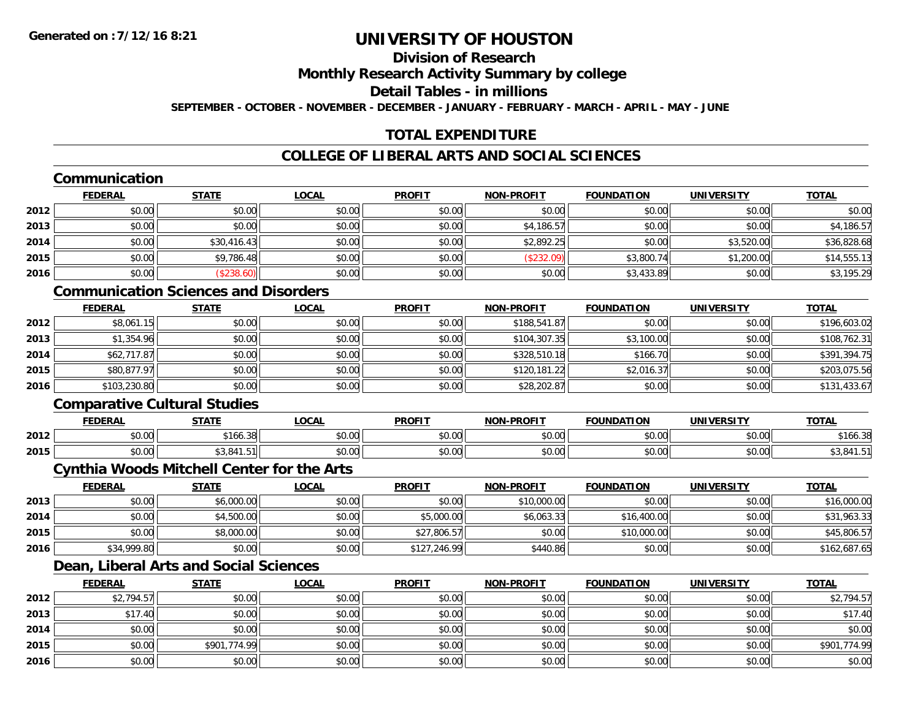**Generated on :7/12/16 8:21**

# UNIVERSITY OF HOUSTON

## Division of Research

## Monthly Research Activity Summary by college

## Detail Tables - in millions

**SEPTEMBER - OCTOBER - NOVEMBER - DECEMBER - JANUARY - FEBRUARY - MARCH - APRIL - MAY - JUNE**

## TOTAL EXPENDITURE

## COLLEGE OF LIBERAL ARTS AND SOCIAL SCIENCES

### Communication

| | FEDERAL | STATE | LOCAL | PROFIT | NON-PROFIT | FOUNDATION | UNIVERSITY | TOTAL |
|---|---|---|---|---|---|---|---|---|
| 2012 | $0.00 | $0.00 | $0.00 | $0.00 | $0.00 | $0.00 | $0.00 | $0.00 |
| 2013 | $0.00 | $0.00 | $0.00 | $0.00 | $4,186.57 | $0.00 | $0.00 | $4,186.57 |
| 2014 | $0.00 | $30,416.43 | $0.00 | $0.00 | $2,892.25 | $0.00 | $3,520.00 | $36,828.68 |
| 2015 | $0.00 | $9,786.48 | $0.00 | $0.00 | ($232.09) | $3,800.74 | $1,200.00 | $14,555.13 |
| 2016 | $0.00 | ($238.60) | $0.00 | $0.00 | $0.00 | $3,433.89 | $0.00 | $3,195.29 |

### Communication Sciences and Disorders

| | FEDERAL | STATE | LOCAL | PROFIT | NON-PROFIT | FOUNDATION | UNIVERSITY | TOTAL |
|---|---|---|---|---|---|---|---|---|
| 2012 | $8,061.15 | $0.00 | $0.00 | $0.00 | $188,541.87 | $0.00 | $0.00 | $196,603.02 |
| 2013 | $1,354.96 | $0.00 | $0.00 | $0.00 | $104,307.35 | $3,100.00 | $0.00 | $108,762.31 |
| 2014 | $62,717.87 | $0.00 | $0.00 | $0.00 | $328,510.18 | $166.70 | $0.00 | $391,394.75 |
| 2015 | $80,877.97 | $0.00 | $0.00 | $0.00 | $120,181.22 | $2,016.37 | $0.00 | $203,075.56 |
| 2016 | $103,230.80 | $0.00 | $0.00 | $0.00 | $28,202.87 | $0.00 | $0.00 | $131,433.67 |

### Comparative Cultural Studies

| | FEDERAL | STATE | LOCAL | PROFIT | NON-PROFIT | FOUNDATION | UNIVERSITY | TOTAL |
|---|---|---|---|---|---|---|---|---|
| 2012 | $0.00 | $166.38 | $0.00 | $0.00 | $0.00 | $0.00 | $0.00 | $166.38 |
| 2015 | $0.00 | $3,841.51 | $0.00 | $0.00 | $0.00 | $0.00 | $0.00 | $3,841.51 |

### Cynthia Woods Mitchell Center for the Arts

| | FEDERAL | STATE | LOCAL | PROFIT | NON-PROFIT | FOUNDATION | UNIVERSITY | TOTAL |
|---|---|---|---|---|---|---|---|---|
| 2013 | $0.00 | $6,000.00 | $0.00 | $0.00 | $10,000.00 | $0.00 | $0.00 | $16,000.00 |
| 2014 | $0.00 | $4,500.00 | $0.00 | $5,000.00 | $6,063.33 | $16,400.00 | $0.00 | $31,963.33 |
| 2015 | $0.00 | $8,000.00 | $0.00 | $27,806.57 | $0.00 | $10,000.00 | $0.00 | $45,806.57 |
| 2016 | $34,999.80 | $0.00 | $0.00 | $127,246.99 | $440.86 | $0.00 | $0.00 | $162,687.65 |

### Dean, Liberal Arts and Social Sciences

| | FEDERAL | STATE | LOCAL | PROFIT | NON-PROFIT | FOUNDATION | UNIVERSITY | TOTAL |
|---|---|---|---|---|---|---|---|---|
| 2012 | $2,794.57 | $0.00 | $0.00 | $0.00 | $0.00 | $0.00 | $0.00 | $2,794.57 |
| 2013 | $17.40 | $0.00 | $0.00 | $0.00 | $0.00 | $0.00 | $0.00 | $17.40 |
| 2014 | $0.00 | $0.00 | $0.00 | $0.00 | $0.00 | $0.00 | $0.00 | $0.00 |
| 2015 | $0.00 | $901,774.99 | $0.00 | $0.00 | $0.00 | $0.00 | $0.00 | $901,774.99 |
| 2016 | $0.00 | $0.00 | $0.00 | $0.00 | $0.00 | $0.00 | $0.00 | $0.00 |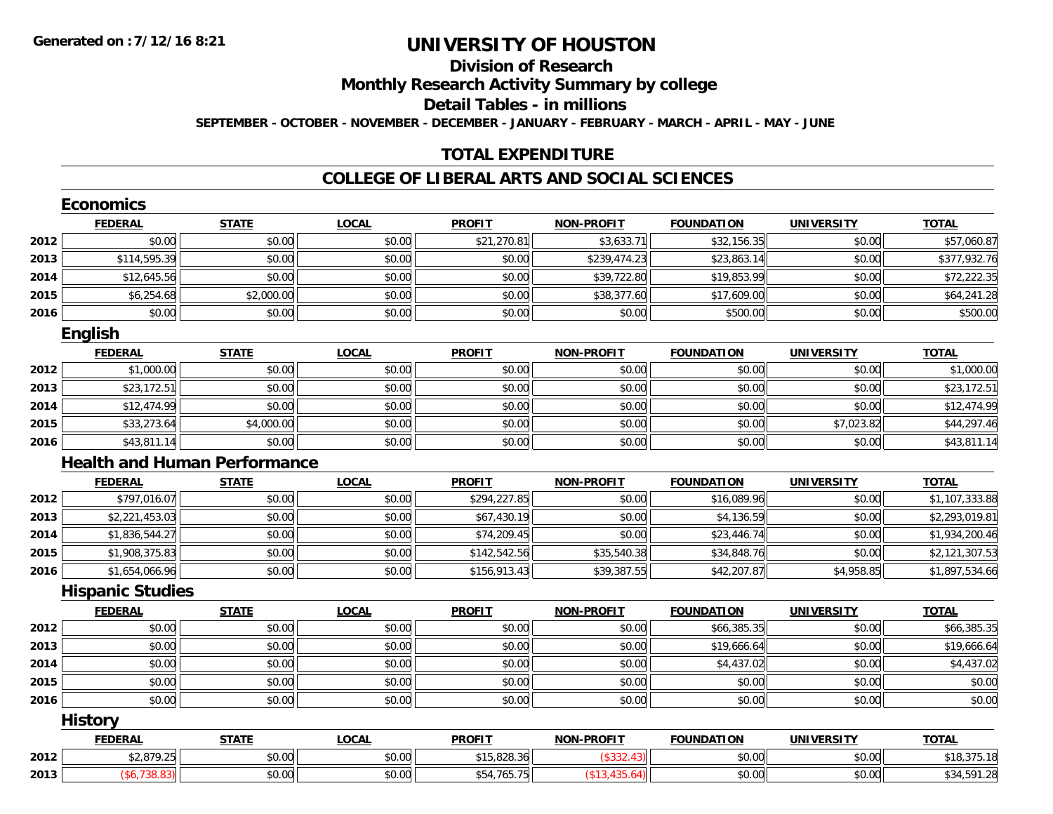# UNIVERSITY OF HOUSTON

## Division of Research

## Monthly Research Activity Summary by college

## Detail Tables - in millions

**SEPTEMBER - OCTOBER - NOVEMBER - DECEMBER - JANUARY - FEBRUARY - MARCH - APRIL - MAY - JUNE**

## TOTAL EXPENDITURE

## COLLEGE OF LIBERAL ARTS AND SOCIAL SCIENCES

### Economics

| | FEDERAL | STATE | LOCAL | PROFIT | NON-PROFIT | FOUNDATION | UNIVERSITY | TOTAL |
|---|---|---|---|---|---|---|---|---|
| 2012 | $0.00 | $0.00 | $0.00 | $21,270.81 | $3,633.71 | $32,156.35 | $0.00 | $57,060.87 |
| 2013 | $114,595.39 | $0.00 | $0.00 | $0.00 | $239,474.23 | $23,863.14 | $0.00 | $377,932.76 |
| 2014 | $12,645.56 | $0.00 | $0.00 | $0.00 | $39,722.80 | $19,853.99 | $0.00 | $72,222.35 |
| 2015 | $6,254.68 | $2,000.00 | $0.00 | $0.00 | $38,377.60 | $17,609.00 | $0.00 | $64,241.28 |
| 2016 | $0.00 | $0.00 | $0.00 | $0.00 | $0.00 | $500.00 | $0.00 | $500.00 |

### English

| | FEDERAL | STATE | LOCAL | PROFIT | NON-PROFIT | FOUNDATION | UNIVERSITY | TOTAL |
|---|---|---|---|---|---|---|---|---|
| 2012 | $1,000.00 | $0.00 | $0.00 | $0.00 | $0.00 | $0.00 | $0.00 | $1,000.00 |
| 2013 | $23,172.51 | $0.00 | $0.00 | $0.00 | $0.00 | $0.00 | $0.00 | $23,172.51 |
| 2014 | $12,474.99 | $0.00 | $0.00 | $0.00 | $0.00 | $0.00 | $0.00 | $12,474.99 |
| 2015 | $33,273.64 | $4,000.00 | $0.00 | $0.00 | $0.00 | $0.00 | $7,023.82 | $44,297.46 |
| 2016 | $43,811.14 | $0.00 | $0.00 | $0.00 | $0.00 | $0.00 | $0.00 | $43,811.14 |

### Health and Human Performance

| | FEDERAL | STATE | LOCAL | PROFIT | NON-PROFIT | FOUNDATION | UNIVERSITY | TOTAL |
|---|---|---|---|---|---|---|---|---|
| 2012 | $797,016.07 | $0.00 | $0.00 | $294,227.85 | $0.00 | $16,089.96 | $0.00 | $1,107,333.88 |
| 2013 | $2,221,453.03 | $0.00 | $0.00 | $67,430.19 | $0.00 | $4,136.59 | $0.00 | $2,293,019.81 |
| 2014 | $1,836,544.27 | $0.00 | $0.00 | $74,209.45 | $0.00 | $23,446.74 | $0.00 | $1,934,200.46 |
| 2015 | $1,908,375.83 | $0.00 | $0.00 | $142,542.56 | $35,540.38 | $34,848.76 | $0.00 | $2,121,307.53 |
| 2016 | $1,654,066.96 | $0.00 | $0.00 | $156,913.43 | $39,387.55 | $42,207.87 | $4,958.85 | $1,897,534.66 |

### Hispanic Studies

| | FEDERAL | STATE | LOCAL | PROFIT | NON-PROFIT | FOUNDATION | UNIVERSITY | TOTAL |
|---|---|---|---|---|---|---|---|---|
| 2012 | $0.00 | $0.00 | $0.00 | $0.00 | $0.00 | $66,385.35 | $0.00 | $66,385.35 |
| 2013 | $0.00 | $0.00 | $0.00 | $0.00 | $0.00 | $19,666.64 | $0.00 | $19,666.64 |
| 2014 | $0.00 | $0.00 | $0.00 | $0.00 | $0.00 | $4,437.02 | $0.00 | $4,437.02 |
| 2015 | $0.00 | $0.00 | $0.00 | $0.00 | $0.00 | $0.00 | $0.00 | $0.00 |
| 2016 | $0.00 | $0.00 | $0.00 | $0.00 | $0.00 | $0.00 | $0.00 | $0.00 |

### History

| | FEDERAL | STATE | LOCAL | PROFIT | NON-PROFIT | FOUNDATION | UNIVERSITY | TOTAL |
|---|---|---|---|---|---|---|---|---|
| 2012 | $2,879.25 | $0.00 | $0.00 | $15,828.36 | ($332.43) | $0.00 | $0.00 | $18,375.18 |
| 2013 | ($6,738.83) | $0.00 | $0.00 | $54,765.75 | ($13,435.64) | $0.00 | $0.00 | $34,591.28 |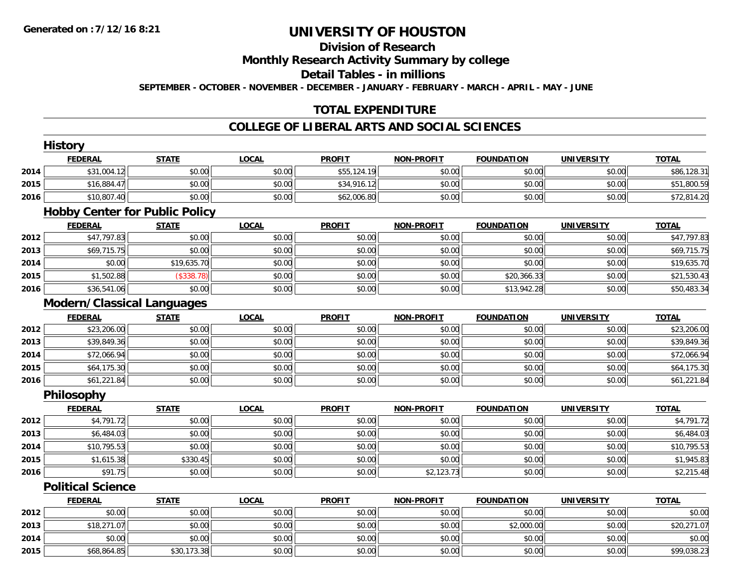Generated on :7/12/16 8:21

# UNIVERSITY OF HOUSTON

## Division of Research

## Monthly Research Activity Summary by college

## Detail Tables - in millions

SEPTEMBER - OCTOBER - NOVEMBER - DECEMBER - JANUARY - FEBRUARY - MARCH - APRIL - MAY - JUNE

## TOTAL EXPENDITURE

## COLLEGE OF LIBERAL ARTS AND SOCIAL SCIENCES

### History

| | FEDERAL | STATE | LOCAL | PROFIT | NON-PROFIT | FOUNDATION | UNIVERSITY | TOTAL |
|---|---|---|---|---|---|---|---|---|
| 2014 | $31,004.12 | $0.00 | $0.00 | $55,124.19 | $0.00 | $0.00 | $0.00 | $86,128.31 |
| 2015 | $16,884.47 | $0.00 | $0.00 | $34,916.12 | $0.00 | $0.00 | $0.00 | $51,800.59 |
| 2016 | $10,807.40 | $0.00 | $0.00 | $62,006.80 | $0.00 | $0.00 | $0.00 | $72,814.20 |

### Hobby Center for Public Policy

| | FEDERAL | STATE | LOCAL | PROFIT | NON-PROFIT | FOUNDATION | UNIVERSITY | TOTAL |
|---|---|---|---|---|---|---|---|---|
| 2012 | $47,797.83 | $0.00 | $0.00 | $0.00 | $0.00 | $0.00 | $0.00 | $47,797.83 |
| 2013 | $69,715.75 | $0.00 | $0.00 | $0.00 | $0.00 | $0.00 | $0.00 | $69,715.75 |
| 2014 | $0.00 | $19,635.70 | $0.00 | $0.00 | $0.00 | $0.00 | $0.00 | $19,635.70 |
| 2015 | $1,502.88 | ($338.78) | $0.00 | $0.00 | $0.00 | $20,366.33 | $0.00 | $21,530.43 |
| 2016 | $36,541.06 | $0.00 | $0.00 | $0.00 | $0.00 | $13,942.28 | $0.00 | $50,483.34 |

### Modern/Classical Languages

| | FEDERAL | STATE | LOCAL | PROFIT | NON-PROFIT | FOUNDATION | UNIVERSITY | TOTAL |
|---|---|---|---|---|---|---|---|---|
| 2012 | $23,206.00 | $0.00 | $0.00 | $0.00 | $0.00 | $0.00 | $0.00 | $23,206.00 |
| 2013 | $39,849.36 | $0.00 | $0.00 | $0.00 | $0.00 | $0.00 | $0.00 | $39,849.36 |
| 2014 | $72,066.94 | $0.00 | $0.00 | $0.00 | $0.00 | $0.00 | $0.00 | $72,066.94 |
| 2015 | $64,175.30 | $0.00 | $0.00 | $0.00 | $0.00 | $0.00 | $0.00 | $64,175.30 |
| 2016 | $61,221.84 | $0.00 | $0.00 | $0.00 | $0.00 | $0.00 | $0.00 | $61,221.84 |

### Philosophy

| | FEDERAL | STATE | LOCAL | PROFIT | NON-PROFIT | FOUNDATION | UNIVERSITY | TOTAL |
|---|---|---|---|---|---|---|---|---|
| 2012 | $4,791.72 | $0.00 | $0.00 | $0.00 | $0.00 | $0.00 | $0.00 | $4,791.72 |
| 2013 | $6,484.03 | $0.00 | $0.00 | $0.00 | $0.00 | $0.00 | $0.00 | $6,484.03 |
| 2014 | $10,795.53 | $0.00 | $0.00 | $0.00 | $0.00 | $0.00 | $0.00 | $10,795.53 |
| 2015 | $1,615.38 | $330.45 | $0.00 | $0.00 | $0.00 | $0.00 | $0.00 | $1,945.83 |
| 2016 | $91.75 | $0.00 | $0.00 | $0.00 | $2,123.73 | $0.00 | $0.00 | $2,215.48 |

### Political Science

| | FEDERAL | STATE | LOCAL | PROFIT | NON-PROFIT | FOUNDATION | UNIVERSITY | TOTAL |
|---|---|---|---|---|---|---|---|---|
| 2012 | $0.00 | $0.00 | $0.00 | $0.00 | $0.00 | $0.00 | $0.00 | $0.00 |
| 2013 | $18,271.07 | $0.00 | $0.00 | $0.00 | $0.00 | $2,000.00 | $0.00 | $20,271.07 |
| 2014 | $0.00 | $0.00 | $0.00 | $0.00 | $0.00 | $0.00 | $0.00 | $0.00 |
| 2015 | $68,864.85 | $30,173.38 | $0.00 | $0.00 | $0.00 | $0.00 | $0.00 | $99,038.23 |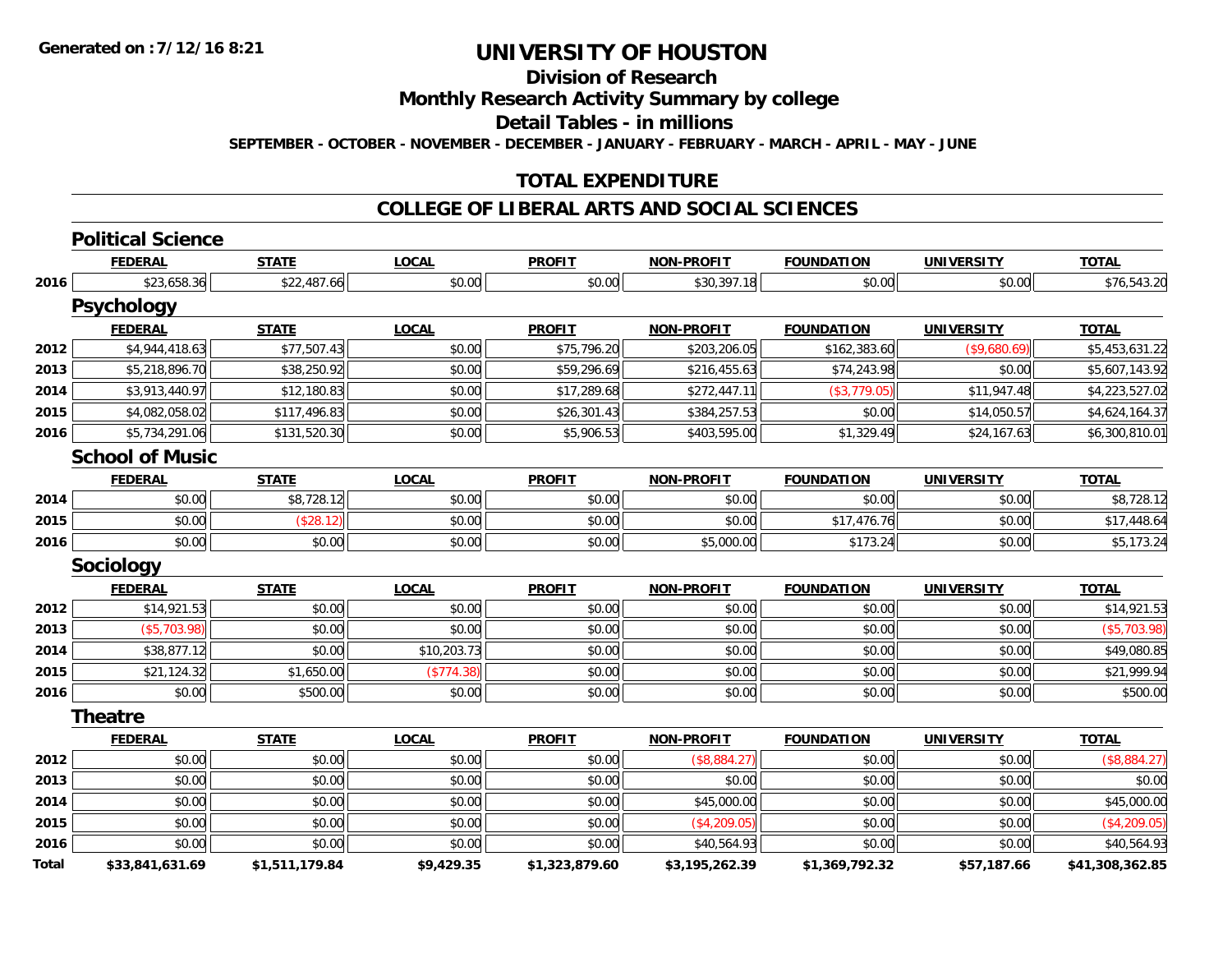Generated on :7/12/16 8:21

# UNIVERSITY OF HOUSTON

## Division of Research

## Monthly Research Activity Summary by college

## Detail Tables - in millions

SEPTEMBER - OCTOBER - NOVEMBER - DECEMBER - JANUARY - FEBRUARY - MARCH - APRIL - MAY - JUNE

## TOTAL EXPENDITURE

## COLLEGE OF LIBERAL ARTS AND SOCIAL SCIENCES

### Political Science

| | FEDERAL | STATE | LOCAL | PROFIT | NON-PROFIT | FOUNDATION | UNIVERSITY | TOTAL |
|---|---|---|---|---|---|---|---|---|
| 2016 | $23,658.36 | $22,487.66 | $0.00 | $0.00 | $30,397.18 | $0.00 | $0.00 | $76,543.20 |

### Psychology

| | FEDERAL | STATE | LOCAL | PROFIT | NON-PROFIT | FOUNDATION | UNIVERSITY | TOTAL |
|---|---|---|---|---|---|---|---|---|
| 2012 | $4,944,418.63 | $77,507.43 | $0.00 | $75,796.20 | $203,206.05 | $162,383.60 | ($9,680.69) | $5,453,631.22 |
| 2013 | $5,218,896.70 | $38,250.92 | $0.00 | $59,296.69 | $216,455.63 | $74,243.98 | $0.00 | $5,607,143.92 |
| 2014 | $3,913,440.97 | $12,180.83 | $0.00 | $17,289.68 | $272,447.11 | ($3,779.05) | $11,947.48 | $4,223,527.02 |
| 2015 | $4,082,058.02 | $117,496.83 | $0.00 | $26,301.43 | $384,257.53 | $0.00 | $14,050.57 | $4,624,164.37 |
| 2016 | $5,734,291.06 | $131,520.30 | $0.00 | $5,906.53 | $403,595.00 | $1,329.49 | $24,167.63 | $6,300,810.01 |

### School of Music

| | FEDERAL | STATE | LOCAL | PROFIT | NON-PROFIT | FOUNDATION | UNIVERSITY | TOTAL |
|---|---|---|---|---|---|---|---|---|
| 2014 | $0.00 | $8,728.12 | $0.00 | $0.00 | $0.00 | $0.00 | $0.00 | $8,728.12 |
| 2015 | $0.00 | ($28.12) | $0.00 | $0.00 | $0.00 | $17,476.76 | $0.00 | $17,448.64 |
| 2016 | $0.00 | $0.00 | $0.00 | $0.00 | $5,000.00 | $173.24 | $0.00 | $5,173.24 |

### Sociology

| | FEDERAL | STATE | LOCAL | PROFIT | NON-PROFIT | FOUNDATION | UNIVERSITY | TOTAL |
|---|---|---|---|---|---|---|---|---|
| 2012 | $14,921.53 | $0.00 | $0.00 | $0.00 | $0.00 | $0.00 | $0.00 | $14,921.53 |
| 2013 | ($5,703.98) | $0.00 | $0.00 | $0.00 | $0.00 | $0.00 | $0.00 | ($5,703.98) |
| 2014 | $38,877.12 | $0.00 | $10,203.73 | $0.00 | $0.00 | $0.00 | $0.00 | $49,080.85 |
| 2015 | $21,124.32 | $1,650.00 | ($774.38) | $0.00 | $0.00 | $0.00 | $0.00 | $21,999.94 |
| 2016 | $0.00 | $500.00 | $0.00 | $0.00 | $0.00 | $0.00 | $0.00 | $500.00 |

### Theatre

| | FEDERAL | STATE | LOCAL | PROFIT | NON-PROFIT | FOUNDATION | UNIVERSITY | TOTAL |
|---|---|---|---|---|---|---|---|---|
| 2012 | $0.00 | $0.00 | $0.00 | $0.00 | ($8,884.27) | $0.00 | $0.00 | ($8,884.27) |
| 2013 | $0.00 | $0.00 | $0.00 | $0.00 | $0.00 | $0.00 | $0.00 | $0.00 |
| 2014 | $0.00 | $0.00 | $0.00 | $0.00 | $45,000.00 | $0.00 | $0.00 | $45,000.00 |
| 2015 | $0.00 | $0.00 | $0.00 | $0.00 | ($4,209.05) | $0.00 | $0.00 | ($4,209.05) |
| 2016 | $0.00 | $0.00 | $0.00 | $0.00 | $40,564.93 | $0.00 | $0.00 | $40,564.93 |
| **Total** | **$33,841,631.69** | **$1,511,179.84** | **$9,429.35** | **$1,323,879.60** | **$3,195,262.39** | **$1,369,792.32** | **$57,187.66** | **$41,308,362.85** |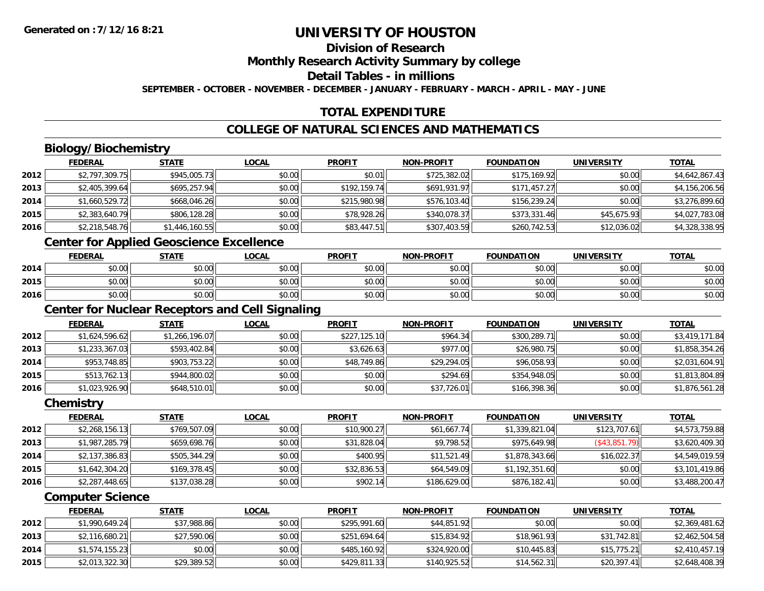# UNIVERSITY OF HOUSTON

## Division of Research

## Monthly Research Activity Summary by college

## Detail Tables - in millions

**SEPTEMBER - OCTOBER - NOVEMBER - DECEMBER - JANUARY - FEBRUARY - MARCH - APRIL - MAY - JUNE**

## TOTAL EXPENDITURE

## COLLEGE OF NATURAL SCIENCES AND MATHEMATICS

### Biology/Biochemistry

| | FEDERAL | STATE | LOCAL | PROFIT | NON-PROFIT | FOUNDATION | UNIVERSITY | TOTAL |
|---|---|---|---|---|---|---|---|---|
| 2012 | $2,797,309.75 | $945,005.73 | $0.00 | $0.01 | $725,382.02 | $175,169.92 | $0.00 | $4,642,867.43 |
| 2013 | $2,405,399.64 | $695,257.94 | $0.00 | $192,159.74 | $691,931.97 | $171,457.27 | $0.00 | $4,156,206.56 |
| 2014 | $1,660,529.72 | $668,046.26 | $0.00 | $215,980.98 | $576,103.40 | $156,239.24 | $0.00 | $3,276,899.60 |
| 2015 | $2,383,640.79 | $806,128.28 | $0.00 | $78,928.26 | $340,078.37 | $373,331.46 | $45,675.93 | $4,027,783.08 |
| 2016 | $2,218,548.76 | $1,446,160.55 | $0.00 | $83,447.51 | $307,403.59 | $260,742.53 | $12,036.02 | $4,328,338.95 |

### Center for Applied Geoscience Excellence

| | FEDERAL | STATE | LOCAL | PROFIT | NON-PROFIT | FOUNDATION | UNIVERSITY | TOTAL |
|---|---|---|---|---|---|---|---|---|
| 2014 | $0.00 | $0.00 | $0.00 | $0.00 | $0.00 | $0.00 | $0.00 | $0.00 |
| 2015 | $0.00 | $0.00 | $0.00 | $0.00 | $0.00 | $0.00 | $0.00 | $0.00 |
| 2016 | $0.00 | $0.00 | $0.00 | $0.00 | $0.00 | $0.00 | $0.00 | $0.00 |

### Center for Nuclear Receptors and Cell Signaling

| | FEDERAL | STATE | LOCAL | PROFIT | NON-PROFIT | FOUNDATION | UNIVERSITY | TOTAL |
|---|---|---|---|---|---|---|---|---|
| 2012 | $1,624,596.62 | $1,266,196.07 | $0.00 | $227,125.10 | $964.34 | $300,289.71 | $0.00 | $3,419,171.84 |
| 2013 | $1,233,367.03 | $593,402.84 | $0.00 | $3,626.63 | $977.00 | $26,980.75 | $0.00 | $1,858,354.26 |
| 2014 | $953,748.85 | $903,753.22 | $0.00 | $48,749.86 | $29,294.05 | $96,058.93 | $0.00 | $2,031,604.91 |
| 2015 | $513,762.13 | $944,800.02 | $0.00 | $0.00 | $294.69 | $354,948.05 | $0.00 | $1,813,804.89 |
| 2016 | $1,023,926.90 | $648,510.01 | $0.00 | $0.00 | $37,726.01 | $166,398.36 | $0.00 | $1,876,561.28 |

### Chemistry

| | FEDERAL | STATE | LOCAL | PROFIT | NON-PROFIT | FOUNDATION | UNIVERSITY | TOTAL |
|---|---|---|---|---|---|---|---|---|
| 2012 | $2,268,156.13 | $769,507.09 | $0.00 | $10,900.27 | $61,667.74 | $1,339,821.04 | $123,707.61 | $4,573,759.88 |
| 2013 | $1,987,285.79 | $659,698.76 | $0.00 | $31,828.04 | $9,798.52 | $975,649.98 | ($43,851.79) | $3,620,409.30 |
| 2014 | $2,137,386.83 | $505,344.29 | $0.00 | $400.95 | $11,521.49 | $1,878,343.66 | $16,022.37 | $4,549,019.59 |
| 2015 | $1,642,304.20 | $169,378.45 | $0.00 | $32,836.53 | $64,549.09 | $1,192,351.60 | $0.00 | $3,101,419.86 |
| 2016 | $2,287,448.65 | $137,038.28 | $0.00 | $902.14 | $186,629.00 | $876,182.41 | $0.00 | $3,488,200.47 |

### Computer Science

| | FEDERAL | STATE | LOCAL | PROFIT | NON-PROFIT | FOUNDATION | UNIVERSITY | TOTAL |
|---|---|---|---|---|---|---|---|---|
| 2012 | $1,990,649.24 | $37,988.86 | $0.00 | $295,991.60 | $44,851.92 | $0.00 | $0.00 | $2,369,481.62 |
| 2013 | $2,116,680.21 | $27,590.06 | $0.00 | $251,694.64 | $15,834.92 | $18,961.93 | $31,742.81 | $2,462,504.58 |
| 2014 | $1,574,155.23 | $0.00 | $0.00 | $485,160.92 | $324,920.00 | $10,445.83 | $15,775.21 | $2,410,457.19 |
| 2015 | $2,013,322.30 | $29,389.52 | $0.00 | $429,811.33 | $140,925.52 | $14,562.31 | $20,397.41 | $2,648,408.39 |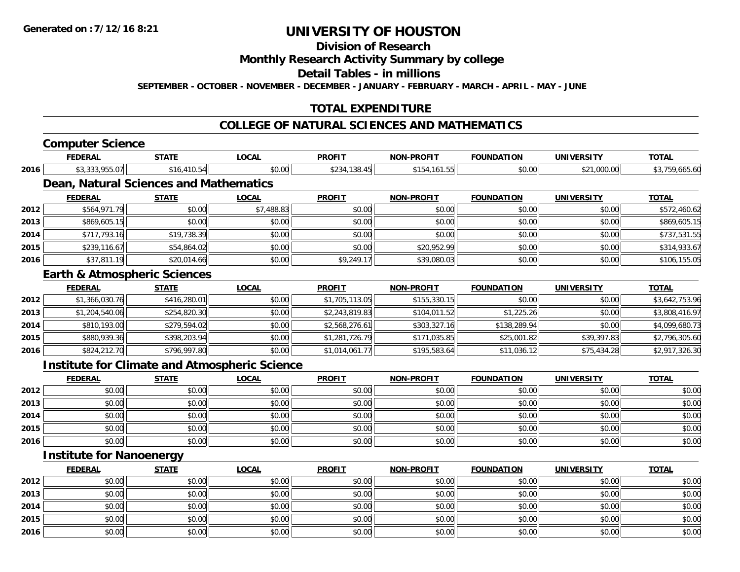**Generated on :7/12/16 8:21**

# UNIVERSITY OF HOUSTON

## Division of Research

## Monthly Research Activity Summary by college

## Detail Tables - in millions

**SEPTEMBER - OCTOBER - NOVEMBER - DECEMBER - JANUARY - FEBRUARY - MARCH - APRIL - MAY - JUNE**

## TOTAL EXPENDITURE

## COLLEGE OF NATURAL SCIENCES AND MATHEMATICS

### Computer Science

| | FEDERAL | STATE | LOCAL | PROFIT | NON-PROFIT | FOUNDATION | UNIVERSITY | TOTAL |
|---|---|---|---|---|---|---|---|---|
| 2016 | $3,333,955.07 | $16,410.54 | $0.00 | $234,138.45 | $154,161.55 | $0.00 | $21,000.00 | $3,759,665.60 |

### Dean, Natural Sciences and Mathematics

| | FEDERAL | STATE | LOCAL | PROFIT | NON-PROFIT | FOUNDATION | UNIVERSITY | TOTAL |
|---|---|---|---|---|---|---|---|---|
| 2012 | $564,971.79 | $0.00 | $7,488.83 | $0.00 | $0.00 | $0.00 | $0.00 | $572,460.62 |
| 2013 | $869,605.15 | $0.00 | $0.00 | $0.00 | $0.00 | $0.00 | $0.00 | $869,605.15 |
| 2014 | $717,793.16 | $19,738.39 | $0.00 | $0.00 | $0.00 | $0.00 | $0.00 | $737,531.55 |
| 2015 | $239,116.67 | $54,864.02 | $0.00 | $0.00 | $20,952.99 | $0.00 | $0.00 | $314,933.67 |
| 2016 | $37,811.19 | $20,014.66 | $0.00 | $9,249.17 | $39,080.03 | $0.00 | $0.00 | $106,155.05 |

### Earth & Atmospheric Sciences

| | FEDERAL | STATE | LOCAL | PROFIT | NON-PROFIT | FOUNDATION | UNIVERSITY | TOTAL |
|---|---|---|---|---|---|---|---|---|
| 2012 | $1,366,030.76 | $416,280.01 | $0.00 | $1,705,113.05 | $155,330.15 | $0.00 | $0.00 | $3,642,753.96 |
| 2013 | $1,204,540.06 | $254,820.30 | $0.00 | $2,243,819.83 | $104,011.52 | $1,225.26 | $0.00 | $3,808,416.97 |
| 2014 | $810,193.00 | $279,594.02 | $0.00 | $2,568,276.61 | $303,327.16 | $138,289.94 | $0.00 | $4,099,680.73 |
| 2015 | $880,939.36 | $398,203.94 | $0.00 | $1,281,726.79 | $171,035.85 | $25,001.82 | $39,397.83 | $2,796,305.60 |
| 2016 | $824,212.70 | $796,997.80 | $0.00 | $1,014,061.77 | $195,583.64 | $11,036.12 | $75,434.28 | $2,917,326.30 |

### Institute for Climate and Atmospheric Science

| | FEDERAL | STATE | LOCAL | PROFIT | NON-PROFIT | FOUNDATION | UNIVERSITY | TOTAL |
|---|---|---|---|---|---|---|---|---|
| 2012 | $0.00 | $0.00 | $0.00 | $0.00 | $0.00 | $0.00 | $0.00 | $0.00 |
| 2013 | $0.00 | $0.00 | $0.00 | $0.00 | $0.00 | $0.00 | $0.00 | $0.00 |
| 2014 | $0.00 | $0.00 | $0.00 | $0.00 | $0.00 | $0.00 | $0.00 | $0.00 |
| 2015 | $0.00 | $0.00 | $0.00 | $0.00 | $0.00 | $0.00 | $0.00 | $0.00 |
| 2016 | $0.00 | $0.00 | $0.00 | $0.00 | $0.00 | $0.00 | $0.00 | $0.00 |

### Institute for Nanoenergy

| | FEDERAL | STATE | LOCAL | PROFIT | NON-PROFIT | FOUNDATION | UNIVERSITY | TOTAL |
|---|---|---|---|---|---|---|---|---|
| 2012 | $0.00 | $0.00 | $0.00 | $0.00 | $0.00 | $0.00 | $0.00 | $0.00 |
| 2013 | $0.00 | $0.00 | $0.00 | $0.00 | $0.00 | $0.00 | $0.00 | $0.00 |
| 2014 | $0.00 | $0.00 | $0.00 | $0.00 | $0.00 | $0.00 | $0.00 | $0.00 |
| 2015 | $0.00 | $0.00 | $0.00 | $0.00 | $0.00 | $0.00 | $0.00 | $0.00 |
| 2016 | $0.00 | $0.00 | $0.00 | $0.00 | $0.00 | $0.00 | $0.00 | $0.00 |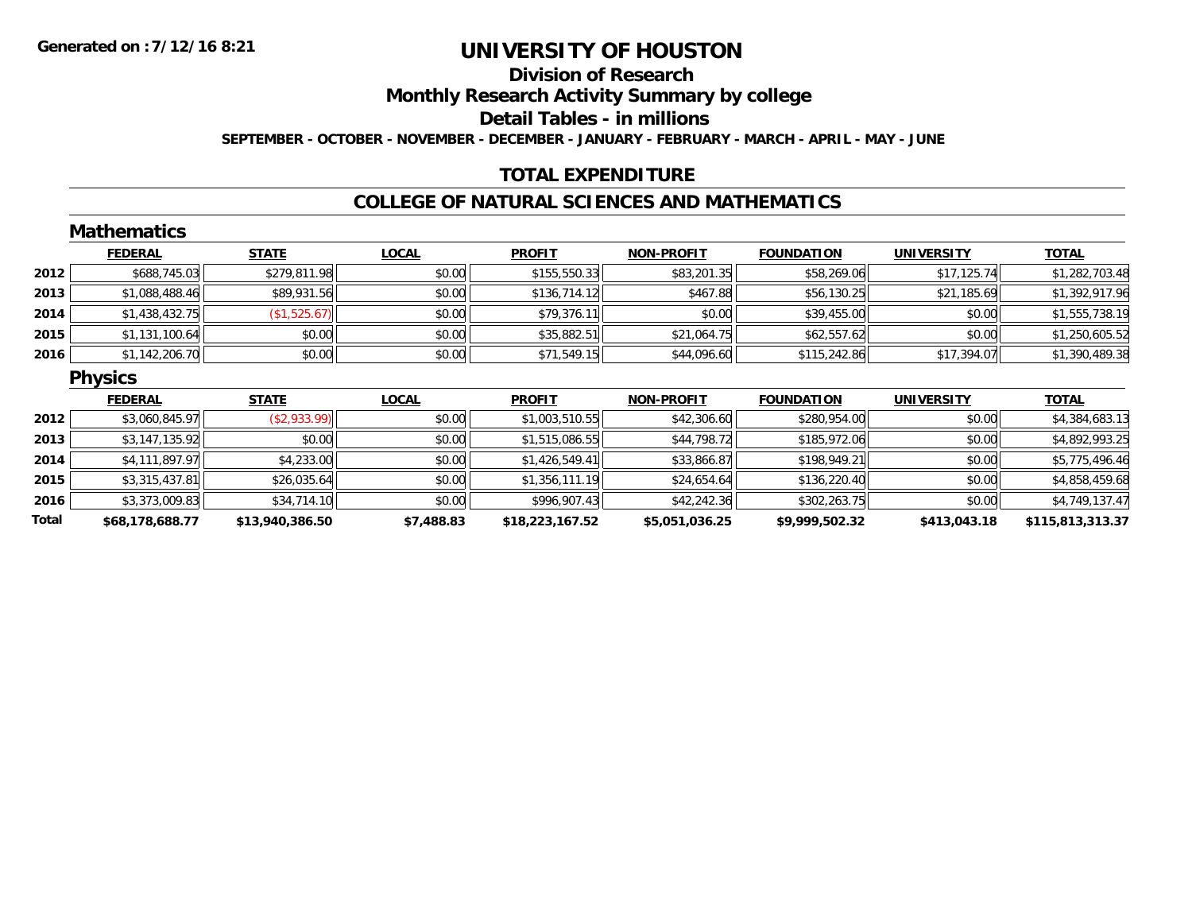# UNIVERSITY OF HOUSTON

## Division of Research

## Monthly Research Activity Summary by college

## Detail Tables - in millions

**SEPTEMBER - OCTOBER - NOVEMBER - DECEMBER - JANUARY - FEBRUARY - MARCH - APRIL - MAY - JUNE**

## TOTAL EXPENDITURE

## COLLEGE OF NATURAL SCIENCES AND MATHEMATICS

### Mathematics

| | FEDERAL | STATE | LOCAL | PROFIT | NON-PROFIT | FOUNDATION | UNIVERSITY | TOTAL |
|---|---|---|---|---|---|---|---|---|
| 2012 | $688,745.03 | $279,811.98 | $0.00 | $155,550.33 | $83,201.35 | $58,269.06 | $17,125.74 | $1,282,703.48 |
| 2013 | $1,088,488.46 | $89,931.56 | $0.00 | $136,714.12 | $467.88 | $56,130.25 | $21,185.69 | $1,392,917.96 |
| 2014 | $1,438,432.75 | ($1,525.67) | $0.00 | $79,376.11 | $0.00 | $39,455.00 | $0.00 | $1,555,738.19 |
| 2015 | $1,131,100.64 | $0.00 | $0.00 | $35,882.51 | $21,064.75 | $62,557.62 | $0.00 | $1,250,605.52 |
| 2016 | $1,142,206.70 | $0.00 | $0.00 | $71,549.15 | $44,096.60 | $115,242.86 | $17,394.07 | $1,390,489.38 |

### Physics

| | FEDERAL | STATE | LOCAL | PROFIT | NON-PROFIT | FOUNDATION | UNIVERSITY | TOTAL |
|---|---|---|---|---|---|---|---|---|
| 2012 | $3,060,845.97 | ($2,933.99) | $0.00 | $1,003,510.55 | $42,306.60 | $280,954.00 | $0.00 | $4,384,683.13 |
| 2013 | $3,147,135.92 | $0.00 | $0.00 | $1,515,086.55 | $44,798.72 | $185,972.06 | $0.00 | $4,892,993.25 |
| 2014 | $4,111,897.97 | $4,233.00 | $0.00 | $1,426,549.41 | $33,866.87 | $198,949.21 | $0.00 | $5,775,496.46 |
| 2015 | $3,315,437.81 | $26,035.64 | $0.00 | $1,356,111.19 | $24,654.64 | $136,220.40 | $0.00 | $4,858,459.68 |
| 2016 | $3,373,009.83 | $34,714.10 | $0.00 | $996,907.43 | $42,242.36 | $302,263.75 | $0.00 | $4,749,137.47 |
| **Total** | **$68,178,688.77** | **$13,940,386.50** | **$7,488.83** | **$18,223,167.52** | **$5,051,036.25** | **$9,999,502.32** | **$413,043.18** | **$115,813,313.37** |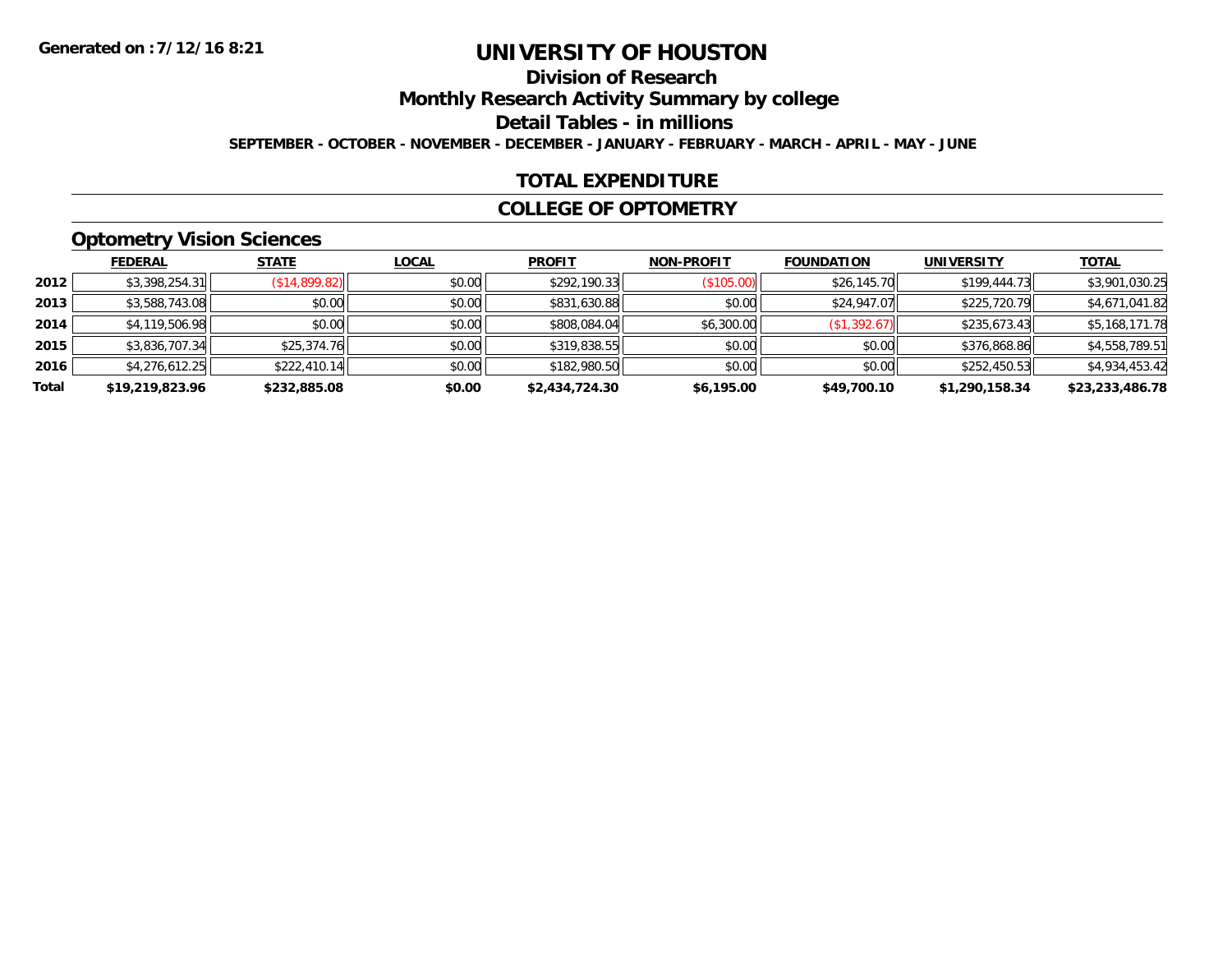**Generated on :7/12/16 8:21**

# UNIVERSITY OF HOUSTON

## Division of Research

## Monthly Research Activity Summary by college

## Detail Tables - in millions

**SEPTEMBER - OCTOBER - NOVEMBER - DECEMBER - JANUARY - FEBRUARY - MARCH - APRIL - MAY - JUNE**

## TOTAL EXPENDITURE

## COLLEGE OF OPTOMETRY

### Optometry Vision Sciences

| | FEDERAL | STATE | LOCAL | PROFIT | NON-PROFIT | FOUNDATION | UNIVERSITY | TOTAL |
|---|---|---|---|---|---|---|---|---|
| 2012 | $3,398,254.31 | ($14,899.82) | $0.00 | $292,190.33 | ($105.00) | $26,145.70 | $199,444.73 | $3,901,030.25 |
| 2013 | $3,588,743.08 | $0.00 | $0.00 | $831,630.88 | $0.00 | $24,947.07 | $225,720.79 | $4,671,041.82 |
| 2014 | $4,119,506.98 | $0.00 | $0.00 | $808,084.04 | $6,300.00 | ($1,392.67) | $235,673.43 | $5,168,171.78 |
| 2015 | $3,836,707.34 | $25,374.76 | $0.00 | $319,838.55 | $0.00 | $0.00 | $376,868.86 | $4,558,789.51 |
| 2016 | $4,276,612.25 | $222,410.14 | $0.00 | $182,980.50 | $0.00 | $0.00 | $252,450.53 | $4,934,453.42 |
| **Total** | **$19,219,823.96** | **$232,885.08** | **$0.00** | **$2,434,724.30** | **$6,195.00** | **$49,700.10** | **$1,290,158.34** | **$23,233,486.78** |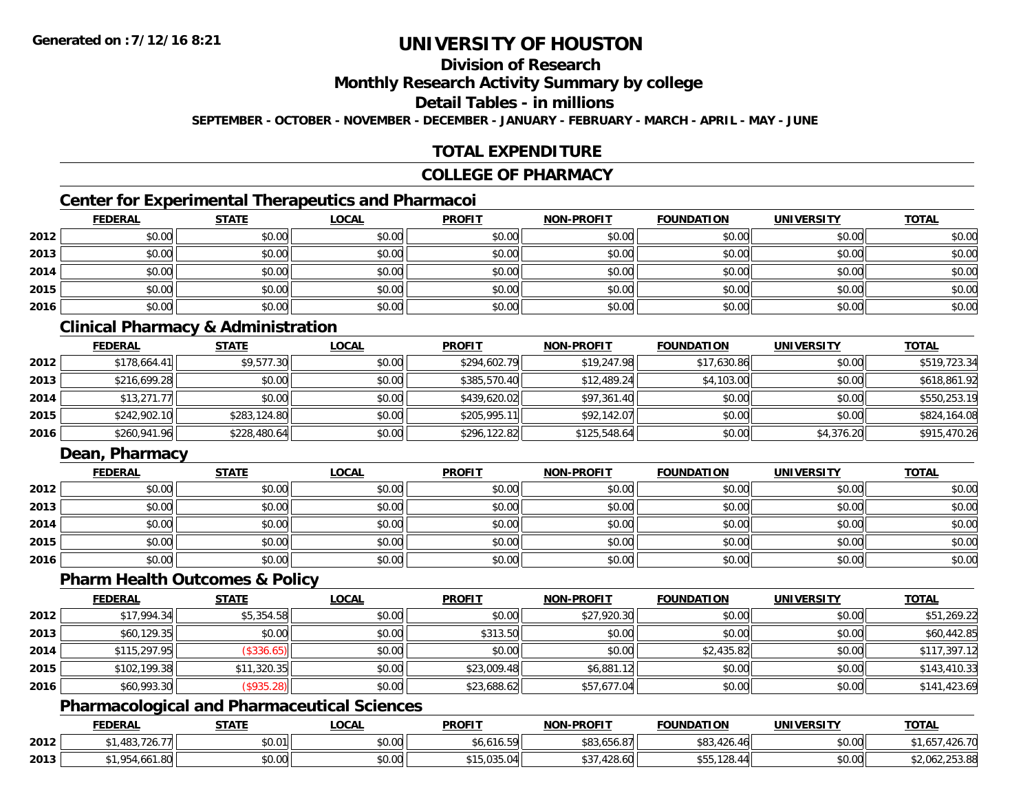# UNIVERSITY OF HOUSTON

## Division of Research

## Monthly Research Activity Summary by college

## Detail Tables - in millions

**SEPTEMBER - OCTOBER - NOVEMBER - DECEMBER - JANUARY - FEBRUARY - MARCH - APRIL - MAY - JUNE**

## TOTAL EXPENDITURE

## COLLEGE OF PHARMACY

### Center for Experimental Therapeutics and Pharmacoi

| | FEDERAL | STATE | LOCAL | PROFIT | NON-PROFIT | FOUNDATION | UNIVERSITY | TOTAL |
|---|---|---|---|---|---|---|---|---|
| 2012 | $0.00 | $0.00 | $0.00 | $0.00 | $0.00 | $0.00 | $0.00 | $0.00 |
| 2013 | $0.00 | $0.00 | $0.00 | $0.00 | $0.00 | $0.00 | $0.00 | $0.00 |
| 2014 | $0.00 | $0.00 | $0.00 | $0.00 | $0.00 | $0.00 | $0.00 | $0.00 |
| 2015 | $0.00 | $0.00 | $0.00 | $0.00 | $0.00 | $0.00 | $0.00 | $0.00 |
| 2016 | $0.00 | $0.00 | $0.00 | $0.00 | $0.00 | $0.00 | $0.00 | $0.00 |

### Clinical Pharmacy & Administration

| | FEDERAL | STATE | LOCAL | PROFIT | NON-PROFIT | FOUNDATION | UNIVERSITY | TOTAL |
|---|---|---|---|---|---|---|---|---|
| 2012 | $178,664.41 | $9,577.30 | $0.00 | $294,602.79 | $19,247.98 | $17,630.86 | $0.00 | $519,723.34 |
| 2013 | $216,699.28 | $0.00 | $0.00 | $385,570.40 | $12,489.24 | $4,103.00 | $0.00 | $618,861.92 |
| 2014 | $13,271.77 | $0.00 | $0.00 | $439,620.02 | $97,361.40 | $0.00 | $0.00 | $550,253.19 |
| 2015 | $242,902.10 | $283,124.80 | $0.00 | $205,995.11 | $92,142.07 | $0.00 | $0.00 | $824,164.08 |
| 2016 | $260,941.96 | $228,480.64 | $0.00 | $296,122.82 | $125,548.64 | $0.00 | $4,376.20 | $915,470.26 |

### Dean, Pharmacy

| | FEDERAL | STATE | LOCAL | PROFIT | NON-PROFIT | FOUNDATION | UNIVERSITY | TOTAL |
|---|---|---|---|---|---|---|---|---|
| 2012 | $0.00 | $0.00 | $0.00 | $0.00 | $0.00 | $0.00 | $0.00 | $0.00 |
| 2013 | $0.00 | $0.00 | $0.00 | $0.00 | $0.00 | $0.00 | $0.00 | $0.00 |
| 2014 | $0.00 | $0.00 | $0.00 | $0.00 | $0.00 | $0.00 | $0.00 | $0.00 |
| 2015 | $0.00 | $0.00 | $0.00 | $0.00 | $0.00 | $0.00 | $0.00 | $0.00 |
| 2016 | $0.00 | $0.00 | $0.00 | $0.00 | $0.00 | $0.00 | $0.00 | $0.00 |

### Pharm Health Outcomes & Policy

| | FEDERAL | STATE | LOCAL | PROFIT | NON-PROFIT | FOUNDATION | UNIVERSITY | TOTAL |
|---|---|---|---|---|---|---|---|---|
| 2012 | $17,994.34 | $5,354.58 | $0.00 | $0.00 | $27,920.30 | $0.00 | $0.00 | $51,269.22 |
| 2013 | $60,129.35 | $0.00 | $0.00 | $313.50 | $0.00 | $0.00 | $0.00 | $60,442.85 |
| 2014 | $115,297.95 | ($336.65) | $0.00 | $0.00 | $0.00 | $2,435.82 | $0.00 | $117,397.12 |
| 2015 | $102,199.38 | $11,320.35 | $0.00 | $23,009.48 | $6,881.12 | $0.00 | $0.00 | $143,410.33 |
| 2016 | $60,993.30 | ($935.28) | $0.00 | $23,688.62 | $57,677.04 | $0.00 | $0.00 | $141,423.69 |

### Pharmacological and Pharmaceutical Sciences

| | FEDERAL | STATE | LOCAL | PROFIT | NON-PROFIT | FOUNDATION | UNIVERSITY | TOTAL |
|---|---|---|---|---|---|---|---|---|
| 2012 | $1,483,726.77 | $0.01 | $0.00 | $6,616.59 | $83,656.87 | $83,426.46 | $0.00 | $1,657,426.70 |
| 2013 | $1,954,661.80 | $0.00 | $0.00 | $15,035.04 | $37,428.60 | $55,128.44 | $0.00 | $2,062,253.88 |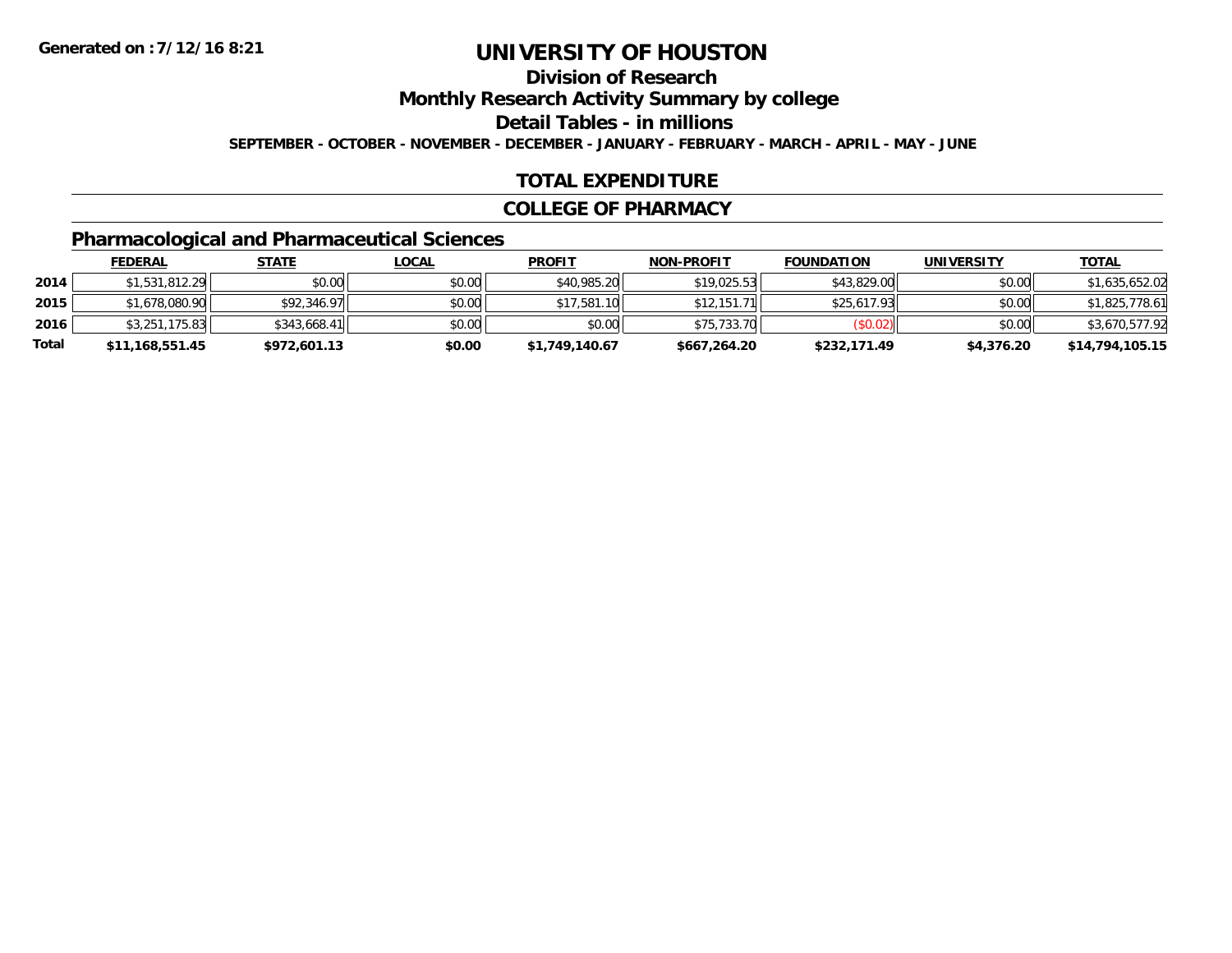Generated on :7/12/16 8:21

# UNIVERSITY OF HOUSTON

## Division of Research

## Monthly Research Activity Summary by college

## Detail Tables - in millions

**SEPTEMBER - OCTOBER - NOVEMBER - DECEMBER - JANUARY - FEBRUARY - MARCH - APRIL - MAY - JUNE**

## TOTAL EXPENDITURE

## COLLEGE OF PHARMACY

### Pharmacological and Pharmaceutical Sciences

| | FEDERAL | STATE | LOCAL | PROFIT | NON-PROFIT | FOUNDATION | UNIVERSITY | TOTAL |
|---|---|---|---|---|---|---|---|---|
| 2014 | $1,531,812.29 | $0.00 | $0.00 | $40,985.20 | $19,025.53 | $43,829.00 | $0.00 | $1,635,652.02 |
| 2015 | $1,678,080.90 | $92,346.97 | $0.00 | $17,581.10 | $12,151.71 | $25,617.93 | $0.00 | $1,825,778.61 |
| 2016 | $3,251,175.83 | $343,668.41 | $0.00 | $0.00 | $75,733.70 | ($0.02) | $0.00 | $3,670,577.92 |
| **Total** | **$11,168,551.45** | **$972,601.13** | **$0.00** | **$1,749,140.67** | **$667,264.20** | **$232,171.49** | **$4,376.20** | **$14,794,105.15** |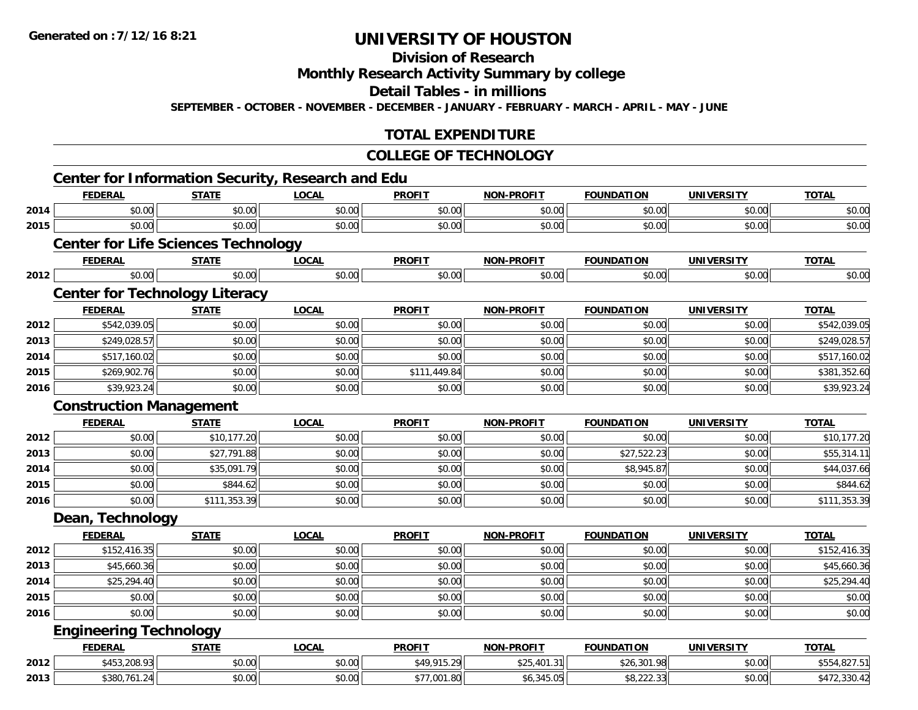**Generated on :7/12/16 8:21**

# UNIVERSITY OF HOUSTON

## Division of Research

## Monthly Research Activity Summary by college

## Detail Tables - in millions

**SEPTEMBER - OCTOBER - NOVEMBER - DECEMBER - JANUARY - FEBRUARY - MARCH - APRIL - MAY - JUNE**

## TOTAL EXPENDITURE

## COLLEGE OF TECHNOLOGY

### Center for Information Security, Research and Edu

| | FEDERAL | STATE | LOCAL | PROFIT | NON-PROFIT | FOUNDATION | UNIVERSITY | TOTAL |
|---|---|---|---|---|---|---|---|---|
| 2014 | $0.00 | $0.00 | $0.00 | $0.00 | $0.00 | $0.00 | $0.00 | $0.00 |
| 2015 | $0.00 | $0.00 | $0.00 | $0.00 | $0.00 | $0.00 | $0.00 | $0.00 |

### Center for Life Sciences Technology

| | FEDERAL | STATE | LOCAL | PROFIT | NON-PROFIT | FOUNDATION | UNIVERSITY | TOTAL |
|---|---|---|---|---|---|---|---|---|
| 2012 | $0.00 | $0.00 | $0.00 | $0.00 | $0.00 | $0.00 | $0.00 | $0.00 |

### Center for Technology Literacy

| | FEDERAL | STATE | LOCAL | PROFIT | NON-PROFIT | FOUNDATION | UNIVERSITY | TOTAL |
|---|---|---|---|---|---|---|---|---|
| 2012 | $542,039.05 | $0.00 | $0.00 | $0.00 | $0.00 | $0.00 | $0.00 | $542,039.05 |
| 2013 | $249,028.57 | $0.00 | $0.00 | $0.00 | $0.00 | $0.00 | $0.00 | $249,028.57 |
| 2014 | $517,160.02 | $0.00 | $0.00 | $0.00 | $0.00 | $0.00 | $0.00 | $517,160.02 |
| 2015 | $269,902.76 | $0.00 | $0.00 | $111,449.84 | $0.00 | $0.00 | $0.00 | $381,352.60 |
| 2016 | $39,923.24 | $0.00 | $0.00 | $0.00 | $0.00 | $0.00 | $0.00 | $39,923.24 |

### Construction Management

| | FEDERAL | STATE | LOCAL | PROFIT | NON-PROFIT | FOUNDATION | UNIVERSITY | TOTAL |
|---|---|---|---|---|---|---|---|---|
| 2012 | $0.00 | $10,177.20 | $0.00 | $0.00 | $0.00 | $0.00 | $0.00 | $10,177.20 |
| 2013 | $0.00 | $27,791.88 | $0.00 | $0.00 | $0.00 | $27,522.23 | $0.00 | $55,314.11 |
| 2014 | $0.00 | $35,091.79 | $0.00 | $0.00 | $0.00 | $8,945.87 | $0.00 | $44,037.66 |
| 2015 | $0.00 | $844.62 | $0.00 | $0.00 | $0.00 | $0.00 | $0.00 | $844.62 |
| 2016 | $0.00 | $111,353.39 | $0.00 | $0.00 | $0.00 | $0.00 | $0.00 | $111,353.39 |

### Dean, Technology

| | FEDERAL | STATE | LOCAL | PROFIT | NON-PROFIT | FOUNDATION | UNIVERSITY | TOTAL |
|---|---|---|---|---|---|---|---|---|
| 2012 | $152,416.35 | $0.00 | $0.00 | $0.00 | $0.00 | $0.00 | $0.00 | $152,416.35 |
| 2013 | $45,660.36 | $0.00 | $0.00 | $0.00 | $0.00 | $0.00 | $0.00 | $45,660.36 |
| 2014 | $25,294.40 | $0.00 | $0.00 | $0.00 | $0.00 | $0.00 | $0.00 | $25,294.40 |
| 2015 | $0.00 | $0.00 | $0.00 | $0.00 | $0.00 | $0.00 | $0.00 | $0.00 |
| 2016 | $0.00 | $0.00 | $0.00 | $0.00 | $0.00 | $0.00 | $0.00 | $0.00 |

### Engineering Technology

| | FEDERAL | STATE | LOCAL | PROFIT | NON-PROFIT | FOUNDATION | UNIVERSITY | TOTAL |
|---|---|---|---|---|---|---|---|---|
| 2012 | $453,208.93 | $0.00 | $0.00 | $49,915.29 | $25,401.31 | $26,301.98 | $0.00 | $554,827.51 |
| 2013 | $380,761.24 | $0.00 | $0.00 | $77,001.80 | $6,345.05 | $8,222.33 | $0.00 | $472,330.42 |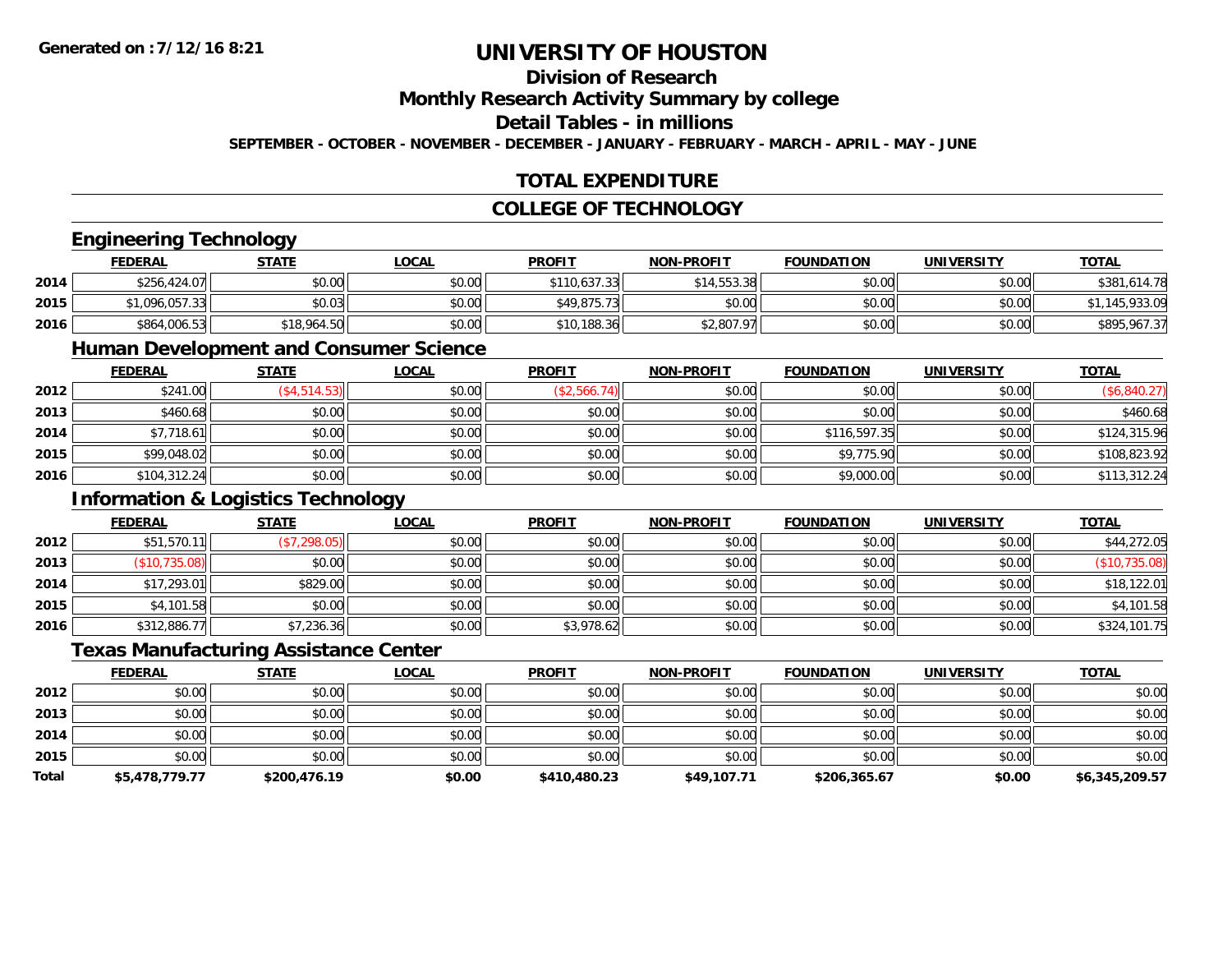**Generated on :7/12/16 8:21**

# UNIVERSITY OF HOUSTON

## Division of Research

## Monthly Research Activity Summary by college

## Detail Tables - in millions

**SEPTEMBER - OCTOBER - NOVEMBER - DECEMBER - JANUARY - FEBRUARY - MARCH - APRIL - MAY - JUNE**

## TOTAL EXPENDITURE

## COLLEGE OF TECHNOLOGY

### Engineering Technology

| | FEDERAL | STATE | LOCAL | PROFIT | NON-PROFIT | FOUNDATION | UNIVERSITY | TOTAL |
|---|---|---|---|---|---|---|---|---|
| 2014 | $256,424.07 | $0.00 | $0.00 | $110,637.33 | $14,553.38 | $0.00 | $0.00 | $381,614.78 |
| 2015 | $1,096,057.33 | $0.03 | $0.00 | $49,875.73 | $0.00 | $0.00 | $0.00 | $1,145,933.09 |
| 2016 | $864,006.53 | $18,964.50 | $0.00 | $10,188.36 | $2,807.97 | $0.00 | $0.00 | $895,967.37 |

### Human Development and Consumer Science

| | FEDERAL | STATE | LOCAL | PROFIT | NON-PROFIT | FOUNDATION | UNIVERSITY | TOTAL |
|---|---|---|---|---|---|---|---|---|
| 2012 | $241.00 | ($4,514.53) | $0.00 | ($2,566.74) | $0.00 | $0.00 | $0.00 | ($6,840.27) |
| 2013 | $460.68 | $0.00 | $0.00 | $0.00 | $0.00 | $0.00 | $0.00 | $460.68 |
| 2014 | $7,718.61 | $0.00 | $0.00 | $0.00 | $0.00 | $116,597.35 | $0.00 | $124,315.96 |
| 2015 | $99,048.02 | $0.00 | $0.00 | $0.00 | $0.00 | $9,775.90 | $0.00 | $108,823.92 |
| 2016 | $104,312.24 | $0.00 | $0.00 | $0.00 | $0.00 | $9,000.00 | $0.00 | $113,312.24 |

### Information & Logistics Technology

| | FEDERAL | STATE | LOCAL | PROFIT | NON-PROFIT | FOUNDATION | UNIVERSITY | TOTAL |
|---|---|---|---|---|---|---|---|---|
| 2012 | $51,570.11 | ($7,298.05) | $0.00 | $0.00 | $0.00 | $0.00 | $0.00 | $44,272.05 |
| 2013 | ($10,735.08) | $0.00 | $0.00 | $0.00 | $0.00 | $0.00 | $0.00 | ($10,735.08) |
| 2014 | $17,293.01 | $829.00 | $0.00 | $0.00 | $0.00 | $0.00 | $0.00 | $18,122.01 |
| 2015 | $4,101.58 | $0.00 | $0.00 | $0.00 | $0.00 | $0.00 | $0.00 | $4,101.58 |
| 2016 | $312,886.77 | $7,236.36 | $0.00 | $3,978.62 | $0.00 | $0.00 | $0.00 | $324,101.75 |

### Texas Manufacturing Assistance Center

| | FEDERAL | STATE | LOCAL | PROFIT | NON-PROFIT | FOUNDATION | UNIVERSITY | TOTAL |
|---|---|---|---|---|---|---|---|---|
| 2012 | $0.00 | $0.00 | $0.00 | $0.00 | $0.00 | $0.00 | $0.00 | $0.00 |
| 2013 | $0.00 | $0.00 | $0.00 | $0.00 | $0.00 | $0.00 | $0.00 | $0.00 |
| 2014 | $0.00 | $0.00 | $0.00 | $0.00 | $0.00 | $0.00 | $0.00 | $0.00 |
| 2015 | $0.00 | $0.00 | $0.00 | $0.00 | $0.00 | $0.00 | $0.00 | $0.00 |
| **Total** | **$5,478,779.77** | **$200,476.19** | **$0.00** | **$410,480.23** | **$49,107.71** | **$206,365.67** | **$0.00** | **$6,345,209.57** |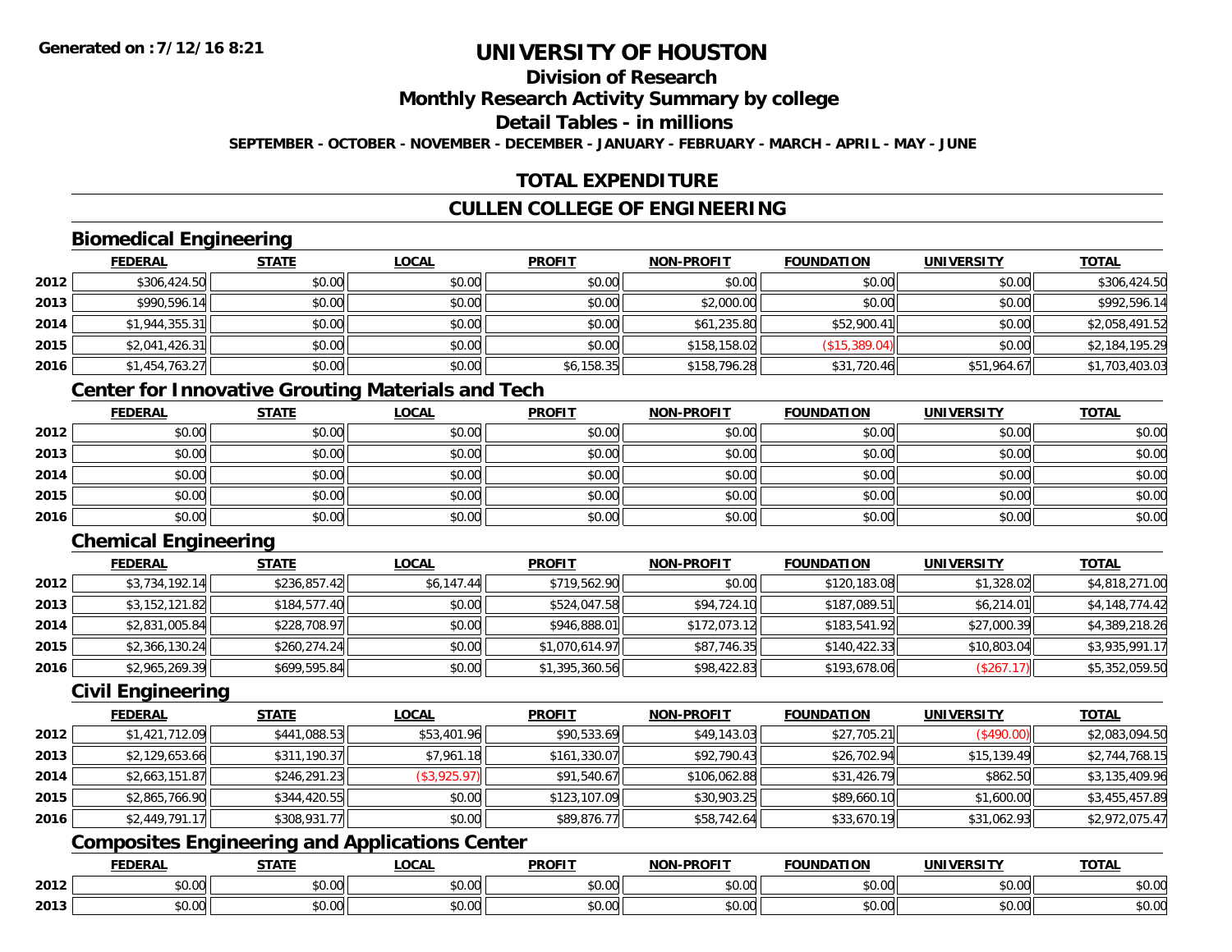# UNIVERSITY OF HOUSTON

## Division of Research

## Monthly Research Activity Summary by college

## Detail Tables - in millions

**SEPTEMBER - OCTOBER - NOVEMBER - DECEMBER - JANUARY - FEBRUARY - MARCH - APRIL - MAY - JUNE**

Generated on :7/12/16 8:21

## TOTAL EXPENDITURE

## CULLEN COLLEGE OF ENGINEERING

### Biomedical Engineering

| | FEDERAL | STATE | LOCAL | PROFIT | NON-PROFIT | FOUNDATION | UNIVERSITY | TOTAL |
|---|---|---|---|---|---|---|---|---|
| 2012 | $306,424.50 | $0.00 | $0.00 | $0.00 | $0.00 | $0.00 | $0.00 | $306,424.50 |
| 2013 | $990,596.14 | $0.00 | $0.00 | $0.00 | $2,000.00 | $0.00 | $0.00 | $992,596.14 |
| 2014 | $1,944,355.31 | $0.00 | $0.00 | $0.00 | $61,235.80 | $52,900.41 | $0.00 | $2,058,491.52 |
| 2015 | $2,041,426.31 | $0.00 | $0.00 | $0.00 | $158,158.02 | ($15,389.04) | $0.00 | $2,184,195.29 |
| 2016 | $1,454,763.27 | $0.00 | $0.00 | $6,158.35 | $158,796.28 | $31,720.46 | $51,964.67 | $1,703,403.03 |

### Center for Innovative Grouting Materials and Tech

| | FEDERAL | STATE | LOCAL | PROFIT | NON-PROFIT | FOUNDATION | UNIVERSITY | TOTAL |
|---|---|---|---|---|---|---|---|---|
| 2012 | $0.00 | $0.00 | $0.00 | $0.00 | $0.00 | $0.00 | $0.00 | $0.00 |
| 2013 | $0.00 | $0.00 | $0.00 | $0.00 | $0.00 | $0.00 | $0.00 | $0.00 |
| 2014 | $0.00 | $0.00 | $0.00 | $0.00 | $0.00 | $0.00 | $0.00 | $0.00 |
| 2015 | $0.00 | $0.00 | $0.00 | $0.00 | $0.00 | $0.00 | $0.00 | $0.00 |
| 2016 | $0.00 | $0.00 | $0.00 | $0.00 | $0.00 | $0.00 | $0.00 | $0.00 |

### Chemical Engineering

| | FEDERAL | STATE | LOCAL | PROFIT | NON-PROFIT | FOUNDATION | UNIVERSITY | TOTAL |
|---|---|---|---|---|---|---|---|---|
| 2012 | $3,734,192.14 | $236,857.42 | $6,147.44 | $719,562.90 | $0.00 | $120,183.08 | $1,328.02 | $4,818,271.00 |
| 2013 | $3,152,121.82 | $184,577.40 | $0.00 | $524,047.58 | $94,724.10 | $187,089.51 | $6,214.01 | $4,148,774.42 |
| 2014 | $2,831,005.84 | $228,708.97 | $0.00 | $946,888.01 | $172,073.12 | $183,541.92 | $27,000.39 | $4,389,218.26 |
| 2015 | $2,366,130.24 | $260,274.24 | $0.00 | $1,070,614.97 | $87,746.35 | $140,422.33 | $10,803.04 | $3,935,991.17 |
| 2016 | $2,965,269.39 | $699,595.84 | $0.00 | $1,395,360.56 | $98,422.83 | $193,678.06 | ($267.17) | $5,352,059.50 |

### Civil Engineering

| | FEDERAL | STATE | LOCAL | PROFIT | NON-PROFIT | FOUNDATION | UNIVERSITY | TOTAL |
|---|---|---|---|---|---|---|---|---|
| 2012 | $1,421,712.09 | $441,088.53 | $53,401.96 | $90,533.69 | $49,143.03 | $27,705.21 | ($490.00) | $2,083,094.50 |
| 2013 | $2,129,653.66 | $311,190.37 | $7,961.18 | $161,330.07 | $92,790.43 | $26,702.94 | $15,139.49 | $2,744,768.15 |
| 2014 | $2,663,151.87 | $246,291.23 | ($3,925.97) | $91,540.67 | $106,062.88 | $31,426.79 | $862.50 | $3,135,409.96 |
| 2015 | $2,865,766.90 | $344,420.55 | $0.00 | $123,107.09 | $30,903.25 | $89,660.10 | $1,600.00 | $3,455,457.89 |
| 2016 | $2,449,791.17 | $308,931.77 | $0.00 | $89,876.77 | $58,742.64 | $33,670.19 | $31,062.93 | $2,972,075.47 |

### Composites Engineering and Applications Center

| | FEDERAL | STATE | LOCAL | PROFIT | NON-PROFIT | FOUNDATION | UNIVERSITY | TOTAL |
|---|---|---|---|---|---|---|---|---|
| 2012 | $0.00 | $0.00 | $0.00 | $0.00 | $0.00 | $0.00 | $0.00 | $0.00 |
| 2013 | $0.00 | $0.00 | $0.00 | $0.00 | $0.00 | $0.00 | $0.00 | $0.00 |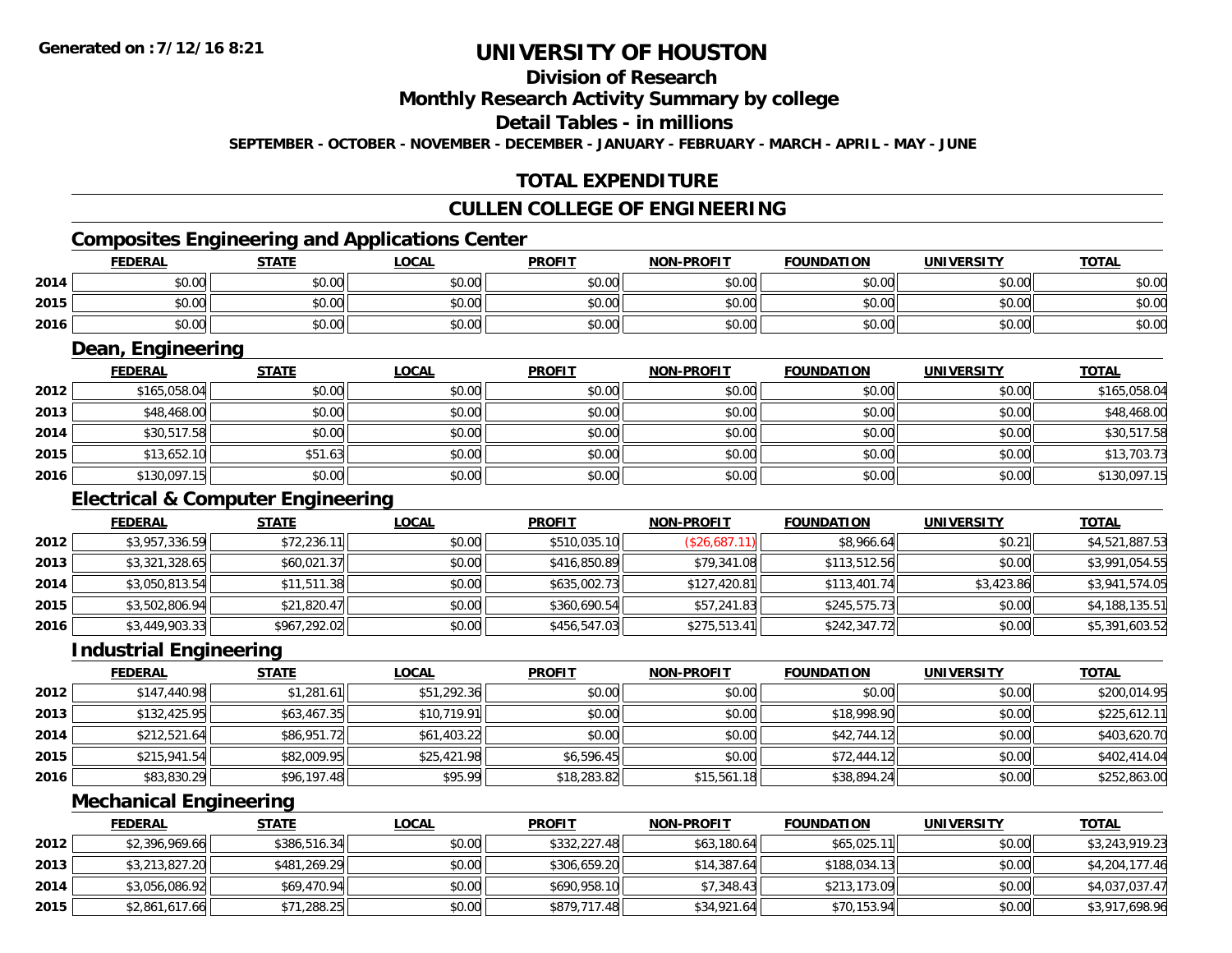**Generated on :7/12/16 8:21**

# UNIVERSITY OF HOUSTON

## Division of Research

## Monthly Research Activity Summary by college

## Detail Tables - in millions

**SEPTEMBER - OCTOBER - NOVEMBER - DECEMBER - JANUARY - FEBRUARY - MARCH - APRIL - MAY - JUNE**

## TOTAL EXPENDITURE

## CULLEN COLLEGE OF ENGINEERING

### Composites Engineering and Applications Center

| | FEDERAL | STATE | LOCAL | PROFIT | NON-PROFIT | FOUNDATION | UNIVERSITY | TOTAL |
|---|---|---|---|---|---|---|---|---|
| 2014 | $0.00 | $0.00 | $0.00 | $0.00 | $0.00 | $0.00 | $0.00 | $0.00 |
| 2015 | $0.00 | $0.00 | $0.00 | $0.00 | $0.00 | $0.00 | $0.00 | $0.00 |
| 2016 | $0.00 | $0.00 | $0.00 | $0.00 | $0.00 | $0.00 | $0.00 | $0.00 |

### Dean, Engineering

| | FEDERAL | STATE | LOCAL | PROFIT | NON-PROFIT | FOUNDATION | UNIVERSITY | TOTAL |
|---|---|---|---|---|---|---|---|---|
| 2012 | $165,058.04 | $0.00 | $0.00 | $0.00 | $0.00 | $0.00 | $0.00 | $165,058.04 |
| 2013 | $48,468.00 | $0.00 | $0.00 | $0.00 | $0.00 | $0.00 | $0.00 | $48,468.00 |
| 2014 | $30,517.58 | $0.00 | $0.00 | $0.00 | $0.00 | $0.00 | $0.00 | $30,517.58 |
| 2015 | $13,652.10 | $51.63 | $0.00 | $0.00 | $0.00 | $0.00 | $0.00 | $13,703.73 |
| 2016 | $130,097.15 | $0.00 | $0.00 | $0.00 | $0.00 | $0.00 | $0.00 | $130,097.15 |

### Electrical & Computer Engineering

| | FEDERAL | STATE | LOCAL | PROFIT | NON-PROFIT | FOUNDATION | UNIVERSITY | TOTAL |
|---|---|---|---|---|---|---|---|---|
| 2012 | $3,957,336.59 | $72,236.11 | $0.00 | $510,035.10 | ($26,687.11) | $8,966.64 | $0.21 | $4,521,887.53 |
| 2013 | $3,321,328.65 | $60,021.37 | $0.00 | $416,850.89 | $79,341.08 | $113,512.56 | $0.00 | $3,991,054.55 |
| 2014 | $3,050,813.54 | $11,511.38 | $0.00 | $635,002.73 | $127,420.81 | $113,401.74 | $3,423.86 | $3,941,574.05 |
| 2015 | $3,502,806.94 | $21,820.47 | $0.00 | $360,690.54 | $57,241.83 | $245,575.73 | $0.00 | $4,188,135.51 |
| 2016 | $3,449,903.33 | $967,292.02 | $0.00 | $456,547.03 | $275,513.41 | $242,347.72 | $0.00 | $5,391,603.52 |

### Industrial Engineering

| | FEDERAL | STATE | LOCAL | PROFIT | NON-PROFIT | FOUNDATION | UNIVERSITY | TOTAL |
|---|---|---|---|---|---|---|---|---|
| 2012 | $147,440.98 | $1,281.61 | $51,292.36 | $0.00 | $0.00 | $0.00 | $0.00 | $200,014.95 |
| 2013 | $132,425.95 | $63,467.35 | $10,719.91 | $0.00 | $0.00 | $18,998.90 | $0.00 | $225,612.11 |
| 2014 | $212,521.64 | $86,951.72 | $61,403.22 | $0.00 | $0.00 | $42,744.12 | $0.00 | $403,620.70 |
| 2015 | $215,941.54 | $82,009.95 | $25,421.98 | $6,596.45 | $0.00 | $72,444.12 | $0.00 | $402,414.04 |
| 2016 | $83,830.29 | $96,197.48 | $95.99 | $18,283.82 | $15,561.18 | $38,894.24 | $0.00 | $252,863.00 |

### Mechanical Engineering

| | FEDERAL | STATE | LOCAL | PROFIT | NON-PROFIT | FOUNDATION | UNIVERSITY | TOTAL |
|---|---|---|---|---|---|---|---|---|
| 2012 | $2,396,969.66 | $386,516.34 | $0.00 | $332,227.48 | $63,180.64 | $65,025.11 | $0.00 | $3,243,919.23 |
| 2013 | $3,213,827.20 | $481,269.29 | $0.00 | $306,659.20 | $14,387.64 | $188,034.13 | $0.00 | $4,204,177.46 |
| 2014 | $3,056,086.92 | $69,470.94 | $0.00 | $690,958.10 | $7,348.43 | $213,173.09 | $0.00 | $4,037,037.47 |
| 2015 | $2,861,617.66 | $71,288.25 | $0.00 | $879,717.48 | $34,921.64 | $70,153.94 | $0.00 | $3,917,698.96 |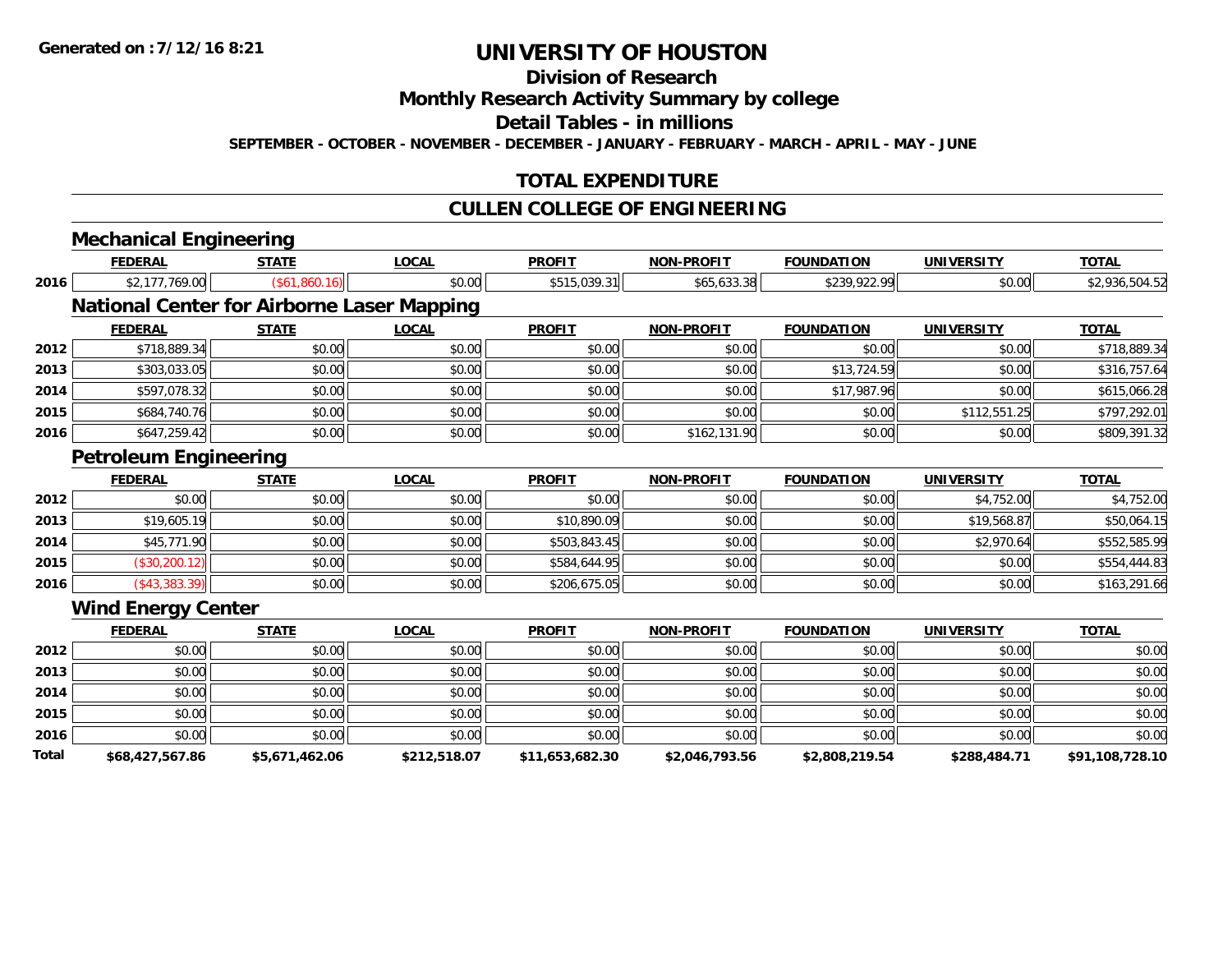# UNIVERSITY OF HOUSTON

## Division of Research

## Monthly Research Activity Summary by college

## Detail Tables - in millions

**SEPTEMBER - OCTOBER - NOVEMBER - DECEMBER - JANUARY - FEBRUARY - MARCH - APRIL - MAY - JUNE**

## TOTAL EXPENDITURE

## CULLEN COLLEGE OF ENGINEERING

### Mechanical Engineering

| | FEDERAL | STATE | LOCAL | PROFIT | NON-PROFIT | FOUNDATION | UNIVERSITY | TOTAL |
|---|---|---|---|---|---|---|---|---|
| 2016 | $2,177,769.00 | ($61,860.16) | $0.00 | $515,039.31 | $65,633.38 | $239,922.99 | $0.00 | $2,936,504.52 |

### National Center for Airborne Laser Mapping

| | FEDERAL | STATE | LOCAL | PROFIT | NON-PROFIT | FOUNDATION | UNIVERSITY | TOTAL |
|---|---|---|---|---|---|---|---|---|
| 2012 | $718,889.34 | $0.00 | $0.00 | $0.00 | $0.00 | $0.00 | $0.00 | $718,889.34 |
| 2013 | $303,033.05 | $0.00 | $0.00 | $0.00 | $0.00 | $13,724.59 | $0.00 | $316,757.64 |
| 2014 | $597,078.32 | $0.00 | $0.00 | $0.00 | $0.00 | $17,987.96 | $0.00 | $615,066.28 |
| 2015 | $684,740.76 | $0.00 | $0.00 | $0.00 | $0.00 | $0.00 | $112,551.25 | $797,292.01 |
| 2016 | $647,259.42 | $0.00 | $0.00 | $0.00 | $162,131.90 | $0.00 | $0.00 | $809,391.32 |

### Petroleum Engineering

| | FEDERAL | STATE | LOCAL | PROFIT | NON-PROFIT | FOUNDATION | UNIVERSITY | TOTAL |
|---|---|---|---|---|---|---|---|---|
| 2012 | $0.00 | $0.00 | $0.00 | $0.00 | $0.00 | $0.00 | $4,752.00 | $4,752.00 |
| 2013 | $19,605.19 | $0.00 | $0.00 | $10,890.09 | $0.00 | $0.00 | $19,568.87 | $50,064.15 |
| 2014 | $45,771.90 | $0.00 | $0.00 | $503,843.45 | $0.00 | $0.00 | $2,970.64 | $552,585.99 |
| 2015 | ($30,200.12) | $0.00 | $0.00 | $584,644.95 | $0.00 | $0.00 | $0.00 | $554,444.83 |
| 2016 | ($43,383.39) | $0.00 | $0.00 | $206,675.05 | $0.00 | $0.00 | $0.00 | $163,291.66 |

### Wind Energy Center

| | FEDERAL | STATE | LOCAL | PROFIT | NON-PROFIT | FOUNDATION | UNIVERSITY | TOTAL |
|---|---|---|---|---|---|---|---|---|
| 2012 | $0.00 | $0.00 | $0.00 | $0.00 | $0.00 | $0.00 | $0.00 | $0.00 |
| 2013 | $0.00 | $0.00 | $0.00 | $0.00 | $0.00 | $0.00 | $0.00 | $0.00 |
| 2014 | $0.00 | $0.00 | $0.00 | $0.00 | $0.00 | $0.00 | $0.00 | $0.00 |
| 2015 | $0.00 | $0.00 | $0.00 | $0.00 | $0.00 | $0.00 | $0.00 | $0.00 |
| 2016 | $0.00 | $0.00 | $0.00 | $0.00 | $0.00 | $0.00 | $0.00 | $0.00 |
| **Total** | **$68,427,567.86** | **$5,671,462.06** | **$212,518.07** | **$11,653,682.30** | **$2,046,793.56** | **$2,808,219.54** | **$288,484.71** | **$91,108,728.10** |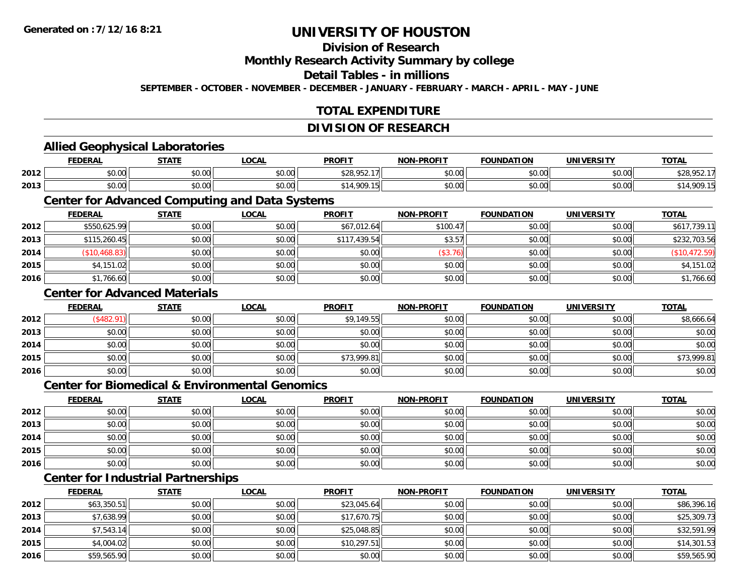Generated on :7/12/16 8:21

# UNIVERSITY OF HOUSTON

## Division of Research

## Monthly Research Activity Summary by college

## Detail Tables - in millions

**SEPTEMBER - OCTOBER - NOVEMBER - DECEMBER - JANUARY - FEBRUARY - MARCH - APRIL - MAY - JUNE**

## TOTAL EXPENDITURE

## DIVISION OF RESEARCH

### Allied Geophysical Laboratories

| | FEDERAL | STATE | LOCAL | PROFIT | NON-PROFIT | FOUNDATION | UNIVERSITY | TOTAL |
|---|---|---|---|---|---|---|---|---|
| 2012 | $0.00 | $0.00 | $0.00 | $28,952.17 | $0.00 | $0.00 | $0.00 | $28,952.17 |
| 2013 | $0.00 | $0.00 | $0.00 | $14,909.15 | $0.00 | $0.00 | $0.00 | $14,909.15 |

### Center for Advanced Computing and Data Systems

| | FEDERAL | STATE | LOCAL | PROFIT | NON-PROFIT | FOUNDATION | UNIVERSITY | TOTAL |
|---|---|---|---|---|---|---|---|---|
| 2012 | $550,625.99 | $0.00 | $0.00 | $67,012.64 | $100.47 | $0.00 | $0.00 | $617,739.11 |
| 2013 | $115,260.45 | $0.00 | $0.00 | $117,439.54 | $3.57 | $0.00 | $0.00 | $232,703.56 |
| 2014 | ($10,468.83) | $0.00 | $0.00 | $0.00 | ($3.76) | $0.00 | $0.00 | ($10,472.59) |
| 2015 | $4,151.02 | $0.00 | $0.00 | $0.00 | $0.00 | $0.00 | $0.00 | $4,151.02 |
| 2016 | $1,766.60 | $0.00 | $0.00 | $0.00 | $0.00 | $0.00 | $0.00 | $1,766.60 |

### Center for Advanced Materials

| | FEDERAL | STATE | LOCAL | PROFIT | NON-PROFIT | FOUNDATION | UNIVERSITY | TOTAL |
|---|---|---|---|---|---|---|---|---|
| 2012 | ($482.91) | $0.00 | $0.00 | $9,149.55 | $0.00 | $0.00 | $0.00 | $8,666.64 |
| 2013 | $0.00 | $0.00 | $0.00 | $0.00 | $0.00 | $0.00 | $0.00 | $0.00 |
| 2014 | $0.00 | $0.00 | $0.00 | $0.00 | $0.00 | $0.00 | $0.00 | $0.00 |
| 2015 | $0.00 | $0.00 | $0.00 | $73,999.81 | $0.00 | $0.00 | $0.00 | $73,999.81 |
| 2016 | $0.00 | $0.00 | $0.00 | $0.00 | $0.00 | $0.00 | $0.00 | $0.00 |

### Center for Biomedical & Environmental Genomics

| | FEDERAL | STATE | LOCAL | PROFIT | NON-PROFIT | FOUNDATION | UNIVERSITY | TOTAL |
|---|---|---|---|---|---|---|---|---|
| 2012 | $0.00 | $0.00 | $0.00 | $0.00 | $0.00 | $0.00 | $0.00 | $0.00 |
| 2013 | $0.00 | $0.00 | $0.00 | $0.00 | $0.00 | $0.00 | $0.00 | $0.00 |
| 2014 | $0.00 | $0.00 | $0.00 | $0.00 | $0.00 | $0.00 | $0.00 | $0.00 |
| 2015 | $0.00 | $0.00 | $0.00 | $0.00 | $0.00 | $0.00 | $0.00 | $0.00 |
| 2016 | $0.00 | $0.00 | $0.00 | $0.00 | $0.00 | $0.00 | $0.00 | $0.00 |

### Center for Industrial Partnerships

| | FEDERAL | STATE | LOCAL | PROFIT | NON-PROFIT | FOUNDATION | UNIVERSITY | TOTAL |
|---|---|---|---|---|---|---|---|---|
| 2012 | $63,350.51 | $0.00 | $0.00 | $23,045.64 | $0.00 | $0.00 | $0.00 | $86,396.16 |
| 2013 | $7,638.99 | $0.00 | $0.00 | $17,670.75 | $0.00 | $0.00 | $0.00 | $25,309.73 |
| 2014 | $7,543.14 | $0.00 | $0.00 | $25,048.85 | $0.00 | $0.00 | $0.00 | $32,591.99 |
| 2015 | $4,004.02 | $0.00 | $0.00 | $10,297.51 | $0.00 | $0.00 | $0.00 | $14,301.53 |
| 2016 | $59,565.90 | $0.00 | $0.00 | $0.00 | $0.00 | $0.00 | $0.00 | $59,565.90 |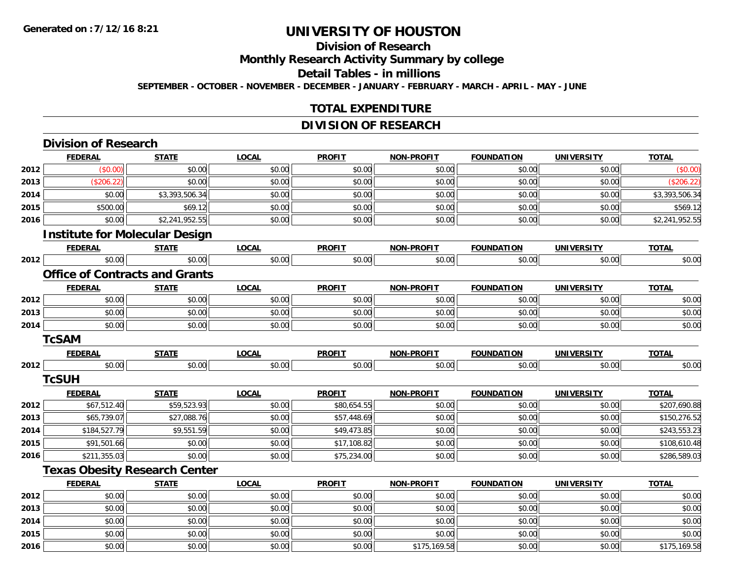# UNIVERSITY OF HOUSTON

## Division of Research

## Monthly Research Activity Summary by college

## Detail Tables - in millions

**SEPTEMBER - OCTOBER - NOVEMBER - DECEMBER - JANUARY - FEBRUARY - MARCH - APRIL - MAY - JUNE**

Generated on :7/12/16 8:21

## TOTAL EXPENDITURE

## DIVISION OF RESEARCH

### Division of Research

| | FEDERAL | STATE | LOCAL | PROFIT | NON-PROFIT | FOUNDATION | UNIVERSITY | TOTAL |
|---|---|---|---|---|---|---|---|---|
| 2012 | ($0.00) | $0.00 | $0.00 | $0.00 | $0.00 | $0.00 | $0.00 | ($0.00) |
| 2013 | ($206.22) | $0.00 | $0.00 | $0.00 | $0.00 | $0.00 | $0.00 | ($206.22) |
| 2014 | $0.00 | $3,393,506.34 | $0.00 | $0.00 | $0.00 | $0.00 | $0.00 | $3,393,506.34 |
| 2015 | $500.00 | $69.12 | $0.00 | $0.00 | $0.00 | $0.00 | $0.00 | $569.12 |
| 2016 | $0.00 | $2,241,952.55 | $0.00 | $0.00 | $0.00 | $0.00 | $0.00 | $2,241,952.55 |

### Institute for Molecular Design

| | FEDERAL | STATE | LOCAL | PROFIT | NON-PROFIT | FOUNDATION | UNIVERSITY | TOTAL |
|---|---|---|---|---|---|---|---|---|
| 2012 | $0.00 | $0.00 | $0.00 | $0.00 | $0.00 | $0.00 | $0.00 | $0.00 |

### Office of Contracts and Grants

| | FEDERAL | STATE | LOCAL | PROFIT | NON-PROFIT | FOUNDATION | UNIVERSITY | TOTAL |
|---|---|---|---|---|---|---|---|---|
| 2012 | $0.00 | $0.00 | $0.00 | $0.00 | $0.00 | $0.00 | $0.00 | $0.00 |
| 2013 | $0.00 | $0.00 | $0.00 | $0.00 | $0.00 | $0.00 | $0.00 | $0.00 |
| 2014 | $0.00 | $0.00 | $0.00 | $0.00 | $0.00 | $0.00 | $0.00 | $0.00 |

### TcSAM

| | FEDERAL | STATE | LOCAL | PROFIT | NON-PROFIT | FOUNDATION | UNIVERSITY | TOTAL |
|---|---|---|---|---|---|---|---|---|
| 2012 | $0.00 | $0.00 | $0.00 | $0.00 | $0.00 | $0.00 | $0.00 | $0.00 |

### TcSUH

| | FEDERAL | STATE | LOCAL | PROFIT | NON-PROFIT | FOUNDATION | UNIVERSITY | TOTAL |
|---|---|---|---|---|---|---|---|---|
| 2012 | $67,512.40 | $59,523.93 | $0.00 | $80,654.55 | $0.00 | $0.00 | $0.00 | $207,690.88 |
| 2013 | $65,739.07 | $27,088.76 | $0.00 | $57,448.69 | $0.00 | $0.00 | $0.00 | $150,276.52 |
| 2014 | $184,527.79 | $9,551.59 | $0.00 | $49,473.85 | $0.00 | $0.00 | $0.00 | $243,553.23 |
| 2015 | $91,501.66 | $0.00 | $0.00 | $17,108.82 | $0.00 | $0.00 | $0.00 | $108,610.48 |
| 2016 | $211,355.03 | $0.00 | $0.00 | $75,234.00 | $0.00 | $0.00 | $0.00 | $286,589.03 |

### Texas Obesity Research Center

| | FEDERAL | STATE | LOCAL | PROFIT | NON-PROFIT | FOUNDATION | UNIVERSITY | TOTAL |
|---|---|---|---|---|---|---|---|---|
| 2012 | $0.00 | $0.00 | $0.00 | $0.00 | $0.00 | $0.00 | $0.00 | $0.00 |
| 2013 | $0.00 | $0.00 | $0.00 | $0.00 | $0.00 | $0.00 | $0.00 | $0.00 |
| 2014 | $0.00 | $0.00 | $0.00 | $0.00 | $0.00 | $0.00 | $0.00 | $0.00 |
| 2015 | $0.00 | $0.00 | $0.00 | $0.00 | $0.00 | $0.00 | $0.00 | $0.00 |
| 2016 | $0.00 | $0.00 | $0.00 | $0.00 | $175,169.58 | $0.00 | $0.00 | $175,169.58 |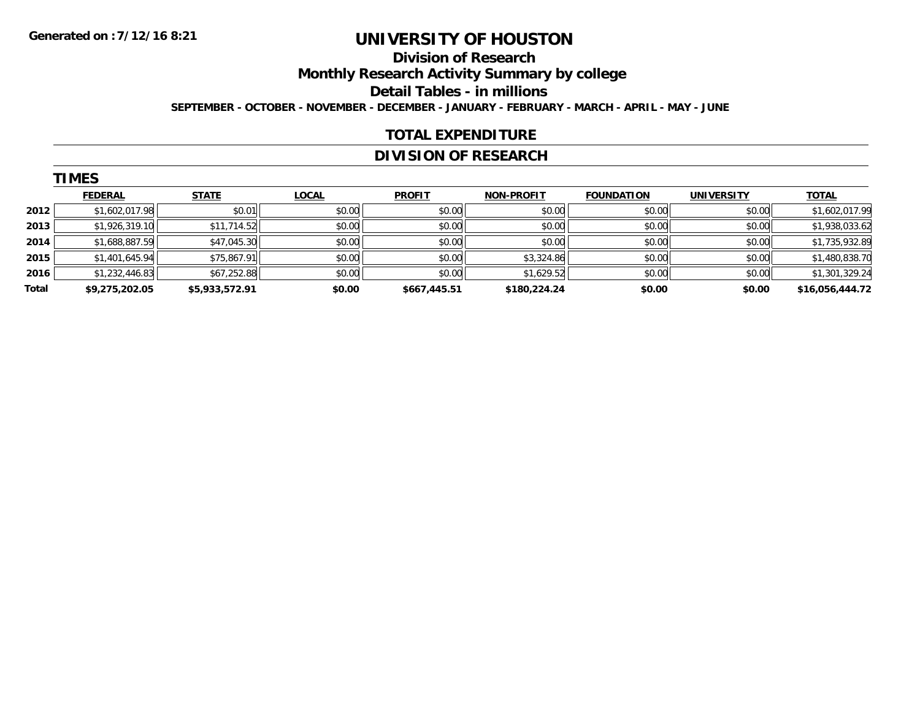**Generated on :7/12/16 8:21**

# UNIVERSITY OF HOUSTON

## Division of Research

## Monthly Research Activity Summary by college

## Detail Tables - in millions

**SEPTEMBER - OCTOBER - NOVEMBER - DECEMBER - JANUARY - FEBRUARY - MARCH - APRIL - MAY - JUNE**

## TOTAL EXPENDITURE

## DIVISION OF RESEARCH

### TIMES

| | FEDERAL | STATE | LOCAL | PROFIT | NON-PROFIT | FOUNDATION | UNIVERSITY | TOTAL |
|---|---|---|---|---|---|---|---|---|
| **2012** | $1,602,017.98 | $0.01 | $0.00 | $0.00 | $0.00 | $0.00 | $0.00 | $1,602,017.99 |
| **2013** | $1,926,319.10 | $11,714.52 | $0.00 | $0.00 | $0.00 | $0.00 | $0.00 | $1,938,033.62 |
| **2014** | $1,688,887.59 | $47,045.30 | $0.00 | $0.00 | $0.00 | $0.00 | $0.00 | $1,735,932.89 |
| **2015** | $1,401,645.94 | $75,867.91 | $0.00 | $0.00 | $3,324.86 | $0.00 | $0.00 | $1,480,838.70 |
| **2016** | $1,232,446.83 | $67,252.88 | $0.00 | $0.00 | $1,629.52 | $0.00 | $0.00 | $1,301,329.24 |
| **Total** | **$9,275,202.05** | **$5,933,572.91** | **$0.00** | **$667,445.51** | **$180,224.24** | **$0.00** | **$0.00** | **$16,056,444.72** |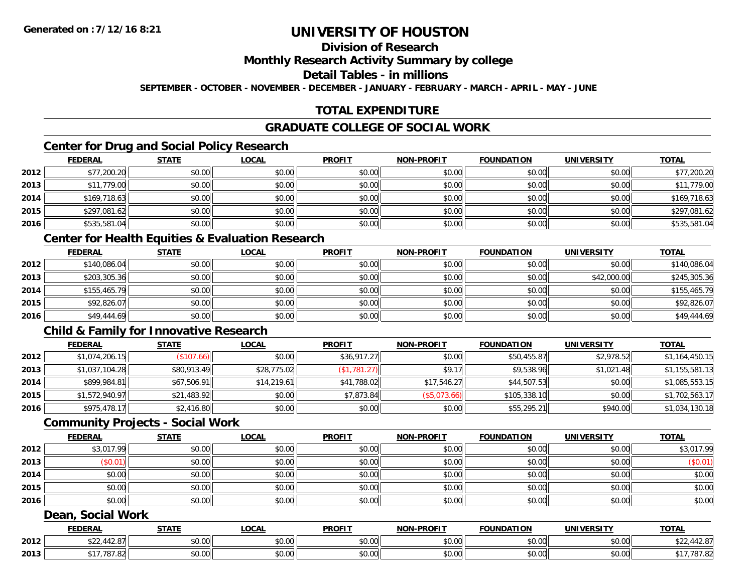**Generated on :7/12/16 8:21**

# UNIVERSITY OF HOUSTON

## Division of Research

## Monthly Research Activity Summary by college

## Detail Tables - in millions

**SEPTEMBER - OCTOBER - NOVEMBER - DECEMBER - JANUARY - FEBRUARY - MARCH - APRIL - MAY - JUNE**

## TOTAL EXPENDITURE

## GRADUATE COLLEGE OF SOCIAL WORK

### Center for Drug and Social Policy Research

| | FEDERAL | STATE | LOCAL | PROFIT | NON-PROFIT | FOUNDATION | UNIVERSITY | TOTAL |
|---|---|---|---|---|---|---|---|---|
| 2012 | $77,200.20 | $0.00 | $0.00 | $0.00 | $0.00 | $0.00 | $0.00 | $77,200.20 |
| 2013 | $11,779.00 | $0.00 | $0.00 | $0.00 | $0.00 | $0.00 | $0.00 | $11,779.00 |
| 2014 | $169,718.63 | $0.00 | $0.00 | $0.00 | $0.00 | $0.00 | $0.00 | $169,718.63 |
| 2015 | $297,081.62 | $0.00 | $0.00 | $0.00 | $0.00 | $0.00 | $0.00 | $297,081.62 |
| 2016 | $535,581.04 | $0.00 | $0.00 | $0.00 | $0.00 | $0.00 | $0.00 | $535,581.04 |

### Center for Health Equities & Evaluation Research

| | FEDERAL | STATE | LOCAL | PROFIT | NON-PROFIT | FOUNDATION | UNIVERSITY | TOTAL |
|---|---|---|---|---|---|---|---|---|
| 2012 | $140,086.04 | $0.00 | $0.00 | $0.00 | $0.00 | $0.00 | $0.00 | $140,086.04 |
| 2013 | $203,305.36 | $0.00 | $0.00 | $0.00 | $0.00 | $0.00 | $42,000.00 | $245,305.36 |
| 2014 | $155,465.79 | $0.00 | $0.00 | $0.00 | $0.00 | $0.00 | $0.00 | $155,465.79 |
| 2015 | $92,826.07 | $0.00 | $0.00 | $0.00 | $0.00 | $0.00 | $0.00 | $92,826.07 |
| 2016 | $49,444.69 | $0.00 | $0.00 | $0.00 | $0.00 | $0.00 | $0.00 | $49,444.69 |

### Child & Family for Innovative Research

| | FEDERAL | STATE | LOCAL | PROFIT | NON-PROFIT | FOUNDATION | UNIVERSITY | TOTAL |
|---|---|---|---|---|---|---|---|---|
| 2012 | $1,074,206.15 | ($107.66) | $0.00 | $36,917.27 | $0.00 | $50,455.87 | $2,978.52 | $1,164,450.15 |
| 2013 | $1,037,104.28 | $80,913.49 | $28,775.02 | ($1,781.27) | $9.17 | $9,538.96 | $1,021.48 | $1,155,581.13 |
| 2014 | $899,984.81 | $67,506.91 | $14,219.61 | $41,788.02 | $17,546.27 | $44,507.53 | $0.00 | $1,085,553.15 |
| 2015 | $1,572,940.97 | $21,483.92 | $0.00 | $7,873.84 | ($5,073.66) | $105,338.10 | $0.00 | $1,702,563.17 |
| 2016 | $975,478.17 | $2,416.80 | $0.00 | $0.00 | $0.00 | $55,295.21 | $940.00 | $1,034,130.18 |

### Community Projects - Social Work

| | FEDERAL | STATE | LOCAL | PROFIT | NON-PROFIT | FOUNDATION | UNIVERSITY | TOTAL |
|---|---|---|---|---|---|---|---|---|
| 2012 | $3,017.99 | $0.00 | $0.00 | $0.00 | $0.00 | $0.00 | $0.00 | $3,017.99 |
| 2013 | ($0.01) | $0.00 | $0.00 | $0.00 | $0.00 | $0.00 | $0.00 | ($0.01) |
| 2014 | $0.00 | $0.00 | $0.00 | $0.00 | $0.00 | $0.00 | $0.00 | $0.00 |
| 2015 | $0.00 | $0.00 | $0.00 | $0.00 | $0.00 | $0.00 | $0.00 | $0.00 |
| 2016 | $0.00 | $0.00 | $0.00 | $0.00 | $0.00 | $0.00 | $0.00 | $0.00 |

### Dean, Social Work

| | FEDERAL | STATE | LOCAL | PROFIT | NON-PROFIT | FOUNDATION | UNIVERSITY | TOTAL |
|---|---|---|---|---|---|---|---|---|
| 2012 | $22,442.87 | $0.00 | $0.00 | $0.00 | $0.00 | $0.00 | $0.00 | $22,442.87 |
| 2013 | $17,787.82 | $0.00 | $0.00 | $0.00 | $0.00 | $0.00 | $0.00 | $17,787.82 |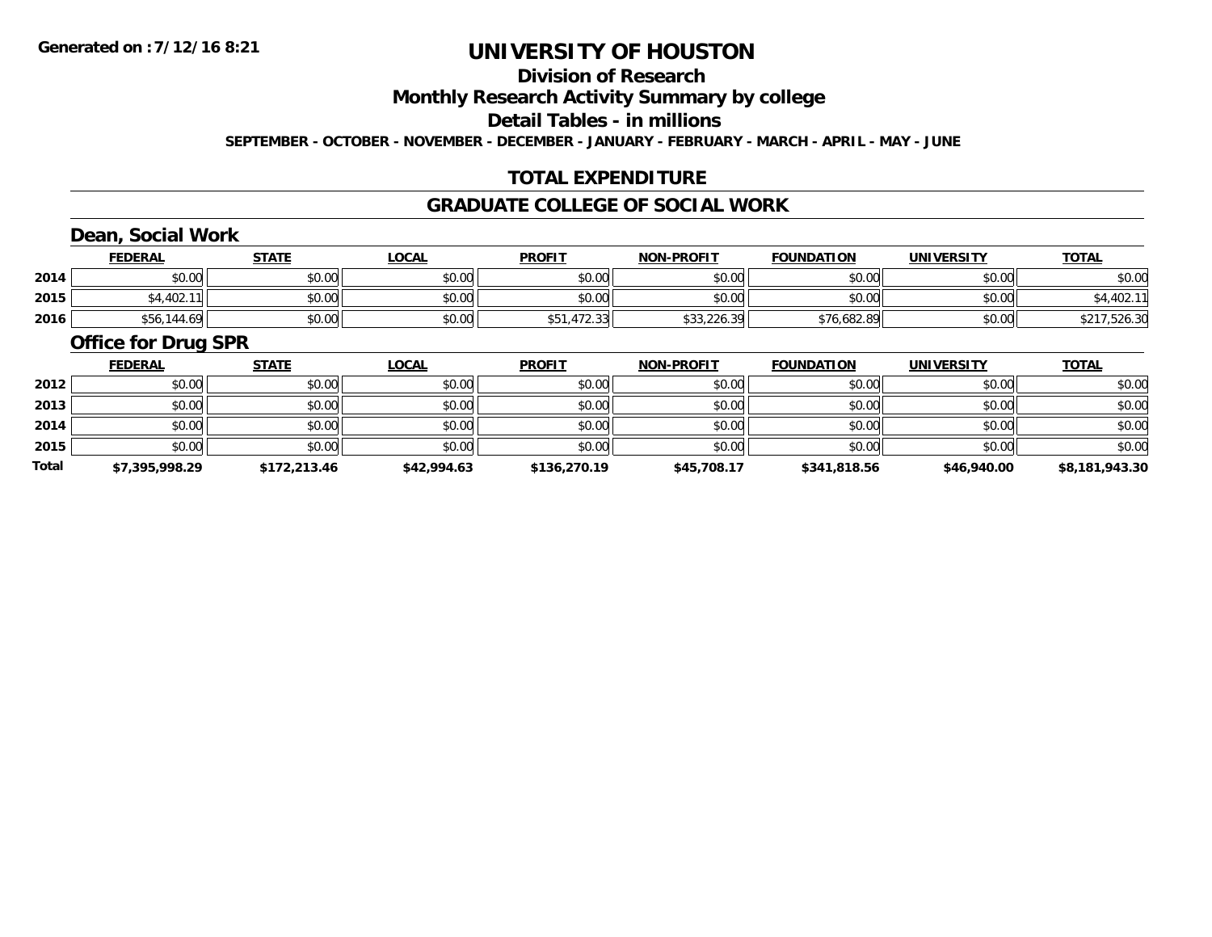**Generated on :7/12/16 8:21**

# UNIVERSITY OF HOUSTON

## Division of Research

## Monthly Research Activity Summary by college

## Detail Tables - in millions

**SEPTEMBER - OCTOBER - NOVEMBER - DECEMBER - JANUARY - FEBRUARY - MARCH - APRIL - MAY - JUNE**

## TOTAL EXPENDITURE

## GRADUATE COLLEGE OF SOCIAL WORK

### Dean, Social Work

| | FEDERAL | STATE | LOCAL | PROFIT | NON-PROFIT | FOUNDATION | UNIVERSITY | TOTAL |
|---|---|---|---|---|---|---|---|---|
| 2014 | $0.00 | $0.00 | $0.00 | $0.00 | $0.00 | $0.00 | $0.00 | $0.00 |
| 2015 | $4,402.11 | $0.00 | $0.00 | $0.00 | $0.00 | $0.00 | $0.00 | $4,402.11 |
| 2016 | $56,144.69 | $0.00 | $0.00 | $51,472.33 | $33,226.39 | $76,682.89 | $0.00 | $217,526.30 |

### Office for Drug SPR

| | FEDERAL | STATE | LOCAL | PROFIT | NON-PROFIT | FOUNDATION | UNIVERSITY | TOTAL |
|---|---|---|---|---|---|---|---|---|
| 2012 | $0.00 | $0.00 | $0.00 | $0.00 | $0.00 | $0.00 | $0.00 | $0.00 |
| 2013 | $0.00 | $0.00 | $0.00 | $0.00 | $0.00 | $0.00 | $0.00 | $0.00 |
| 2014 | $0.00 | $0.00 | $0.00 | $0.00 | $0.00 | $0.00 | $0.00 | $0.00 |
| 2015 | $0.00 | $0.00 | $0.00 | $0.00 | $0.00 | $0.00 | $0.00 | $0.00 |
| **Total** | **$7,395,998.29** | **$172,213.46** | **$42,994.63** | **$136,270.19** | **$45,708.17** | **$341,818.56** | **$46,940.00** | **$8,181,943.30** |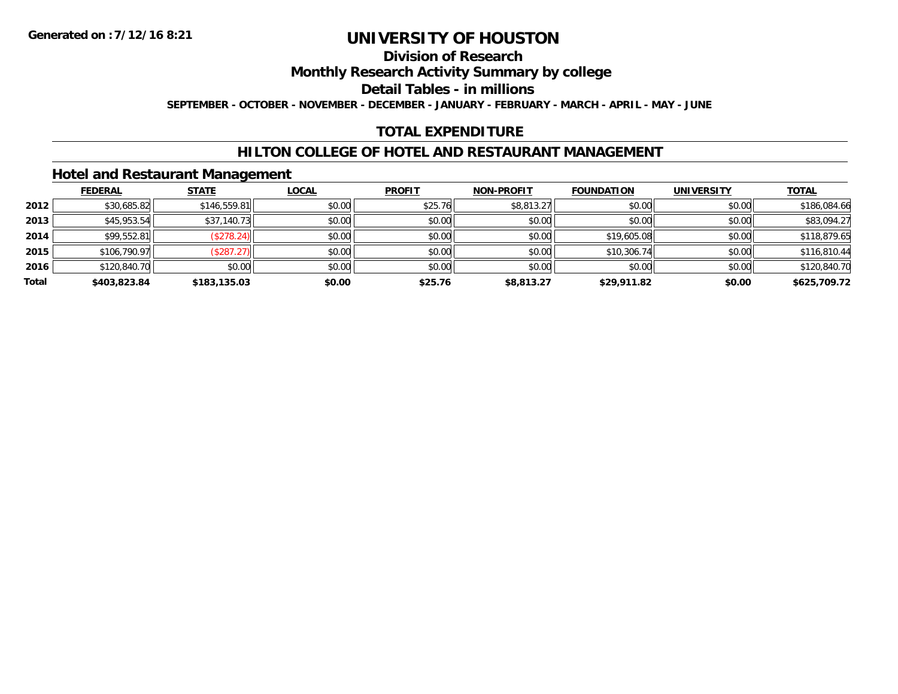# UNIVERSITY OF HOUSTON

## Division of Research

## Monthly Research Activity Summary by college

## Detail Tables - in millions

**SEPTEMBER - OCTOBER - NOVEMBER - DECEMBER - JANUARY - FEBRUARY - MARCH - APRIL - MAY - JUNE**

## TOTAL EXPENDITURE

## HILTON COLLEGE OF HOTEL AND RESTAURANT MANAGEMENT

### Hotel and Restaurant Management

| | FEDERAL | STATE | LOCAL | PROFIT | NON-PROFIT | FOUNDATION | UNIVERSITY | TOTAL |
|---|---|---|---|---|---|---|---|---|
| 2012 | $30,685.82 | $146,559.81 | $0.00 | $25.76 | $8,813.27 | $0.00 | $0.00 | $186,084.66 |
| 2013 | $45,953.54 | $37,140.73 | $0.00 | $0.00 | $0.00 | $0.00 | $0.00 | $83,094.27 |
| 2014 | $99,552.81 | ($278.24) | $0.00 | $0.00 | $0.00 | $19,605.08 | $0.00 | $118,879.65 |
| 2015 | $106,790.97 | ($287.27) | $0.00 | $0.00 | $0.00 | $10,306.74 | $0.00 | $116,810.44 |
| 2016 | $120,840.70 | $0.00 | $0.00 | $0.00 | $0.00 | $0.00 | $0.00 | $120,840.70 |
| **Total** | **$403,823.84** | **$183,135.03** | **$0.00** | **$25.76** | **$8,813.27** | **$29,911.82** | **$0.00** | **$625,709.72** |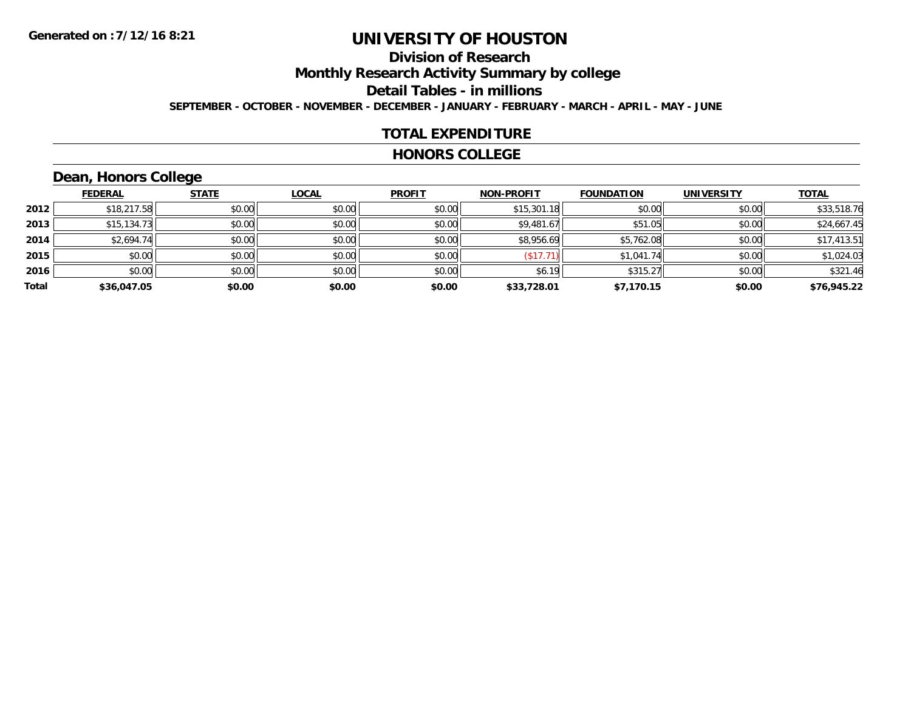Generated on :7/12/16 8:21

# UNIVERSITY OF HOUSTON

## Division of Research

## Monthly Research Activity Summary by college

## Detail Tables - in millions

SEPTEMBER - OCTOBER - NOVEMBER - DECEMBER - JANUARY - FEBRUARY - MARCH - APRIL - MAY - JUNE

### TOTAL EXPENDITURE

### HONORS COLLEGE

### Dean, Honors College

| | FEDERAL | STATE | LOCAL | PROFIT | NON-PROFIT | FOUNDATION | UNIVERSITY | TOTAL |
|---|---|---|---|---|---|---|---|---|
| 2012 | $18,217.58 | $0.00 | $0.00 | $0.00 | $15,301.18 | $0.00 | $0.00 | $33,518.76 |
| 2013 | $15,134.73 | $0.00 | $0.00 | $0.00 | $9,481.67 | $51.05 | $0.00 | $24,667.45 |
| 2014 | $2,694.74 | $0.00 | $0.00 | $0.00 | $8,956.69 | $5,762.08 | $0.00 | $17,413.51 |
| 2015 | $0.00 | $0.00 | $0.00 | $0.00 | ($17.71) | $1,041.74 | $0.00 | $1,024.03 |
| 2016 | $0.00 | $0.00 | $0.00 | $0.00 | $6.19 | $315.27 | $0.00 | $321.46 |
| **Total** | **$36,047.05** | **$0.00** | **$0.00** | **$0.00** | **$33,728.01** | **$7,170.15** | **$0.00** | **$76,945.22** |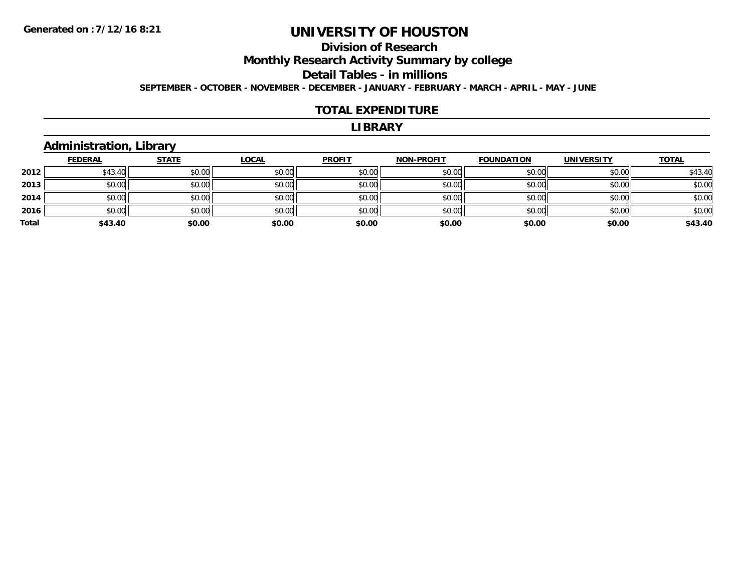Generated on :7/12/16 8:21

# UNIVERSITY OF HOUSTON

## Division of Research

## Monthly Research Activity Summary by college

## Detail Tables - in millions

**SEPTEMBER - OCTOBER - NOVEMBER - DECEMBER - JANUARY - FEBRUARY - MARCH - APRIL - MAY - JUNE**

## TOTAL EXPENDITURE

## LIBRARY

### Administration, Library

| | FEDERAL | STATE | LOCAL | PROFIT | NON-PROFIT | FOUNDATION | UNIVERSITY | TOTAL |
|---|---|---|---|---|---|---|---|---|
| **2012** | $43.40 | $0.00 | $0.00 | $0.00 | $0.00 | $0.00 | $0.00 | $43.40 |
| **2013** | $0.00 | $0.00 | $0.00 | $0.00 | $0.00 | $0.00 | $0.00 | $0.00 |
| **2014** | $0.00 | $0.00 | $0.00 | $0.00 | $0.00 | $0.00 | $0.00 | $0.00 |
| **2016** | $0.00 | $0.00 | $0.00 | $0.00 | $0.00 | $0.00 | $0.00 | $0.00 |
| **Total** | **$43.40** | **$0.00** | **$0.00** | **$0.00** | **$0.00** | **$0.00** | **$0.00** | **$43.40** |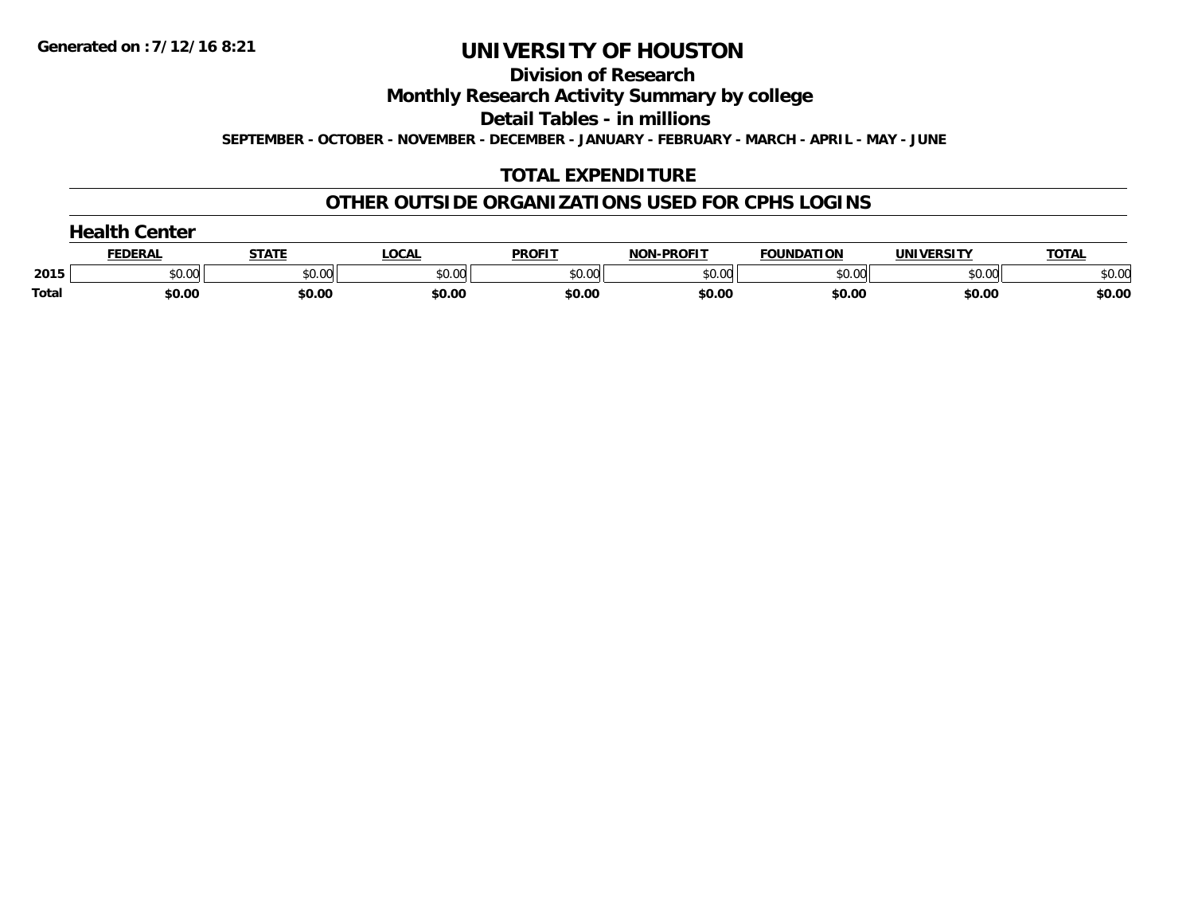Generated on :7/12/16 8:21

# UNIVERSITY OF HOUSTON

## Division of Research

## Monthly Research Activity Summary by college

## Detail Tables - in millions

**SEPTEMBER - OCTOBER - NOVEMBER - DECEMBER - JANUARY - FEBRUARY - MARCH - APRIL - MAY - JUNE**

## TOTAL EXPENDITURE

## OTHER OUTSIDE ORGANIZATIONS USED FOR CPHS LOGINS

### Health Center

| | FEDERAL | STATE | LOCAL | PROFIT | NON-PROFIT | FOUNDATION | UNIVERSITY | TOTAL |
|---|---|---|---|---|---|---|---|---|
| 2015 | $0.00 | $0.00 | $0.00 | $0.00 | $0.00 | $0.00 | $0.00 | $0.00 |
| **Total** | **$0.00** | **$0.00** | **$0.00** | **$0.00** | **$0.00** | **$0.00** | **$0.00** | **$0.00** |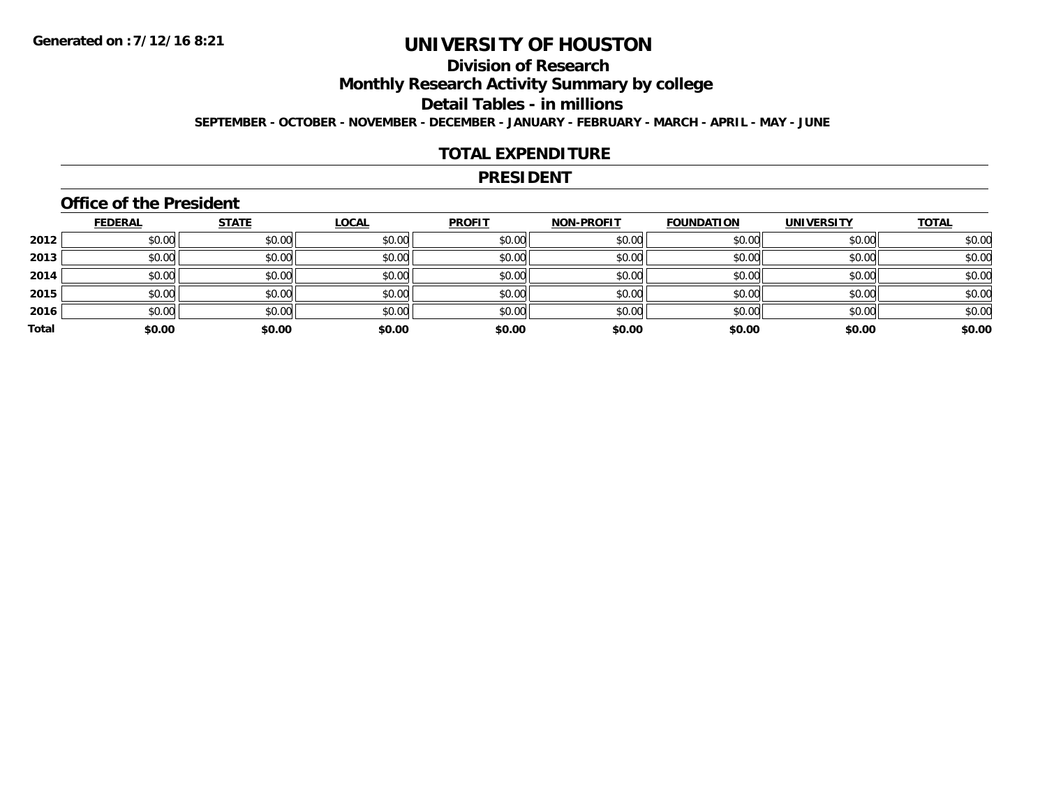**Generated on :7/12/16 8:21**

# UNIVERSITY OF HOUSTON

## Division of Research

## Monthly Research Activity Summary by college

## Detail Tables - in millions

**SEPTEMBER - OCTOBER - NOVEMBER - DECEMBER - JANUARY - FEBRUARY - MARCH - APRIL - MAY - JUNE**

## TOTAL EXPENDITURE

## PRESIDENT

### Office of the President

| | FEDERAL | STATE | LOCAL | PROFIT | NON-PROFIT | FOUNDATION | UNIVERSITY | TOTAL |
|---|---|---|---|---|---|---|---|---|
| 2012 | $0.00 | $0.00 | $0.00 | $0.00 | $0.00 | $0.00 | $0.00 | $0.00 |
| 2013 | $0.00 | $0.00 | $0.00 | $0.00 | $0.00 | $0.00 | $0.00 | $0.00 |
| 2014 | $0.00 | $0.00 | $0.00 | $0.00 | $0.00 | $0.00 | $0.00 | $0.00 |
| 2015 | $0.00 | $0.00 | $0.00 | $0.00 | $0.00 | $0.00 | $0.00 | $0.00 |
| 2016 | $0.00 | $0.00 | $0.00 | $0.00 | $0.00 | $0.00 | $0.00 | $0.00 |
| **Total** | **$0.00** | **$0.00** | **$0.00** | **$0.00** | **$0.00** | **$0.00** | **$0.00** | **$0.00** |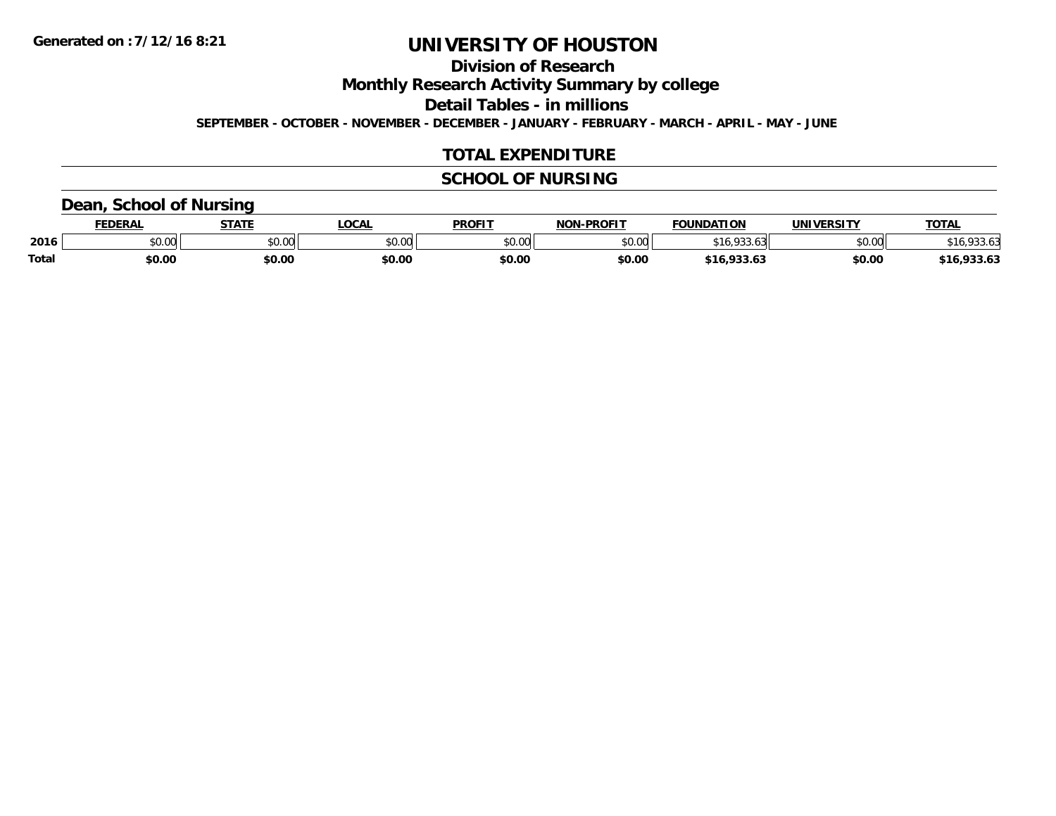# UNIVERSITY OF HOUSTON

## Division of Research

## Monthly Research Activity Summary by college

## Detail Tables - in millions

**SEPTEMBER - OCTOBER - NOVEMBER - DECEMBER - JANUARY - FEBRUARY - MARCH - APRIL - MAY - JUNE**

## TOTAL EXPENDITURE

## SCHOOL OF NURSING

### Dean, School of Nursing

| | FEDERAL | STATE | LOCAL | PROFIT | NON-PROFIT | FOUNDATION | UNIVERSITY | TOTAL |
|---|---|---|---|---|---|---|---|---|
| 2016 | $0.00 | $0.00 | $0.00 | $0.00 | $0.00 | $16,933.63 | $0.00 | $16,933.63 |
| **Total** | **$0.00** | **$0.00** | **$0.00** | **$0.00** | **$0.00** | **$16,933.63** | **$0.00** | **$16,933.63** |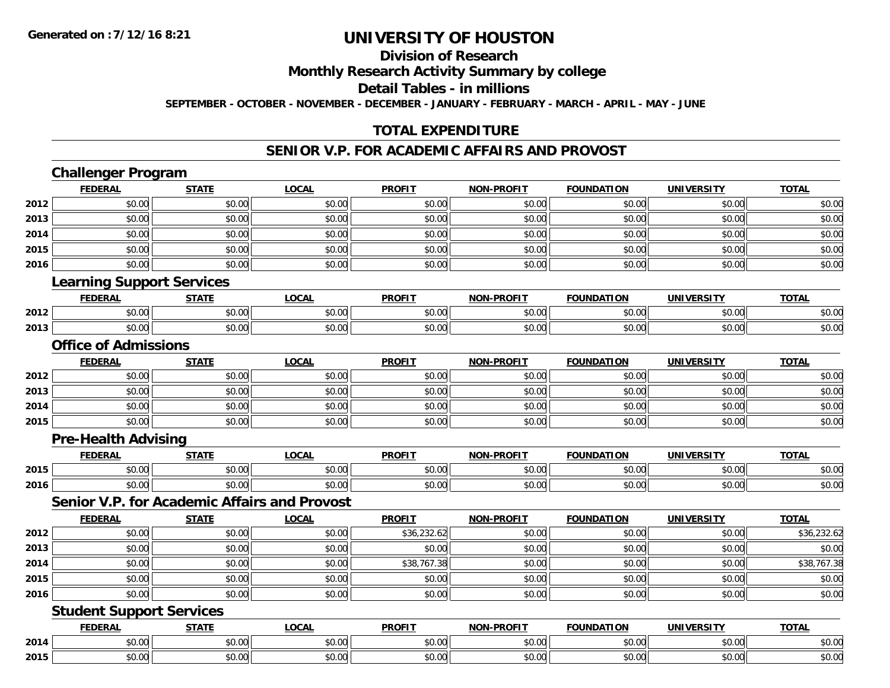**Generated on :7/12/16 8:21**

# UNIVERSITY OF HOUSTON

## Division of Research

## Monthly Research Activity Summary by college

## Detail Tables - in millions

**SEPTEMBER - OCTOBER - NOVEMBER - DECEMBER - JANUARY - FEBRUARY - MARCH - APRIL - MAY - JUNE**

## TOTAL EXPENDITURE

## SENIOR V.P. FOR ACADEMIC AFFAIRS AND PROVOST

### Challenger Program

| | FEDERAL | STATE | LOCAL | PROFIT | NON-PROFIT | FOUNDATION | UNIVERSITY | TOTAL |
|---|---|---|---|---|---|---|---|---|
| 2012 | $0.00 | $0.00 | $0.00 | $0.00 | $0.00 | $0.00 | $0.00 | $0.00 |
| 2013 | $0.00 | $0.00 | $0.00 | $0.00 | $0.00 | $0.00 | $0.00 | $0.00 |
| 2014 | $0.00 | $0.00 | $0.00 | $0.00 | $0.00 | $0.00 | $0.00 | $0.00 |
| 2015 | $0.00 | $0.00 | $0.00 | $0.00 | $0.00 | $0.00 | $0.00 | $0.00 |
| 2016 | $0.00 | $0.00 | $0.00 | $0.00 | $0.00 | $0.00 | $0.00 | $0.00 |

### Learning Support Services

| | FEDERAL | STATE | LOCAL | PROFIT | NON-PROFIT | FOUNDATION | UNIVERSITY | TOTAL |
|---|---|---|---|---|---|---|---|---|
| 2012 | $0.00 | $0.00 | $0.00 | $0.00 | $0.00 | $0.00 | $0.00 | $0.00 |
| 2013 | $0.00 | $0.00 | $0.00 | $0.00 | $0.00 | $0.00 | $0.00 | $0.00 |

### Office of Admissions

| | FEDERAL | STATE | LOCAL | PROFIT | NON-PROFIT | FOUNDATION | UNIVERSITY | TOTAL |
|---|---|---|---|---|---|---|---|---|
| 2012 | $0.00 | $0.00 | $0.00 | $0.00 | $0.00 | $0.00 | $0.00 | $0.00 |
| 2013 | $0.00 | $0.00 | $0.00 | $0.00 | $0.00 | $0.00 | $0.00 | $0.00 |
| 2014 | $0.00 | $0.00 | $0.00 | $0.00 | $0.00 | $0.00 | $0.00 | $0.00 |
| 2015 | $0.00 | $0.00 | $0.00 | $0.00 | $0.00 | $0.00 | $0.00 | $0.00 |

### Pre-Health Advising

| | FEDERAL | STATE | LOCAL | PROFIT | NON-PROFIT | FOUNDATION | UNIVERSITY | TOTAL |
|---|---|---|---|---|---|---|---|---|
| 2015 | $0.00 | $0.00 | $0.00 | $0.00 | $0.00 | $0.00 | $0.00 | $0.00 |
| 2016 | $0.00 | $0.00 | $0.00 | $0.00 | $0.00 | $0.00 | $0.00 | $0.00 |

### Senior V.P. for Academic Affairs and Provost

| | FEDERAL | STATE | LOCAL | PROFIT | NON-PROFIT | FOUNDATION | UNIVERSITY | TOTAL |
|---|---|---|---|---|---|---|---|---|
| 2012 | $0.00 | $0.00 | $0.00 | $36,232.62 | $0.00 | $0.00 | $0.00 | $36,232.62 |
| 2013 | $0.00 | $0.00 | $0.00 | $0.00 | $0.00 | $0.00 | $0.00 | $0.00 |
| 2014 | $0.00 | $0.00 | $0.00 | $38,767.38 | $0.00 | $0.00 | $0.00 | $38,767.38 |
| 2015 | $0.00 | $0.00 | $0.00 | $0.00 | $0.00 | $0.00 | $0.00 | $0.00 |
| 2016 | $0.00 | $0.00 | $0.00 | $0.00 | $0.00 | $0.00 | $0.00 | $0.00 |

### Student Support Services

| | FEDERAL | STATE | LOCAL | PROFIT | NON-PROFIT | FOUNDATION | UNIVERSITY | TOTAL |
|---|---|---|---|---|---|---|---|---|
| 2014 | $0.00 | $0.00 | $0.00 | $0.00 | $0.00 | $0.00 | $0.00 | $0.00 |
| 2015 | $0.00 | $0.00 | $0.00 | $0.00 | $0.00 | $0.00 | $0.00 | $0.00 |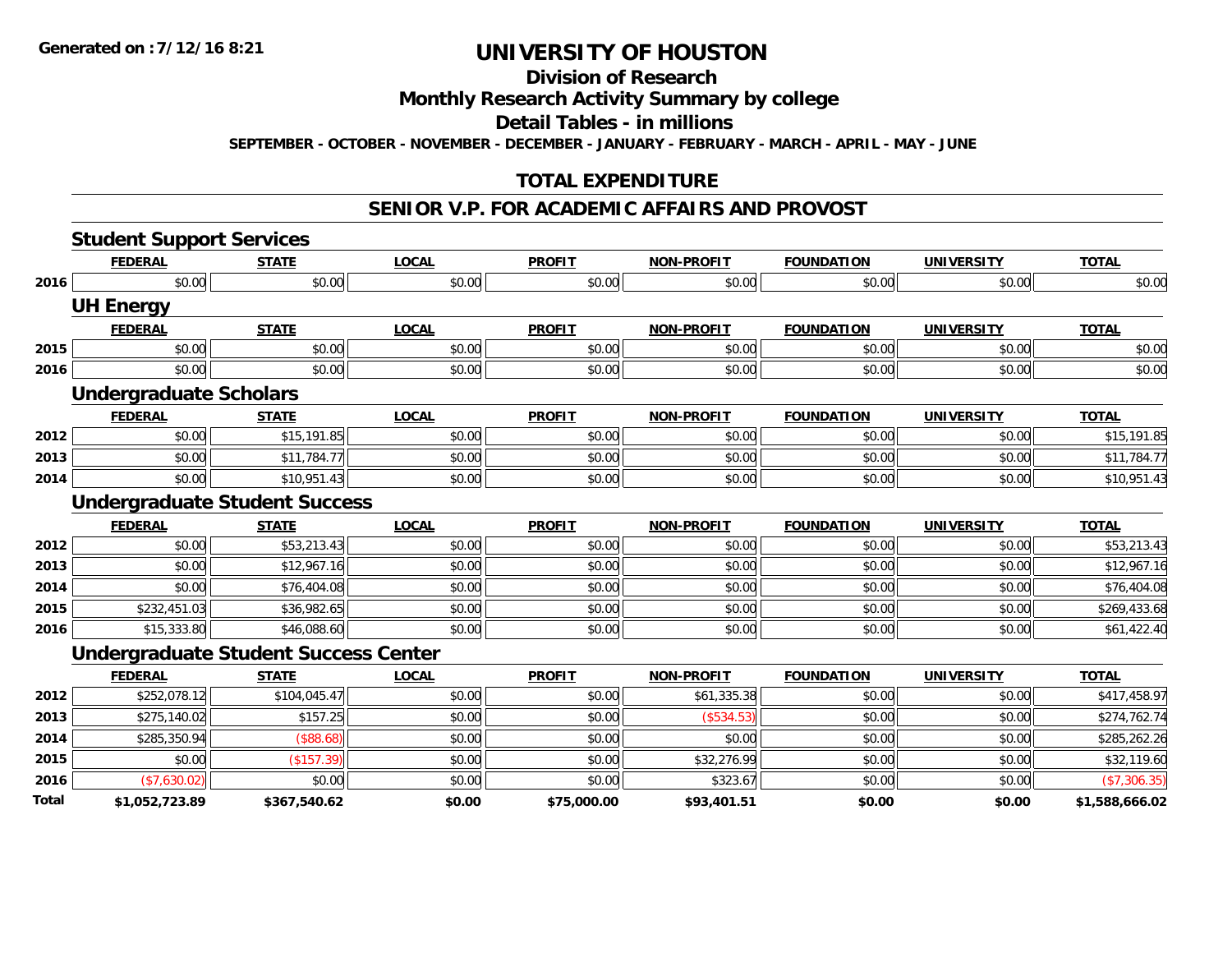# UNIVERSITY OF HOUSTON

## Division of Research

## Monthly Research Activity Summary by college

## Detail Tables - in millions

**SEPTEMBER - OCTOBER - NOVEMBER - DECEMBER - JANUARY - FEBRUARY - MARCH - APRIL - MAY - JUNE**

## TOTAL EXPENDITURE

## SENIOR V.P. FOR ACADEMIC AFFAIRS AND PROVOST

### Student Support Services

| | FEDERAL | STATE | LOCAL | PROFIT | NON-PROFIT | FOUNDATION | UNIVERSITY | TOTAL |
|---|---|---|---|---|---|---|---|---|
| 2016 | $0.00 | $0.00 | $0.00 | $0.00 | $0.00 | $0.00 | $0.00 | $0.00 |

### UH Energy

| | FEDERAL | STATE | LOCAL | PROFIT | NON-PROFIT | FOUNDATION | UNIVERSITY | TOTAL |
|---|---|---|---|---|---|---|---|---|
| 2015 | $0.00 | $0.00 | $0.00 | $0.00 | $0.00 | $0.00 | $0.00 | $0.00 |
| 2016 | $0.00 | $0.00 | $0.00 | $0.00 | $0.00 | $0.00 | $0.00 | $0.00 |

### Undergraduate Scholars

| | FEDERAL | STATE | LOCAL | PROFIT | NON-PROFIT | FOUNDATION | UNIVERSITY | TOTAL |
|---|---|---|---|---|---|---|---|---|
| 2012 | $0.00 | $15,191.85 | $0.00 | $0.00 | $0.00 | $0.00 | $0.00 | $15,191.85 |
| 2013 | $0.00 | $11,784.77 | $0.00 | $0.00 | $0.00 | $0.00 | $0.00 | $11,784.77 |
| 2014 | $0.00 | $10,951.43 | $0.00 | $0.00 | $0.00 | $0.00 | $0.00 | $10,951.43 |

### Undergraduate Student Success

| | FEDERAL | STATE | LOCAL | PROFIT | NON-PROFIT | FOUNDATION | UNIVERSITY | TOTAL |
|---|---|---|---|---|---|---|---|---|
| 2012 | $0.00 | $53,213.43 | $0.00 | $0.00 | $0.00 | $0.00 | $0.00 | $53,213.43 |
| 2013 | $0.00 | $12,967.16 | $0.00 | $0.00 | $0.00 | $0.00 | $0.00 | $12,967.16 |
| 2014 | $0.00 | $76,404.08 | $0.00 | $0.00 | $0.00 | $0.00 | $0.00 | $76,404.08 |
| 2015 | $232,451.03 | $36,982.65 | $0.00 | $0.00 | $0.00 | $0.00 | $0.00 | $269,433.68 |
| 2016 | $15,333.80 | $46,088.60 | $0.00 | $0.00 | $0.00 | $0.00 | $0.00 | $61,422.40 |

### Undergraduate Student Success Center

| | FEDERAL | STATE | LOCAL | PROFIT | NON-PROFIT | FOUNDATION | UNIVERSITY | TOTAL |
|---|---|---|---|---|---|---|---|---|
| 2012 | $252,078.12 | $104,045.47 | $0.00 | $0.00 | $61,335.38 | $0.00 | $0.00 | $417,458.97 |
| 2013 | $275,140.02 | $157.25 | $0.00 | $0.00 | ($534.53) | $0.00 | $0.00 | $274,762.74 |
| 2014 | $285,350.94 | ($88.68) | $0.00 | $0.00 | $0.00 | $0.00 | $0.00 | $285,262.26 |
| 2015 | $0.00 | ($157.39) | $0.00 | $0.00 | $32,276.99 | $0.00 | $0.00 | $32,119.60 |
| 2016 | ($7,630.02) | $0.00 | $0.00 | $0.00 | $323.67 | $0.00 | $0.00 | ($7,306.35) |
| **Total** | **$1,052,723.89** | **$367,540.62** | **$0.00** | **$75,000.00** | **$93,401.51** | **$0.00** | **$0.00** | **$1,588,666.02** |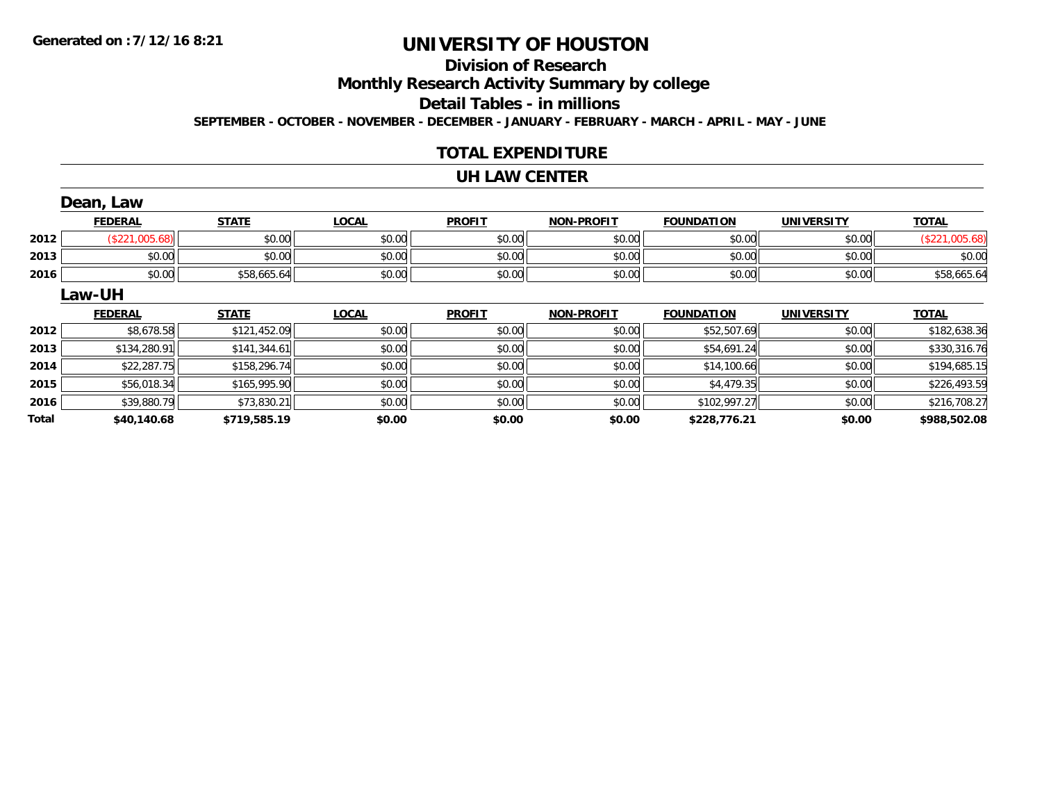Generated on :7/12/16 8:21

# UNIVERSITY OF HOUSTON

## Division of Research

## Monthly Research Activity Summary by college

## Detail Tables - in millions

**SEPTEMBER - OCTOBER - NOVEMBER - DECEMBER - JANUARY - FEBRUARY - MARCH - APRIL - MAY - JUNE**

## TOTAL EXPENDITURE

## UH LAW CENTER

### Dean, Law

| | FEDERAL | STATE | LOCAL | PROFIT | NON-PROFIT | FOUNDATION | UNIVERSITY | TOTAL |
|---|---|---|---|---|---|---|---|---|
| 2012 | ($221,005.68) | $0.00 | $0.00 | $0.00 | $0.00 | $0.00 | $0.00 | ($221,005.68) |
| 2013 | $0.00 | $0.00 | $0.00 | $0.00 | $0.00 | $0.00 | $0.00 | $0.00 |
| 2016 | $0.00 | $58,665.64 | $0.00 | $0.00 | $0.00 | $0.00 | $0.00 | $58,665.64 |

### Law-UH

| | FEDERAL | STATE | LOCAL | PROFIT | NON-PROFIT | FOUNDATION | UNIVERSITY | TOTAL |
|---|---|---|---|---|---|---|---|---|
| 2012 | $8,678.58 | $121,452.09 | $0.00 | $0.00 | $0.00 | $52,507.69 | $0.00 | $182,638.36 |
| 2013 | $134,280.91 | $141,344.61 | $0.00 | $0.00 | $0.00 | $54,691.24 | $0.00 | $330,316.76 |
| 2014 | $22,287.75 | $158,296.74 | $0.00 | $0.00 | $0.00 | $14,100.66 | $0.00 | $194,685.15 |
| 2015 | $56,018.34 | $165,995.90 | $0.00 | $0.00 | $0.00 | $4,479.35 | $0.00 | $226,493.59 |
| 2016 | $39,880.79 | $73,830.21 | $0.00 | $0.00 | $0.00 | $102,997.27 | $0.00 | $216,708.27 |
| **Total** | **$40,140.68** | **$719,585.19** | **$0.00** | **$0.00** | **$0.00** | **$228,776.21** | **$0.00** | **$988,502.08** |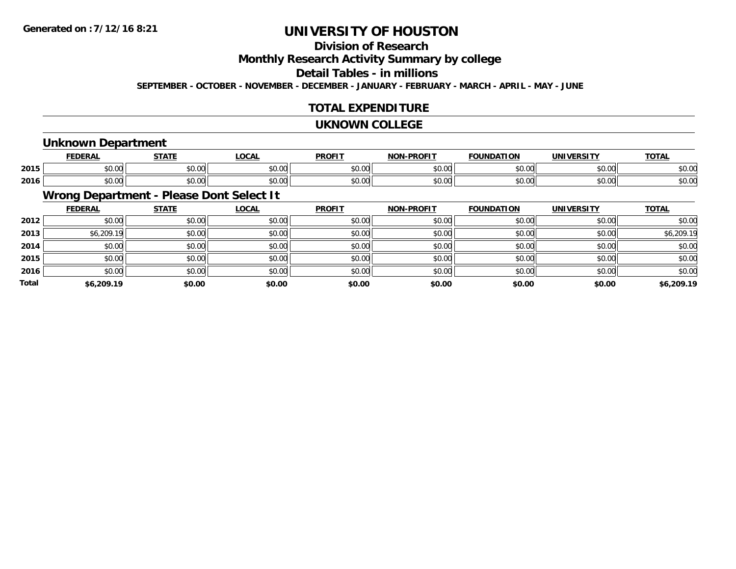# UNIVERSITY OF HOUSTON

## Division of Research

## Monthly Research Activity Summary by college

## Detail Tables - in millions

**SEPTEMBER - OCTOBER - NOVEMBER - DECEMBER - JANUARY - FEBRUARY - MARCH - APRIL - MAY - JUNE**

## TOTAL EXPENDITURE

## UKNOWN COLLEGE

### Unknown Department

| | FEDERAL | STATE | LOCAL | PROFIT | NON-PROFIT | FOUNDATION | UNIVERSITY | TOTAL |
|---|---|---|---|---|---|---|---|---|
| 2015 | $0.00 | $0.00 | $0.00 | $0.00 | $0.00 | $0.00 | $0.00 | $0.00 |
| 2016 | $0.00 | $0.00 | $0.00 | $0.00 | $0.00 | $0.00 | $0.00 | $0.00 |

### Wrong Department - Please Dont Select It

| | FEDERAL | STATE | LOCAL | PROFIT | NON-PROFIT | FOUNDATION | UNIVERSITY | TOTAL |
|---|---|---|---|---|---|---|---|---|
| 2012 | $0.00 | $0.00 | $0.00 | $0.00 | $0.00 | $0.00 | $0.00 | $0.00 |
| 2013 | $6,209.19 | $0.00 | $0.00 | $0.00 | $0.00 | $0.00 | $0.00 | $6,209.19 |
| 2014 | $0.00 | $0.00 | $0.00 | $0.00 | $0.00 | $0.00 | $0.00 | $0.00 |
| 2015 | $0.00 | $0.00 | $0.00 | $0.00 | $0.00 | $0.00 | $0.00 | $0.00 |
| 2016 | $0.00 | $0.00 | $0.00 | $0.00 | $0.00 | $0.00 | $0.00 | $0.00 |
| **Total** | **$6,209.19** | **$0.00** | **$0.00** | **$0.00** | **$0.00** | **$0.00** | **$0.00** | **$6,209.19** |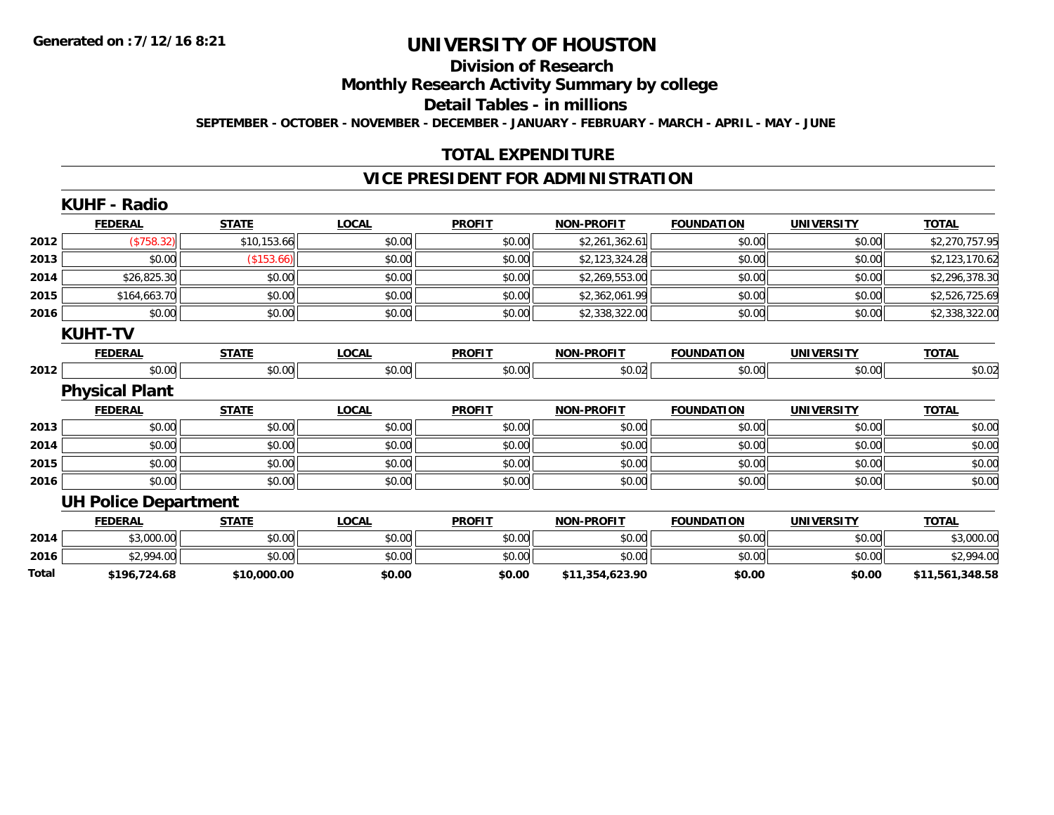**Generated on :7/12/16 8:21**

# UNIVERSITY OF HOUSTON

## Division of Research

## Monthly Research Activity Summary by college

## Detail Tables - in millions

**SEPTEMBER - OCTOBER - NOVEMBER - DECEMBER - JANUARY - FEBRUARY - MARCH - APRIL - MAY - JUNE**

## TOTAL EXPENDITURE

## VICE PRESIDENT FOR ADMINISTRATION

### KUHF - Radio

| | FEDERAL | STATE | LOCAL | PROFIT | NON-PROFIT | FOUNDATION | UNIVERSITY | TOTAL |
|---|---|---|---|---|---|---|---|---|
| 2012 | ($758.32) | $10,153.66 | $0.00 | $0.00 | $2,261,362.61 | $0.00 | $0.00 | $2,270,757.95 |
| 2013 | $0.00 | ($153.66) | $0.00 | $0.00 | $2,123,324.28 | $0.00 | $0.00 | $2,123,170.62 |
| 2014 | $26,825.30 | $0.00 | $0.00 | $0.00 | $2,269,553.00 | $0.00 | $0.00 | $2,296,378.30 |
| 2015 | $164,663.70 | $0.00 | $0.00 | $0.00 | $2,362,061.99 | $0.00 | $0.00 | $2,526,725.69 |
| 2016 | $0.00 | $0.00 | $0.00 | $0.00 | $2,338,322.00 | $0.00 | $0.00 | $2,338,322.00 |

### KUHT-TV

| | FEDERAL | STATE | LOCAL | PROFIT | NON-PROFIT | FOUNDATION | UNIVERSITY | TOTAL |
|---|---|---|---|---|---|---|---|---|
| 2012 | $0.00 | $0.00 | $0.00 | $0.00 | $0.02 | $0.00 | $0.00 | $0.02 |

### Physical Plant

| | FEDERAL | STATE | LOCAL | PROFIT | NON-PROFIT | FOUNDATION | UNIVERSITY | TOTAL |
|---|---|---|---|---|---|---|---|---|
| 2013 | $0.00 | $0.00 | $0.00 | $0.00 | $0.00 | $0.00 | $0.00 | $0.00 |
| 2014 | $0.00 | $0.00 | $0.00 | $0.00 | $0.00 | $0.00 | $0.00 | $0.00 |
| 2015 | $0.00 | $0.00 | $0.00 | $0.00 | $0.00 | $0.00 | $0.00 | $0.00 |
| 2016 | $0.00 | $0.00 | $0.00 | $0.00 | $0.00 | $0.00 | $0.00 | $0.00 |

### UH Police Department

| | FEDERAL | STATE | LOCAL | PROFIT | NON-PROFIT | FOUNDATION | UNIVERSITY | TOTAL |
|---|---|---|---|---|---|---|---|---|
| 2014 | $3,000.00 | $0.00 | $0.00 | $0.00 | $0.00 | $0.00 | $0.00 | $3,000.00 |
| 2016 | $2,994.00 | $0.00 | $0.00 | $0.00 | $0.00 | $0.00 | $0.00 | $2,994.00 |
| **Total** | **$196,724.68** | **$10,000.00** | **$0.00** | **$0.00** | **$11,354,623.90** | **$0.00** | **$0.00** | **$11,561,348.58** |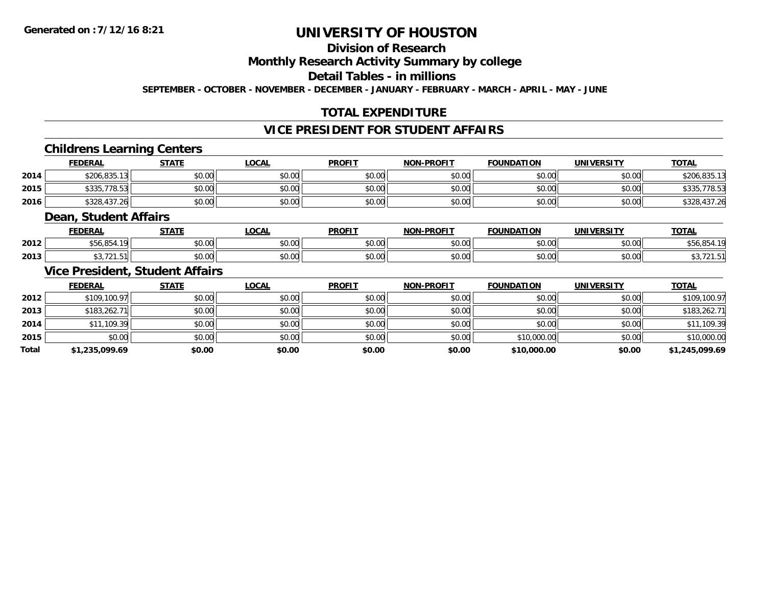# UNIVERSITY OF HOUSTON

## Division of Research

## Monthly Research Activity Summary by college

## Detail Tables - in millions

**SEPTEMBER - OCTOBER - NOVEMBER - DECEMBER - JANUARY - FEBRUARY - MARCH - APRIL - MAY - JUNE**

## TOTAL EXPENDITURE

## VICE PRESIDENT FOR STUDENT AFFAIRS

### Childrens Learning Centers

| | FEDERAL | STATE | LOCAL | PROFIT | NON-PROFIT | FOUNDATION | UNIVERSITY | TOTAL |
|---|---|---|---|---|---|---|---|---|
| 2014 | $206,835.13 | $0.00 | $0.00 | $0.00 | $0.00 | $0.00 | $0.00 | $206,835.13 |
| 2015 | $335,778.53 | $0.00 | $0.00 | $0.00 | $0.00 | $0.00 | $0.00 | $335,778.53 |
| 2016 | $328,437.26 | $0.00 | $0.00 | $0.00 | $0.00 | $0.00 | $0.00 | $328,437.26 |

### Dean, Student Affairs

| | FEDERAL | STATE | LOCAL | PROFIT | NON-PROFIT | FOUNDATION | UNIVERSITY | TOTAL |
|---|---|---|---|---|---|---|---|---|
| 2012 | $56,854.19 | $0.00 | $0.00 | $0.00 | $0.00 | $0.00 | $0.00 | $56,854.19 |
| 2013 | $3,721.51 | $0.00 | $0.00 | $0.00 | $0.00 | $0.00 | $0.00 | $3,721.51 |

### Vice President, Student Affairs

| | FEDERAL | STATE | LOCAL | PROFIT | NON-PROFIT | FOUNDATION | UNIVERSITY | TOTAL |
|---|---|---|---|---|---|---|---|---|
| 2012 | $109,100.97 | $0.00 | $0.00 | $0.00 | $0.00 | $0.00 | $0.00 | $109,100.97 |
| 2013 | $183,262.71 | $0.00 | $0.00 | $0.00 | $0.00 | $0.00 | $0.00 | $183,262.71 |
| 2014 | $11,109.39 | $0.00 | $0.00 | $0.00 | $0.00 | $0.00 | $0.00 | $11,109.39 |
| 2015 | $0.00 | $0.00 | $0.00 | $0.00 | $0.00 | $10,000.00 | $0.00 | $10,000.00 |
| **Total** | **$1,235,099.69** | **$0.00** | **$0.00** | **$0.00** | **$0.00** | **$10,000.00** | **$0.00** | **$1,245,099.69** |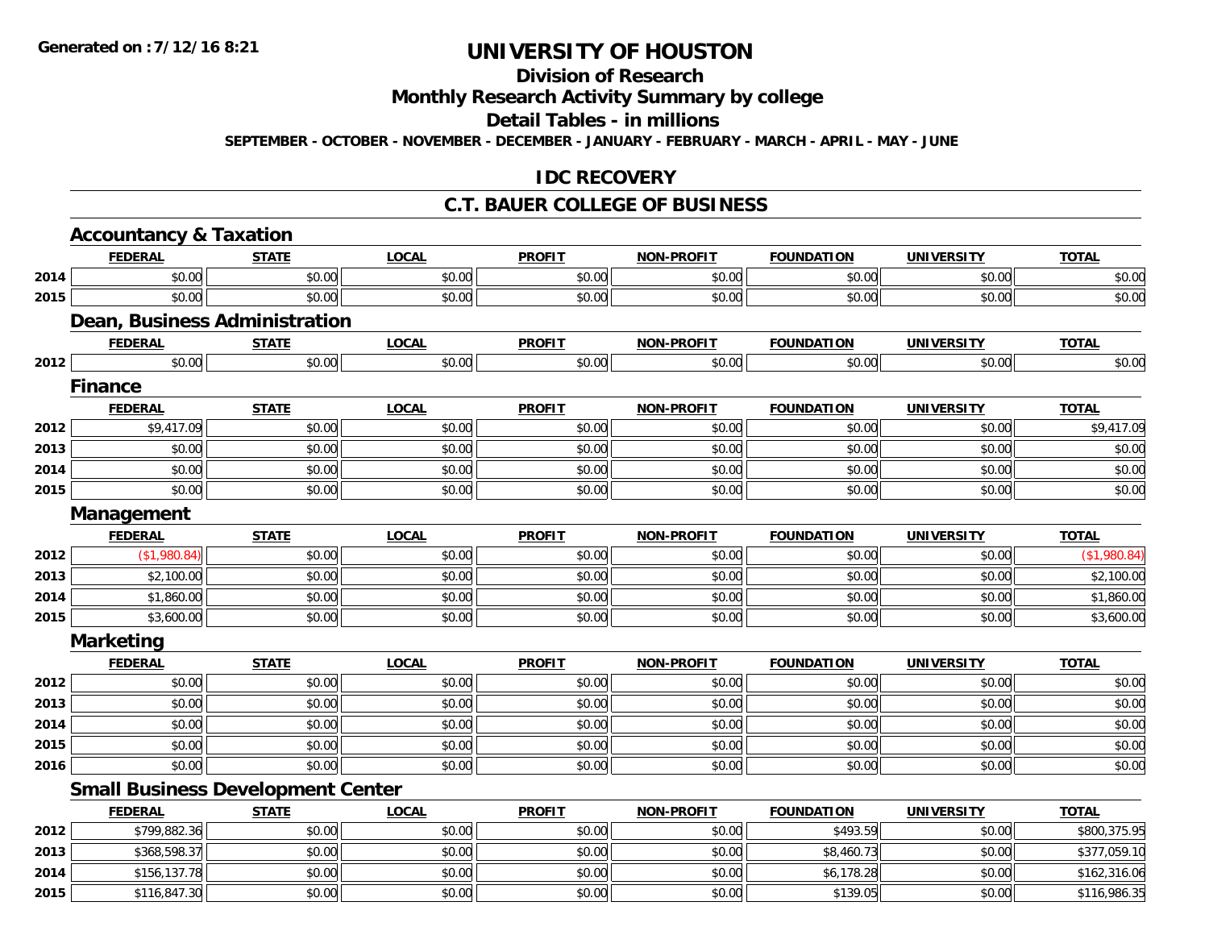# UNIVERSITY OF HOUSTON

## Division of Research

## Monthly Research Activity Summary by college

## Detail Tables - in millions

**SEPTEMBER - OCTOBER - NOVEMBER - DECEMBER - JANUARY - FEBRUARY - MARCH - APRIL - MAY - JUNE**

## IDC RECOVERY

## C.T. BAUER COLLEGE OF BUSINESS

### Accountancy & Taxation

| | FEDERAL | STATE | LOCAL | PROFIT | NON-PROFIT | FOUNDATION | UNIVERSITY | TOTAL |
|---|---|---|---|---|---|---|---|---|
| 2014 | $0.00 | $0.00 | $0.00 | $0.00 | $0.00 | $0.00 | $0.00 | $0.00 |
| 2015 | $0.00 | $0.00 | $0.00 | $0.00 | $0.00 | $0.00 | $0.00 | $0.00 |

### Dean, Business Administration

| | FEDERAL | STATE | LOCAL | PROFIT | NON-PROFIT | FOUNDATION | UNIVERSITY | TOTAL |
|---|---|---|---|---|---|---|---|---|
| 2012 | $0.00 | $0.00 | $0.00 | $0.00 | $0.00 | $0.00 | $0.00 | $0.00 |

### Finance

| | FEDERAL | STATE | LOCAL | PROFIT | NON-PROFIT | FOUNDATION | UNIVERSITY | TOTAL |
|---|---|---|---|---|---|---|---|---|
| 2012 | $9,417.09 | $0.00 | $0.00 | $0.00 | $0.00 | $0.00 | $0.00 | $9,417.09 |
| 2013 | $0.00 | $0.00 | $0.00 | $0.00 | $0.00 | $0.00 | $0.00 | $0.00 |
| 2014 | $0.00 | $0.00 | $0.00 | $0.00 | $0.00 | $0.00 | $0.00 | $0.00 |
| 2015 | $0.00 | $0.00 | $0.00 | $0.00 | $0.00 | $0.00 | $0.00 | $0.00 |

### Management

| | FEDERAL | STATE | LOCAL | PROFIT | NON-PROFIT | FOUNDATION | UNIVERSITY | TOTAL |
|---|---|---|---|---|---|---|---|---|
| 2012 | ($1,980.84) | $0.00 | $0.00 | $0.00 | $0.00 | $0.00 | $0.00 | ($1,980.84) |
| 2013 | $2,100.00 | $0.00 | $0.00 | $0.00 | $0.00 | $0.00 | $0.00 | $2,100.00 |
| 2014 | $1,860.00 | $0.00 | $0.00 | $0.00 | $0.00 | $0.00 | $0.00 | $1,860.00 |
| 2015 | $3,600.00 | $0.00 | $0.00 | $0.00 | $0.00 | $0.00 | $0.00 | $3,600.00 |

### Marketing

| | FEDERAL | STATE | LOCAL | PROFIT | NON-PROFIT | FOUNDATION | UNIVERSITY | TOTAL |
|---|---|---|---|---|---|---|---|---|
| 2012 | $0.00 | $0.00 | $0.00 | $0.00 | $0.00 | $0.00 | $0.00 | $0.00 |
| 2013 | $0.00 | $0.00 | $0.00 | $0.00 | $0.00 | $0.00 | $0.00 | $0.00 |
| 2014 | $0.00 | $0.00 | $0.00 | $0.00 | $0.00 | $0.00 | $0.00 | $0.00 |
| 2015 | $0.00 | $0.00 | $0.00 | $0.00 | $0.00 | $0.00 | $0.00 | $0.00 |
| 2016 | $0.00 | $0.00 | $0.00 | $0.00 | $0.00 | $0.00 | $0.00 | $0.00 |

### Small Business Development Center

| | FEDERAL | STATE | LOCAL | PROFIT | NON-PROFIT | FOUNDATION | UNIVERSITY | TOTAL |
|---|---|---|---|---|---|---|---|---|
| 2012 | $799,882.36 | $0.00 | $0.00 | $0.00 | $0.00 | $493.59 | $0.00 | $800,375.95 |
| 2013 | $368,598.37 | $0.00 | $0.00 | $0.00 | $0.00 | $8,460.73 | $0.00 | $377,059.10 |
| 2014 | $156,137.78 | $0.00 | $0.00 | $0.00 | $0.00 | $6,178.28 | $0.00 | $162,316.06 |
| 2015 | $116,847.30 | $0.00 | $0.00 | $0.00 | $0.00 | $139.05 | $0.00 | $116,986.35 |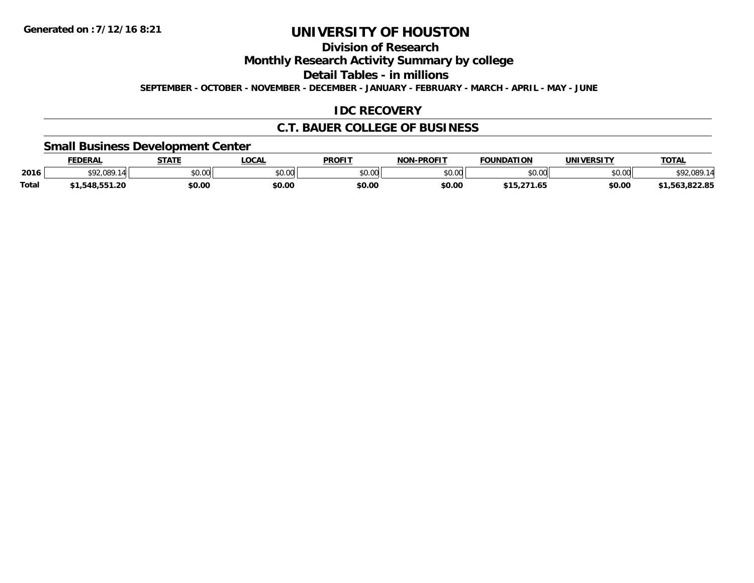# UNIVERSITY OF HOUSTON

## Division of Research

## Monthly Research Activity Summary by college

## Detail Tables - in millions

**SEPTEMBER - OCTOBER - NOVEMBER - DECEMBER - JANUARY - FEBRUARY - MARCH - APRIL - MAY - JUNE**

## IDC RECOVERY

## C.T. BAUER COLLEGE OF BUSINESS

### Small Business Development Center

| | FEDERAL | STATE | LOCAL | PROFIT | NON-PROFIT | FOUNDATION | UNIVERSITY | TOTAL |
|---|---|---|---|---|---|---|---|---|
| 2016 | $92,089.14 | $0.00 | $0.00 | $0.00 | $0.00 | $0.00 | $0.00 | $92,089.14 |
| Total | $1,548,551.20 | $0.00 | $0.00 | $0.00 | $0.00 | $15,271.65 | $0.00 | $1,563,822.85 |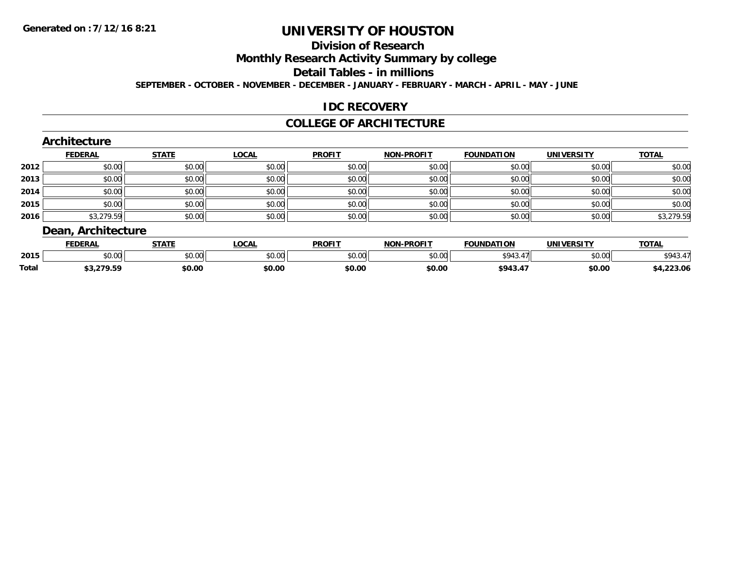**Generated on :7/12/16 8:21**

# UNIVERSITY OF HOUSTON

## Division of Research

## Monthly Research Activity Summary by college

## Detail Tables - in millions

**SEPTEMBER - OCTOBER - NOVEMBER - DECEMBER - JANUARY - FEBRUARY - MARCH - APRIL - MAY - JUNE**

## IDC RECOVERY

## COLLEGE OF ARCHITECTURE

### Architecture

| | FEDERAL | STATE | LOCAL | PROFIT | NON-PROFIT | FOUNDATION | UNIVERSITY | TOTAL |
|---|---|---|---|---|---|---|---|---|
| 2012 | $0.00 | $0.00 | $0.00 | $0.00 | $0.00 | $0.00 | $0.00 | $0.00 |
| 2013 | $0.00 | $0.00 | $0.00 | $0.00 | $0.00 | $0.00 | $0.00 | $0.00 |
| 2014 | $0.00 | $0.00 | $0.00 | $0.00 | $0.00 | $0.00 | $0.00 | $0.00 |
| 2015 | $0.00 | $0.00 | $0.00 | $0.00 | $0.00 | $0.00 | $0.00 | $0.00 |
| 2016 | $3,279.59 | $0.00 | $0.00 | $0.00 | $0.00 | $0.00 | $0.00 | $3,279.59 |

### Dean, Architecture

| | FEDERAL | STATE | LOCAL | PROFIT | NON-PROFIT | FOUNDATION | UNIVERSITY | TOTAL |
|---|---|---|---|---|---|---|---|---|
| 2015 | $0.00 | $0.00 | $0.00 | $0.00 | $0.00 | $943.47 | $0.00 | $943.47 |
| **Total** | **$3,279.59** | **$0.00** | **$0.00** | **$0.00** | **$0.00** | **$943.47** | **$0.00** | **$4,223.06** |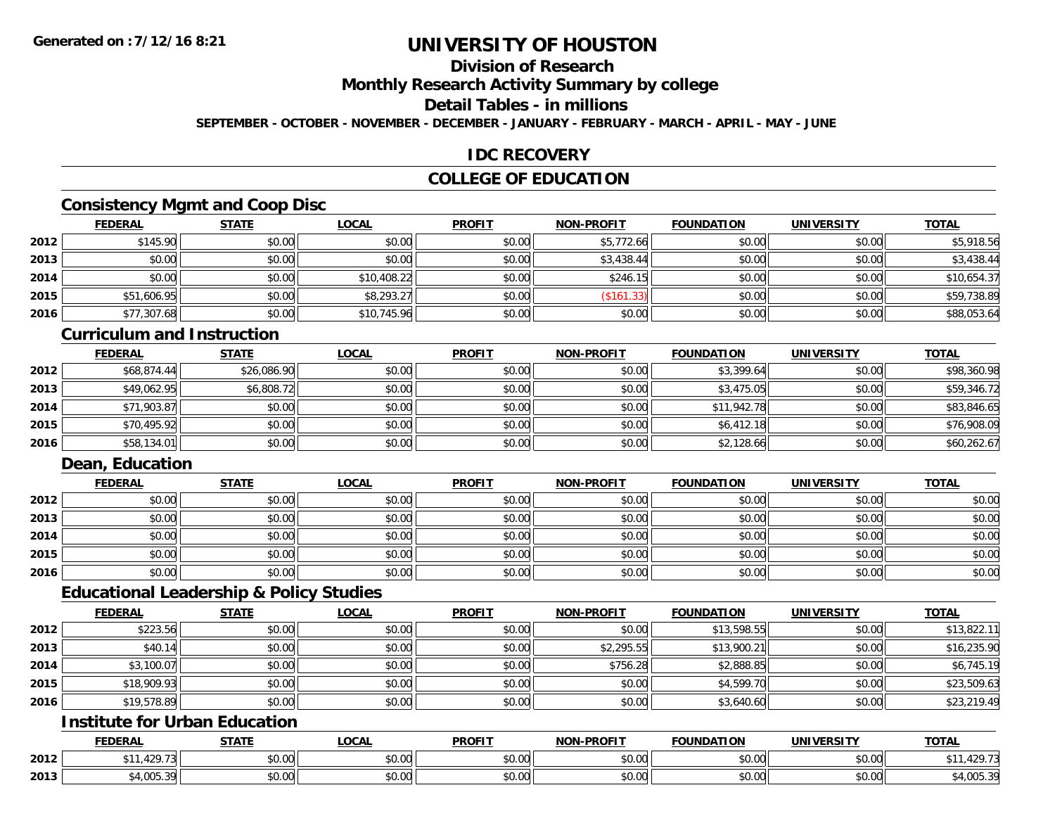**Generated on :7/12/16 8:21**

# UNIVERSITY OF HOUSTON

## Division of Research

## Monthly Research Activity Summary by college

## Detail Tables - in millions

**SEPTEMBER - OCTOBER - NOVEMBER - DECEMBER - JANUARY - FEBRUARY - MARCH - APRIL - MAY - JUNE**

## IDC RECOVERY

## COLLEGE OF EDUCATION

### Consistency Mgmt and Coop Disc

| | FEDERAL | STATE | LOCAL | PROFIT | NON-PROFIT | FOUNDATION | UNIVERSITY | TOTAL |
|---|---|---|---|---|---|---|---|---|
| 2012 | $145.90 | $0.00 | $0.00 | $0.00 | $5,772.66 | $0.00 | $0.00 | $5,918.56 |
| 2013 | $0.00 | $0.00 | $0.00 | $0.00 | $3,438.44 | $0.00 | $0.00 | $3,438.44 |
| 2014 | $0.00 | $0.00 | $10,408.22 | $0.00 | $246.15 | $0.00 | $0.00 | $10,654.37 |
| 2015 | $51,606.95 | $0.00 | $8,293.27 | $0.00 | ($161.33) | $0.00 | $0.00 | $59,738.89 |
| 2016 | $77,307.68 | $0.00 | $10,745.96 | $0.00 | $0.00 | $0.00 | $0.00 | $88,053.64 |

### Curriculum and Instruction

| | FEDERAL | STATE | LOCAL | PROFIT | NON-PROFIT | FOUNDATION | UNIVERSITY | TOTAL |
|---|---|---|---|---|---|---|---|---|
| 2012 | $68,874.44 | $26,086.90 | $0.00 | $0.00 | $0.00 | $3,399.64 | $0.00 | $98,360.98 |
| 2013 | $49,062.95 | $6,808.72 | $0.00 | $0.00 | $0.00 | $3,475.05 | $0.00 | $59,346.72 |
| 2014 | $71,903.87 | $0.00 | $0.00 | $0.00 | $0.00 | $11,942.78 | $0.00 | $83,846.65 |
| 2015 | $70,495.92 | $0.00 | $0.00 | $0.00 | $0.00 | $6,412.18 | $0.00 | $76,908.09 |
| 2016 | $58,134.01 | $0.00 | $0.00 | $0.00 | $0.00 | $2,128.66 | $0.00 | $60,262.67 |

### Dean, Education

| | FEDERAL | STATE | LOCAL | PROFIT | NON-PROFIT | FOUNDATION | UNIVERSITY | TOTAL |
|---|---|---|---|---|---|---|---|---|
| 2012 | $0.00 | $0.00 | $0.00 | $0.00 | $0.00 | $0.00 | $0.00 | $0.00 |
| 2013 | $0.00 | $0.00 | $0.00 | $0.00 | $0.00 | $0.00 | $0.00 | $0.00 |
| 2014 | $0.00 | $0.00 | $0.00 | $0.00 | $0.00 | $0.00 | $0.00 | $0.00 |
| 2015 | $0.00 | $0.00 | $0.00 | $0.00 | $0.00 | $0.00 | $0.00 | $0.00 |
| 2016 | $0.00 | $0.00 | $0.00 | $0.00 | $0.00 | $0.00 | $0.00 | $0.00 |

### Educational Leadership & Policy Studies

| | FEDERAL | STATE | LOCAL | PROFIT | NON-PROFIT | FOUNDATION | UNIVERSITY | TOTAL |
|---|---|---|---|---|---|---|---|---|
| 2012 | $223.56 | $0.00 | $0.00 | $0.00 | $0.00 | $13,598.55 | $0.00 | $13,822.11 |
| 2013 | $40.14 | $0.00 | $0.00 | $0.00 | $2,295.55 | $13,900.21 | $0.00 | $16,235.90 |
| 2014 | $3,100.07 | $0.00 | $0.00 | $0.00 | $756.28 | $2,888.85 | $0.00 | $6,745.19 |
| 2015 | $18,909.93 | $0.00 | $0.00 | $0.00 | $0.00 | $4,599.70 | $0.00 | $23,509.63 |
| 2016 | $19,578.89 | $0.00 | $0.00 | $0.00 | $0.00 | $3,640.60 | $0.00 | $23,219.49 |

### Institute for Urban Education

| | FEDERAL | STATE | LOCAL | PROFIT | NON-PROFIT | FOUNDATION | UNIVERSITY | TOTAL |
|---|---|---|---|---|---|---|---|---|
| 2012 | $11,429.73 | $0.00 | $0.00 | $0.00 | $0.00 | $0.00 | $0.00 | $11,429.73 |
| 2013 | $4,005.39 | $0.00 | $0.00 | $0.00 | $0.00 | $0.00 | $0.00 | $4,005.39 |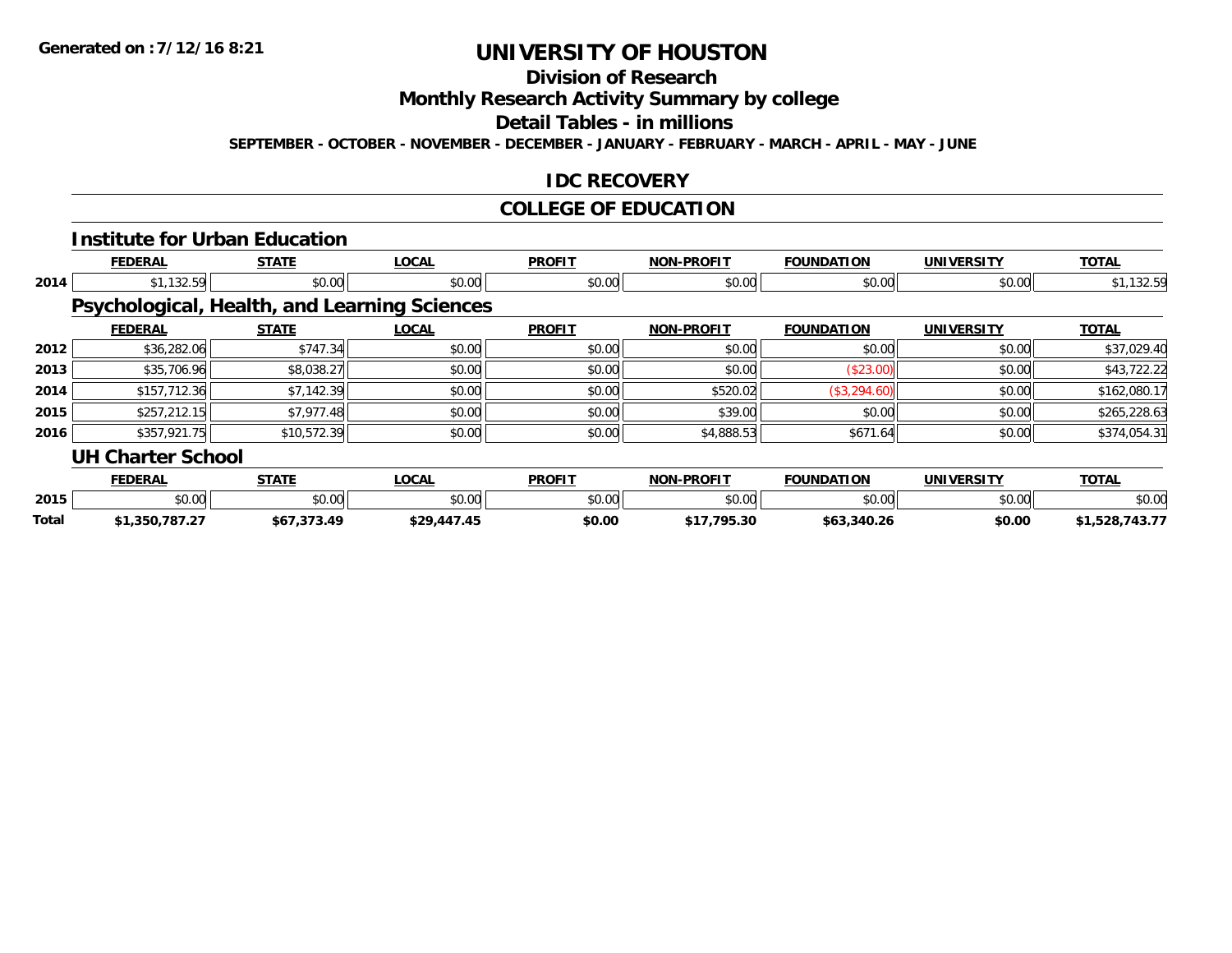# UNIVERSITY OF HOUSTON

## Division of Research

## Monthly Research Activity Summary by college

## Detail Tables - in millions

**SEPTEMBER - OCTOBER - NOVEMBER - DECEMBER - JANUARY - FEBRUARY - MARCH - APRIL - MAY - JUNE**

Generated on : 7/12/16 8:21

## IDC RECOVERY

## COLLEGE OF EDUCATION

### Institute for Urban Education

| | FEDERAL | STATE | LOCAL | PROFIT | NON-PROFIT | FOUNDATION | UNIVERSITY | TOTAL |
|---|---|---|---|---|---|---|---|---|
| 2014 | $1,132.59 | $0.00 | $0.00 | $0.00 | $0.00 | $0.00 | $0.00 | $1,132.59 |

### Psychological, Health, and Learning Sciences

| | FEDERAL | STATE | LOCAL | PROFIT | NON-PROFIT | FOUNDATION | UNIVERSITY | TOTAL |
|---|---|---|---|---|---|---|---|---|
| 2012 | $36,282.06 | $747.34 | $0.00 | $0.00 | $0.00 | $0.00 | $0.00 | $37,029.40 |
| 2013 | $35,706.96 | $8,038.27 | $0.00 | $0.00 | $0.00 | ($23.00) | $0.00 | $43,722.22 |
| 2014 | $157,712.36 | $7,142.39 | $0.00 | $0.00 | $520.02 | ($3,294.60) | $0.00 | $162,080.17 |
| 2015 | $257,212.15 | $7,977.48 | $0.00 | $0.00 | $39.00 | $0.00 | $0.00 | $265,228.63 |
| 2016 | $357,921.75 | $10,572.39 | $0.00 | $0.00 | $4,888.53 | $671.64 | $0.00 | $374,054.31 |

### UH Charter School

| | FEDERAL | STATE | LOCAL | PROFIT | NON-PROFIT | FOUNDATION | UNIVERSITY | TOTAL |
|---|---|---|---|---|---|---|---|---|
| 2015 | $0.00 | $0.00 | $0.00 | $0.00 | $0.00 | $0.00 | $0.00 | $0.00 |
| **Total** | **$1,350,787.27** | **$67,373.49** | **$29,447.45** | **$0.00** | **$17,795.30** | **$63,340.26** | **$0.00** | **$1,528,743.77** |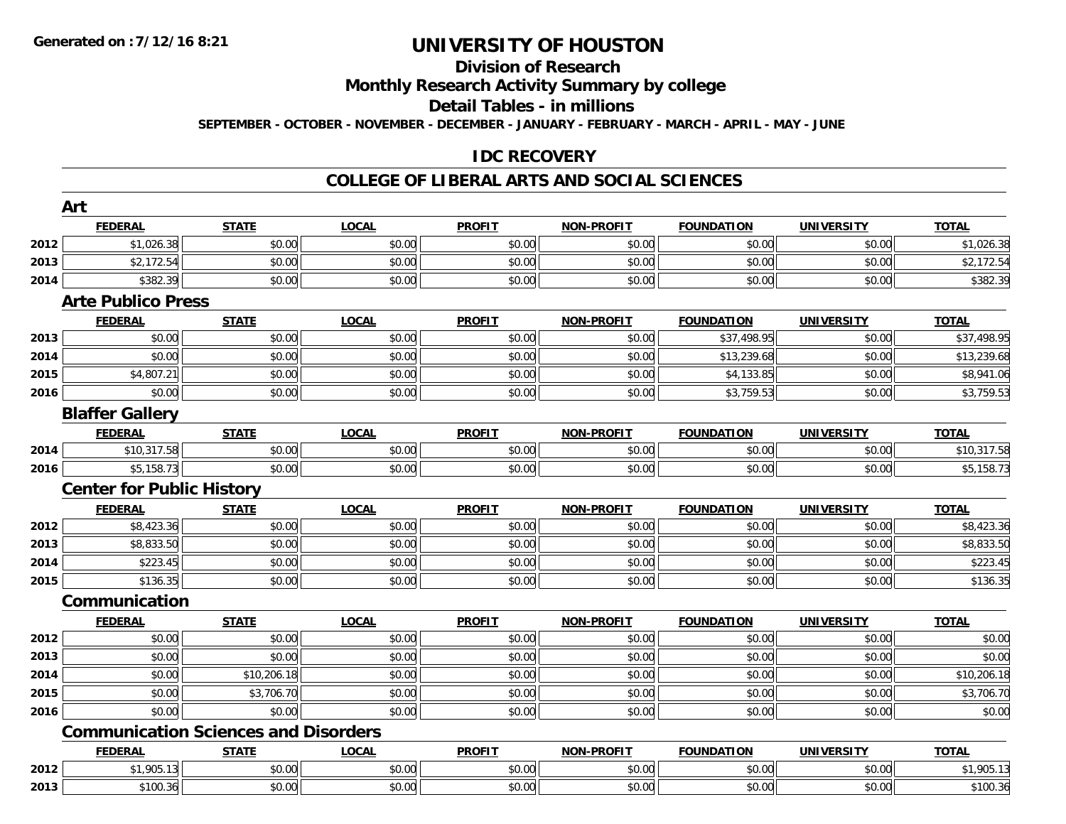# UNIVERSITY OF HOUSTON

## Division of Research

## Monthly Research Activity Summary by college

## Detail Tables - in millions

**SEPTEMBER - OCTOBER - NOVEMBER - DECEMBER - JANUARY - FEBRUARY - MARCH - APRIL - MAY - JUNE**

## IDC RECOVERY

## COLLEGE OF LIBERAL ARTS AND SOCIAL SCIENCES

### Art

| | FEDERAL | STATE | LOCAL | PROFIT | NON-PROFIT | FOUNDATION | UNIVERSITY | TOTAL |
|---|---|---|---|---|---|---|---|---|
| 2012 | $1,026.38 | $0.00 | $0.00 | $0.00 | $0.00 | $0.00 | $0.00 | $1,026.38 |
| 2013 | $2,172.54 | $0.00 | $0.00 | $0.00 | $0.00 | $0.00 | $0.00 | $2,172.54 |
| 2014 | $382.39 | $0.00 | $0.00 | $0.00 | $0.00 | $0.00 | $0.00 | $382.39 |

### Arte Publico Press

| | FEDERAL | STATE | LOCAL | PROFIT | NON-PROFIT | FOUNDATION | UNIVERSITY | TOTAL |
|---|---|---|---|---|---|---|---|---|
| 2013 | $0.00 | $0.00 | $0.00 | $0.00 | $0.00 | $37,498.95 | $0.00 | $37,498.95 |
| 2014 | $0.00 | $0.00 | $0.00 | $0.00 | $0.00 | $13,239.68 | $0.00 | $13,239.68 |
| 2015 | $4,807.21 | $0.00 | $0.00 | $0.00 | $0.00 | $4,133.85 | $0.00 | $8,941.06 |
| 2016 | $0.00 | $0.00 | $0.00 | $0.00 | $0.00 | $3,759.53 | $0.00 | $3,759.53 |

### Blaffer Gallery

| | FEDERAL | STATE | LOCAL | PROFIT | NON-PROFIT | FOUNDATION | UNIVERSITY | TOTAL |
|---|---|---|---|---|---|---|---|---|
| 2014 | $10,317.58 | $0.00 | $0.00 | $0.00 | $0.00 | $0.00 | $0.00 | $10,317.58 |
| 2016 | $5,158.73 | $0.00 | $0.00 | $0.00 | $0.00 | $0.00 | $0.00 | $5,158.73 |

### Center for Public History

| | FEDERAL | STATE | LOCAL | PROFIT | NON-PROFIT | FOUNDATION | UNIVERSITY | TOTAL |
|---|---|---|---|---|---|---|---|---|
| 2012 | $8,423.36 | $0.00 | $0.00 | $0.00 | $0.00 | $0.00 | $0.00 | $8,423.36 |
| 2013 | $8,833.50 | $0.00 | $0.00 | $0.00 | $0.00 | $0.00 | $0.00 | $8,833.50 |
| 2014 | $223.45 | $0.00 | $0.00 | $0.00 | $0.00 | $0.00 | $0.00 | $223.45 |
| 2015 | $136.35 | $0.00 | $0.00 | $0.00 | $0.00 | $0.00 | $0.00 | $136.35 |

### Communication

| | FEDERAL | STATE | LOCAL | PROFIT | NON-PROFIT | FOUNDATION | UNIVERSITY | TOTAL |
|---|---|---|---|---|---|---|---|---|
| 2012 | $0.00 | $0.00 | $0.00 | $0.00 | $0.00 | $0.00 | $0.00 | $0.00 |
| 2013 | $0.00 | $0.00 | $0.00 | $0.00 | $0.00 | $0.00 | $0.00 | $0.00 |
| 2014 | $0.00 | $10,206.18 | $0.00 | $0.00 | $0.00 | $0.00 | $0.00 | $10,206.18 |
| 2015 | $0.00 | $3,706.70 | $0.00 | $0.00 | $0.00 | $0.00 | $0.00 | $3,706.70 |
| 2016 | $0.00 | $0.00 | $0.00 | $0.00 | $0.00 | $0.00 | $0.00 | $0.00 |

### Communication Sciences and Disorders

| | FEDERAL | STATE | LOCAL | PROFIT | NON-PROFIT | FOUNDATION | UNIVERSITY | TOTAL |
|---|---|---|---|---|---|---|---|---|
| 2012 | $1,905.13 | $0.00 | $0.00 | $0.00 | $0.00 | $0.00 | $0.00 | $1,905.13 |
| 2013 | $100.36 | $0.00 | $0.00 | $0.00 | $0.00 | $0.00 | $0.00 | $100.36 |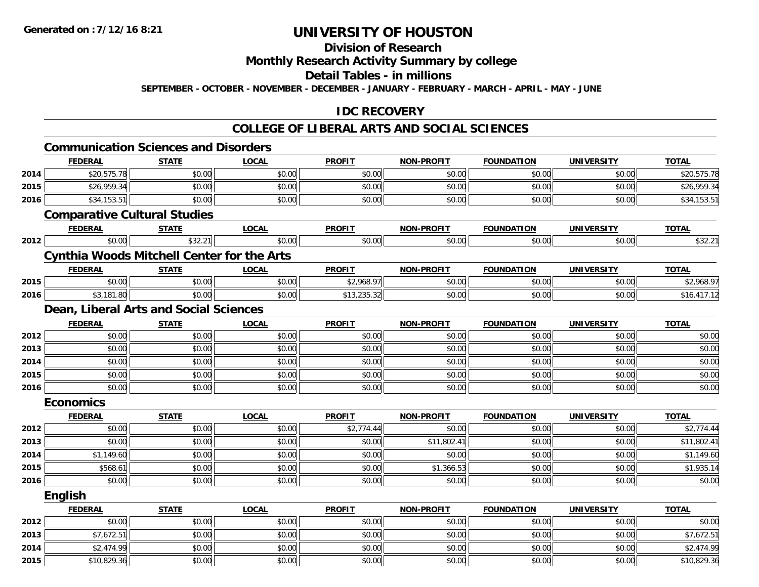**Generated on :7/12/16 8:21**

# UNIVERSITY OF HOUSTON

## Division of Research

## Monthly Research Activity Summary by college

## Detail Tables - in millions

**SEPTEMBER - OCTOBER - NOVEMBER - DECEMBER - JANUARY - FEBRUARY - MARCH - APRIL - MAY - JUNE**

## IDC RECOVERY

## COLLEGE OF LIBERAL ARTS AND SOCIAL SCIENCES

### Communication Sciences and Disorders

| | FEDERAL | STATE | LOCAL | PROFIT | NON-PROFIT | FOUNDATION | UNIVERSITY | TOTAL |
|---|---|---|---|---|---|---|---|---|
| 2014 | $20,575.78 | $0.00 | $0.00 | $0.00 | $0.00 | $0.00 | $0.00 | $20,575.78 |
| 2015 | $26,959.34 | $0.00 | $0.00 | $0.00 | $0.00 | $0.00 | $0.00 | $26,959.34 |
| 2016 | $34,153.51 | $0.00 | $0.00 | $0.00 | $0.00 | $0.00 | $0.00 | $34,153.51 |

### Comparative Cultural Studies

| | FEDERAL | STATE | LOCAL | PROFIT | NON-PROFIT | FOUNDATION | UNIVERSITY | TOTAL |
|---|---|---|---|---|---|---|---|---|
| 2012 | $0.00 | $32.21 | $0.00 | $0.00 | $0.00 | $0.00 | $0.00 | $32.21 |

### Cynthia Woods Mitchell Center for the Arts

| | FEDERAL | STATE | LOCAL | PROFIT | NON-PROFIT | FOUNDATION | UNIVERSITY | TOTAL |
|---|---|---|---|---|---|---|---|---|
| 2015 | $0.00 | $0.00 | $0.00 | $2,968.97 | $0.00 | $0.00 | $0.00 | $2,968.97 |
| 2016 | $3,181.80 | $0.00 | $0.00 | $13,235.32 | $0.00 | $0.00 | $0.00 | $16,417.12 |

### Dean, Liberal Arts and Social Sciences

| | FEDERAL | STATE | LOCAL | PROFIT | NON-PROFIT | FOUNDATION | UNIVERSITY | TOTAL |
|---|---|---|---|---|---|---|---|---|
| 2012 | $0.00 | $0.00 | $0.00 | $0.00 | $0.00 | $0.00 | $0.00 | $0.00 |
| 2013 | $0.00 | $0.00 | $0.00 | $0.00 | $0.00 | $0.00 | $0.00 | $0.00 |
| 2014 | $0.00 | $0.00 | $0.00 | $0.00 | $0.00 | $0.00 | $0.00 | $0.00 |
| 2015 | $0.00 | $0.00 | $0.00 | $0.00 | $0.00 | $0.00 | $0.00 | $0.00 |
| 2016 | $0.00 | $0.00 | $0.00 | $0.00 | $0.00 | $0.00 | $0.00 | $0.00 |

### Economics

| | FEDERAL | STATE | LOCAL | PROFIT | NON-PROFIT | FOUNDATION | UNIVERSITY | TOTAL |
|---|---|---|---|---|---|---|---|---|
| 2012 | $0.00 | $0.00 | $0.00 | $2,774.44 | $0.00 | $0.00 | $0.00 | $2,774.44 |
| 2013 | $0.00 | $0.00 | $0.00 | $0.00 | $11,802.41 | $0.00 | $0.00 | $11,802.41 |
| 2014 | $1,149.60 | $0.00 | $0.00 | $0.00 | $0.00 | $0.00 | $0.00 | $1,149.60 |
| 2015 | $568.61 | $0.00 | $0.00 | $0.00 | $1,366.53 | $0.00 | $0.00 | $1,935.14 |
| 2016 | $0.00 | $0.00 | $0.00 | $0.00 | $0.00 | $0.00 | $0.00 | $0.00 |

### English

| | FEDERAL | STATE | LOCAL | PROFIT | NON-PROFIT | FOUNDATION | UNIVERSITY | TOTAL |
|---|---|---|---|---|---|---|---|---|
| 2012 | $0.00 | $0.00 | $0.00 | $0.00 | $0.00 | $0.00 | $0.00 | $0.00 |
| 2013 | $7,672.51 | $0.00 | $0.00 | $0.00 | $0.00 | $0.00 | $0.00 | $7,672.51 |
| 2014 | $2,474.99 | $0.00 | $0.00 | $0.00 | $0.00 | $0.00 | $0.00 | $2,474.99 |
| 2015 | $10,829.36 | $0.00 | $0.00 | $0.00 | $0.00 | $0.00 | $0.00 | $10,829.36 |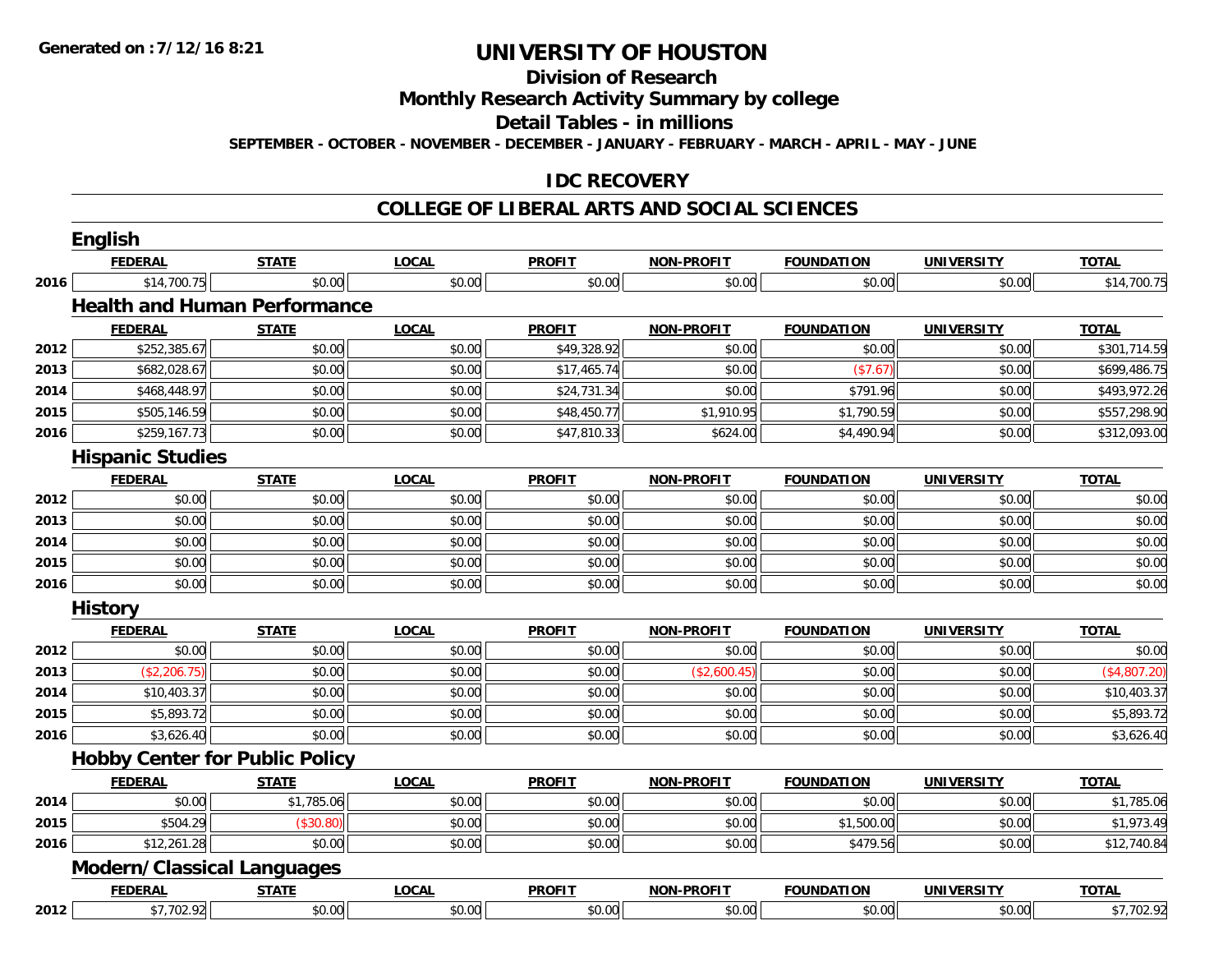**Generated on :7/12/16 8:21**

# UNIVERSITY OF HOUSTON

## Division of Research

## Monthly Research Activity Summary by college

## Detail Tables - in millions

**SEPTEMBER - OCTOBER - NOVEMBER - DECEMBER - JANUARY - FEBRUARY - MARCH - APRIL - MAY - JUNE**

## IDC RECOVERY

## COLLEGE OF LIBERAL ARTS AND SOCIAL SCIENCES

### English

| | FEDERAL | STATE | LOCAL | PROFIT | NON-PROFIT | FOUNDATION | UNIVERSITY | TOTAL |
|---|---|---|---|---|---|---|---|---|
| 2016 | $14,700.75 | $0.00 | $0.00 | $0.00 | $0.00 | $0.00 | $0.00 | $14,700.75 |

### Health and Human Performance

| | FEDERAL | STATE | LOCAL | PROFIT | NON-PROFIT | FOUNDATION | UNIVERSITY | TOTAL |
|---|---|---|---|---|---|---|---|---|
| 2012 | $252,385.67 | $0.00 | $0.00 | $49,328.92 | $0.00 | $0.00 | $0.00 | $301,714.59 |
| 2013 | $682,028.67 | $0.00 | $0.00 | $17,465.74 | $0.00 | ($7.67) | $0.00 | $699,486.75 |
| 2014 | $468,448.97 | $0.00 | $0.00 | $24,731.34 | $0.00 | $791.96 | $0.00 | $493,972.26 |
| 2015 | $505,146.59 | $0.00 | $0.00 | $48,450.77 | $1,910.95 | $1,790.59 | $0.00 | $557,298.90 |
| 2016 | $259,167.73 | $0.00 | $0.00 | $47,810.33 | $624.00 | $4,490.94 | $0.00 | $312,093.00 |

### Hispanic Studies

| | FEDERAL | STATE | LOCAL | PROFIT | NON-PROFIT | FOUNDATION | UNIVERSITY | TOTAL |
|---|---|---|---|---|---|---|---|---|
| 2012 | $0.00 | $0.00 | $0.00 | $0.00 | $0.00 | $0.00 | $0.00 | $0.00 |
| 2013 | $0.00 | $0.00 | $0.00 | $0.00 | $0.00 | $0.00 | $0.00 | $0.00 |
| 2014 | $0.00 | $0.00 | $0.00 | $0.00 | $0.00 | $0.00 | $0.00 | $0.00 |
| 2015 | $0.00 | $0.00 | $0.00 | $0.00 | $0.00 | $0.00 | $0.00 | $0.00 |
| 2016 | $0.00 | $0.00 | $0.00 | $0.00 | $0.00 | $0.00 | $0.00 | $0.00 |

### History

| | FEDERAL | STATE | LOCAL | PROFIT | NON-PROFIT | FOUNDATION | UNIVERSITY | TOTAL |
|---|---|---|---|---|---|---|---|---|
| 2012 | $0.00 | $0.00 | $0.00 | $0.00 | $0.00 | $0.00 | $0.00 | $0.00 |
| 2013 | ($2,206.75) | $0.00 | $0.00 | $0.00 | ($2,600.45) | $0.00 | $0.00 | ($4,807.20) |
| 2014 | $10,403.37 | $0.00 | $0.00 | $0.00 | $0.00 | $0.00 | $0.00 | $10,403.37 |
| 2015 | $5,893.72 | $0.00 | $0.00 | $0.00 | $0.00 | $0.00 | $0.00 | $5,893.72 |
| 2016 | $3,626.40 | $0.00 | $0.00 | $0.00 | $0.00 | $0.00 | $0.00 | $3,626.40 |

### Hobby Center for Public Policy

| | FEDERAL | STATE | LOCAL | PROFIT | NON-PROFIT | FOUNDATION | UNIVERSITY | TOTAL |
|---|---|---|---|---|---|---|---|---|
| 2014 | $0.00 | $1,785.06 | $0.00 | $0.00 | $0.00 | $0.00 | $0.00 | $1,785.06 |
| 2015 | $504.29 | ($30.80) | $0.00 | $0.00 | $0.00 | $1,500.00 | $0.00 | $1,973.49 |
| 2016 | $12,261.28 | $0.00 | $0.00 | $0.00 | $0.00 | $479.56 | $0.00 | $12,740.84 |

### Modern/Classical Languages

| | FEDERAL | STATE | LOCAL | PROFIT | NON-PROFIT | FOUNDATION | UNIVERSITY | TOTAL |
|---|---|---|---|---|---|---|---|---|
| 2012 | $7,702.92 | $0.00 | $0.00 | $0.00 | $0.00 | $0.00 | $0.00 | $7,702.92 |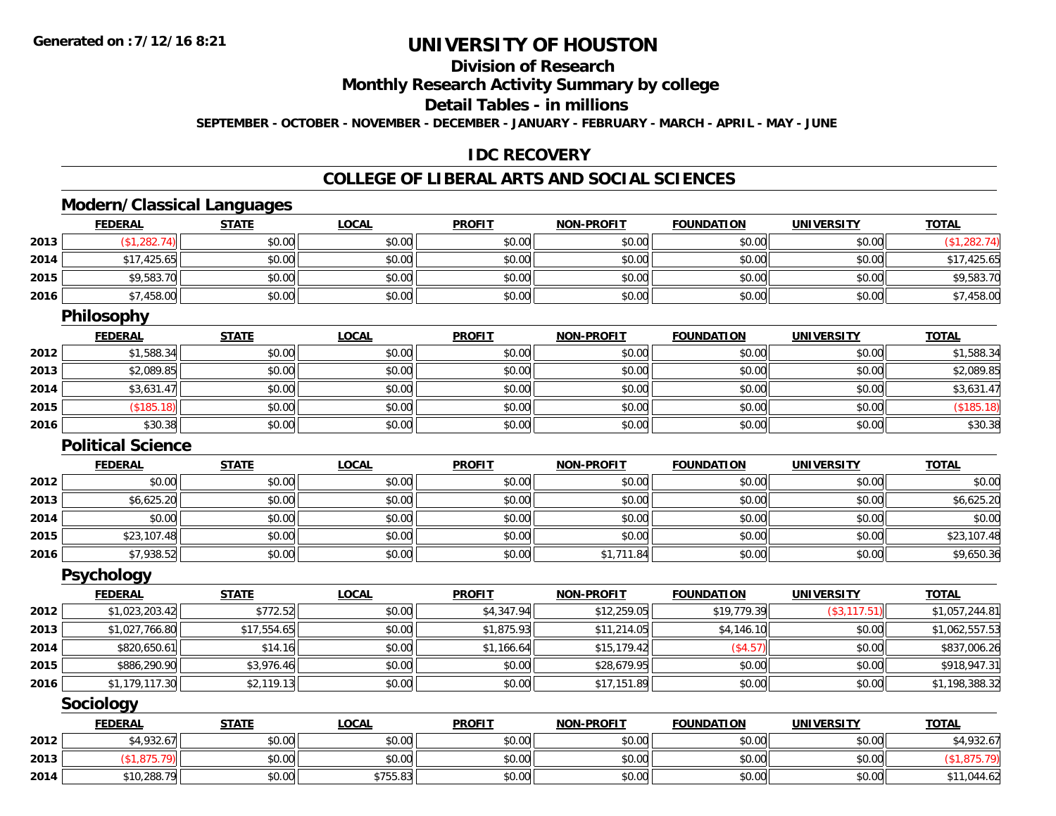# UNIVERSITY OF HOUSTON

## Division of Research

## Monthly Research Activity Summary by college

## Detail Tables - in millions

**SEPTEMBER - OCTOBER - NOVEMBER - DECEMBER - JANUARY - FEBRUARY - MARCH - APRIL - MAY - JUNE**

## IDC RECOVERY

## COLLEGE OF LIBERAL ARTS AND SOCIAL SCIENCES

### Modern/Classical Languages

| | FEDERAL | STATE | LOCAL | PROFIT | NON-PROFIT | FOUNDATION | UNIVERSITY | TOTAL |
|---|---|---|---|---|---|---|---|---|
| 2013 | ($1,282.74) | $0.00 | $0.00 | $0.00 | $0.00 | $0.00 | $0.00 | ($1,282.74) |
| 2014 | $17,425.65 | $0.00 | $0.00 | $0.00 | $0.00 | $0.00 | $0.00 | $17,425.65 |
| 2015 | $9,583.70 | $0.00 | $0.00 | $0.00 | $0.00 | $0.00 | $0.00 | $9,583.70 |
| 2016 | $7,458.00 | $0.00 | $0.00 | $0.00 | $0.00 | $0.00 | $0.00 | $7,458.00 |

### Philosophy

| | FEDERAL | STATE | LOCAL | PROFIT | NON-PROFIT | FOUNDATION | UNIVERSITY | TOTAL |
|---|---|---|---|---|---|---|---|---|
| 2012 | $1,588.34 | $0.00 | $0.00 | $0.00 | $0.00 | $0.00 | $0.00 | $1,588.34 |
| 2013 | $2,089.85 | $0.00 | $0.00 | $0.00 | $0.00 | $0.00 | $0.00 | $2,089.85 |
| 2014 | $3,631.47 | $0.00 | $0.00 | $0.00 | $0.00 | $0.00 | $0.00 | $3,631.47 |
| 2015 | ($185.18) | $0.00 | $0.00 | $0.00 | $0.00 | $0.00 | $0.00 | ($185.18) |
| 2016 | $30.38 | $0.00 | $0.00 | $0.00 | $0.00 | $0.00 | $0.00 | $30.38 |

### Political Science

| | FEDERAL | STATE | LOCAL | PROFIT | NON-PROFIT | FOUNDATION | UNIVERSITY | TOTAL |
|---|---|---|---|---|---|---|---|---|
| 2012 | $0.00 | $0.00 | $0.00 | $0.00 | $0.00 | $0.00 | $0.00 | $0.00 |
| 2013 | $6,625.20 | $0.00 | $0.00 | $0.00 | $0.00 | $0.00 | $0.00 | $6,625.20 |
| 2014 | $0.00 | $0.00 | $0.00 | $0.00 | $0.00 | $0.00 | $0.00 | $0.00 |
| 2015 | $23,107.48 | $0.00 | $0.00 | $0.00 | $0.00 | $0.00 | $0.00 | $23,107.48 |
| 2016 | $7,938.52 | $0.00 | $0.00 | $0.00 | $1,711.84 | $0.00 | $0.00 | $9,650.36 |

### Psychology

| | FEDERAL | STATE | LOCAL | PROFIT | NON-PROFIT | FOUNDATION | UNIVERSITY | TOTAL |
|---|---|---|---|---|---|---|---|---|
| 2012 | $1,023,203.42 | $772.52 | $0.00 | $4,347.94 | $12,259.05 | $19,779.39 | ($3,117.51) | $1,057,244.81 |
| 2013 | $1,027,766.80 | $17,554.65 | $0.00 | $1,875.93 | $11,214.05 | $4,146.10 | $0.00 | $1,062,557.53 |
| 2014 | $820,650.61 | $14.16 | $0.00 | $1,166.64 | $15,179.42 | ($4.57) | $0.00 | $837,006.26 |
| 2015 | $886,290.90 | $3,976.46 | $0.00 | $0.00 | $28,679.95 | $0.00 | $0.00 | $918,947.31 |
| 2016 | $1,179,117.30 | $2,119.13 | $0.00 | $0.00 | $17,151.89 | $0.00 | $0.00 | $1,198,388.32 |

### Sociology

| | FEDERAL | STATE | LOCAL | PROFIT | NON-PROFIT | FOUNDATION | UNIVERSITY | TOTAL |
|---|---|---|---|---|---|---|---|---|
| 2012 | $4,932.67 | $0.00 | $0.00 | $0.00 | $0.00 | $0.00 | $0.00 | $4,932.67 |
| 2013 | ($1,875.79) | $0.00 | $0.00 | $0.00 | $0.00 | $0.00 | $0.00 | ($1,875.79) |
| 2014 | $10,288.79 | $0.00 | $755.83 | $0.00 | $0.00 | $0.00 | $0.00 | $11,044.62 |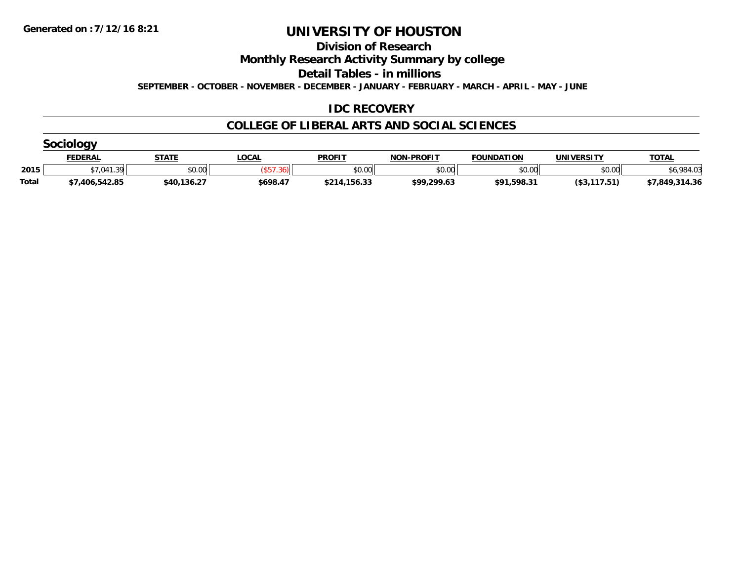Generated on :7/12/16 8:21

# UNIVERSITY OF HOUSTON

## Division of Research

## Monthly Research Activity Summary by college

## Detail Tables - in millions

SEPTEMBER - OCTOBER - NOVEMBER - DECEMBER - JANUARY - FEBRUARY - MARCH - APRIL - MAY - JUNE

### IDC RECOVERY

### COLLEGE OF LIBERAL ARTS AND SOCIAL SCIENCES

### Sociology

| | FEDERAL | STATE | LOCAL | PROFIT | NON-PROFIT | FOUNDATION | UNIVERSITY | TOTAL |
|---|---|---|---|---|---|---|---|---|
| 2015 | $7,041.39 | $0.00 | ($57.36) | $0.00 | $0.00 | $0.00 | $0.00 | $6,984.03 |
| Total | $7,406,542.85 | $40,136.27 | $698.47 | $214,156.33 | $99,299.63 | $91,598.31 | ($3,117.51) | $7,849,314.36 |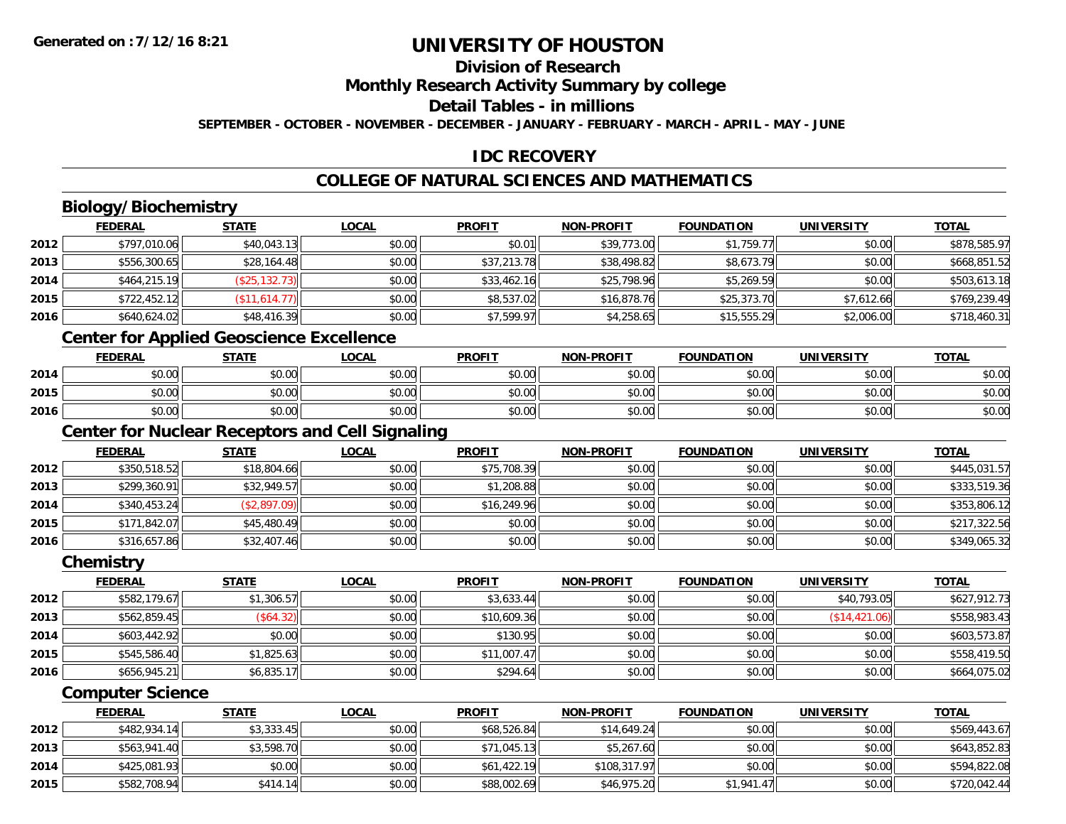# UNIVERSITY OF HOUSTON

## Division of Research

## Monthly Research Activity Summary by college

## Detail Tables - in millions

**SEPTEMBER - OCTOBER - NOVEMBER - DECEMBER - JANUARY - FEBRUARY - MARCH - APRIL - MAY - JUNE**

## IDC RECOVERY

## COLLEGE OF NATURAL SCIENCES AND MATHEMATICS

### Biology/Biochemistry

| | FEDERAL | STATE | LOCAL | PROFIT | NON-PROFIT | FOUNDATION | UNIVERSITY | TOTAL |
|---|---|---|---|---|---|---|---|---|
| 2012 | $797,010.06 | $40,043.13 | $0.00 | $0.01 | $39,773.00 | $1,759.77 | $0.00 | $878,585.97 |
| 2013 | $556,300.65 | $28,164.48 | $0.00 | $37,213.78 | $38,498.82 | $8,673.79 | $0.00 | $668,851.52 |
| 2014 | $464,215.19 | ($25,132.73) | $0.00 | $33,462.16 | $25,798.96 | $5,269.59 | $0.00 | $503,613.18 |
| 2015 | $722,452.12 | ($11,614.77) | $0.00 | $8,537.02 | $16,878.76 | $25,373.70 | $7,612.66 | $769,239.49 |
| 2016 | $640,624.02 | $48,416.39 | $0.00 | $7,599.97 | $4,258.65 | $15,555.29 | $2,006.00 | $718,460.31 |

### Center for Applied Geoscience Excellence

| | FEDERAL | STATE | LOCAL | PROFIT | NON-PROFIT | FOUNDATION | UNIVERSITY | TOTAL |
|---|---|---|---|---|---|---|---|---|
| 2014 | $0.00 | $0.00 | $0.00 | $0.00 | $0.00 | $0.00 | $0.00 | $0.00 |
| 2015 | $0.00 | $0.00 | $0.00 | $0.00 | $0.00 | $0.00 | $0.00 | $0.00 |
| 2016 | $0.00 | $0.00 | $0.00 | $0.00 | $0.00 | $0.00 | $0.00 | $0.00 |

### Center for Nuclear Receptors and Cell Signaling

| | FEDERAL | STATE | LOCAL | PROFIT | NON-PROFIT | FOUNDATION | UNIVERSITY | TOTAL |
|---|---|---|---|---|---|---|---|---|
| 2012 | $350,518.52 | $18,804.66 | $0.00 | $75,708.39 | $0.00 | $0.00 | $0.00 | $445,031.57 |
| 2013 | $299,360.91 | $32,949.57 | $0.00 | $1,208.88 | $0.00 | $0.00 | $0.00 | $333,519.36 |
| 2014 | $340,453.24 | ($2,897.09) | $0.00 | $16,249.96 | $0.00 | $0.00 | $0.00 | $353,806.12 |
| 2015 | $171,842.07 | $45,480.49 | $0.00 | $0.00 | $0.00 | $0.00 | $0.00 | $217,322.56 |
| 2016 | $316,657.86 | $32,407.46 | $0.00 | $0.00 | $0.00 | $0.00 | $0.00 | $349,065.32 |

### Chemistry

| | FEDERAL | STATE | LOCAL | PROFIT | NON-PROFIT | FOUNDATION | UNIVERSITY | TOTAL |
|---|---|---|---|---|---|---|---|---|
| 2012 | $582,179.67 | $1,306.57 | $0.00 | $3,633.44 | $0.00 | $0.00 | $40,793.05 | $627,912.73 |
| 2013 | $562,859.45 | ($64.32) | $0.00 | $10,609.36 | $0.00 | $0.00 | ($14,421.06) | $558,983.43 |
| 2014 | $603,442.92 | $0.00 | $0.00 | $130.95 | $0.00 | $0.00 | $0.00 | $603,573.87 |
| 2015 | $545,586.40 | $1,825.63 | $0.00 | $11,007.47 | $0.00 | $0.00 | $0.00 | $558,419.50 |
| 2016 | $656,945.21 | $6,835.17 | $0.00 | $294.64 | $0.00 | $0.00 | $0.00 | $664,075.02 |

### Computer Science

| | FEDERAL | STATE | LOCAL | PROFIT | NON-PROFIT | FOUNDATION | UNIVERSITY | TOTAL |
|---|---|---|---|---|---|---|---|---|
| 2012 | $482,934.14 | $3,333.45 | $0.00 | $68,526.84 | $14,649.24 | $0.00 | $0.00 | $569,443.67 |
| 2013 | $563,941.40 | $3,598.70 | $0.00 | $71,045.13 | $5,267.60 | $0.00 | $0.00 | $643,852.83 |
| 2014 | $425,081.93 | $0.00 | $0.00 | $61,422.19 | $108,317.97 | $0.00 | $0.00 | $594,822.08 |
| 2015 | $582,708.94 | $414.14 | $0.00 | $88,002.69 | $46,975.20 | $1,941.47 | $0.00 | $720,042.44 |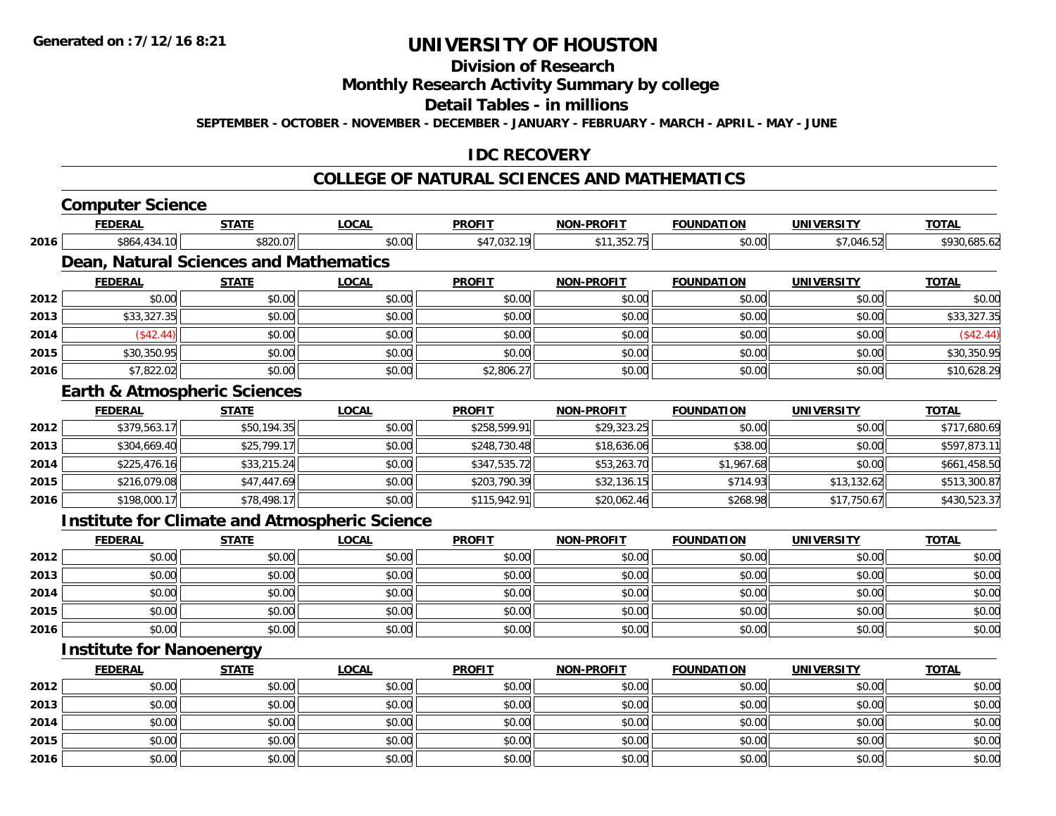# UNIVERSITY OF HOUSTON

## Division of Research

## Monthly Research Activity Summary by college

## Detail Tables - in millions

**SEPTEMBER - OCTOBER - NOVEMBER - DECEMBER - JANUARY - FEBRUARY - MARCH - APRIL - MAY - JUNE**

## IDC RECOVERY

## COLLEGE OF NATURAL SCIENCES AND MATHEMATICS

### Computer Science

| | FEDERAL | STATE | LOCAL | PROFIT | NON-PROFIT | FOUNDATION | UNIVERSITY | TOTAL |
|---|---|---|---|---|---|---|---|---|
| 2016 | $864,434.10 | $820.07 | $0.00 | $47,032.19 | $11,352.75 | $0.00 | $7,046.52 | $930,685.62 |

### Dean, Natural Sciences and Mathematics

| | FEDERAL | STATE | LOCAL | PROFIT | NON-PROFIT | FOUNDATION | UNIVERSITY | TOTAL |
|---|---|---|---|---|---|---|---|---|
| 2012 | $0.00 | $0.00 | $0.00 | $0.00 | $0.00 | $0.00 | $0.00 | $0.00 |
| 2013 | $33,327.35 | $0.00 | $0.00 | $0.00 | $0.00 | $0.00 | $0.00 | $33,327.35 |
| 2014 | ($42.44) | $0.00 | $0.00 | $0.00 | $0.00 | $0.00 | $0.00 | ($42.44) |
| 2015 | $30,350.95 | $0.00 | $0.00 | $0.00 | $0.00 | $0.00 | $0.00 | $30,350.95 |
| 2016 | $7,822.02 | $0.00 | $0.00 | $2,806.27 | $0.00 | $0.00 | $0.00 | $10,628.29 |

### Earth & Atmospheric Sciences

| | FEDERAL | STATE | LOCAL | PROFIT | NON-PROFIT | FOUNDATION | UNIVERSITY | TOTAL |
|---|---|---|---|---|---|---|---|---|
| 2012 | $379,563.17 | $50,194.35 | $0.00 | $258,599.91 | $29,323.25 | $0.00 | $0.00 | $717,680.69 |
| 2013 | $304,669.40 | $25,799.17 | $0.00 | $248,730.48 | $18,636.06 | $38.00 | $0.00 | $597,873.11 |
| 2014 | $225,476.16 | $33,215.24 | $0.00 | $347,535.72 | $53,263.70 | $1,967.68 | $0.00 | $661,458.50 |
| 2015 | $216,079.08 | $47,447.69 | $0.00 | $203,790.39 | $32,136.15 | $714.93 | $13,132.62 | $513,300.87 |
| 2016 | $198,000.17 | $78,498.17 | $0.00 | $115,942.91 | $20,062.46 | $268.98 | $17,750.67 | $430,523.37 |

### Institute for Climate and Atmospheric Science

| | FEDERAL | STATE | LOCAL | PROFIT | NON-PROFIT | FOUNDATION | UNIVERSITY | TOTAL |
|---|---|---|---|---|---|---|---|---|
| 2012 | $0.00 | $0.00 | $0.00 | $0.00 | $0.00 | $0.00 | $0.00 | $0.00 |
| 2013 | $0.00 | $0.00 | $0.00 | $0.00 | $0.00 | $0.00 | $0.00 | $0.00 |
| 2014 | $0.00 | $0.00 | $0.00 | $0.00 | $0.00 | $0.00 | $0.00 | $0.00 |
| 2015 | $0.00 | $0.00 | $0.00 | $0.00 | $0.00 | $0.00 | $0.00 | $0.00 |
| 2016 | $0.00 | $0.00 | $0.00 | $0.00 | $0.00 | $0.00 | $0.00 | $0.00 |

### Institute for Nanoenergy

| | FEDERAL | STATE | LOCAL | PROFIT | NON-PROFIT | FOUNDATION | UNIVERSITY | TOTAL |
|---|---|---|---|---|---|---|---|---|
| 2012 | $0.00 | $0.00 | $0.00 | $0.00 | $0.00 | $0.00 | $0.00 | $0.00 |
| 2013 | $0.00 | $0.00 | $0.00 | $0.00 | $0.00 | $0.00 | $0.00 | $0.00 |
| 2014 | $0.00 | $0.00 | $0.00 | $0.00 | $0.00 | $0.00 | $0.00 | $0.00 |
| 2015 | $0.00 | $0.00 | $0.00 | $0.00 | $0.00 | $0.00 | $0.00 | $0.00 |
| 2016 | $0.00 | $0.00 | $0.00 | $0.00 | $0.00 | $0.00 | $0.00 | $0.00 |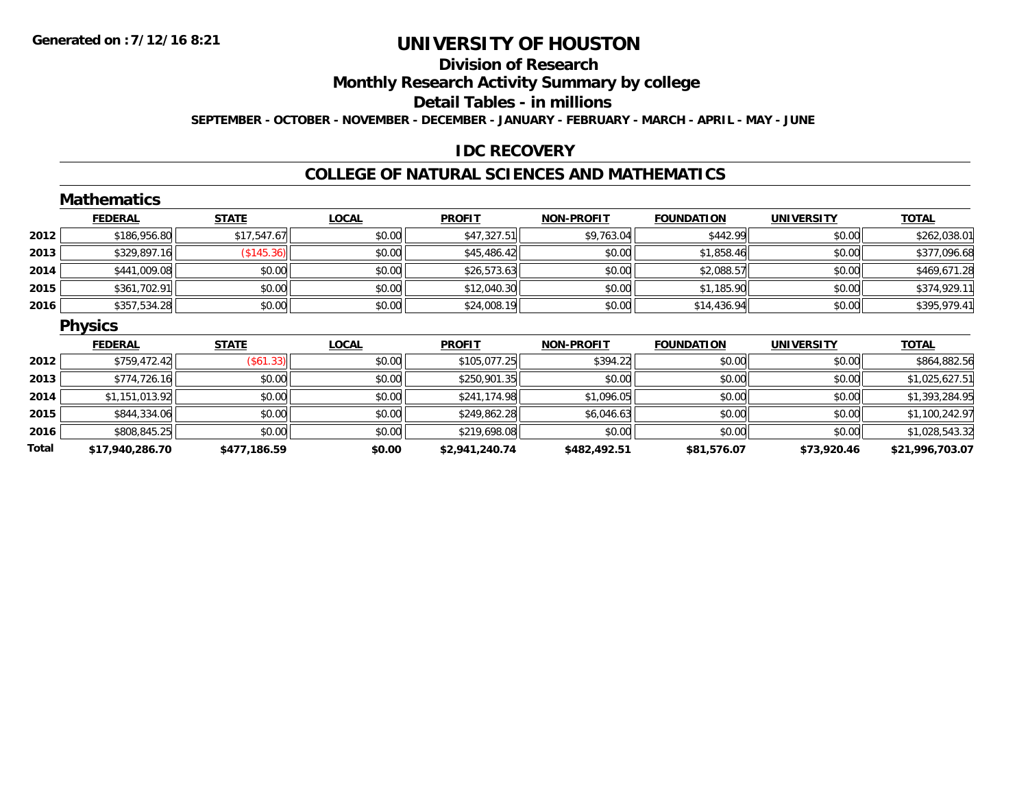**Generated on :7/12/16 8:21**

# UNIVERSITY OF HOUSTON

## Division of Research

## Monthly Research Activity Summary by college

## Detail Tables - in millions

**SEPTEMBER - OCTOBER - NOVEMBER - DECEMBER - JANUARY - FEBRUARY - MARCH - APRIL - MAY - JUNE**

### IDC RECOVERY

### COLLEGE OF NATURAL SCIENCES AND MATHEMATICS

#### Mathematics

| | FEDERAL | STATE | LOCAL | PROFIT | NON-PROFIT | FOUNDATION | UNIVERSITY | TOTAL |
|---|---|---|---|---|---|---|---|---|
| 2012 | $186,956.80 | $17,547.67 | $0.00 | $47,327.51 | $9,763.04 | $442.99 | $0.00 | $262,038.01 |
| 2013 | $329,897.16 | ($145.36) | $0.00 | $45,486.42 | $0.00 | $1,858.46 | $0.00 | $377,096.68 |
| 2014 | $441,009.08 | $0.00 | $0.00 | $26,573.63 | $0.00 | $2,088.57 | $0.00 | $469,671.28 |
| 2015 | $361,702.91 | $0.00 | $0.00 | $12,040.30 | $0.00 | $1,185.90 | $0.00 | $374,929.11 |
| 2016 | $357,534.28 | $0.00 | $0.00 | $24,008.19 | $0.00 | $14,436.94 | $0.00 | $395,979.41 |

#### Physics

| | FEDERAL | STATE | LOCAL | PROFIT | NON-PROFIT | FOUNDATION | UNIVERSITY | TOTAL |
|---|---|---|---|---|---|---|---|---|
| 2012 | $759,472.42 | ($61.33) | $0.00 | $105,077.25 | $394.22 | $0.00 | $0.00 | $864,882.56 |
| 2013 | $774,726.16 | $0.00 | $0.00 | $250,901.35 | $0.00 | $0.00 | $0.00 | $1,025,627.51 |
| 2014 | $1,151,013.92 | $0.00 | $0.00 | $241,174.98 | $1,096.05 | $0.00 | $0.00 | $1,393,284.95 |
| 2015 | $844,334.06 | $0.00 | $0.00 | $249,862.28 | $6,046.63 | $0.00 | $0.00 | $1,100,242.97 |
| 2016 | $808,845.25 | $0.00 | $0.00 | $219,698.08 | $0.00 | $0.00 | $0.00 | $1,028,543.32 |
| **Total** | **$17,940,286.70** | **$477,186.59** | **$0.00** | **$2,941,240.74** | **$482,492.51** | **$81,576.07** | **$73,920.46** | **$21,996,703.07** |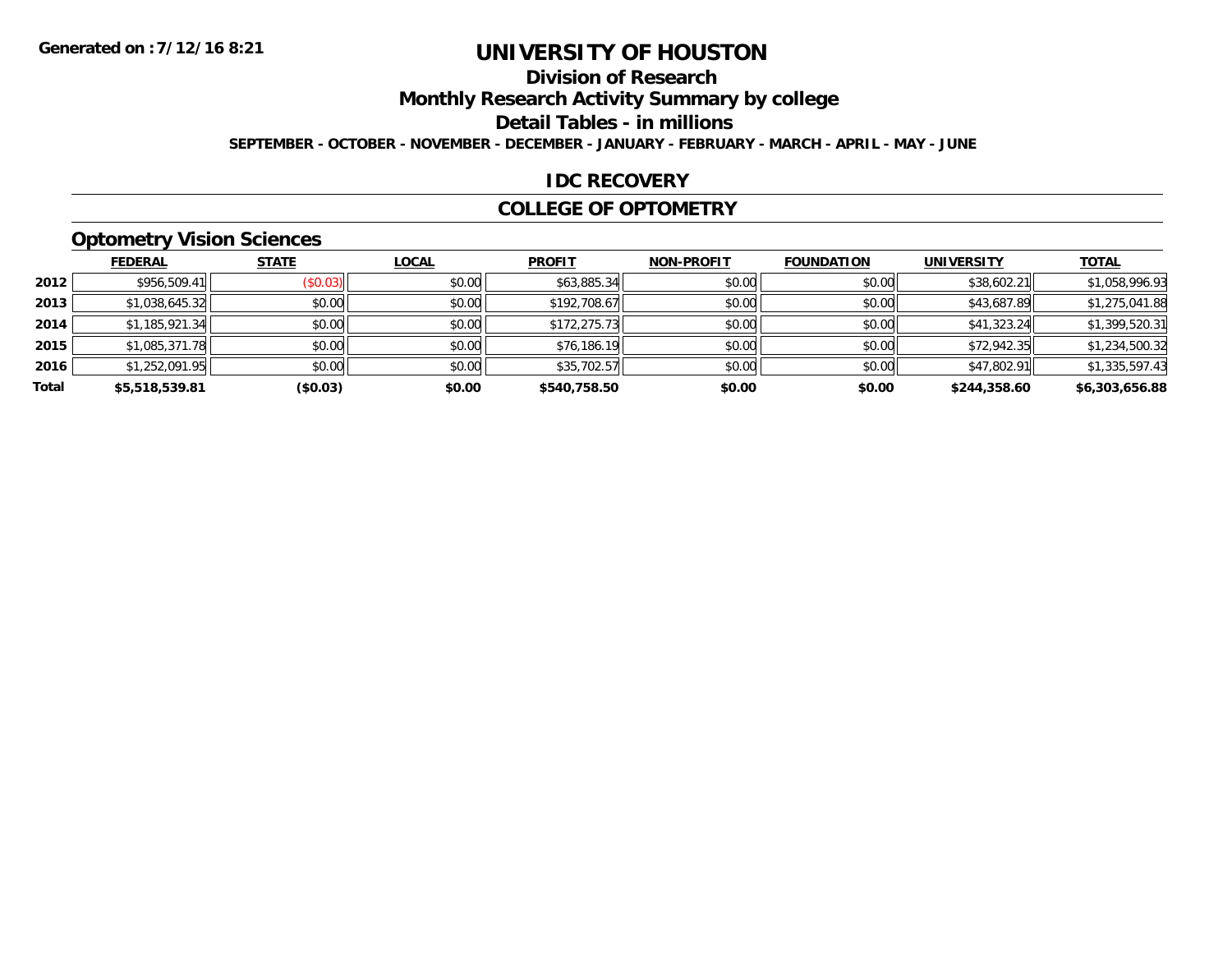# UNIVERSITY OF HOUSTON

## Division of Research

## Monthly Research Activity Summary by college

## Detail Tables - in millions

**SEPTEMBER - OCTOBER - NOVEMBER - DECEMBER - JANUARY - FEBRUARY - MARCH - APRIL - MAY - JUNE**

Generated on : 7/12/16 8:21

### IDC RECOVERY

### COLLEGE OF OPTOMETRY

### Optometry Vision Sciences

| | FEDERAL | STATE | LOCAL | PROFIT | NON-PROFIT | FOUNDATION | UNIVERSITY | TOTAL |
|---|---|---|---|---|---|---|---|---|
| 2012 | $956,509.41 | ($0.03) | $0.00 | $63,885.34 | $0.00 | $0.00 | $38,602.21 | $1,058,996.93 |
| 2013 | $1,038,645.32 | $0.00 | $0.00 | $192,708.67 | $0.00 | $0.00 | $43,687.89 | $1,275,041.88 |
| 2014 | $1,185,921.34 | $0.00 | $0.00 | $172,275.73 | $0.00 | $0.00 | $41,323.24 | $1,399,520.31 |
| 2015 | $1,085,371.78 | $0.00 | $0.00 | $76,186.19 | $0.00 | $0.00 | $72,942.35 | $1,234,500.32 |
| 2016 | $1,252,091.95 | $0.00 | $0.00 | $35,702.57 | $0.00 | $0.00 | $47,802.91 | $1,335,597.43 |
| **Total** | **$5,518,539.81** | **($0.03)** | **$0.00** | **$540,758.50** | **$0.00** | **$0.00** | **$244,358.60** | **$6,303,656.88** |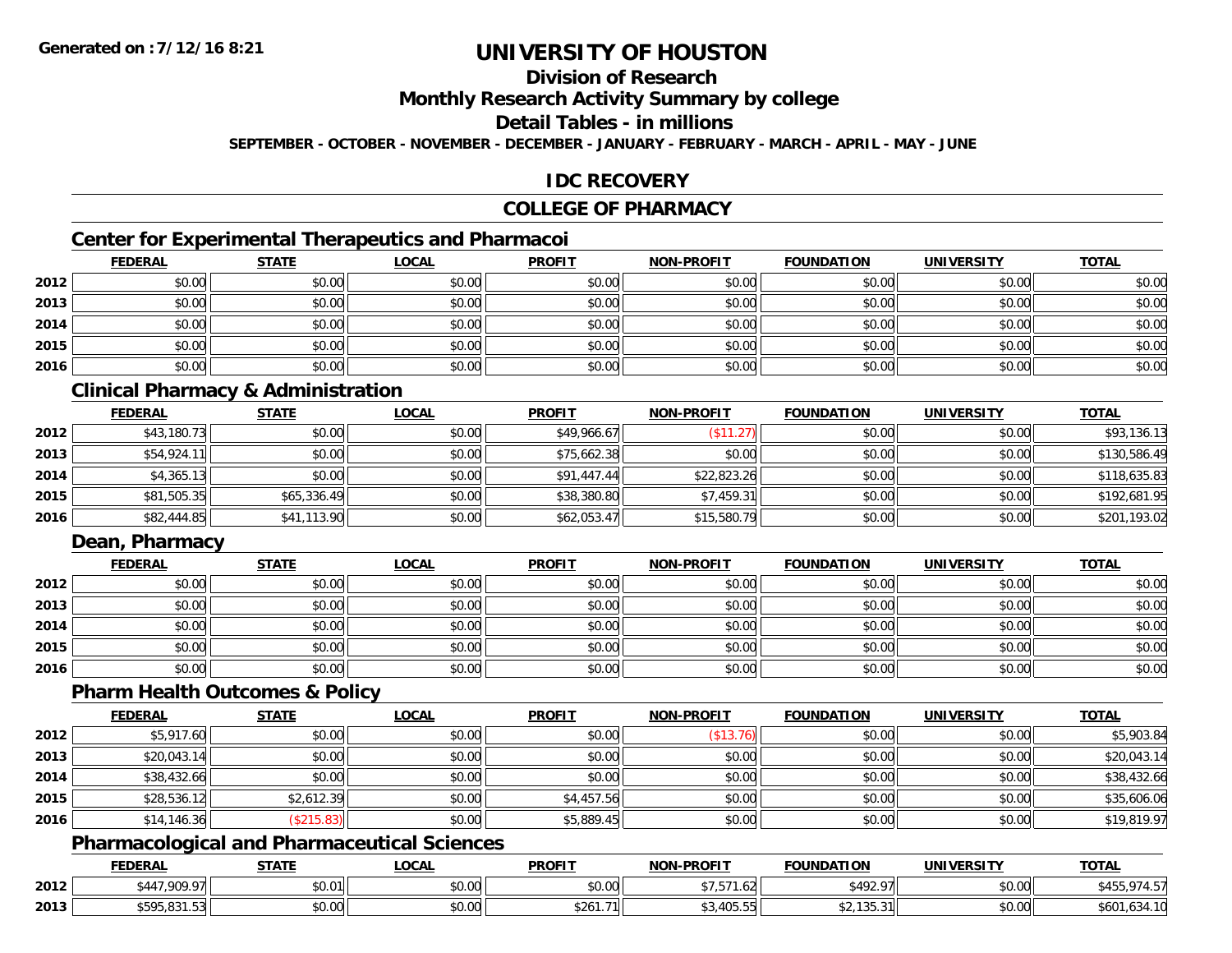# UNIVERSITY OF HOUSTON

## Division of Research

## Monthly Research Activity Summary by college

## Detail Tables - in millions

**SEPTEMBER - OCTOBER - NOVEMBER - DECEMBER - JANUARY - FEBRUARY - MARCH - APRIL - MAY - JUNE**

## IDC RECOVERY

## COLLEGE OF PHARMACY

### Center for Experimental Therapeutics and Pharmacoi

| | FEDERAL | STATE | LOCAL | PROFIT | NON-PROFIT | FOUNDATION | UNIVERSITY | TOTAL |
|---|---|---|---|---|---|---|---|---|
| 2012 | $0.00 | $0.00 | $0.00 | $0.00 | $0.00 | $0.00 | $0.00 | $0.00 |
| 2013 | $0.00 | $0.00 | $0.00 | $0.00 | $0.00 | $0.00 | $0.00 | $0.00 |
| 2014 | $0.00 | $0.00 | $0.00 | $0.00 | $0.00 | $0.00 | $0.00 | $0.00 |
| 2015 | $0.00 | $0.00 | $0.00 | $0.00 | $0.00 | $0.00 | $0.00 | $0.00 |
| 2016 | $0.00 | $0.00 | $0.00 | $0.00 | $0.00 | $0.00 | $0.00 | $0.00 |

### Clinical Pharmacy & Administration

| | FEDERAL | STATE | LOCAL | PROFIT | NON-PROFIT | FOUNDATION | UNIVERSITY | TOTAL |
|---|---|---|---|---|---|---|---|---|
| 2012 | $43,180.73 | $0.00 | $0.00 | $49,966.67 | ($11.27) | $0.00 | $0.00 | $93,136.13 |
| 2013 | $54,924.11 | $0.00 | $0.00 | $75,662.38 | $0.00 | $0.00 | $0.00 | $130,586.49 |
| 2014 | $4,365.13 | $0.00 | $0.00 | $91,447.44 | $22,823.26 | $0.00 | $0.00 | $118,635.83 |
| 2015 | $81,505.35 | $65,336.49 | $0.00 | $38,380.80 | $7,459.31 | $0.00 | $0.00 | $192,681.95 |
| 2016 | $82,444.85 | $41,113.90 | $0.00 | $62,053.47 | $15,580.79 | $0.00 | $0.00 | $201,193.02 |

### Dean, Pharmacy

| | FEDERAL | STATE | LOCAL | PROFIT | NON-PROFIT | FOUNDATION | UNIVERSITY | TOTAL |
|---|---|---|---|---|---|---|---|---|
| 2012 | $0.00 | $0.00 | $0.00 | $0.00 | $0.00 | $0.00 | $0.00 | $0.00 |
| 2013 | $0.00 | $0.00 | $0.00 | $0.00 | $0.00 | $0.00 | $0.00 | $0.00 |
| 2014 | $0.00 | $0.00 | $0.00 | $0.00 | $0.00 | $0.00 | $0.00 | $0.00 |
| 2015 | $0.00 | $0.00 | $0.00 | $0.00 | $0.00 | $0.00 | $0.00 | $0.00 |
| 2016 | $0.00 | $0.00 | $0.00 | $0.00 | $0.00 | $0.00 | $0.00 | $0.00 |

### Pharm Health Outcomes & Policy

| | FEDERAL | STATE | LOCAL | PROFIT | NON-PROFIT | FOUNDATION | UNIVERSITY | TOTAL |
|---|---|---|---|---|---|---|---|---|
| 2012 | $5,917.60 | $0.00 | $0.00 | $0.00 | ($13.76) | $0.00 | $0.00 | $5,903.84 |
| 2013 | $20,043.14 | $0.00 | $0.00 | $0.00 | $0.00 | $0.00 | $0.00 | $20,043.14 |
| 2014 | $38,432.66 | $0.00 | $0.00 | $0.00 | $0.00 | $0.00 | $0.00 | $38,432.66 |
| 2015 | $28,536.12 | $2,612.39 | $0.00 | $4,457.56 | $0.00 | $0.00 | $0.00 | $35,606.06 |
| 2016 | $14,146.36 | ($215.83) | $0.00 | $5,889.45 | $0.00 | $0.00 | $0.00 | $19,819.97 |

### Pharmacological and Pharmaceutical Sciences

| | FEDERAL | STATE | LOCAL | PROFIT | NON-PROFIT | FOUNDATION | UNIVERSITY | TOTAL |
|---|---|---|---|---|---|---|---|---|
| 2012 | $447,909.97 | $0.01 | $0.00 | $0.00 | $7,571.62 | $492.97 | $0.00 | $455,974.57 |
| 2013 | $595,831.53 | $0.00 | $0.00 | $261.71 | $3,405.55 | $2,135.31 | $0.00 | $601,634.10 |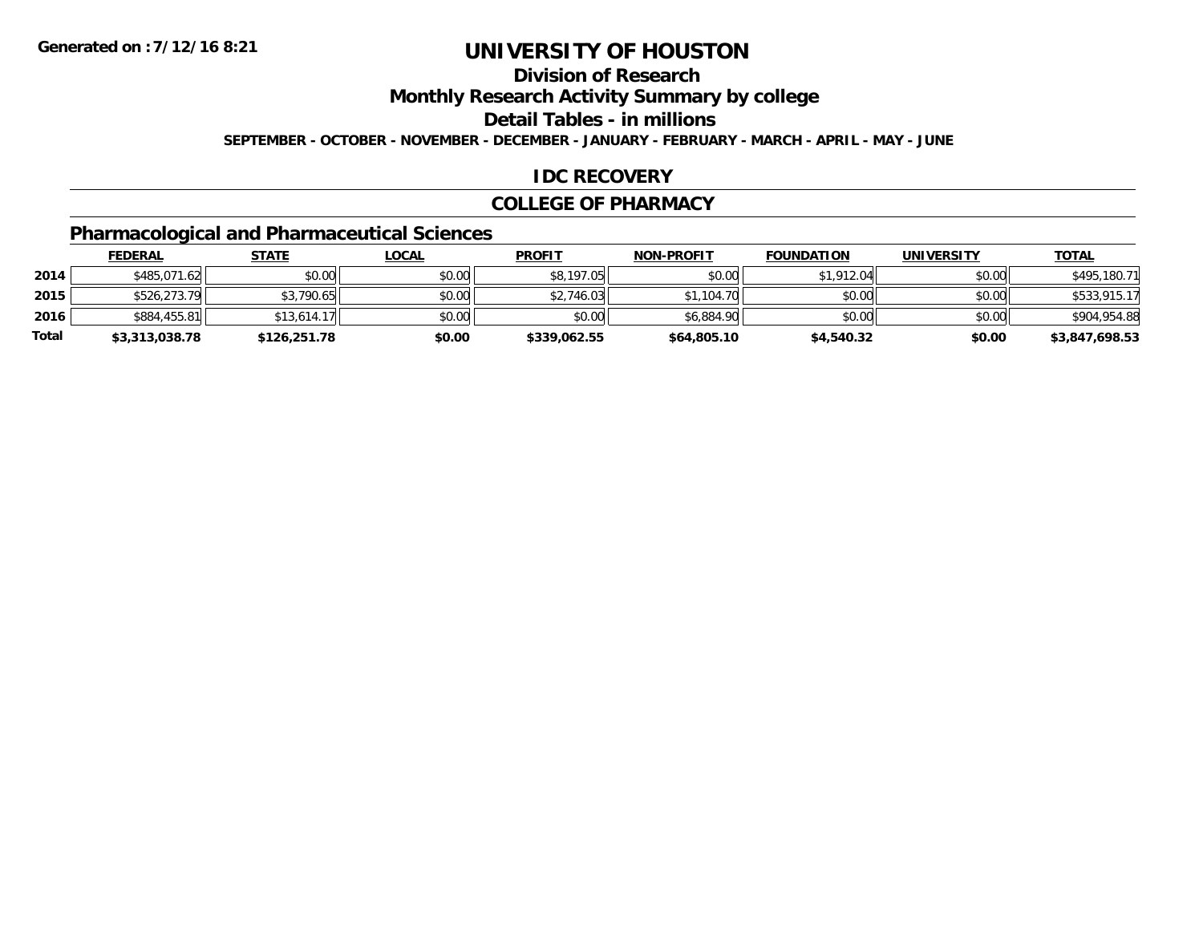**Generated on :7/12/16 8:21**

# UNIVERSITY OF HOUSTON

## Division of Research

## Monthly Research Activity Summary by college

## Detail Tables - in millions

**SEPTEMBER - OCTOBER - NOVEMBER - DECEMBER - JANUARY - FEBRUARY - MARCH - APRIL - MAY - JUNE**

## IDC RECOVERY

## COLLEGE OF PHARMACY

### Pharmacological and Pharmaceutical Sciences

| | FEDERAL | STATE | LOCAL | PROFIT | NON-PROFIT | FOUNDATION | UNIVERSITY | TOTAL |
|---|---|---|---|---|---|---|---|---|
| 2014 | $485,071.62 | $0.00 | $0.00 | $8,197.05 | $0.00 | $1,912.04 | $0.00 | $495,180.71 |
| 2015 | $526,273.79 | $3,790.65 | $0.00 | $2,746.03 | $1,104.70 | $0.00 | $0.00 | $533,915.17 |
| 2016 | $884,455.81 | $13,614.17 | $0.00 | $0.00 | $6,884.90 | $0.00 | $0.00 | $904,954.88 |
| **Total** | **$3,313,038.78** | **$126,251.78** | **$0.00** | **$339,062.55** | **$64,805.10** | **$4,540.32** | **$0.00** | **$3,847,698.53** |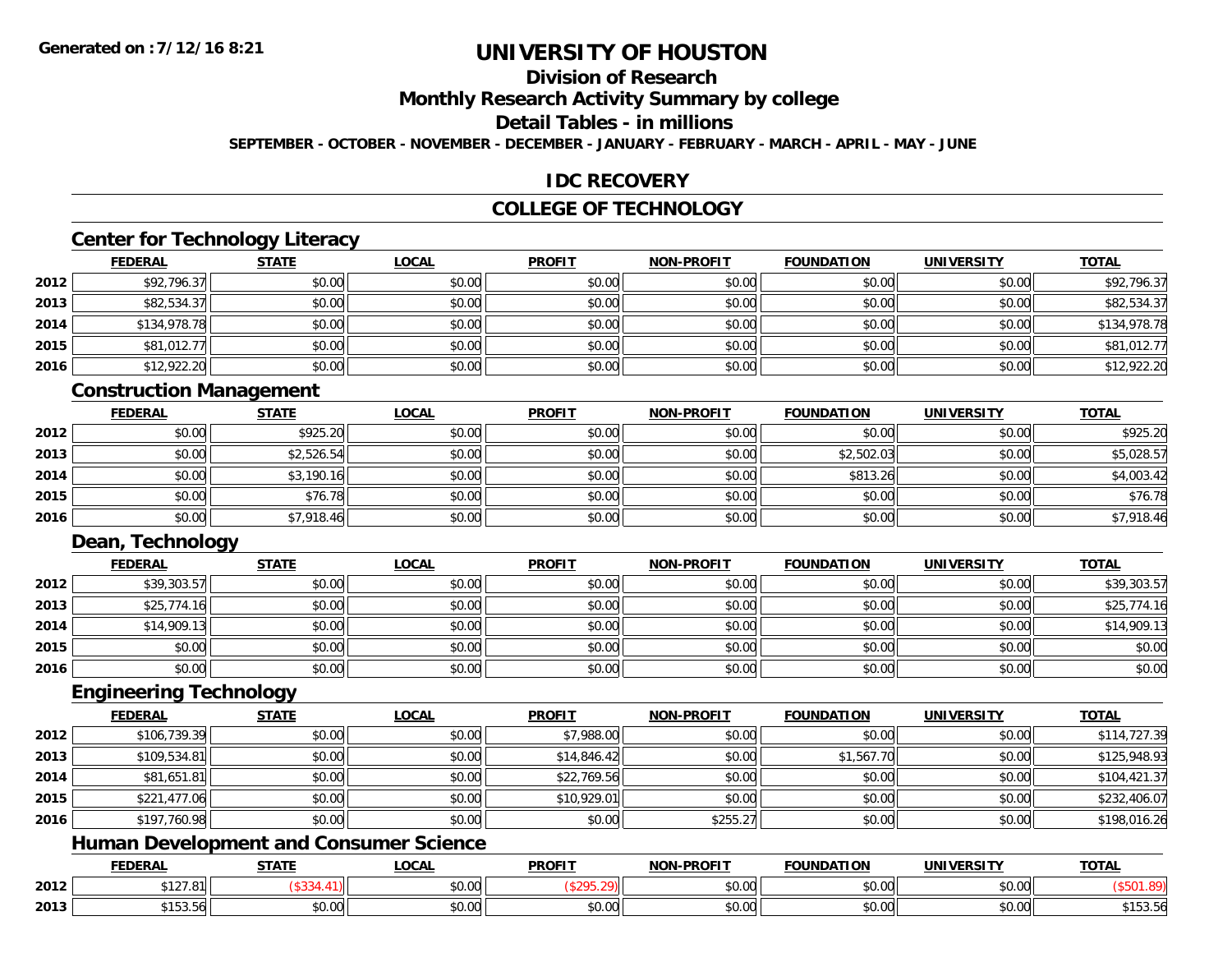# UNIVERSITY OF HOUSTON

## Division of Research

## Monthly Research Activity Summary by college

## Detail Tables - in millions

**SEPTEMBER - OCTOBER - NOVEMBER - DECEMBER - JANUARY - FEBRUARY - MARCH - APRIL - MAY - JUNE**

## IDC RECOVERY

## COLLEGE OF TECHNOLOGY

### Center for Technology Literacy

| | FEDERAL | STATE | LOCAL | PROFIT | NON-PROFIT | FOUNDATION | UNIVERSITY | TOTAL |
|---|---|---|---|---|---|---|---|---|
| 2012 | $92,796.37 | $0.00 | $0.00 | $0.00 | $0.00 | $0.00 | $0.00 | $92,796.37 |
| 2013 | $82,534.37 | $0.00 | $0.00 | $0.00 | $0.00 | $0.00 | $0.00 | $82,534.37 |
| 2014 | $134,978.78 | $0.00 | $0.00 | $0.00 | $0.00 | $0.00 | $0.00 | $134,978.78 |
| 2015 | $81,012.77 | $0.00 | $0.00 | $0.00 | $0.00 | $0.00 | $0.00 | $81,012.77 |
| 2016 | $12,922.20 | $0.00 | $0.00 | $0.00 | $0.00 | $0.00 | $0.00 | $12,922.20 |

### Construction Management

| | FEDERAL | STATE | LOCAL | PROFIT | NON-PROFIT | FOUNDATION | UNIVERSITY | TOTAL |
|---|---|---|---|---|---|---|---|---|
| 2012 | $0.00 | $925.20 | $0.00 | $0.00 | $0.00 | $0.00 | $0.00 | $925.20 |
| 2013 | $0.00 | $2,526.54 | $0.00 | $0.00 | $0.00 | $2,502.03 | $0.00 | $5,028.57 |
| 2014 | $0.00 | $3,190.16 | $0.00 | $0.00 | $0.00 | $813.26 | $0.00 | $4,003.42 |
| 2015 | $0.00 | $76.78 | $0.00 | $0.00 | $0.00 | $0.00 | $0.00 | $76.78 |
| 2016 | $0.00 | $7,918.46 | $0.00 | $0.00 | $0.00 | $0.00 | $0.00 | $7,918.46 |

### Dean, Technology

| | FEDERAL | STATE | LOCAL | PROFIT | NON-PROFIT | FOUNDATION | UNIVERSITY | TOTAL |
|---|---|---|---|---|---|---|---|---|
| 2012 | $39,303.57 | $0.00 | $0.00 | $0.00 | $0.00 | $0.00 | $0.00 | $39,303.57 |
| 2013 | $25,774.16 | $0.00 | $0.00 | $0.00 | $0.00 | $0.00 | $0.00 | $25,774.16 |
| 2014 | $14,909.13 | $0.00 | $0.00 | $0.00 | $0.00 | $0.00 | $0.00 | $14,909.13 |
| 2015 | $0.00 | $0.00 | $0.00 | $0.00 | $0.00 | $0.00 | $0.00 | $0.00 |
| 2016 | $0.00 | $0.00 | $0.00 | $0.00 | $0.00 | $0.00 | $0.00 | $0.00 |

### Engineering Technology

| | FEDERAL | STATE | LOCAL | PROFIT | NON-PROFIT | FOUNDATION | UNIVERSITY | TOTAL |
|---|---|---|---|---|---|---|---|---|
| 2012 | $106,739.39 | $0.00 | $0.00 | $7,988.00 | $0.00 | $0.00 | $0.00 | $114,727.39 |
| 2013 | $109,534.81 | $0.00 | $0.00 | $14,846.42 | $0.00 | $1,567.70 | $0.00 | $125,948.93 |
| 2014 | $81,651.81 | $0.00 | $0.00 | $22,769.56 | $0.00 | $0.00 | $0.00 | $104,421.37 |
| 2015 | $221,477.06 | $0.00 | $0.00 | $10,929.01 | $0.00 | $0.00 | $0.00 | $232,406.07 |
| 2016 | $197,760.98 | $0.00 | $0.00 | $0.00 | $255.27 | $0.00 | $0.00 | $198,016.26 |

### Human Development and Consumer Science

| | FEDERAL | STATE | LOCAL | PROFIT | NON-PROFIT | FOUNDATION | UNIVERSITY | TOTAL |
|---|---|---|---|---|---|---|---|---|
| 2012 | $127.81 | ($334.41) | $0.00 | ($295.29) | $0.00 | $0.00 | $0.00 | ($501.89) |
| 2013 | $153.56 | $0.00 | $0.00 | $0.00 | $0.00 | $0.00 | $0.00 | $153.56 |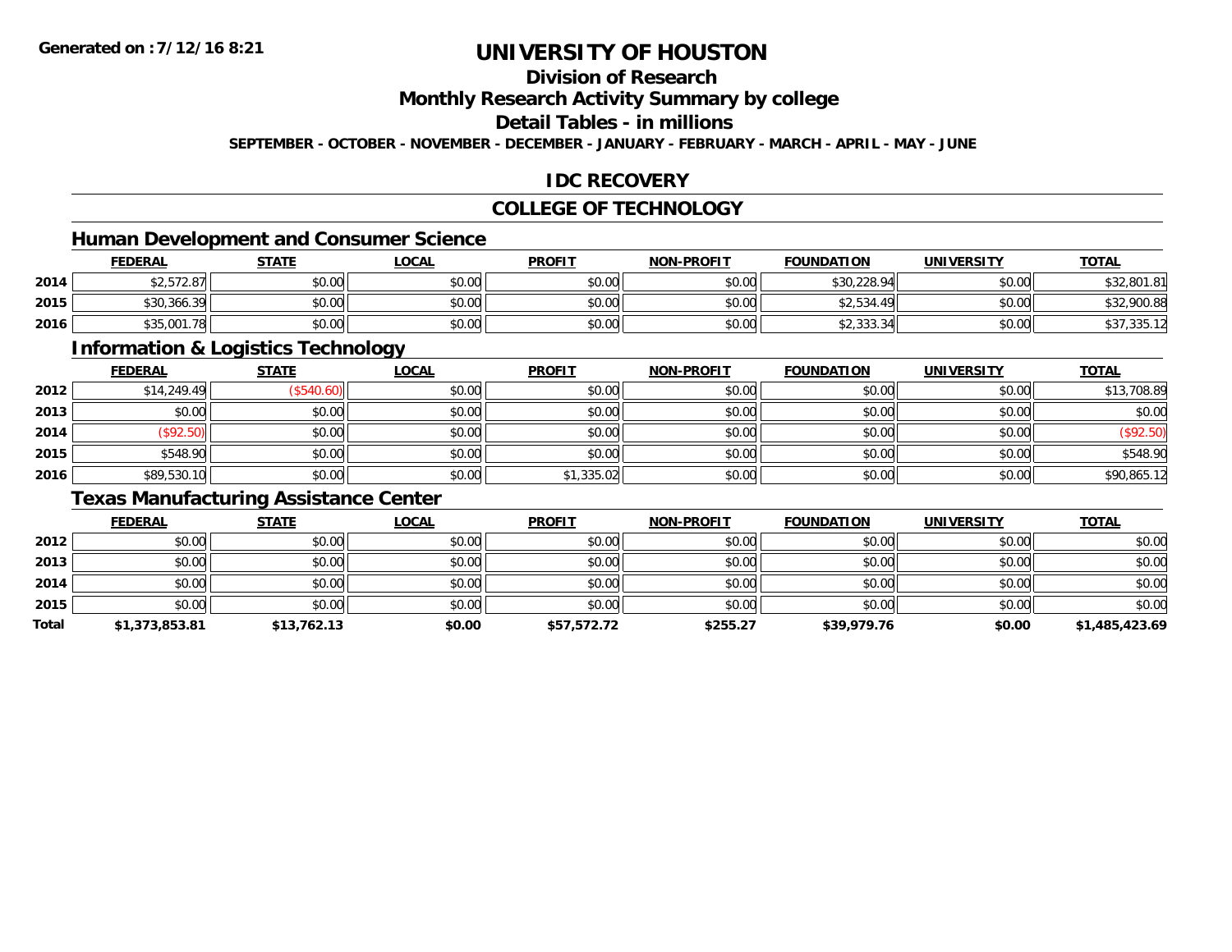# UNIVERSITY OF HOUSTON

## Division of Research

## Monthly Research Activity Summary by college

## Detail Tables - in millions

**SEPTEMBER - OCTOBER - NOVEMBER - DECEMBER - JANUARY - FEBRUARY - MARCH - APRIL - MAY - JUNE**

## IDC RECOVERY

## COLLEGE OF TECHNOLOGY

### Human Development and Consumer Science

| | FEDERAL | STATE | LOCAL | PROFIT | NON-PROFIT | FOUNDATION | UNIVERSITY | TOTAL |
|---|---|---|---|---|---|---|---|---|
| 2014 | $2,572.87 | $0.00 | $0.00 | $0.00 | $0.00 | $30,228.94 | $0.00 | $32,801.81 |
| 2015 | $30,366.39 | $0.00 | $0.00 | $0.00 | $0.00 | $2,534.49 | $0.00 | $32,900.88 |
| 2016 | $35,001.78 | $0.00 | $0.00 | $0.00 | $0.00 | $2,333.34 | $0.00 | $37,335.12 |

### Information & Logistics Technology

| | FEDERAL | STATE | LOCAL | PROFIT | NON-PROFIT | FOUNDATION | UNIVERSITY | TOTAL |
|---|---|---|---|---|---|---|---|---|
| 2012 | $14,249.49 | ($540.60) | $0.00 | $0.00 | $0.00 | $0.00 | $0.00 | $13,708.89 |
| 2013 | $0.00 | $0.00 | $0.00 | $0.00 | $0.00 | $0.00 | $0.00 | $0.00 |
| 2014 | ($92.50) | $0.00 | $0.00 | $0.00 | $0.00 | $0.00 | $0.00 | ($92.50) |
| 2015 | $548.90 | $0.00 | $0.00 | $0.00 | $0.00 | $0.00 | $0.00 | $548.90 |
| 2016 | $89,530.10 | $0.00 | $0.00 | $1,335.02 | $0.00 | $0.00 | $0.00 | $90,865.12 |

### Texas Manufacturing Assistance Center

| | FEDERAL | STATE | LOCAL | PROFIT | NON-PROFIT | FOUNDATION | UNIVERSITY | TOTAL |
|---|---|---|---|---|---|---|---|---|
| 2012 | $0.00 | $0.00 | $0.00 | $0.00 | $0.00 | $0.00 | $0.00 | $0.00 |
| 2013 | $0.00 | $0.00 | $0.00 | $0.00 | $0.00 | $0.00 | $0.00 | $0.00 |
| 2014 | $0.00 | $0.00 | $0.00 | $0.00 | $0.00 | $0.00 | $0.00 | $0.00 |
| 2015 | $0.00 | $0.00 | $0.00 | $0.00 | $0.00 | $0.00 | $0.00 | $0.00 |
| **Total** | **$1,373,853.81** | **$13,762.13** | **$0.00** | **$57,572.72** | **$255.27** | **$39,979.76** | **$0.00** | **$1,485,423.69** |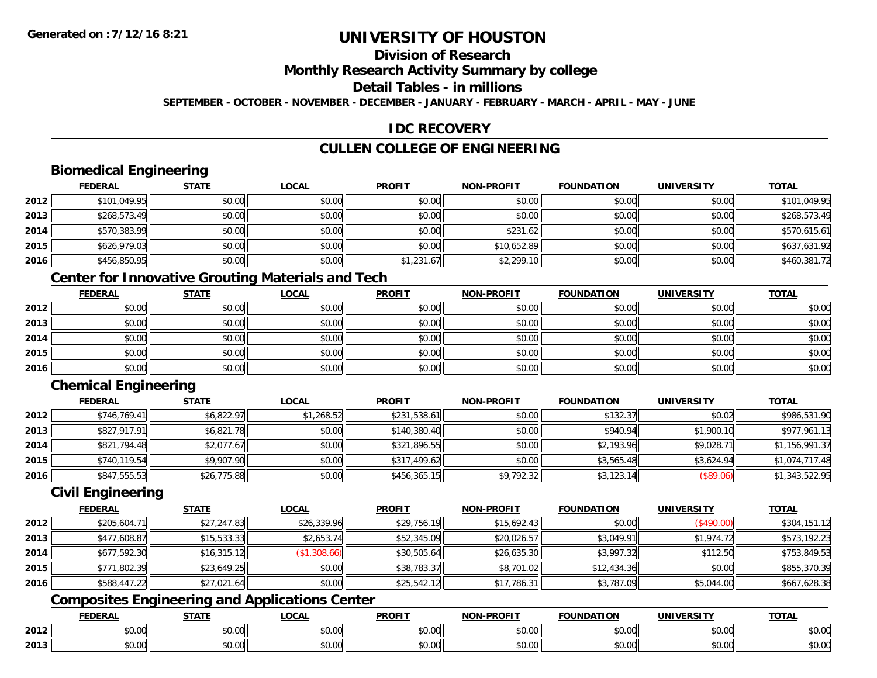# UNIVERSITY OF HOUSTON

## Division of Research

## Monthly Research Activity Summary by college

## Detail Tables - in millions

**SEPTEMBER - OCTOBER - NOVEMBER - DECEMBER - JANUARY - FEBRUARY - MARCH - APRIL - MAY - JUNE**

Generated on : 7/12/16 8:21

## IDC RECOVERY

## CULLEN COLLEGE OF ENGINEERING

### Biomedical Engineering

| | FEDERAL | STATE | LOCAL | PROFIT | NON-PROFIT | FOUNDATION | UNIVERSITY | TOTAL |
|---|---|---|---|---|---|---|---|---|
| 2012 | $101,049.95 | $0.00 | $0.00 | $0.00 | $0.00 | $0.00 | $0.00 | $101,049.95 |
| 2013 | $268,573.49 | $0.00 | $0.00 | $0.00 | $0.00 | $0.00 | $0.00 | $268,573.49 |
| 2014 | $570,383.99 | $0.00 | $0.00 | $0.00 | $231.62 | $0.00 | $0.00 | $570,615.61 |
| 2015 | $626,979.03 | $0.00 | $0.00 | $0.00 | $10,652.89 | $0.00 | $0.00 | $637,631.92 |
| 2016 | $456,850.95 | $0.00 | $0.00 | $1,231.67 | $2,299.10 | $0.00 | $0.00 | $460,381.72 |

### Center for Innovative Grouting Materials and Tech

| | FEDERAL | STATE | LOCAL | PROFIT | NON-PROFIT | FOUNDATION | UNIVERSITY | TOTAL |
|---|---|---|---|---|---|---|---|---|
| 2012 | $0.00 | $0.00 | $0.00 | $0.00 | $0.00 | $0.00 | $0.00 | $0.00 |
| 2013 | $0.00 | $0.00 | $0.00 | $0.00 | $0.00 | $0.00 | $0.00 | $0.00 |
| 2014 | $0.00 | $0.00 | $0.00 | $0.00 | $0.00 | $0.00 | $0.00 | $0.00 |
| 2015 | $0.00 | $0.00 | $0.00 | $0.00 | $0.00 | $0.00 | $0.00 | $0.00 |
| 2016 | $0.00 | $0.00 | $0.00 | $0.00 | $0.00 | $0.00 | $0.00 | $0.00 |

### Chemical Engineering

| | FEDERAL | STATE | LOCAL | PROFIT | NON-PROFIT | FOUNDATION | UNIVERSITY | TOTAL |
|---|---|---|---|---|---|---|---|---|
| 2012 | $746,769.41 | $6,822.97 | $1,268.52 | $231,538.61 | $0.00 | $132.37 | $0.02 | $986,531.90 |
| 2013 | $827,917.91 | $6,821.78 | $0.00 | $140,380.40 | $0.00 | $940.94 | $1,900.10 | $977,961.13 |
| 2014 | $821,794.48 | $2,077.67 | $0.00 | $321,896.55 | $0.00 | $2,193.96 | $9,028.71 | $1,156,991.37 |
| 2015 | $740,119.54 | $9,907.90 | $0.00 | $317,499.62 | $0.00 | $3,565.48 | $3,624.94 | $1,074,717.48 |
| 2016 | $847,555.53 | $26,775.88 | $0.00 | $456,365.15 | $9,792.32 | $3,123.14 | ($89.06) | $1,343,522.95 |

### Civil Engineering

| | FEDERAL | STATE | LOCAL | PROFIT | NON-PROFIT | FOUNDATION | UNIVERSITY | TOTAL |
|---|---|---|---|---|---|---|---|---|
| 2012 | $205,604.71 | $27,247.83 | $26,339.96 | $29,756.19 | $15,692.43 | $0.00 | ($490.00) | $304,151.12 |
| 2013 | $477,608.87 | $15,533.33 | $2,653.74 | $52,345.09 | $20,026.57 | $3,049.91 | $1,974.72 | $573,192.23 |
| 2014 | $677,592.30 | $16,315.12 | ($1,308.66) | $30,505.64 | $26,635.30 | $3,997.32 | $112.50 | $753,849.53 |
| 2015 | $771,802.39 | $23,649.25 | $0.00 | $38,783.37 | $8,701.02 | $12,434.36 | $0.00 | $855,370.39 |
| 2016 | $588,447.22 | $27,021.64 | $0.00 | $25,542.12 | $17,786.31 | $3,787.09 | $5,044.00 | $667,628.38 |

### Composites Engineering and Applications Center

| | FEDERAL | STATE | LOCAL | PROFIT | NON-PROFIT | FOUNDATION | UNIVERSITY | TOTAL |
|---|---|---|---|---|---|---|---|---|
| 2012 | $0.00 | $0.00 | $0.00 | $0.00 | $0.00 | $0.00 | $0.00 | $0.00 |
| 2013 | $0.00 | $0.00 | $0.00 | $0.00 | $0.00 | $0.00 | $0.00 | $0.00 |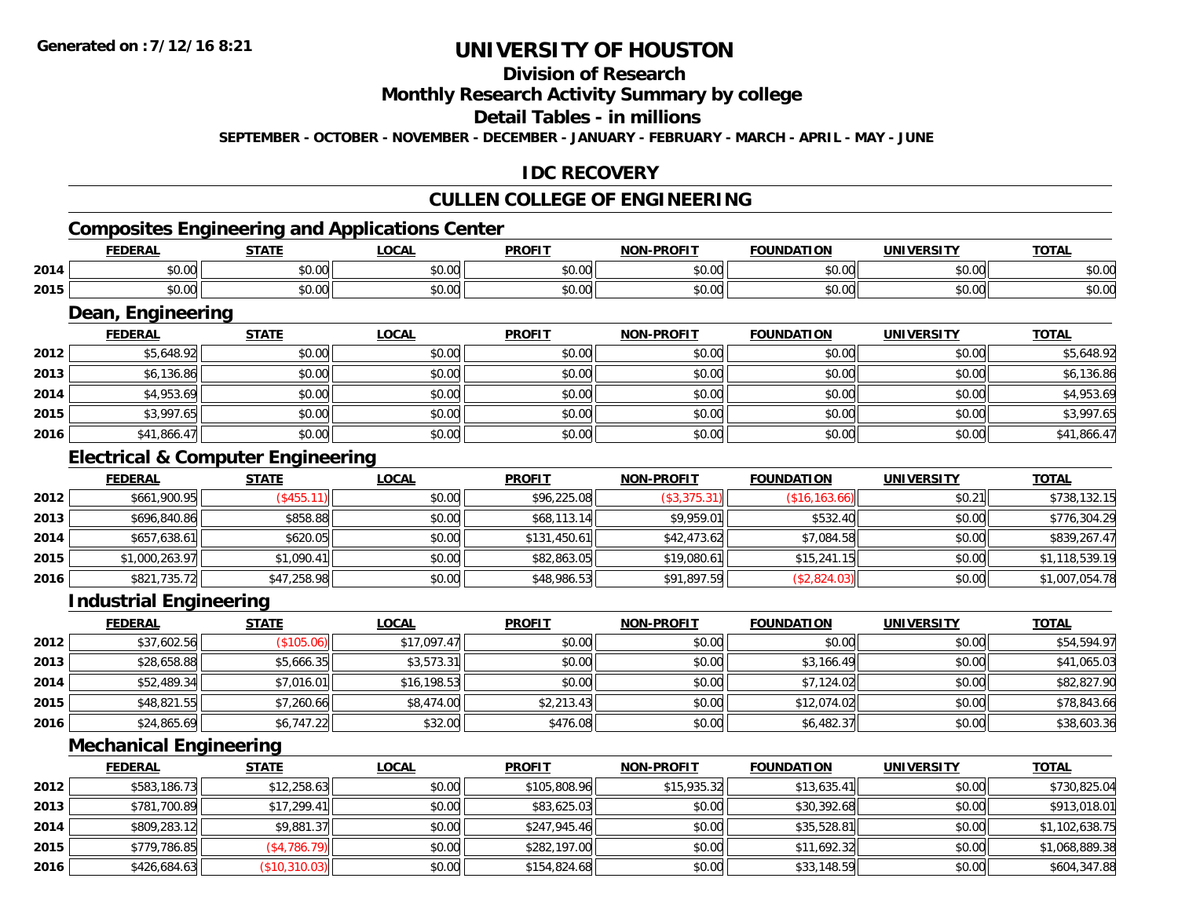Generated on :7/12/16 8:21

# UNIVERSITY OF HOUSTON

## Division of Research

## Monthly Research Activity Summary by college

## Detail Tables - in millions

**SEPTEMBER - OCTOBER - NOVEMBER - DECEMBER - JANUARY - FEBRUARY - MARCH - APRIL - MAY - JUNE**

## IDC RECOVERY

## CULLEN COLLEGE OF ENGINEERING

### Composites Engineering and Applications Center

| | FEDERAL | STATE | LOCAL | PROFIT | NON-PROFIT | FOUNDATION | UNIVERSITY | TOTAL |
|---|---|---|---|---|---|---|---|---|
| 2014 | $0.00 | $0.00 | $0.00 | $0.00 | $0.00 | $0.00 | $0.00 | $0.00 |
| 2015 | $0.00 | $0.00 | $0.00 | $0.00 | $0.00 | $0.00 | $0.00 | $0.00 |

### Dean, Engineering

| | FEDERAL | STATE | LOCAL | PROFIT | NON-PROFIT | FOUNDATION | UNIVERSITY | TOTAL |
|---|---|---|---|---|---|---|---|---|
| 2012 | $5,648.92 | $0.00 | $0.00 | $0.00 | $0.00 | $0.00 | $0.00 | $5,648.92 |
| 2013 | $6,136.86 | $0.00 | $0.00 | $0.00 | $0.00 | $0.00 | $0.00 | $6,136.86 |
| 2014 | $4,953.69 | $0.00 | $0.00 | $0.00 | $0.00 | $0.00 | $0.00 | $4,953.69 |
| 2015 | $3,997.65 | $0.00 | $0.00 | $0.00 | $0.00 | $0.00 | $0.00 | $3,997.65 |
| 2016 | $41,866.47 | $0.00 | $0.00 | $0.00 | $0.00 | $0.00 | $0.00 | $41,866.47 |

### Electrical & Computer Engineering

| | FEDERAL | STATE | LOCAL | PROFIT | NON-PROFIT | FOUNDATION | UNIVERSITY | TOTAL |
|---|---|---|---|---|---|---|---|---|
| 2012 | $661,900.95 | ($455.11) | $0.00 | $96,225.08 | ($3,375.31) | ($16,163.66) | $0.21 | $738,132.15 |
| 2013 | $696,840.86 | $858.88 | $0.00 | $68,113.14 | $9,959.01 | $532.40 | $0.00 | $776,304.29 |
| 2014 | $657,638.61 | $620.05 | $0.00 | $131,450.61 | $42,473.62 | $7,084.58 | $0.00 | $839,267.47 |
| 2015 | $1,000,263.97 | $1,090.41 | $0.00 | $82,863.05 | $19,080.61 | $15,241.15 | $0.00 | $1,118,539.19 |
| 2016 | $821,735.72 | $47,258.98 | $0.00 | $48,986.53 | $91,897.59 | ($2,824.03) | $0.00 | $1,007,054.78 |

### Industrial Engineering

| | FEDERAL | STATE | LOCAL | PROFIT | NON-PROFIT | FOUNDATION | UNIVERSITY | TOTAL |
|---|---|---|---|---|---|---|---|---|
| 2012 | $37,602.56 | ($105.06) | $17,097.47 | $0.00 | $0.00 | $0.00 | $0.00 | $54,594.97 |
| 2013 | $28,658.88 | $5,666.35 | $3,573.31 | $0.00 | $0.00 | $3,166.49 | $0.00 | $41,065.03 |
| 2014 | $52,489.34 | $7,016.01 | $16,198.53 | $0.00 | $0.00 | $7,124.02 | $0.00 | $82,827.90 |
| 2015 | $48,821.55 | $7,260.66 | $8,474.00 | $2,213.43 | $0.00 | $12,074.02 | $0.00 | $78,843.66 |
| 2016 | $24,865.69 | $6,747.22 | $32.00 | $476.08 | $0.00 | $6,482.37 | $0.00 | $38,603.36 |

### Mechanical Engineering

| | FEDERAL | STATE | LOCAL | PROFIT | NON-PROFIT | FOUNDATION | UNIVERSITY | TOTAL |
|---|---|---|---|---|---|---|---|---|
| 2012 | $583,186.73 | $12,258.63 | $0.00 | $105,808.96 | $15,935.32 | $13,635.41 | $0.00 | $730,825.04 |
| 2013 | $781,700.89 | $17,299.41 | $0.00 | $83,625.03 | $0.00 | $30,392.68 | $0.00 | $913,018.01 |
| 2014 | $809,283.12 | $9,881.37 | $0.00 | $247,945.46 | $0.00 | $35,528.81 | $0.00 | $1,102,638.75 |
| 2015 | $779,786.85 | ($4,786.79) | $0.00 | $282,197.00 | $0.00 | $11,692.32 | $0.00 | $1,068,889.38 |
| 2016 | $426,684.63 | ($10,310.03) | $0.00 | $154,824.68 | $0.00 | $33,148.59 | $0.00 | $604,347.88 |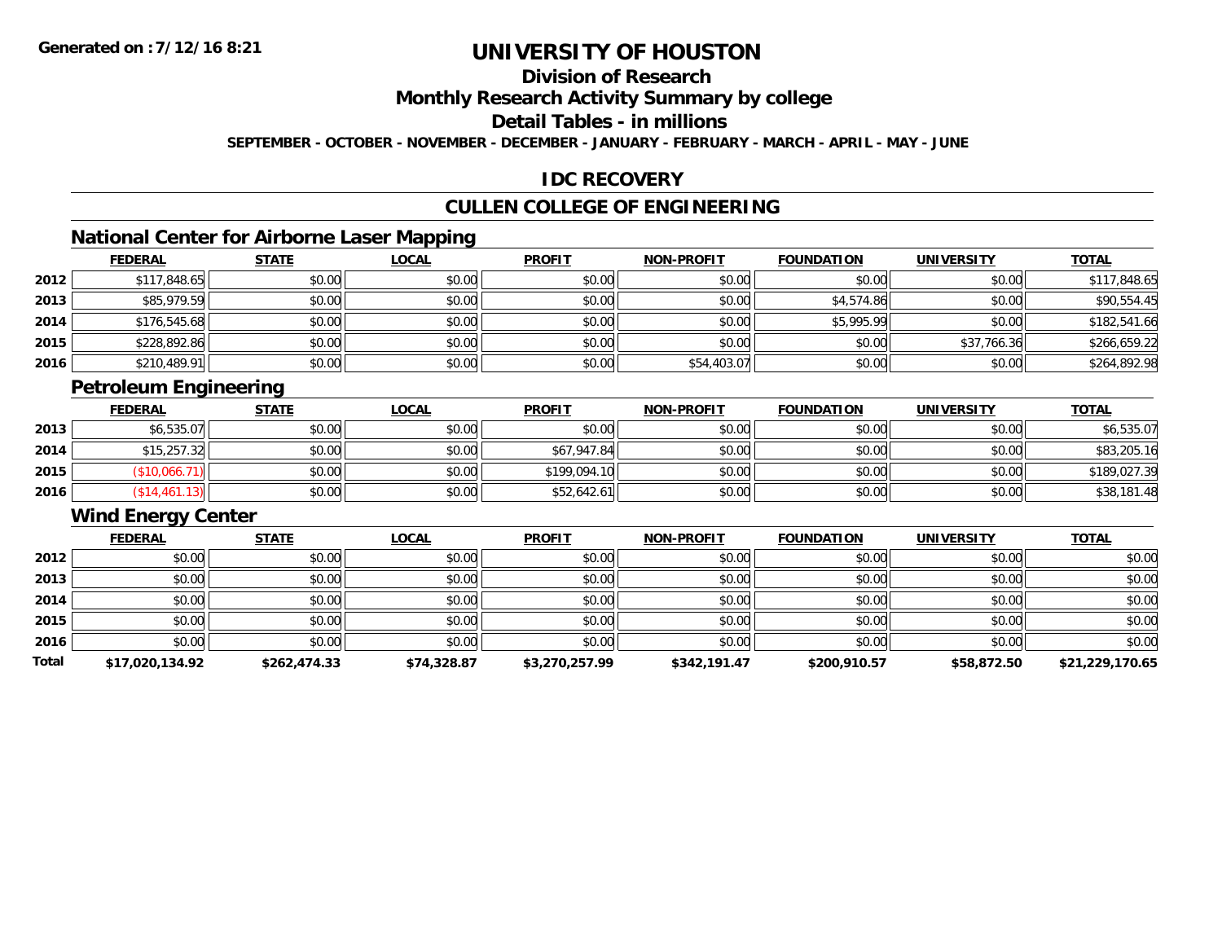**Generated on :7/12/16 8:21**

# UNIVERSITY OF HOUSTON

## Division of Research

## Monthly Research Activity Summary by college

## Detail Tables - in millions

**SEPTEMBER - OCTOBER - NOVEMBER - DECEMBER - JANUARY - FEBRUARY - MARCH - APRIL - MAY - JUNE**

## IDC RECOVERY

## CULLEN COLLEGE OF ENGINEERING

### National Center for Airborne Laser Mapping

| | FEDERAL | STATE | LOCAL | PROFIT | NON-PROFIT | FOUNDATION | UNIVERSITY | TOTAL |
|---|---|---|---|---|---|---|---|---|
| 2012 | $117,848.65 | $0.00 | $0.00 | $0.00 | $0.00 | $0.00 | $0.00 | $117,848.65 |
| 2013 | $85,979.59 | $0.00 | $0.00 | $0.00 | $0.00 | $4,574.86 | $0.00 | $90,554.45 |
| 2014 | $176,545.68 | $0.00 | $0.00 | $0.00 | $0.00 | $5,995.99 | $0.00 | $182,541.66 |
| 2015 | $228,892.86 | $0.00 | $0.00 | $0.00 | $0.00 | $0.00 | $37,766.36 | $266,659.22 |
| 2016 | $210,489.91 | $0.00 | $0.00 | $0.00 | $54,403.07 | $0.00 | $0.00 | $264,892.98 |

### Petroleum Engineering

| | FEDERAL | STATE | LOCAL | PROFIT | NON-PROFIT | FOUNDATION | UNIVERSITY | TOTAL |
|---|---|---|---|---|---|---|---|---|
| 2013 | $6,535.07 | $0.00 | $0.00 | $0.00 | $0.00 | $0.00 | $0.00 | $6,535.07 |
| 2014 | $15,257.32 | $0.00 | $0.00 | $67,947.84 | $0.00 | $0.00 | $0.00 | $83,205.16 |
| 2015 | ($10,066.71) | $0.00 | $0.00 | $199,094.10 | $0.00 | $0.00 | $0.00 | $189,027.39 |
| 2016 | ($14,461.13) | $0.00 | $0.00 | $52,642.61 | $0.00 | $0.00 | $0.00 | $38,181.48 |

### Wind Energy Center

| | FEDERAL | STATE | LOCAL | PROFIT | NON-PROFIT | FOUNDATION | UNIVERSITY | TOTAL |
|---|---|---|---|---|---|---|---|---|
| 2012 | $0.00 | $0.00 | $0.00 | $0.00 | $0.00 | $0.00 | $0.00 | $0.00 |
| 2013 | $0.00 | $0.00 | $0.00 | $0.00 | $0.00 | $0.00 | $0.00 | $0.00 |
| 2014 | $0.00 | $0.00 | $0.00 | $0.00 | $0.00 | $0.00 | $0.00 | $0.00 |
| 2015 | $0.00 | $0.00 | $0.00 | $0.00 | $0.00 | $0.00 | $0.00 | $0.00 |
| 2016 | $0.00 | $0.00 | $0.00 | $0.00 | $0.00 | $0.00 | $0.00 | $0.00 |
| **Total** | **$17,020,134.92** | **$262,474.33** | **$74,328.87** | **$3,270,257.99** | **$342,191.47** | **$200,910.57** | **$58,872.50** | **$21,229,170.65** |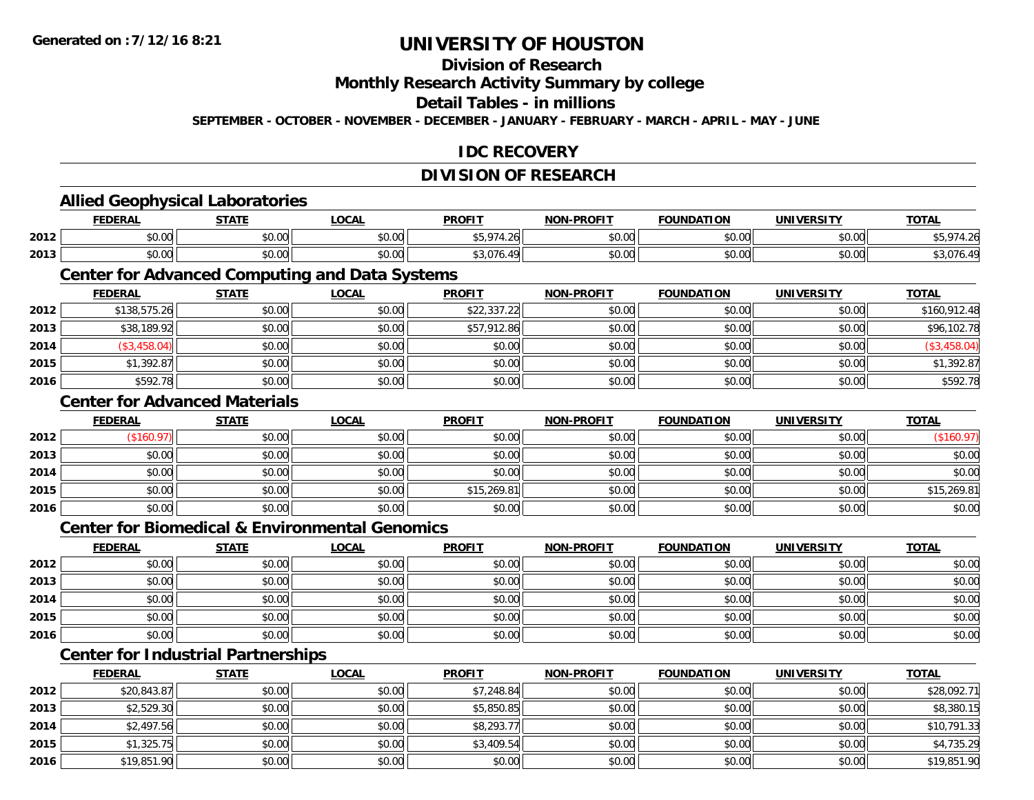# UNIVERSITY OF HOUSTON

## Division of Research

## Monthly Research Activity Summary by college

## Detail Tables - in millions

**SEPTEMBER - OCTOBER - NOVEMBER - DECEMBER - JANUARY - FEBRUARY - MARCH - APRIL - MAY - JUNE**

## IDC RECOVERY

## DIVISION OF RESEARCH

### Allied Geophysical Laboratories

| | FEDERAL | STATE | LOCAL | PROFIT | NON-PROFIT | FOUNDATION | UNIVERSITY | TOTAL |
|---|---|---|---|---|---|---|---|---|
| 2012 | $0.00 | $0.00 | $0.00 | $5,974.26 | $0.00 | $0.00 | $0.00 | $5,974.26 |
| 2013 | $0.00 | $0.00 | $0.00 | $3,076.49 | $0.00 | $0.00 | $0.00 | $3,076.49 |

### Center for Advanced Computing and Data Systems

| | FEDERAL | STATE | LOCAL | PROFIT | NON-PROFIT | FOUNDATION | UNIVERSITY | TOTAL |
|---|---|---|---|---|---|---|---|---|
| 2012 | $138,575.26 | $0.00 | $0.00 | $22,337.22 | $0.00 | $0.00 | $0.00 | $160,912.48 |
| 2013 | $38,189.92 | $0.00 | $0.00 | $57,912.86 | $0.00 | $0.00 | $0.00 | $96,102.78 |
| 2014 | ($3,458.04) | $0.00 | $0.00 | $0.00 | $0.00 | $0.00 | $0.00 | ($3,458.04) |
| 2015 | $1,392.87 | $0.00 | $0.00 | $0.00 | $0.00 | $0.00 | $0.00 | $1,392.87 |
| 2016 | $592.78 | $0.00 | $0.00 | $0.00 | $0.00 | $0.00 | $0.00 | $592.78 |

### Center for Advanced Materials

| | FEDERAL | STATE | LOCAL | PROFIT | NON-PROFIT | FOUNDATION | UNIVERSITY | TOTAL |
|---|---|---|---|---|---|---|---|---|
| 2012 | ($160.97) | $0.00 | $0.00 | $0.00 | $0.00 | $0.00 | $0.00 | ($160.97) |
| 2013 | $0.00 | $0.00 | $0.00 | $0.00 | $0.00 | $0.00 | $0.00 | $0.00 |
| 2014 | $0.00 | $0.00 | $0.00 | $0.00 | $0.00 | $0.00 | $0.00 | $0.00 |
| 2015 | $0.00 | $0.00 | $0.00 | $15,269.81 | $0.00 | $0.00 | $0.00 | $15,269.81 |
| 2016 | $0.00 | $0.00 | $0.00 | $0.00 | $0.00 | $0.00 | $0.00 | $0.00 |

### Center for Biomedical & Environmental Genomics

| | FEDERAL | STATE | LOCAL | PROFIT | NON-PROFIT | FOUNDATION | UNIVERSITY | TOTAL |
|---|---|---|---|---|---|---|---|---|
| 2012 | $0.00 | $0.00 | $0.00 | $0.00 | $0.00 | $0.00 | $0.00 | $0.00 |
| 2013 | $0.00 | $0.00 | $0.00 | $0.00 | $0.00 | $0.00 | $0.00 | $0.00 |
| 2014 | $0.00 | $0.00 | $0.00 | $0.00 | $0.00 | $0.00 | $0.00 | $0.00 |
| 2015 | $0.00 | $0.00 | $0.00 | $0.00 | $0.00 | $0.00 | $0.00 | $0.00 |
| 2016 | $0.00 | $0.00 | $0.00 | $0.00 | $0.00 | $0.00 | $0.00 | $0.00 |

### Center for Industrial Partnerships

| | FEDERAL | STATE | LOCAL | PROFIT | NON-PROFIT | FOUNDATION | UNIVERSITY | TOTAL |
|---|---|---|---|---|---|---|---|---|
| 2012 | $20,843.87 | $0.00 | $0.00 | $7,248.84 | $0.00 | $0.00 | $0.00 | $28,092.71 |
| 2013 | $2,529.30 | $0.00 | $0.00 | $5,850.85 | $0.00 | $0.00 | $0.00 | $8,380.15 |
| 2014 | $2,497.56 | $0.00 | $0.00 | $8,293.77 | $0.00 | $0.00 | $0.00 | $10,791.33 |
| 2015 | $1,325.75 | $0.00 | $0.00 | $3,409.54 | $0.00 | $0.00 | $0.00 | $4,735.29 |
| 2016 | $19,851.90 | $0.00 | $0.00 | $0.00 | $0.00 | $0.00 | $0.00 | $19,851.90 |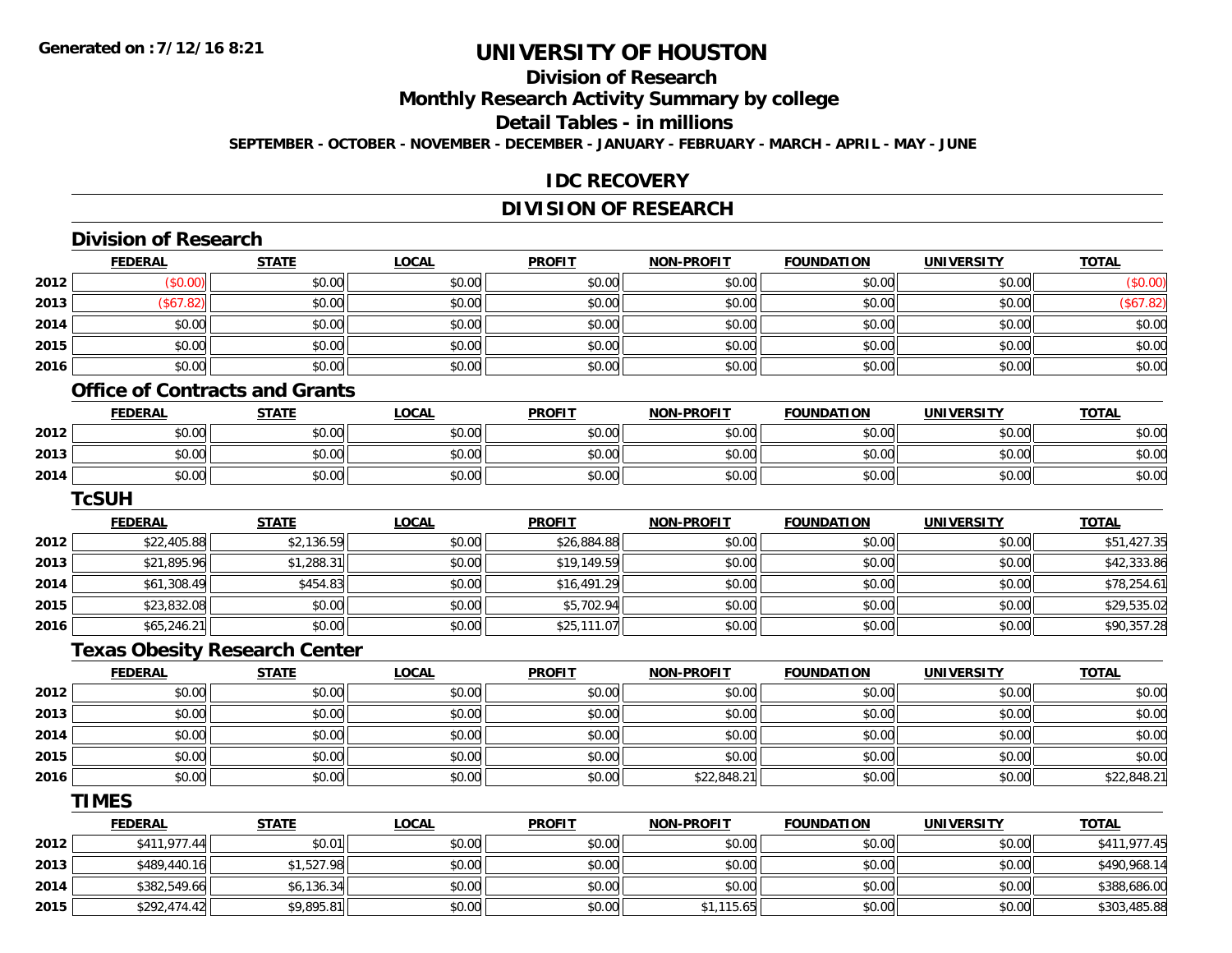# UNIVERSITY OF HOUSTON

## Division of Research

## Monthly Research Activity Summary by college

## Detail Tables - in millions

SEPTEMBER - OCTOBER - NOVEMBER - DECEMBER - JANUARY - FEBRUARY - MARCH - APRIL - MAY - JUNE

Generated on :7/12/16 8:21

## IDC RECOVERY

## DIVISION OF RESEARCH

### Division of Research

| | FEDERAL | STATE | LOCAL | PROFIT | NON-PROFIT | FOUNDATION | UNIVERSITY | TOTAL |
|---|---|---|---|---|---|---|---|---|
| 2012 | ($0.00) | $0.00 | $0.00 | $0.00 | $0.00 | $0.00 | $0.00 | ($0.00) |
| 2013 | ($67.82) | $0.00 | $0.00 | $0.00 | $0.00 | $0.00 | $0.00 | ($67.82) |
| 2014 | $0.00 | $0.00 | $0.00 | $0.00 | $0.00 | $0.00 | $0.00 | $0.00 |
| 2015 | $0.00 | $0.00 | $0.00 | $0.00 | $0.00 | $0.00 | $0.00 | $0.00 |
| 2016 | $0.00 | $0.00 | $0.00 | $0.00 | $0.00 | $0.00 | $0.00 | $0.00 |

### Office of Contracts and Grants

| | FEDERAL | STATE | LOCAL | PROFIT | NON-PROFIT | FOUNDATION | UNIVERSITY | TOTAL |
|---|---|---|---|---|---|---|---|---|
| 2012 | $0.00 | $0.00 | $0.00 | $0.00 | $0.00 | $0.00 | $0.00 | $0.00 |
| 2013 | $0.00 | $0.00 | $0.00 | $0.00 | $0.00 | $0.00 | $0.00 | $0.00 |
| 2014 | $0.00 | $0.00 | $0.00 | $0.00 | $0.00 | $0.00 | $0.00 | $0.00 |

### TcSUH

| | FEDERAL | STATE | LOCAL | PROFIT | NON-PROFIT | FOUNDATION | UNIVERSITY | TOTAL |
|---|---|---|---|---|---|---|---|---|
| 2012 | $22,405.88 | $2,136.59 | $0.00 | $26,884.88 | $0.00 | $0.00 | $0.00 | $51,427.35 |
| 2013 | $21,895.96 | $1,288.31 | $0.00 | $19,149.59 | $0.00 | $0.00 | $0.00 | $42,333.86 |
| 2014 | $61,308.49 | $454.83 | $0.00 | $16,491.29 | $0.00 | $0.00 | $0.00 | $78,254.61 |
| 2015 | $23,832.08 | $0.00 | $0.00 | $5,702.94 | $0.00 | $0.00 | $0.00 | $29,535.02 |
| 2016 | $65,246.21 | $0.00 | $0.00 | $25,111.07 | $0.00 | $0.00 | $0.00 | $90,357.28 |

### Texas Obesity Research Center

| | FEDERAL | STATE | LOCAL | PROFIT | NON-PROFIT | FOUNDATION | UNIVERSITY | TOTAL |
|---|---|---|---|---|---|---|---|---|
| 2012 | $0.00 | $0.00 | $0.00 | $0.00 | $0.00 | $0.00 | $0.00 | $0.00 |
| 2013 | $0.00 | $0.00 | $0.00 | $0.00 | $0.00 | $0.00 | $0.00 | $0.00 |
| 2014 | $0.00 | $0.00 | $0.00 | $0.00 | $0.00 | $0.00 | $0.00 | $0.00 |
| 2015 | $0.00 | $0.00 | $0.00 | $0.00 | $0.00 | $0.00 | $0.00 | $0.00 |
| 2016 | $0.00 | $0.00 | $0.00 | $0.00 | $22,848.21 | $0.00 | $0.00 | $22,848.21 |

### TIMES

| | FEDERAL | STATE | LOCAL | PROFIT | NON-PROFIT | FOUNDATION | UNIVERSITY | TOTAL |
|---|---|---|---|---|---|---|---|---|
| 2012 | $411,977.44 | $0.01 | $0.00 | $0.00 | $0.00 | $0.00 | $0.00 | $411,977.45 |
| 2013 | $489,440.16 | $1,527.98 | $0.00 | $0.00 | $0.00 | $0.00 | $0.00 | $490,968.14 |
| 2014 | $382,549.66 | $6,136.34 | $0.00 | $0.00 | $0.00 | $0.00 | $0.00 | $388,686.00 |
| 2015 | $292,474.42 | $9,895.81 | $0.00 | $0.00 | $1,115.65 | $0.00 | $0.00 | $303,485.88 |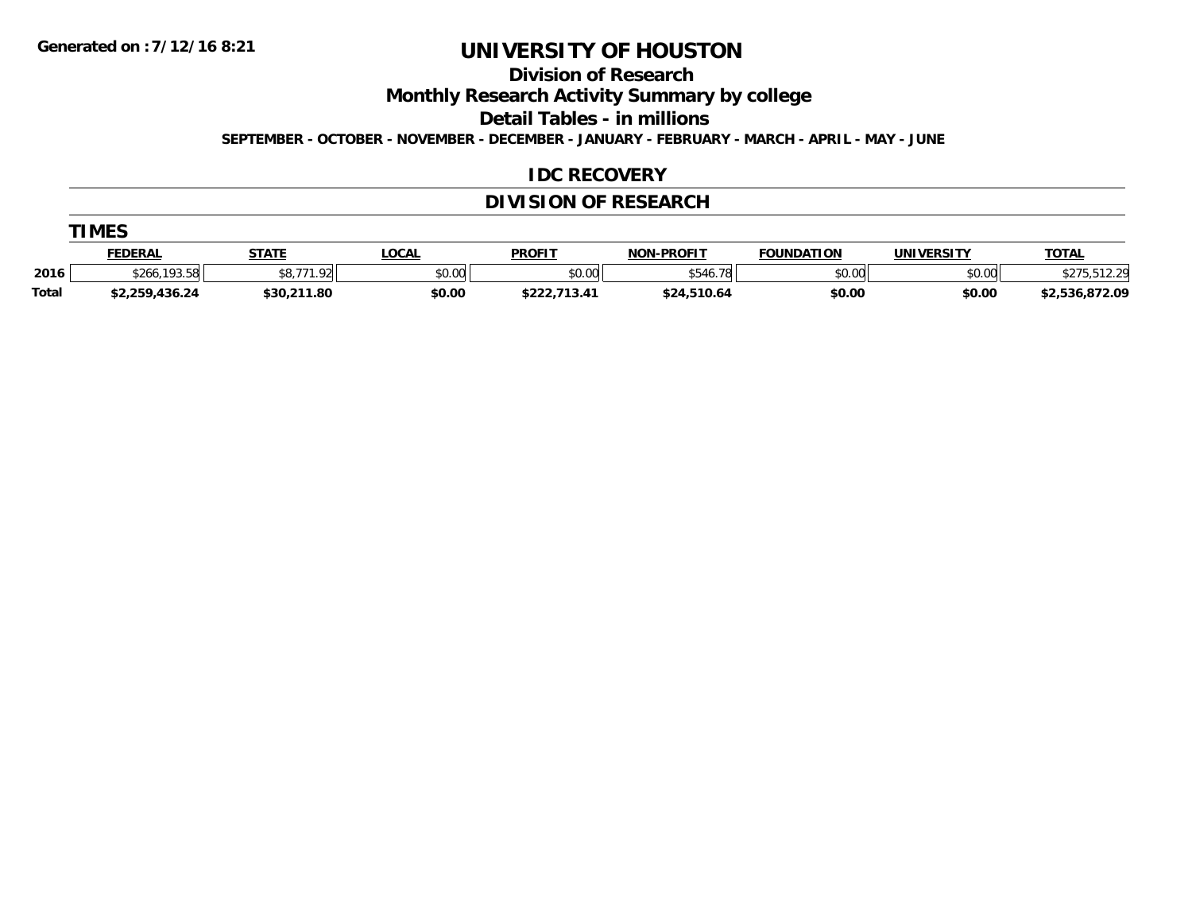**Generated on :7/12/16 8:21**

# UNIVERSITY OF HOUSTON

## Division of Research

## Monthly Research Activity Summary by college

## Detail Tables - in millions

**SEPTEMBER - OCTOBER - NOVEMBER - DECEMBER - JANUARY - FEBRUARY - MARCH - APRIL - MAY - JUNE**

## IDC RECOVERY

## DIVISION OF RESEARCH

### TIMES

| | FEDERAL | STATE | LOCAL | PROFIT | NON-PROFIT | FOUNDATION | UNIVERSITY | TOTAL |
|---|---|---|---|---|---|---|---|---|
| 2016 | $266,193.58 | $8,771.92 | $0.00 | $0.00 | $546.78 | $0.00 | $0.00 | $275,512.29 |
| **Total** | **$2,259,436.24** | **$30,211.80** | **$0.00** | **$222,713.41** | **$24,510.64** | **$0.00** | **$0.00** | **$2,536,872.09** |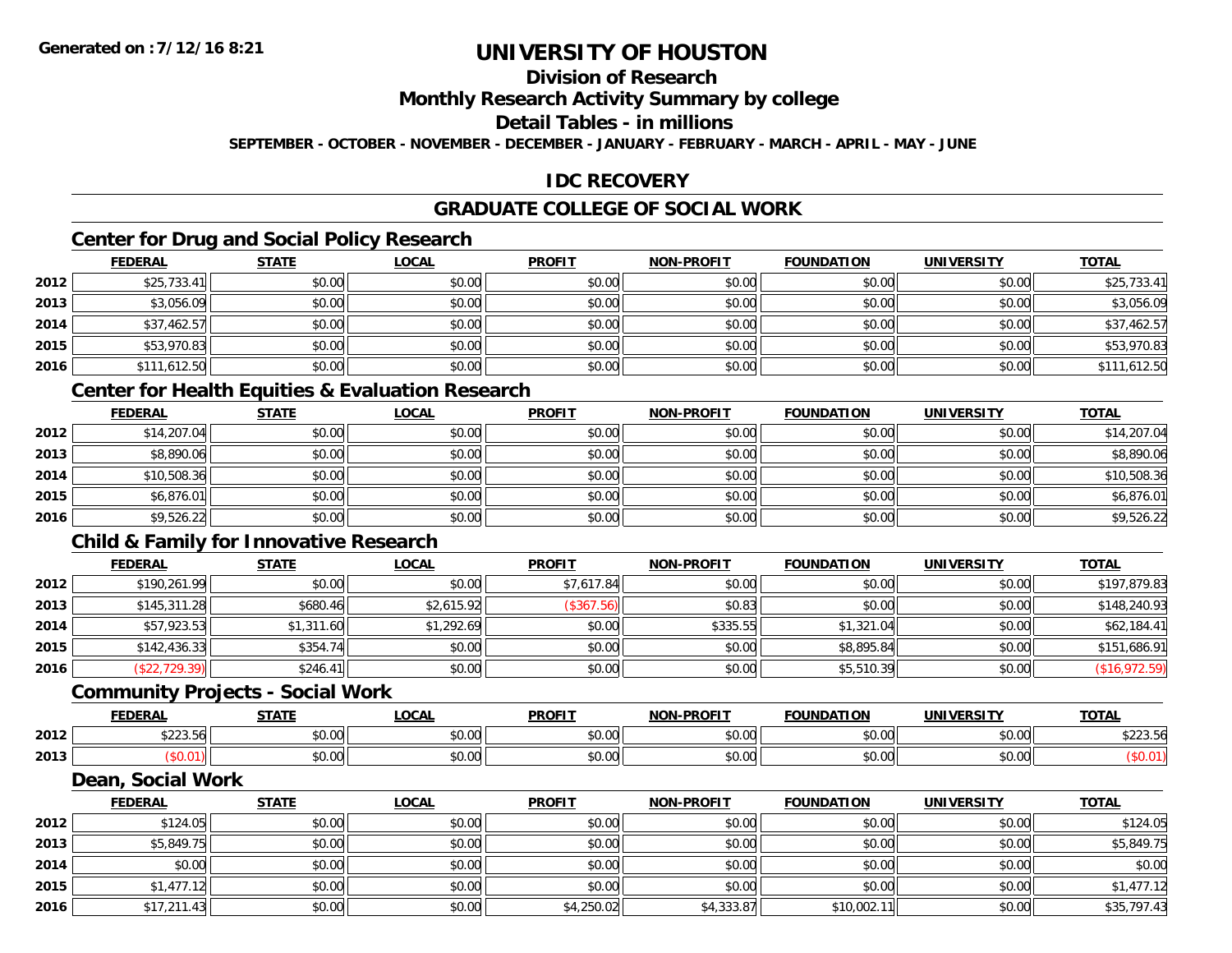# UNIVERSITY OF HOUSTON

## Division of Research

## Monthly Research Activity Summary by college

## Detail Tables - in millions

**SEPTEMBER - OCTOBER - NOVEMBER - DECEMBER - JANUARY - FEBRUARY - MARCH - APRIL - MAY - JUNE**

## IDC RECOVERY

## GRADUATE COLLEGE OF SOCIAL WORK

### Center for Drug and Social Policy Research

| | FEDERAL | STATE | LOCAL | PROFIT | NON-PROFIT | FOUNDATION | UNIVERSITY | TOTAL |
|---|---|---|---|---|---|---|---|---|
| 2012 | $25,733.41 | $0.00 | $0.00 | $0.00 | $0.00 | $0.00 | $0.00 | $25,733.41 |
| 2013 | $3,056.09 | $0.00 | $0.00 | $0.00 | $0.00 | $0.00 | $0.00 | $3,056.09 |
| 2014 | $37,462.57 | $0.00 | $0.00 | $0.00 | $0.00 | $0.00 | $0.00 | $37,462.57 |
| 2015 | $53,970.83 | $0.00 | $0.00 | $0.00 | $0.00 | $0.00 | $0.00 | $53,970.83 |
| 2016 | $111,612.50 | $0.00 | $0.00 | $0.00 | $0.00 | $0.00 | $0.00 | $111,612.50 |

### Center for Health Equities & Evaluation Research

| | FEDERAL | STATE | LOCAL | PROFIT | NON-PROFIT | FOUNDATION | UNIVERSITY | TOTAL |
|---|---|---|---|---|---|---|---|---|
| 2012 | $14,207.04 | $0.00 | $0.00 | $0.00 | $0.00 | $0.00 | $0.00 | $14,207.04 |
| 2013 | $8,890.06 | $0.00 | $0.00 | $0.00 | $0.00 | $0.00 | $0.00 | $8,890.06 |
| 2014 | $10,508.36 | $0.00 | $0.00 | $0.00 | $0.00 | $0.00 | $0.00 | $10,508.36 |
| 2015 | $6,876.01 | $0.00 | $0.00 | $0.00 | $0.00 | $0.00 | $0.00 | $6,876.01 |
| 2016 | $9,526.22 | $0.00 | $0.00 | $0.00 | $0.00 | $0.00 | $0.00 | $9,526.22 |

### Child & Family for Innovative Research

| | FEDERAL | STATE | LOCAL | PROFIT | NON-PROFIT | FOUNDATION | UNIVERSITY | TOTAL |
|---|---|---|---|---|---|---|---|---|
| 2012 | $190,261.99 | $0.00 | $0.00 | $7,617.84 | $0.00 | $0.00 | $0.00 | $197,879.83 |
| 2013 | $145,311.28 | $680.46 | $2,615.92 | ($367.56) | $0.83 | $0.00 | $0.00 | $148,240.93 |
| 2014 | $57,923.53 | $1,311.60 | $1,292.69 | $0.00 | $335.55 | $1,321.04 | $0.00 | $62,184.41 |
| 2015 | $142,436.33 | $354.74 | $0.00 | $0.00 | $0.00 | $8,895.84 | $0.00 | $151,686.91 |
| 2016 | ($22,729.39) | $246.41 | $0.00 | $0.00 | $0.00 | $5,510.39 | $0.00 | ($16,972.59) |

### Community Projects - Social Work

| | FEDERAL | STATE | LOCAL | PROFIT | NON-PROFIT | FOUNDATION | UNIVERSITY | TOTAL |
|---|---|---|---|---|---|---|---|---|
| 2012 | $223.56 | $0.00 | $0.00 | $0.00 | $0.00 | $0.00 | $0.00 | $223.56 |
| 2013 | ($0.01) | $0.00 | $0.00 | $0.00 | $0.00 | $0.00 | $0.00 | ($0.01) |

### Dean, Social Work

| | FEDERAL | STATE | LOCAL | PROFIT | NON-PROFIT | FOUNDATION | UNIVERSITY | TOTAL |
|---|---|---|---|---|---|---|---|---|
| 2012 | $124.05 | $0.00 | $0.00 | $0.00 | $0.00 | $0.00 | $0.00 | $124.05 |
| 2013 | $5,849.75 | $0.00 | $0.00 | $0.00 | $0.00 | $0.00 | $0.00 | $5,849.75 |
| 2014 | $0.00 | $0.00 | $0.00 | $0.00 | $0.00 | $0.00 | $0.00 | $0.00 |
| 2015 | $1,477.12 | $0.00 | $0.00 | $0.00 | $0.00 | $0.00 | $0.00 | $1,477.12 |
| 2016 | $17,211.43 | $0.00 | $0.00 | $4,250.02 | $4,333.87 | $10,002.11 | $0.00 | $35,797.43 |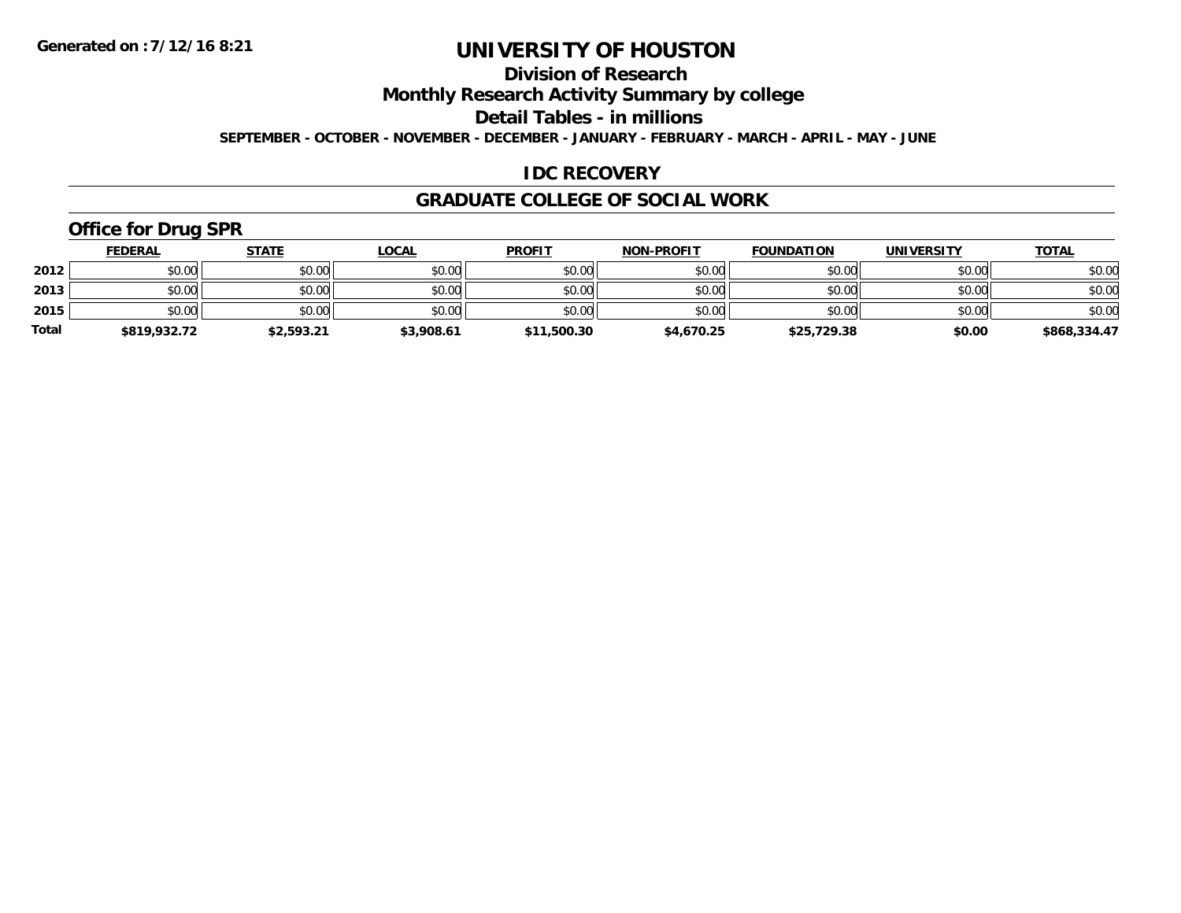Generated on :7/12/16 8:21

# UNIVERSITY OF HOUSTON

## Division of Research

## Monthly Research Activity Summary by college

## Detail Tables - in millions

**SEPTEMBER - OCTOBER - NOVEMBER - DECEMBER - JANUARY - FEBRUARY - MARCH - APRIL - MAY - JUNE**

## IDC RECOVERY

## GRADUATE COLLEGE OF SOCIAL WORK

### Office for Drug SPR

| | FEDERAL | STATE | LOCAL | PROFIT | NON-PROFIT | FOUNDATION | UNIVERSITY | TOTAL |
|---|---|---|---|---|---|---|---|---|
| 2012 | $0.00 | $0.00 | $0.00 | $0.00 | $0.00 | $0.00 | $0.00 | $0.00 |
| 2013 | $0.00 | $0.00 | $0.00 | $0.00 | $0.00 | $0.00 | $0.00 | $0.00 |
| 2015 | $0.00 | $0.00 | $0.00 | $0.00 | $0.00 | $0.00 | $0.00 | $0.00 |
| Total | $819,932.72 | $2,593.21 | $3,908.61 | $11,500.30 | $4,670.25 | $25,729.38 | $0.00 | $868,334.47 |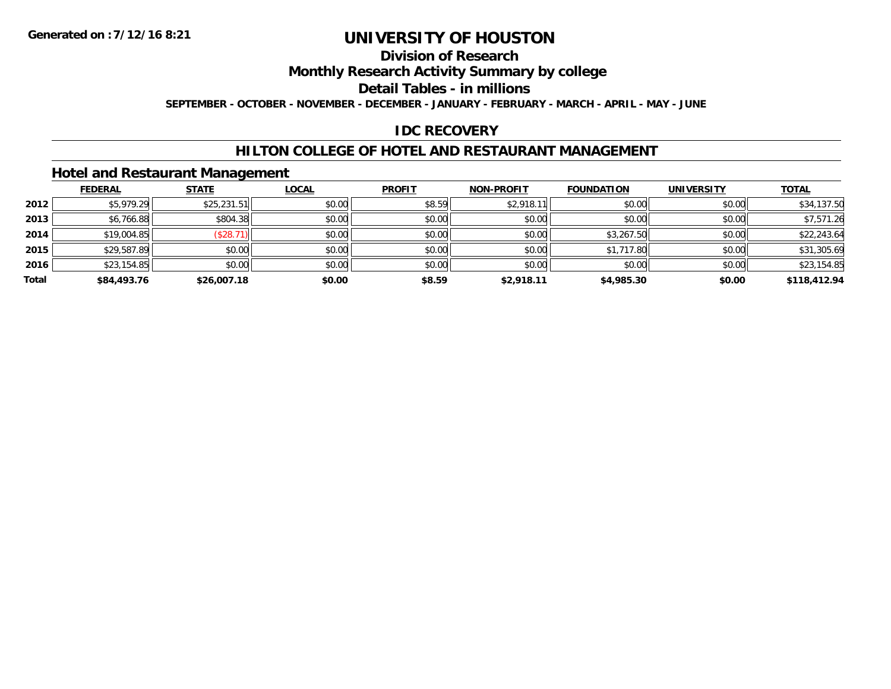# UNIVERSITY OF HOUSTON

**Generated on :7/12/16 8:21**

## Division of Research

## Monthly Research Activity Summary by college

## Detail Tables - in millions

**SEPTEMBER - OCTOBER - NOVEMBER - DECEMBER - JANUARY - FEBRUARY - MARCH - APRIL - MAY - JUNE**

## IDC RECOVERY

## HILTON COLLEGE OF HOTEL AND RESTAURANT MANAGEMENT

### Hotel and Restaurant Management

| | FEDERAL | STATE | LOCAL | PROFIT | NON-PROFIT | FOUNDATION | UNIVERSITY | TOTAL |
|---|---|---|---|---|---|---|---|---|
| 2012 | $5,979.29 | $25,231.51 | $0.00 | $8.59 | $2,918.11 | $0.00 | $0.00 | $34,137.50 |
| 2013 | $6,766.88 | $804.38 | $0.00 | $0.00 | $0.00 | $0.00 | $0.00 | $7,571.26 |
| 2014 | $19,004.85 | ($28.71) | $0.00 | $0.00 | $0.00 | $3,267.50 | $0.00 | $22,243.64 |
| 2015 | $29,587.89 | $0.00 | $0.00 | $0.00 | $0.00 | $1,717.80 | $0.00 | $31,305.69 |
| 2016 | $23,154.85 | $0.00 | $0.00 | $0.00 | $0.00 | $0.00 | $0.00 | $23,154.85 |
| **Total** | **$84,493.76** | **$26,007.18** | **$0.00** | **$8.59** | **$2,918.11** | **$4,985.30** | **$0.00** | **$118,412.94** |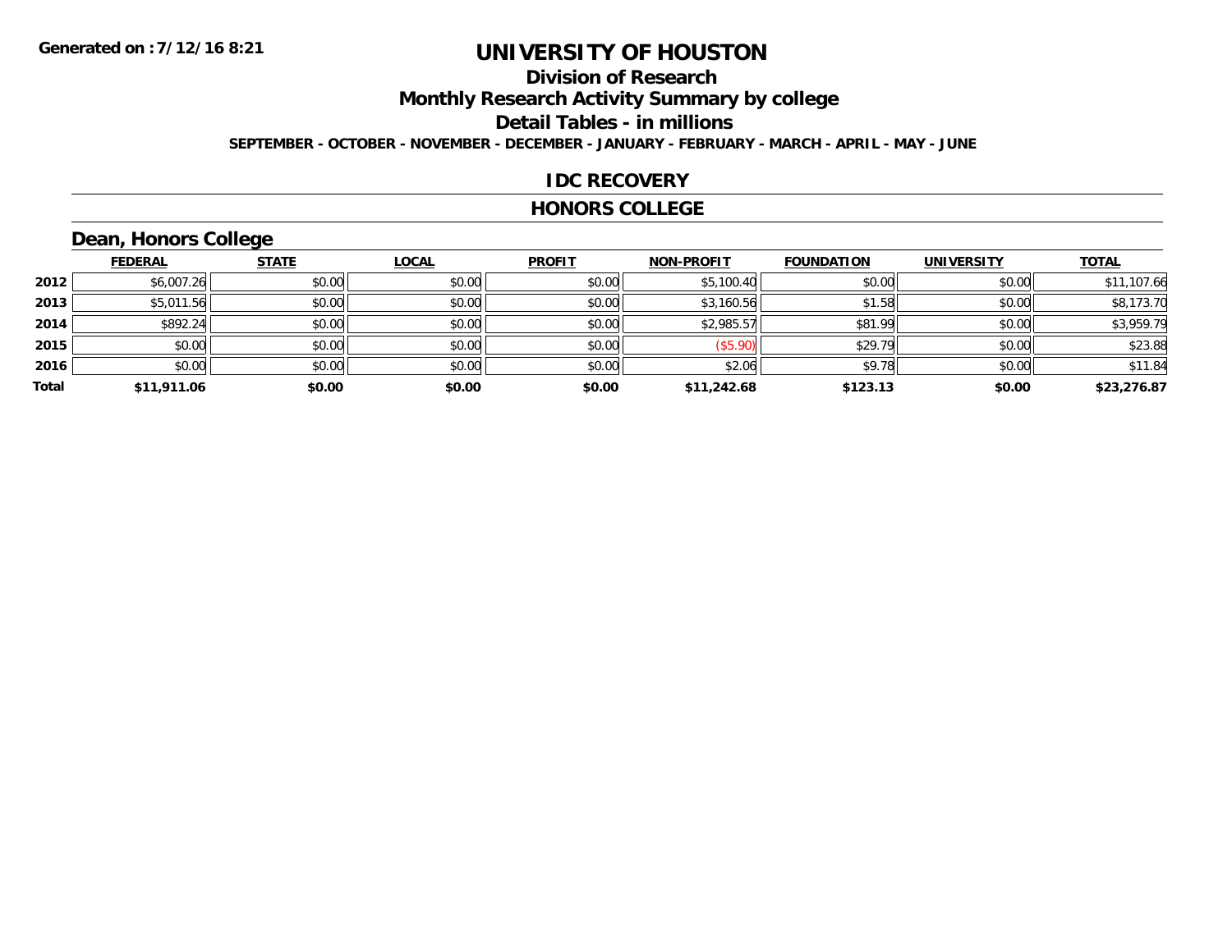**Generated on :7/12/16 8:21**

# UNIVERSITY OF HOUSTON

## Division of Research

## Monthly Research Activity Summary by college

## Detail Tables - in millions

**SEPTEMBER - OCTOBER - NOVEMBER - DECEMBER - JANUARY - FEBRUARY - MARCH - APRIL - MAY - JUNE**

## IDC RECOVERY

## HONORS COLLEGE

### Dean, Honors College

| | FEDERAL | STATE | LOCAL | PROFIT | NON-PROFIT | FOUNDATION | UNIVERSITY | TOTAL |
|---|---|---|---|---|---|---|---|---|
| 2012 | $6,007.26 | $0.00 | $0.00 | $0.00 | $5,100.40 | $0.00 | $0.00 | $11,107.66 |
| 2013 | $5,011.56 | $0.00 | $0.00 | $0.00 | $3,160.56 | $1.58 | $0.00 | $8,173.70 |
| 2014 | $892.24 | $0.00 | $0.00 | $0.00 | $2,985.57 | $81.99 | $0.00 | $3,959.79 |
| 2015 | $0.00 | $0.00 | $0.00 | $0.00 | ($5.90) | $29.79 | $0.00 | $23.88 |
| 2016 | $0.00 | $0.00 | $0.00 | $0.00 | $2.06 | $9.78 | $0.00 | $11.84 |
| **Total** | **$11,911.06** | **$0.00** | **$0.00** | **$0.00** | **$11,242.68** | **$123.13** | **$0.00** | **$23,276.87** |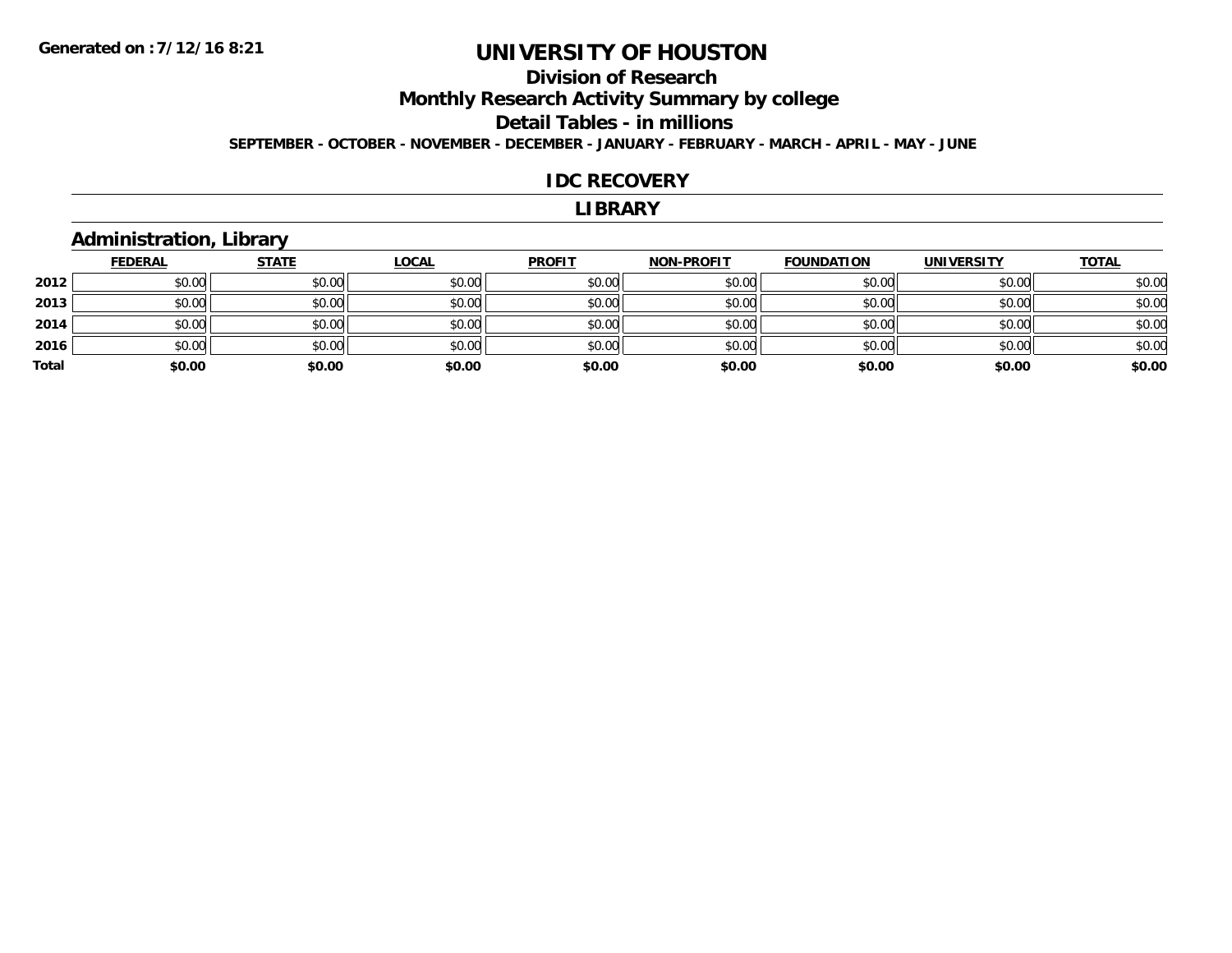# UNIVERSITY OF HOUSTON

## Division of Research

## Monthly Research Activity Summary by college

## Detail Tables - in millions

**SEPTEMBER - OCTOBER - NOVEMBER - DECEMBER - JANUARY - FEBRUARY - MARCH - APRIL - MAY - JUNE**

**Generated on : 7/12/16 8:21**

## IDC RECOVERY

## LIBRARY

### Administration, Library

| | FEDERAL | STATE | LOCAL | PROFIT | NON-PROFIT | FOUNDATION | UNIVERSITY | TOTAL |
|---|---|---|---|---|---|---|---|---|
| 2012 | $0.00 | $0.00 | $0.00 | $0.00 | $0.00 | $0.00 | $0.00 | $0.00 |
| 2013 | $0.00 | $0.00 | $0.00 | $0.00 | $0.00 | $0.00 | $0.00 | $0.00 |
| 2014 | $0.00 | $0.00 | $0.00 | $0.00 | $0.00 | $0.00 | $0.00 | $0.00 |
| 2016 | $0.00 | $0.00 | $0.00 | $0.00 | $0.00 | $0.00 | $0.00 | $0.00 |
| **Total** | **$0.00** | **$0.00** | **$0.00** | **$0.00** | **$0.00** | **$0.00** | **$0.00** | **$0.00** |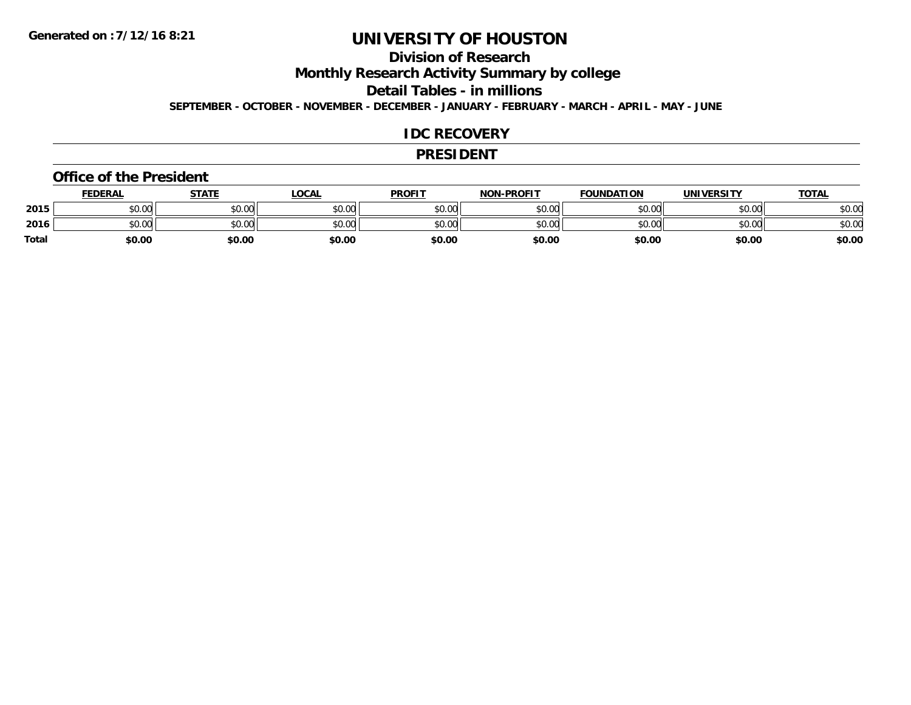**Generated on :7/12/16 8:21**

# UNIVERSITY OF HOUSTON

## Division of Research

## Monthly Research Activity Summary by college

## Detail Tables - in millions

**SEPTEMBER - OCTOBER - NOVEMBER - DECEMBER - JANUARY - FEBRUARY - MARCH - APRIL - MAY - JUNE**

## IDC RECOVERY

## PRESIDENT

### Office of the President

| | FEDERAL | STATE | LOCAL | PROFIT | NON-PROFIT | FOUNDATION | UNIVERSITY | TOTAL |
|---|---|---|---|---|---|---|---|---|
| 2015 | $0.00 | $0.00 | $0.00 | $0.00 | $0.00 | $0.00 | $0.00 | $0.00 |
| 2016 | $0.00 | $0.00 | $0.00 | $0.00 | $0.00 | $0.00 | $0.00 | $0.00 |
| Total | $0.00 | $0.00 | $0.00 | $0.00 | $0.00 | $0.00 | $0.00 | $0.00 |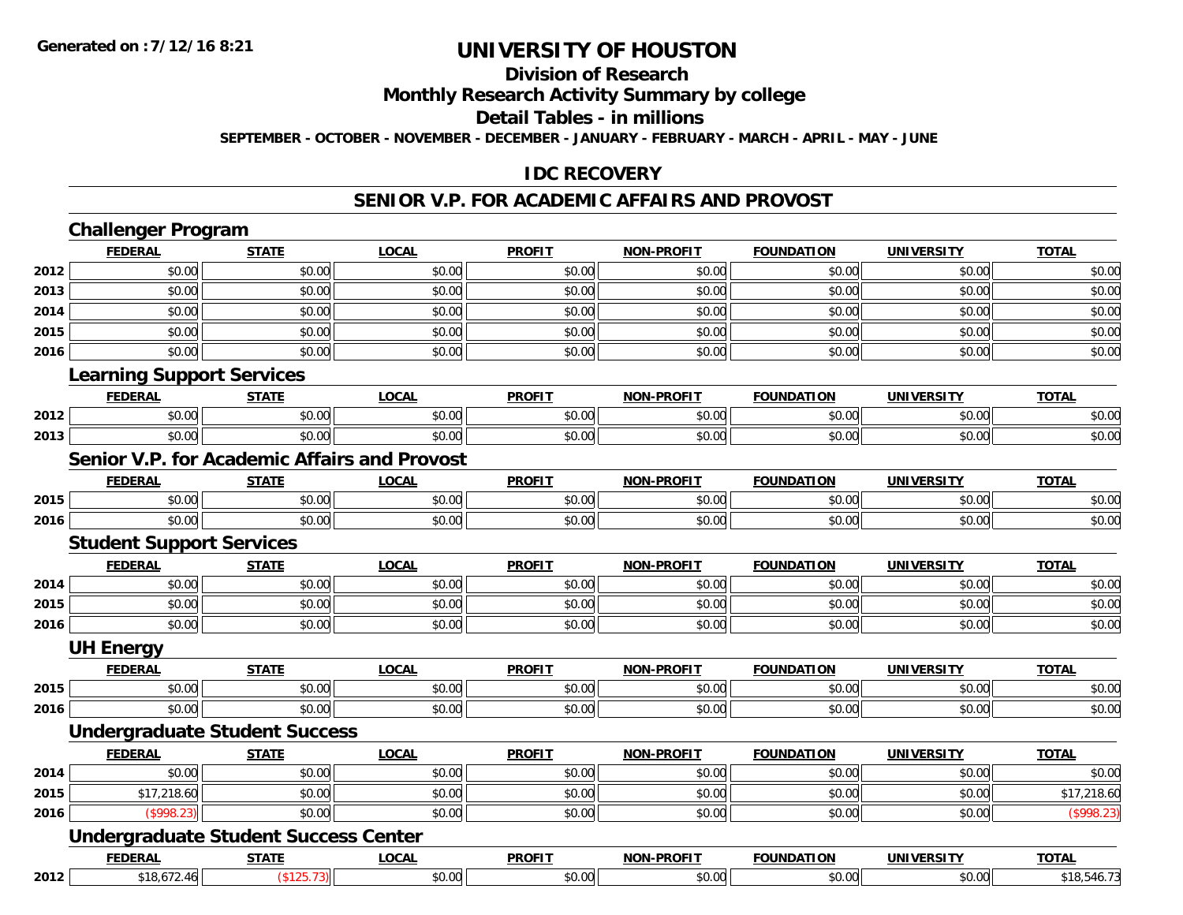**Generated on :7/12/16 8:21**

# UNIVERSITY OF HOUSTON

## Division of Research

## Monthly Research Activity Summary by college

## Detail Tables - in millions

**SEPTEMBER - OCTOBER - NOVEMBER - DECEMBER - JANUARY - FEBRUARY - MARCH - APRIL - MAY - JUNE**

## IDC RECOVERY

## SENIOR V.P. FOR ACADEMIC AFFAIRS AND PROVOST

### Challenger Program

| | FEDERAL | STATE | LOCAL | PROFIT | NON-PROFIT | FOUNDATION | UNIVERSITY | TOTAL |
|---|---|---|---|---|---|---|---|---|
| 2012 | $0.00 | $0.00 | $0.00 | $0.00 | $0.00 | $0.00 | $0.00 | $0.00 |
| 2013 | $0.00 | $0.00 | $0.00 | $0.00 | $0.00 | $0.00 | $0.00 | $0.00 |
| 2014 | $0.00 | $0.00 | $0.00 | $0.00 | $0.00 | $0.00 | $0.00 | $0.00 |
| 2015 | $0.00 | $0.00 | $0.00 | $0.00 | $0.00 | $0.00 | $0.00 | $0.00 |
| 2016 | $0.00 | $0.00 | $0.00 | $0.00 | $0.00 | $0.00 | $0.00 | $0.00 |

### Learning Support Services

| | FEDERAL | STATE | LOCAL | PROFIT | NON-PROFIT | FOUNDATION | UNIVERSITY | TOTAL |
|---|---|---|---|---|---|---|---|---|
| 2012 | $0.00 | $0.00 | $0.00 | $0.00 | $0.00 | $0.00 | $0.00 | $0.00 |
| 2013 | $0.00 | $0.00 | $0.00 | $0.00 | $0.00 | $0.00 | $0.00 | $0.00 |

### Senior V.P. for Academic Affairs and Provost

| | FEDERAL | STATE | LOCAL | PROFIT | NON-PROFIT | FOUNDATION | UNIVERSITY | TOTAL |
|---|---|---|---|---|---|---|---|---|
| 2015 | $0.00 | $0.00 | $0.00 | $0.00 | $0.00 | $0.00 | $0.00 | $0.00 |
| 2016 | $0.00 | $0.00 | $0.00 | $0.00 | $0.00 | $0.00 | $0.00 | $0.00 |

### Student Support Services

| | FEDERAL | STATE | LOCAL | PROFIT | NON-PROFIT | FOUNDATION | UNIVERSITY | TOTAL |
|---|---|---|---|---|---|---|---|---|
| 2014 | $0.00 | $0.00 | $0.00 | $0.00 | $0.00 | $0.00 | $0.00 | $0.00 |
| 2015 | $0.00 | $0.00 | $0.00 | $0.00 | $0.00 | $0.00 | $0.00 | $0.00 |
| 2016 | $0.00 | $0.00 | $0.00 | $0.00 | $0.00 | $0.00 | $0.00 | $0.00 |

### UH Energy

| | FEDERAL | STATE | LOCAL | PROFIT | NON-PROFIT | FOUNDATION | UNIVERSITY | TOTAL |
|---|---|---|---|---|---|---|---|---|
| 2015 | $0.00 | $0.00 | $0.00 | $0.00 | $0.00 | $0.00 | $0.00 | $0.00 |
| 2016 | $0.00 | $0.00 | $0.00 | $0.00 | $0.00 | $0.00 | $0.00 | $0.00 |

### Undergraduate Student Success

| | FEDERAL | STATE | LOCAL | PROFIT | NON-PROFIT | FOUNDATION | UNIVERSITY | TOTAL |
|---|---|---|---|---|---|---|---|---|
| 2014 | $0.00 | $0.00 | $0.00 | $0.00 | $0.00 | $0.00 | $0.00 | $0.00 |
| 2015 | $17,218.60 | $0.00 | $0.00 | $0.00 | $0.00 | $0.00 | $0.00 | $17,218.60 |
| 2016 | ($998.23) | $0.00 | $0.00 | $0.00 | $0.00 | $0.00 | $0.00 | ($998.23) |

### Undergraduate Student Success Center

| | FEDERAL | STATE | LOCAL | PROFIT | NON-PROFIT | FOUNDATION | UNIVERSITY | TOTAL |
|---|---|---|---|---|---|---|---|---|
| 2012 | $18,672.46 | ($125.73) | $0.00 | $0.00 | $0.00 | $0.00 | $0.00 | $18,546.73 |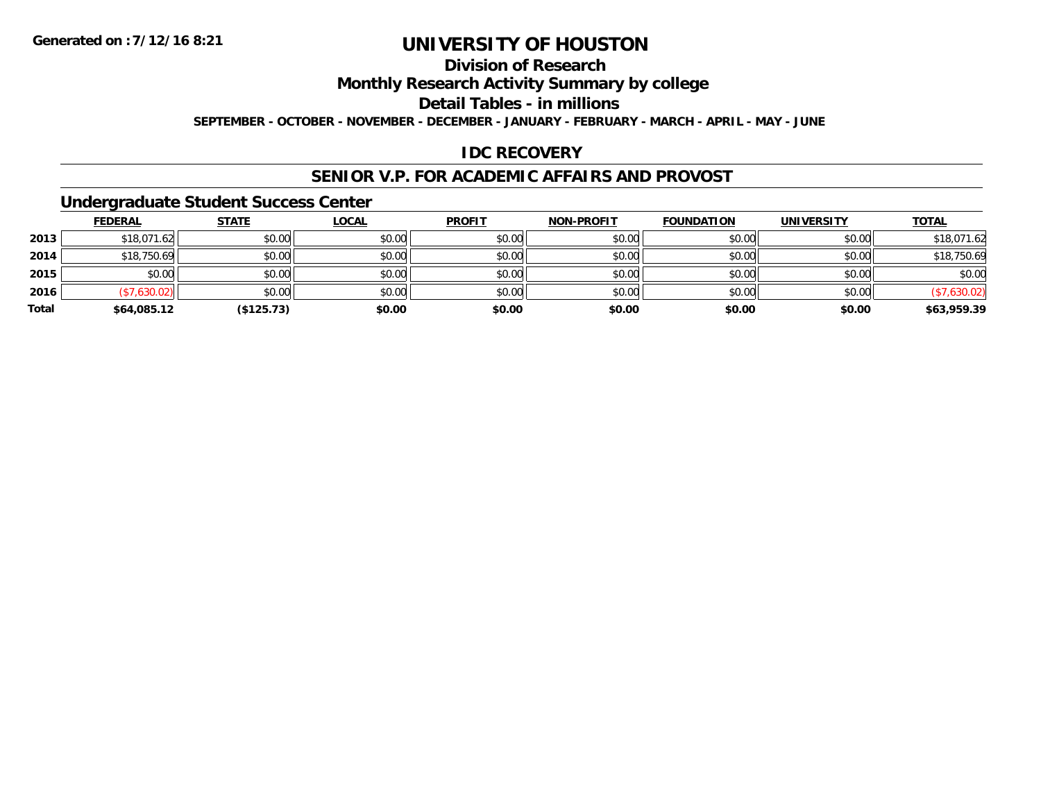Generated on :7/12/16 8:21

# UNIVERSITY OF HOUSTON

## Division of Research

## Monthly Research Activity Summary by college

## Detail Tables - in millions

**SEPTEMBER - OCTOBER - NOVEMBER - DECEMBER - JANUARY - FEBRUARY - MARCH - APRIL - MAY - JUNE**

## IDC RECOVERY

## SENIOR V.P. FOR ACADEMIC AFFAIRS AND PROVOST

### Undergraduate Student Success Center

| | FEDERAL | STATE | LOCAL | PROFIT | NON-PROFIT | FOUNDATION | UNIVERSITY | TOTAL |
|---|---|---|---|---|---|---|---|---|
| **2013** | $18,071.62 | $0.00 | $0.00 | $0.00 | $0.00 | $0.00 | $0.00 | $18,071.62 |
| **2014** | $18,750.69 | $0.00 | $0.00 | $0.00 | $0.00 | $0.00 | $0.00 | $18,750.69 |
| **2015** | $0.00 | $0.00 | $0.00 | $0.00 | $0.00 | $0.00 | $0.00 | $0.00 |
| **2016** | ($7,630.02) | $0.00 | $0.00 | $0.00 | $0.00 | $0.00 | $0.00 | ($7,630.02) |
| **Total** | **$64,085.12** | **($125.73)** | **$0.00** | **$0.00** | **$0.00** | **$0.00** | **$0.00** | **$63,959.39** |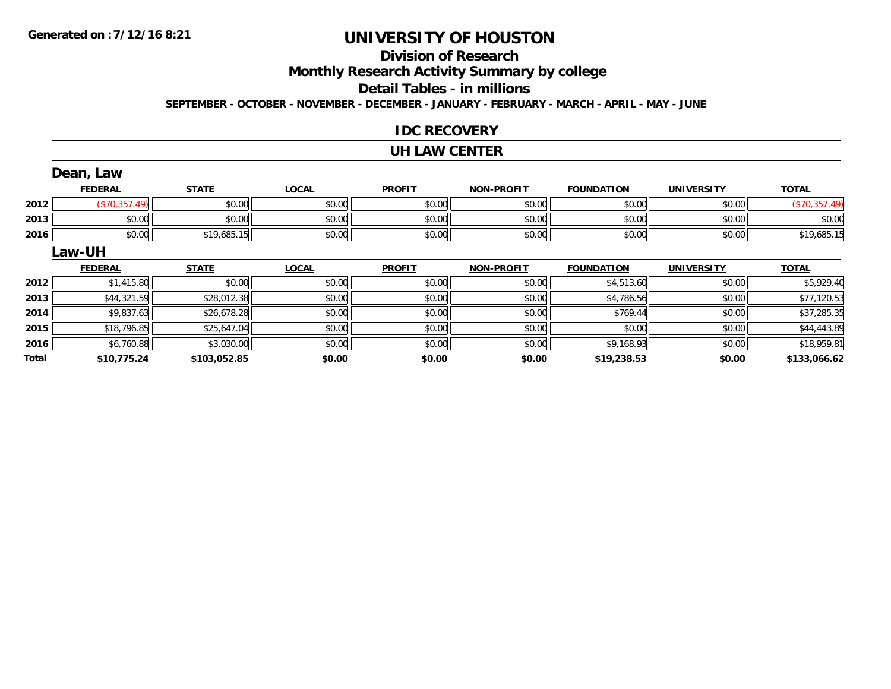**Generated on :7/12/16 8:21**

# UNIVERSITY OF HOUSTON

## Division of Research

## Monthly Research Activity Summary by college

## Detail Tables - in millions

**SEPTEMBER - OCTOBER - NOVEMBER - DECEMBER - JANUARY - FEBRUARY - MARCH - APRIL - MAY - JUNE**

### IDC RECOVERY

### UH LAW CENTER

**Dean, Law**

| | FEDERAL | STATE | LOCAL | PROFIT | NON-PROFIT | FOUNDATION | UNIVERSITY | TOTAL |
|---|---|---|---|---|---|---|---|---|
| 2012 | ($70,357.49) | $0.00 | $0.00 | $0.00 | $0.00 | $0.00 | $0.00 | ($70,357.49) |
| 2013 | $0.00 | $0.00 | $0.00 | $0.00 | $0.00 | $0.00 | $0.00 | $0.00 |
| 2016 | $0.00 | $19,685.15 | $0.00 | $0.00 | $0.00 | $0.00 | $0.00 | $19,685.15 |

**Law-UH**

| | FEDERAL | STATE | LOCAL | PROFIT | NON-PROFIT | FOUNDATION | UNIVERSITY | TOTAL |
|---|---|---|---|---|---|---|---|---|
| 2012 | $1,415.80 | $0.00 | $0.00 | $0.00 | $0.00 | $4,513.60 | $0.00 | $5,929.40 |
| 2013 | $44,321.59 | $28,012.38 | $0.00 | $0.00 | $0.00 | $4,786.56 | $0.00 | $77,120.53 |
| 2014 | $9,837.63 | $26,678.28 | $0.00 | $0.00 | $0.00 | $769.44 | $0.00 | $37,285.35 |
| 2015 | $18,796.85 | $25,647.04 | $0.00 | $0.00 | $0.00 | $0.00 | $0.00 | $44,443.89 |
| 2016 | $6,760.88 | $3,030.00 | $0.00 | $0.00 | $0.00 | $9,168.93 | $0.00 | $18,959.81 |
| **Total** | **$10,775.24** | **$103,052.85** | **$0.00** | **$0.00** | **$0.00** | **$19,238.53** | **$0.00** | **$133,066.62** |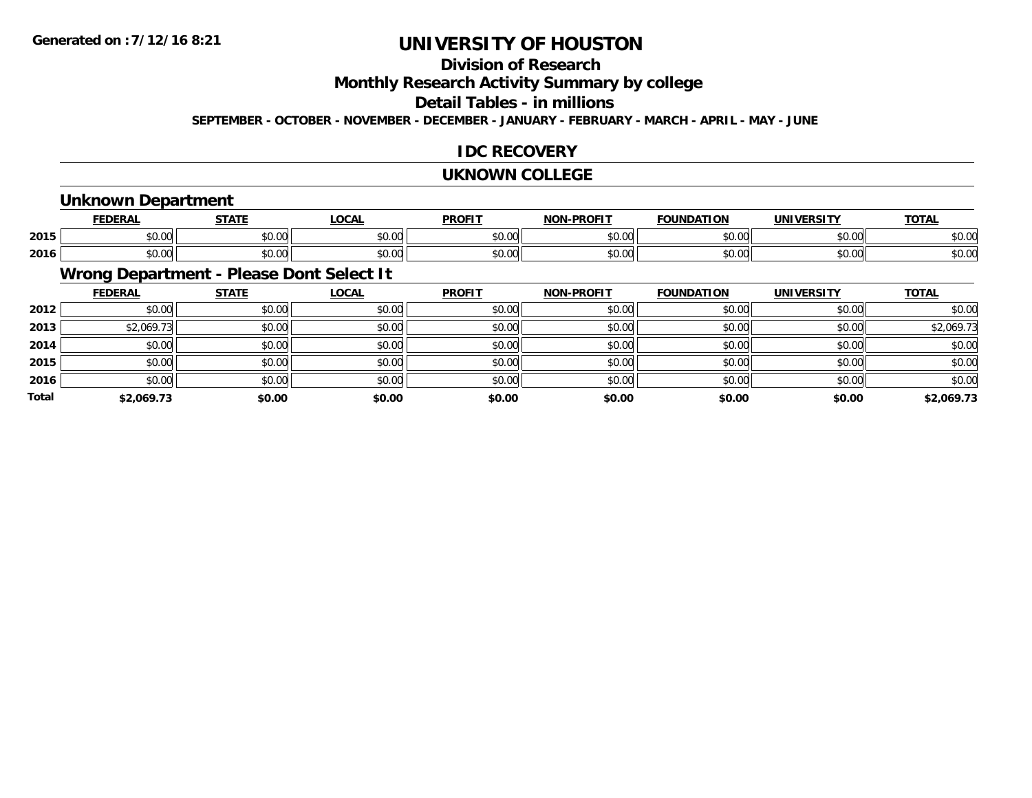Generated on :7/12/16 8:21

# UNIVERSITY OF HOUSTON

## Division of Research

## Monthly Research Activity Summary by college

## Detail Tables - in millions

SEPTEMBER - OCTOBER - NOVEMBER - DECEMBER - JANUARY - FEBRUARY - MARCH - APRIL - MAY - JUNE

## IDC RECOVERY

## UKNOWN COLLEGE

### Unknown Department

| | FEDERAL | STATE | LOCAL | PROFIT | NON-PROFIT | FOUNDATION | UNIVERSITY | TOTAL |
|---|---|---|---|---|---|---|---|---|
| 2015 | $0.00 | $0.00 | $0.00 | $0.00 | $0.00 | $0.00 | $0.00 | $0.00 |
| 2016 | $0.00 | $0.00 | $0.00 | $0.00 | $0.00 | $0.00 | $0.00 | $0.00 |

### Wrong Department - Please Dont Select It

| | FEDERAL | STATE | LOCAL | PROFIT | NON-PROFIT | FOUNDATION | UNIVERSITY | TOTAL |
|---|---|---|---|---|---|---|---|---|
| 2012 | $0.00 | $0.00 | $0.00 | $0.00 | $0.00 | $0.00 | $0.00 | $0.00 |
| 2013 | $2,069.73 | $0.00 | $0.00 | $0.00 | $0.00 | $0.00 | $0.00 | $2,069.73 |
| 2014 | $0.00 | $0.00 | $0.00 | $0.00 | $0.00 | $0.00 | $0.00 | $0.00 |
| 2015 | $0.00 | $0.00 | $0.00 | $0.00 | $0.00 | $0.00 | $0.00 | $0.00 |
| 2016 | $0.00 | $0.00 | $0.00 | $0.00 | $0.00 | $0.00 | $0.00 | $0.00 |
| **Total** | **$2,069.73** | **$0.00** | **$0.00** | **$0.00** | **$0.00** | **$0.00** | **$0.00** | **$2,069.73** |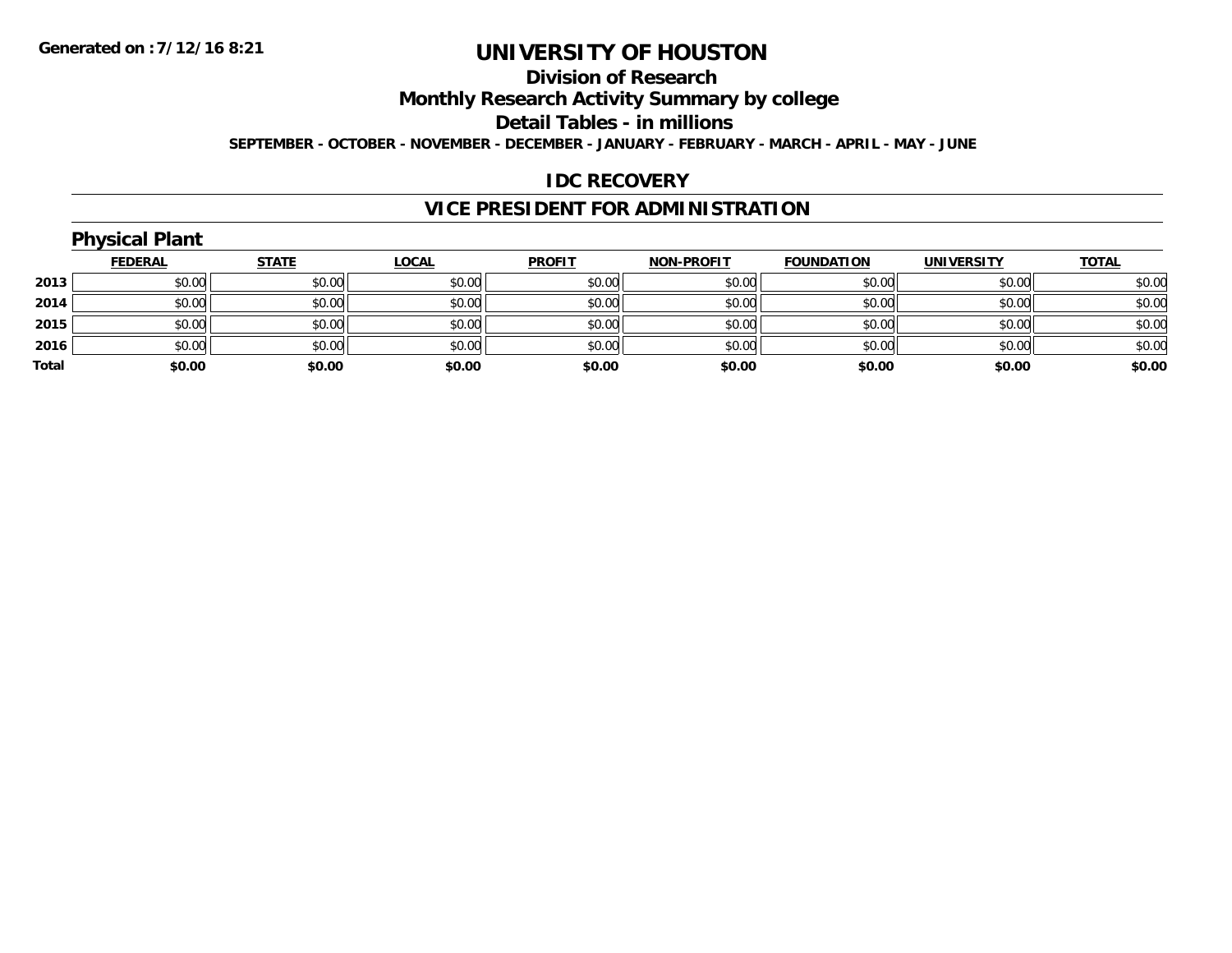Generated on :7/12/16 8:21

# UNIVERSITY OF HOUSTON

## Division of Research

## Monthly Research Activity Summary by college

## Detail Tables - in millions

**SEPTEMBER - OCTOBER - NOVEMBER - DECEMBER - JANUARY - FEBRUARY - MARCH - APRIL - MAY - JUNE**

## IDC RECOVERY

## VICE PRESIDENT FOR ADMINISTRATION

### Physical Plant

| | FEDERAL | STATE | LOCAL | PROFIT | NON-PROFIT | FOUNDATION | UNIVERSITY | TOTAL |
|---|---|---|---|---|---|---|---|---|
| 2013 | $0.00 | $0.00 | $0.00 | $0.00 | $0.00 | $0.00 | $0.00 | $0.00 |
| 2014 | $0.00 | $0.00 | $0.00 | $0.00 | $0.00 | $0.00 | $0.00 | $0.00 |
| 2015 | $0.00 | $0.00 | $0.00 | $0.00 | $0.00 | $0.00 | $0.00 | $0.00 |
| 2016 | $0.00 | $0.00 | $0.00 | $0.00 | $0.00 | $0.00 | $0.00 | $0.00 |
| **Total** | **$0.00** | **$0.00** | **$0.00** | **$0.00** | **$0.00** | **$0.00** | **$0.00** | **$0.00** |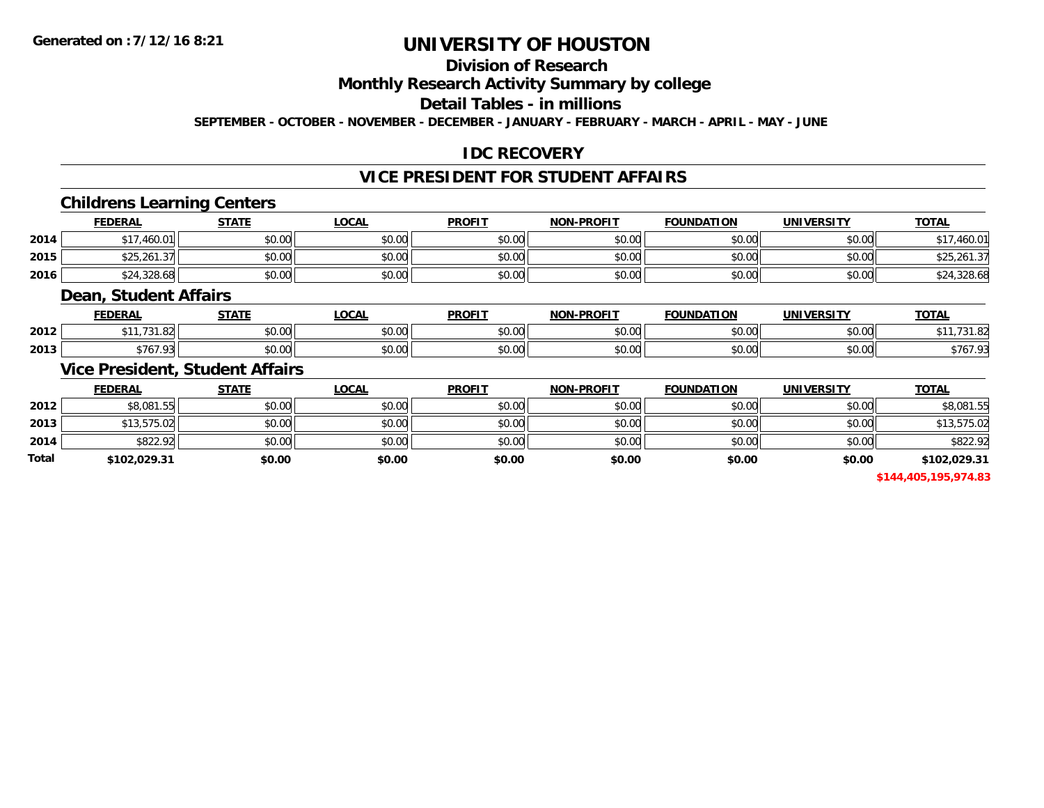Generated on :7/12/16 8:21

# UNIVERSITY OF HOUSTON

## Division of Research

## Monthly Research Activity Summary by college

## Detail Tables - in millions

SEPTEMBER - OCTOBER - NOVEMBER - DECEMBER - JANUARY - FEBRUARY - MARCH - APRIL - MAY - JUNE

## IDC RECOVERY

## VICE PRESIDENT FOR STUDENT AFFAIRS

### Childrens Learning Centers

| | FEDERAL | STATE | LOCAL | PROFIT | NON-PROFIT | FOUNDATION | UNIVERSITY | TOTAL |
|---|---|---|---|---|---|---|---|---|
| 2014 | $17,460.01 | $0.00 | $0.00 | $0.00 | $0.00 | $0.00 | $0.00 | $17,460.01 |
| 2015 | $25,261.37 | $0.00 | $0.00 | $0.00 | $0.00 | $0.00 | $0.00 | $25,261.37 |
| 2016 | $24,328.68 | $0.00 | $0.00 | $0.00 | $0.00 | $0.00 | $0.00 | $24,328.68 |

### Dean, Student Affairs

| | FEDERAL | STATE | LOCAL | PROFIT | NON-PROFIT | FOUNDATION | UNIVERSITY | TOTAL |
|---|---|---|---|---|---|---|---|---|
| 2012 | $11,731.82 | $0.00 | $0.00 | $0.00 | $0.00 | $0.00 | $0.00 | $11,731.82 |
| 2013 | $767.93 | $0.00 | $0.00 | $0.00 | $0.00 | $0.00 | $0.00 | $767.93 |

### Vice President, Student Affairs

| | FEDERAL | STATE | LOCAL | PROFIT | NON-PROFIT | FOUNDATION | UNIVERSITY | TOTAL |
|---|---|---|---|---|---|---|---|---|
| 2012 | $8,081.55 | $0.00 | $0.00 | $0.00 | $0.00 | $0.00 | $0.00 | $8,081.55 |
| 2013 | $13,575.02 | $0.00 | $0.00 | $0.00 | $0.00 | $0.00 | $0.00 | $13,575.02 |
| 2014 | $822.92 | $0.00 | $0.00 | $0.00 | $0.00 | $0.00 | $0.00 | $822.92 |
| **Total** | **$102,029.31** | **$0.00** | **$0.00** | **$0.00** | **$0.00** | **$0.00** | **$0.00** | **$102,029.31** |

**$144,405,195,974.83**